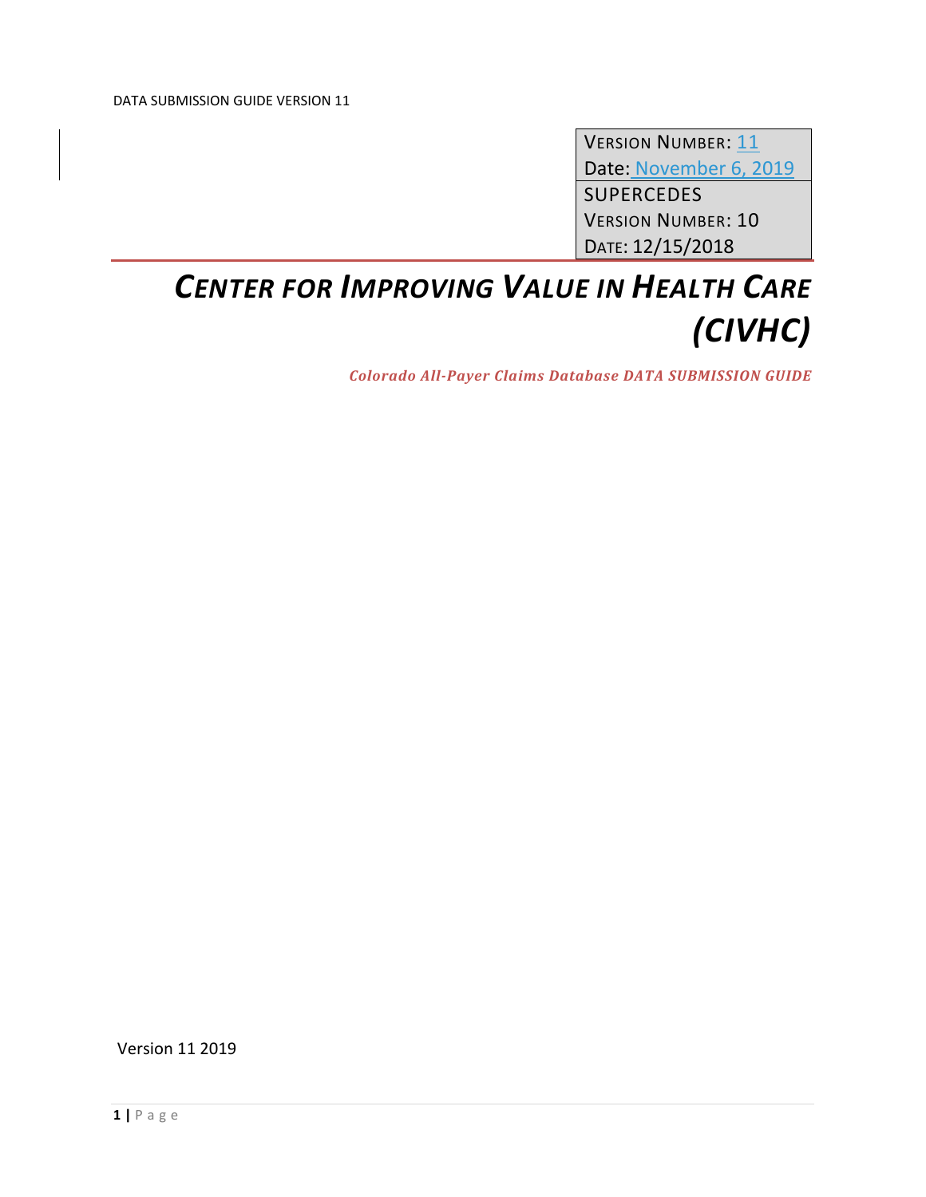| VERSION NUMBER: 11 |
| --- |
| Date: November 6, 2019 |
| SUPERCEDES |
| VERSION NUMBER: 10 |
| DATE: 12/15/2018 |

# *CENTER FOR IMPROVING VALUE IN HEALTH CARE (CIVHC)*

***Colorado All-Payer Claims Database DATA SUBMISSION GUIDE***

Version 11 2019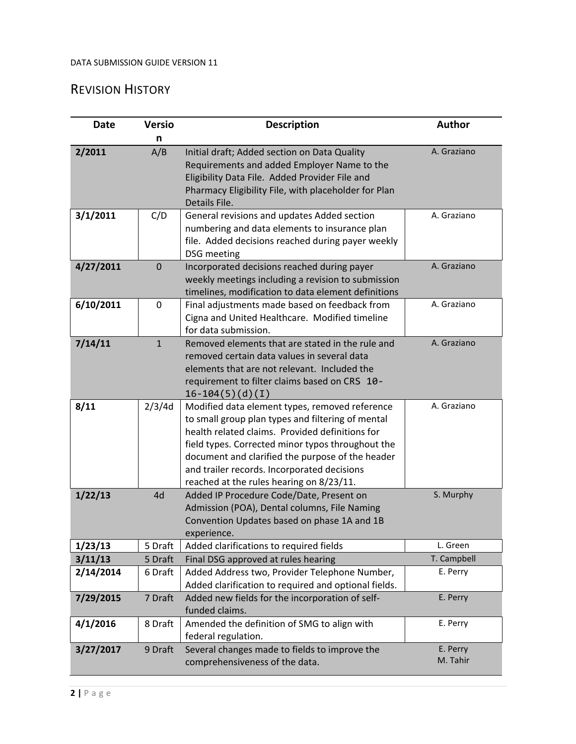## Revision History

| Date | Version | Description | Author |
|---|---|---|---|
| **2/2011** | A/B | Initial draft; Added section on Data Quality Requirements and added Employer Name to the Eligibility Data File. Added Provider File and Pharmacy Eligibility File, with placeholder for Plan Details File. | A. Graziano |
| **3/1/2011** | C/D | General revisions and updates Added section numbering and data elements to insurance plan file. Added decisions reached during payer weekly DSG meeting | A. Graziano |
| **4/27/2011** | 0 | Incorporated decisions reached during payer weekly meetings including a revision to submission timelines, modification to data element definitions | A. Graziano |
| **6/10/2011** | 0 | Final adjustments made based on feedback from Cigna and United Healthcare. Modified timeline for data submission. | A. Graziano |
| **7/14/11** | 1 | Removed elements that are stated in the rule and removed certain data values in several data elements that are not relevant. Included the requirement to filter claims based on CRS `10-16-104(5)(d)(I)` | A. Graziano |
| **8/11** | 2/3/4d | Modified data element types, removed reference to small group plan types and filtering of mental health related claims. Provided definitions for field types. Corrected minor typos throughout the document and clarified the purpose of the header and trailer records. Incorporated decisions reached at the rules hearing on 8/23/11. | A. Graziano |
| **1/22/13** | 4d | Added IP Procedure Code/Date, Present on Admission (POA), Dental columns, File Naming Convention Updates based on phase 1A and 1B experience. | S. Murphy |
| **1/23/13** | 5 Draft | Added clarifications to required fields | L. Green |
| **3/11/13** | 5 Draft | Final DSG approved at rules hearing | T. Campbell |
| **2/14/2014** | 6 Draft | Added Address two, Provider Telephone Number, Added clarification to required and optional fields. | E. Perry |
| **7/29/2015** | 7 Draft | Added new fields for the incorporation of self-funded claims. | E. Perry |
| **4/1/2016** | 8 Draft | Amended the definition of SMG to align with federal regulation. | E. Perry |
| **3/27/2017** | 9 Draft | Several changes made to fields to improve the comprehensiveness of the data. | E. Perry<br>M. Tahir |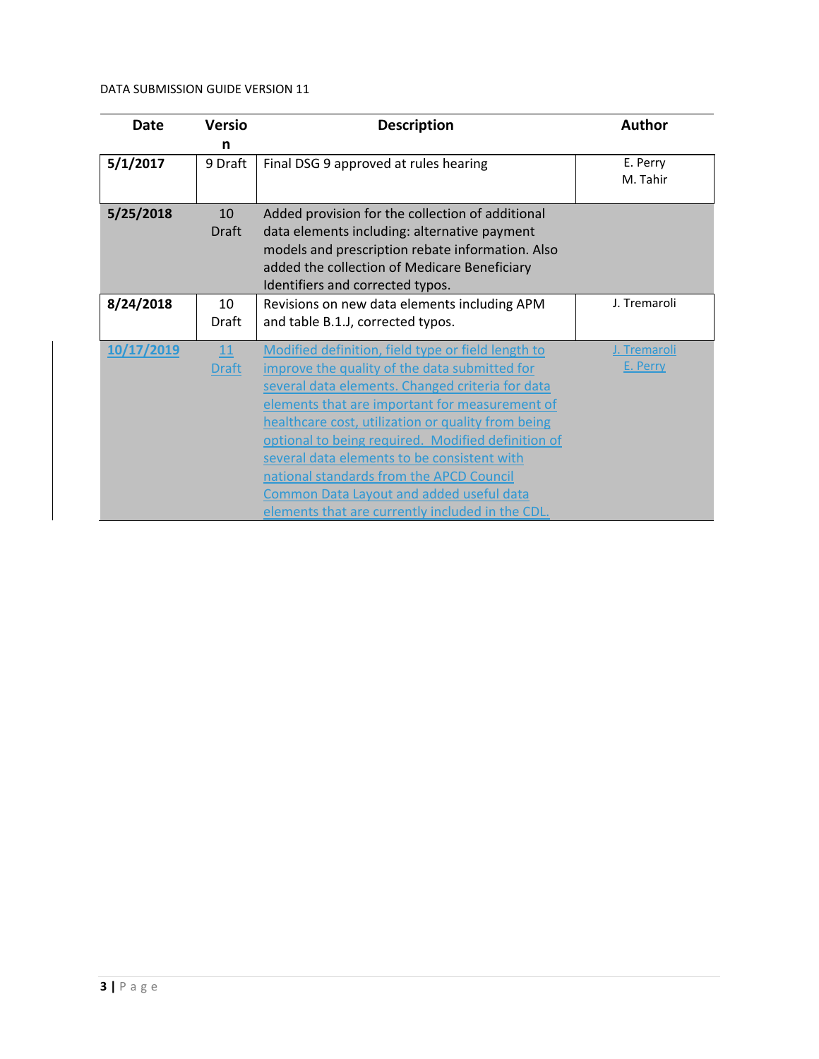| Date | Version | Description | Author |
|---|---|---|---|
| **5/1/2017** | 9 Draft | Final DSG 9 approved at rules hearing | E. Perry<br>M. Tahir |
| **5/25/2018** | 10 Draft | Added provision for the collection of additional data elements including: alternative payment models and prescription rebate information. Also added the collection of Medicare Beneficiary Identifiers and corrected typos. | |
| **8/24/2018** | 10 Draft | Revisions on new data elements including APM and table B.1.J, corrected typos. | J. Tremaroli |
| **10/17/2019** | 11 Draft | Modified definition, field type or field length to improve the quality of the data submitted for several data elements. Changed criteria for data elements that are important for measurement of healthcare cost, utilization or quality from being optional to being required. Modified definition of several data elements to be consistent with national standards from the APCD Council Common Data Layout and added useful data elements that are currently included in the CDL. | J. Tremaroli<br>E. Perry |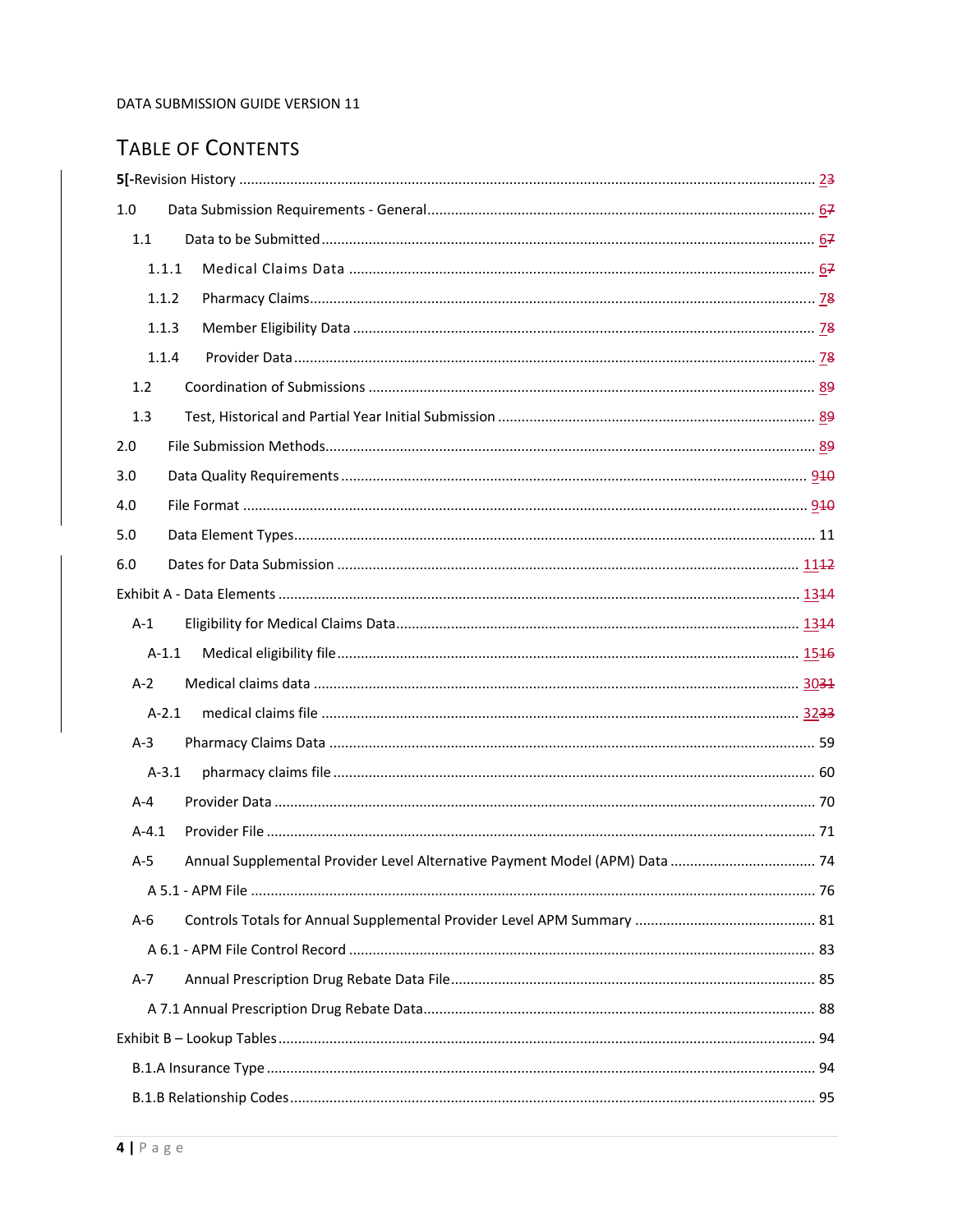DATA SUBMISSION GUIDE VERSION 11

# Table of Contents

**5[-**Revision History ..... 23

1.0 Data Submission Requirements - General ..... 67

1.1 Data to be Submitted ..... 67

1.1.1 Medical Claims Data ..... 67

1.1.2 Pharmacy Claims ..... 78

1.1.3 Member Eligibility Data ..... 78

1.1.4 Provider Data ..... 78

1.2 Coordination of Submissions ..... 89

1.3 Test, Historical and Partial Year Initial Submission ..... 89

2.0 File Submission Methods ..... 89

3.0 Data Quality Requirements ..... 910

4.0 File Format ..... 910

5.0 Data Element Types ..... 11

6.0 Dates for Data Submission ..... 1112

Exhibit A - Data Elements ..... 1314

A-1 Eligibility for Medical Claims Data ..... 1314

A-1.1 Medical eligibility file ..... 1516

A-2 Medical claims data ..... 3031

A-2.1 medical claims file ..... 3233

A-3 Pharmacy Claims Data ..... 59

A-3.1 pharmacy claims file ..... 60

A-4 Provider Data ..... 70

A-4.1 Provider File ..... 71

A-5 Annual Supplemental Provider Level Alternative Payment Model (APM) Data ..... 74

A 5.1 - APM File ..... 76

A-6 Controls Totals for Annual Supplemental Provider Level APM Summary ..... 81

A 6.1 - APM File Control Record ..... 83

A-7 Annual Prescription Drug Rebate Data File ..... 85

A 7.1 Annual Prescription Drug Rebate Data ..... 88

Exhibit B – Lookup Tables ..... 94

B.1.A Insurance Type ..... 94

B.1.B Relationship Codes ..... 95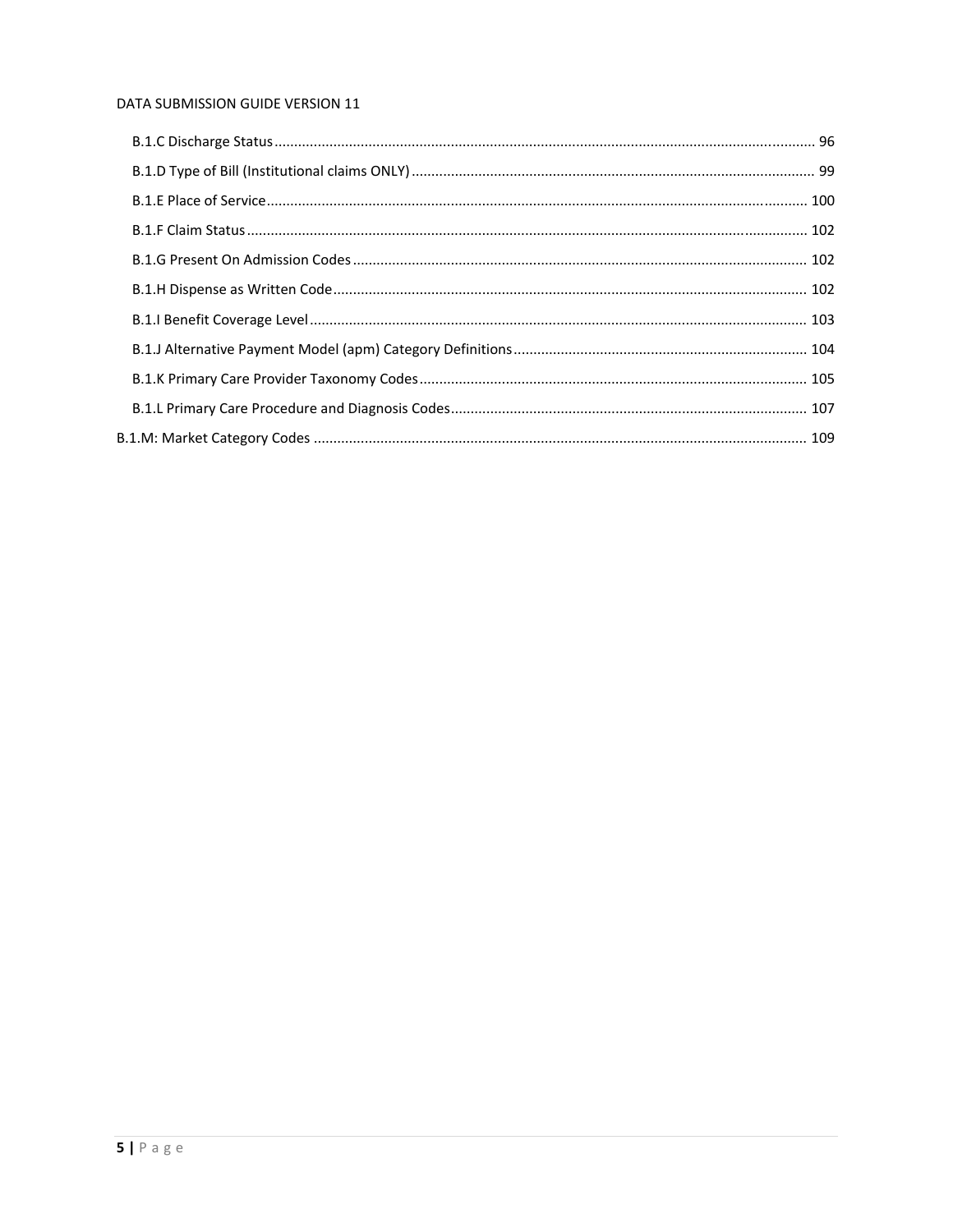B.1.C Discharge Status ........ 96

B.1.D Type of Bill (Institutional claims ONLY) ........ 99

B.1.E Place of Service ........ 100

B.1.F Claim Status ........ 102

B.1.G Present On Admission Codes ........ 102

B.1.H Dispense as Written Code ........ 102

B.1.I Benefit Coverage Level ........ 103

B.1.J Alternative Payment Model (apm) Category Definitions ........ 104

B.1.K Primary Care Provider Taxonomy Codes ........ 105

B.1.L Primary Care Procedure and Diagnosis Codes ........ 107

B.1.M: Market Category Codes ........ 109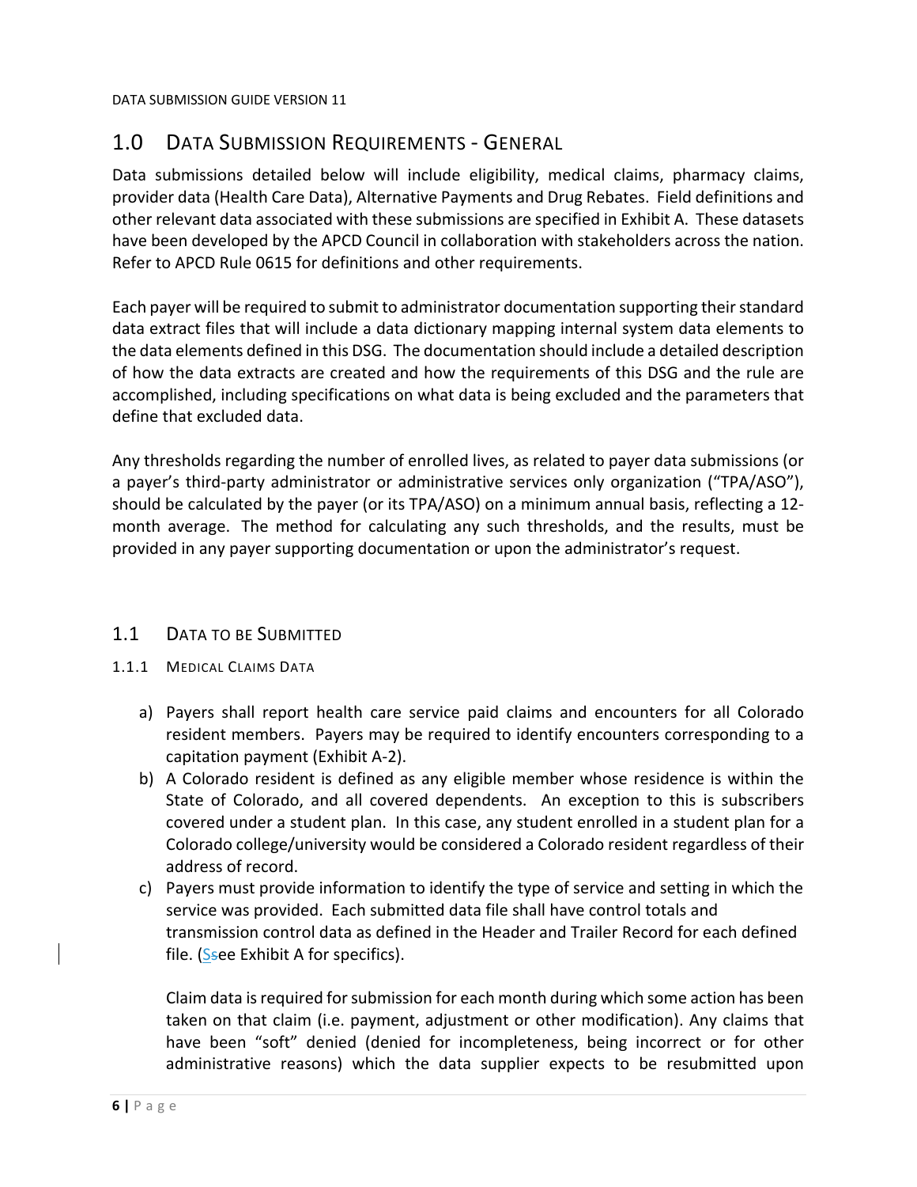# 1.0 Data Submission Requirements - General

Data submissions detailed below will include eligibility, medical claims, pharmacy claims, provider data (Health Care Data), Alternative Payments and Drug Rebates. Field definitions and other relevant data associated with these submissions are specified in Exhibit A. These datasets have been developed by the APCD Council in collaboration with stakeholders across the nation. Refer to APCD Rule 0615 for definitions and other requirements.

Each payer will be required to submit to administrator documentation supporting their standard data extract files that will include a data dictionary mapping internal system data elements to the data elements defined in this DSG. The documentation should include a detailed description of how the data extracts are created and how the requirements of this DSG and the rule are accomplished, including specifications on what data is being excluded and the parameters that define that excluded data.

Any thresholds regarding the number of enrolled lives, as related to payer data submissions (or a payer's third-party administrator or administrative services only organization ("TPA/ASO"), should be calculated by the payer (or its TPA/ASO) on a minimum annual basis, reflecting a 12-month average. The method for calculating any such thresholds, and the results, must be provided in any payer supporting documentation or upon the administrator's request.

## 1.1 Data to be Submitted

### 1.1.1 Medical Claims Data

a) Payers shall report health care service paid claims and encounters for all Colorado resident members. Payers may be required to identify encounters corresponding to a capitation payment (Exhibit A-2).
b) A Colorado resident is defined as any eligible member whose residence is within the State of Colorado, and all covered dependents. An exception to this is subscribers covered under a student plan. In this case, any student enrolled in a student plan for a Colorado college/university would be considered a Colorado resident regardless of their address of record.
c) Payers must provide information to identify the type of service and setting in which the service was provided. Each submitted data file shall have control totals and transmission control data as defined in the Header and Trailer Record for each defined file. (See Exhibit A for specifics).

   Claim data is required for submission for each month during which some action has been taken on that claim (i.e. payment, adjustment or other modification). Any claims that have been "soft" denied (denied for incompleteness, being incorrect or for other administrative reasons) which the data supplier expects to be resubmitted upon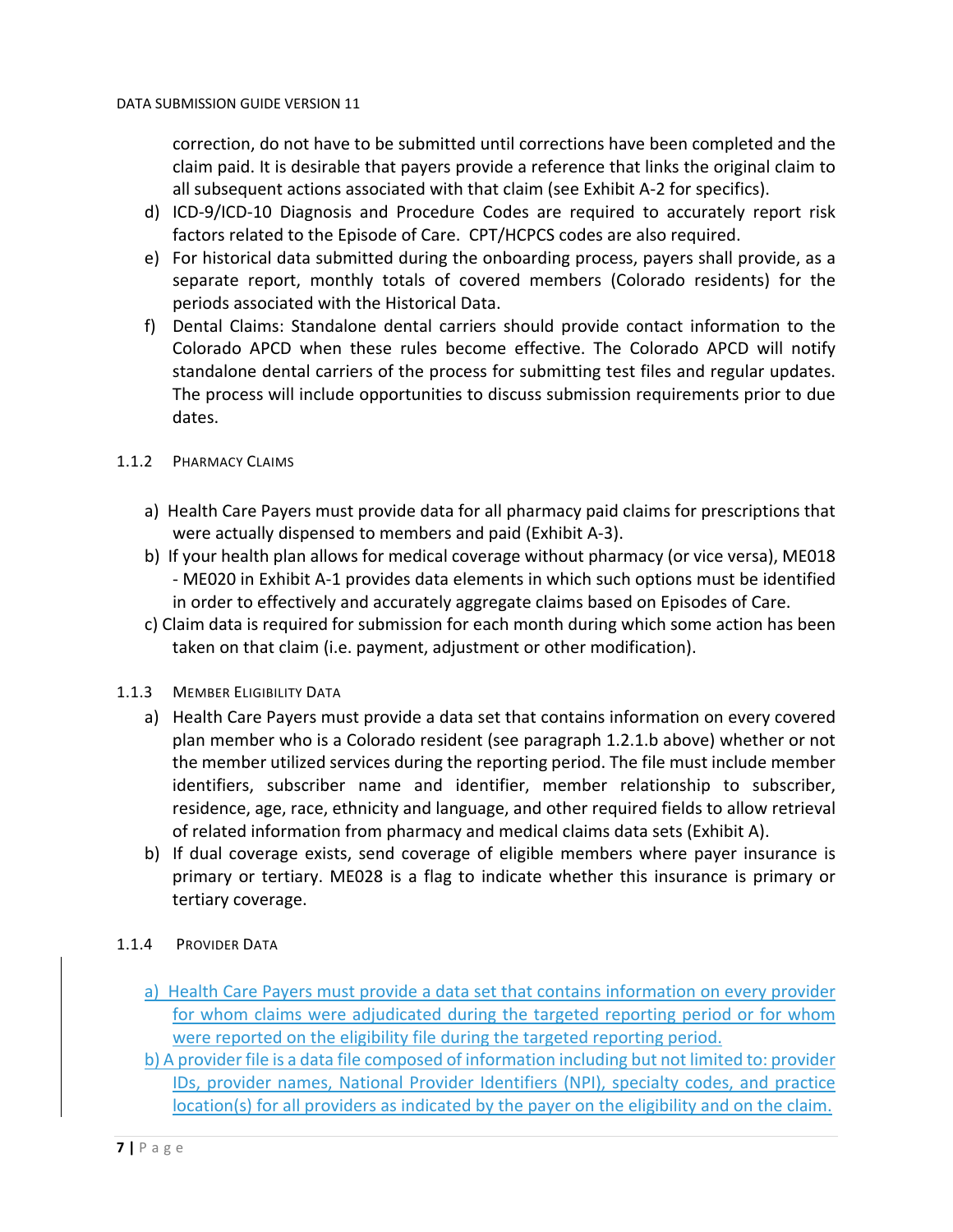correction, do not have to be submitted until corrections have been completed and the claim paid. It is desirable that payers provide a reference that links the original claim to all subsequent actions associated with that claim (see Exhibit A-2 for specifics).

d) ICD-9/ICD-10 Diagnosis and Procedure Codes are required to accurately report risk factors related to the Episode of Care. CPT/HCPCS codes are also required.

e) For historical data submitted during the onboarding process, payers shall provide, as a separate report, monthly totals of covered members (Colorado residents) for the periods associated with the Historical Data.

f) Dental Claims: Standalone dental carriers should provide contact information to the Colorado APCD when these rules become effective. The Colorado APCD will notify standalone dental carriers of the process for submitting test files and regular updates. The process will include opportunities to discuss submission requirements prior to due dates.

### 1.1.2 Pharmacy Claims

a) Health Care Payers must provide data for all pharmacy paid claims for prescriptions that were actually dispensed to members and paid (Exhibit A-3).

b) If your health plan allows for medical coverage without pharmacy (or vice versa), ME018 - ME020 in Exhibit A-1 provides data elements in which such options must be identified in order to effectively and accurately aggregate claims based on Episodes of Care.

c) Claim data is required for submission for each month during which some action has been taken on that claim (i.e. payment, adjustment or other modification).

### 1.1.3 Member Eligibility Data

a) Health Care Payers must provide a data set that contains information on every covered plan member who is a Colorado resident (see paragraph 1.2.1.b above) whether or not the member utilized services during the reporting period. The file must include member identifiers, subscriber name and identifier, member relationship to subscriber, residence, age, race, ethnicity and language, and other required fields to allow retrieval of related information from pharmacy and medical claims data sets (Exhibit A).

b) If dual coverage exists, send coverage of eligible members where payer insurance is primary or tertiary. ME028 is a flag to indicate whether this insurance is primary or tertiary coverage.

### 1.1.4 Provider Data

a) Health Care Payers must provide a data set that contains information on every provider for whom claims were adjudicated during the targeted reporting period or for whom were reported on the eligibility file during the targeted reporting period.

b) A provider file is a data file composed of information including but not limited to: provider IDs, provider names, National Provider Identifiers (NPI), specialty codes, and practice location(s) for all providers as indicated by the payer on the eligibility and on the claim.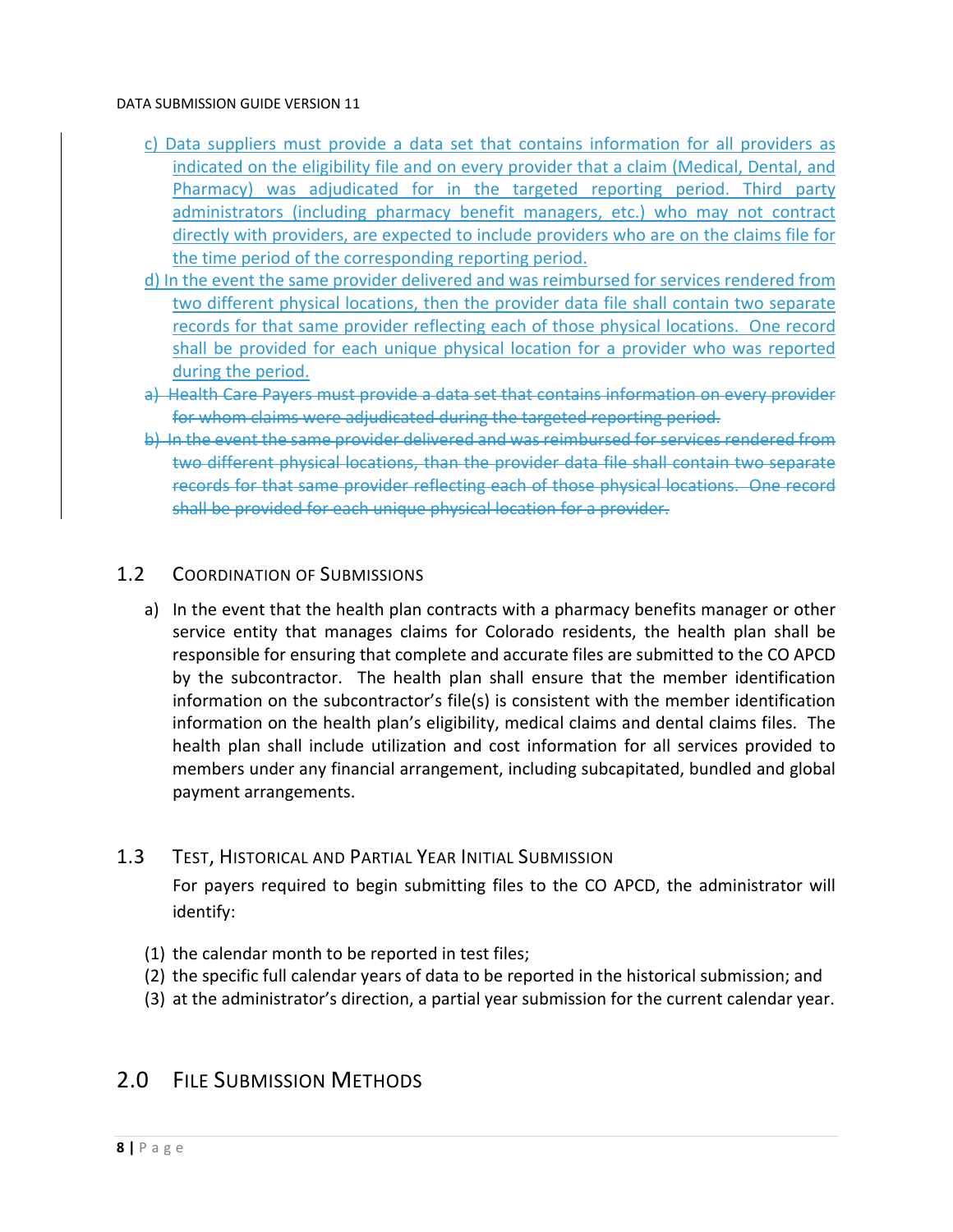c) Data suppliers must provide a data set that contains information for all providers as indicated on the eligibility file and on every provider that a claim (Medical, Dental, and Pharmacy) was adjudicated for in the targeted reporting period. Third party administrators (including pharmacy benefit managers, etc.) who may not contract directly with providers, are expected to include providers who are on the claims file for the time period of the corresponding reporting period.

d) In the event the same provider delivered and was reimbursed for services rendered from two different physical locations, then the provider data file shall contain two separate records for that same provider reflecting each of those physical locations. One record shall be provided for each unique physical location for a provider who was reported during the period.

~~a) Health Care Payers must provide a data set that contains information on every provider for whom claims were adjudicated during the targeted reporting period.~~

~~b) In the event the same provider delivered and was reimbursed for services rendered from two different physical locations, than the provider data file shall contain two separate records for that same provider reflecting each of those physical locations. One record shall be provided for each unique physical location for a provider.~~

## 1.2 Coordination of Submissions

a) In the event that the health plan contracts with a pharmacy benefits manager or other service entity that manages claims for Colorado residents, the health plan shall be responsible for ensuring that complete and accurate files are submitted to the CO APCD by the subcontractor. The health plan shall ensure that the member identification information on the subcontractor's file(s) is consistent with the member identification information on the health plan's eligibility, medical claims and dental claims files. The health plan shall include utilization and cost information for all services provided to members under any financial arrangement, including subcapitated, bundled and global payment arrangements.

## 1.3 Test, Historical and Partial Year Initial Submission

For payers required to begin submitting files to the CO APCD, the administrator will identify:

(1) the calendar month to be reported in test files;
(2) the specific full calendar years of data to be reported in the historical submission; and
(3) at the administrator's direction, a partial year submission for the current calendar year.

# 2.0 File Submission Methods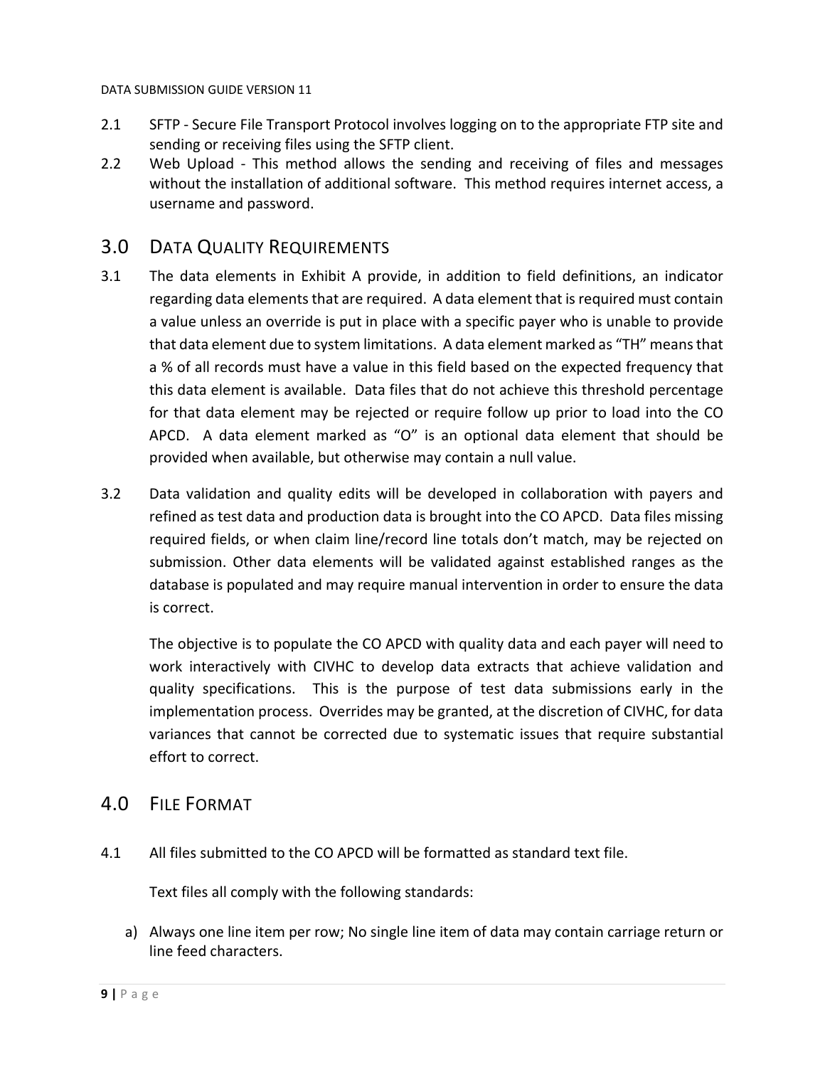2.1 SFTP - Secure File Transport Protocol involves logging on to the appropriate FTP site and sending or receiving files using the SFTP client.

2.2 Web Upload - This method allows the sending and receiving of files and messages without the installation of additional software. This method requires internet access, a username and password.

## 3.0 Data Quality Requirements

3.1 The data elements in Exhibit A provide, in addition to field definitions, an indicator regarding data elements that are required. A data element that is required must contain a value unless an override is put in place with a specific payer who is unable to provide that data element due to system limitations. A data element marked as "TH" means that a % of all records must have a value in this field based on the expected frequency that this data element is available. Data files that do not achieve this threshold percentage for that data element may be rejected or require follow up prior to load into the CO APCD. A data element marked as "O" is an optional data element that should be provided when available, but otherwise may contain a null value.

3.2 Data validation and quality edits will be developed in collaboration with payers and refined as test data and production data is brought into the CO APCD. Data files missing required fields, or when claim line/record line totals don't match, may be rejected on submission. Other data elements will be validated against established ranges as the database is populated and may require manual intervention in order to ensure the data is correct.

The objective is to populate the CO APCD with quality data and each payer will need to work interactively with CIVHC to develop data extracts that achieve validation and quality specifications. This is the purpose of test data submissions early in the implementation process. Overrides may be granted, at the discretion of CIVHC, for data variances that cannot be corrected due to systematic issues that require substantial effort to correct.

## 4.0 File Format

4.1 All files submitted to the CO APCD will be formatted as standard text file.

Text files all comply with the following standards:

a) Always one line item per row; No single line item of data may contain carriage return or line feed characters.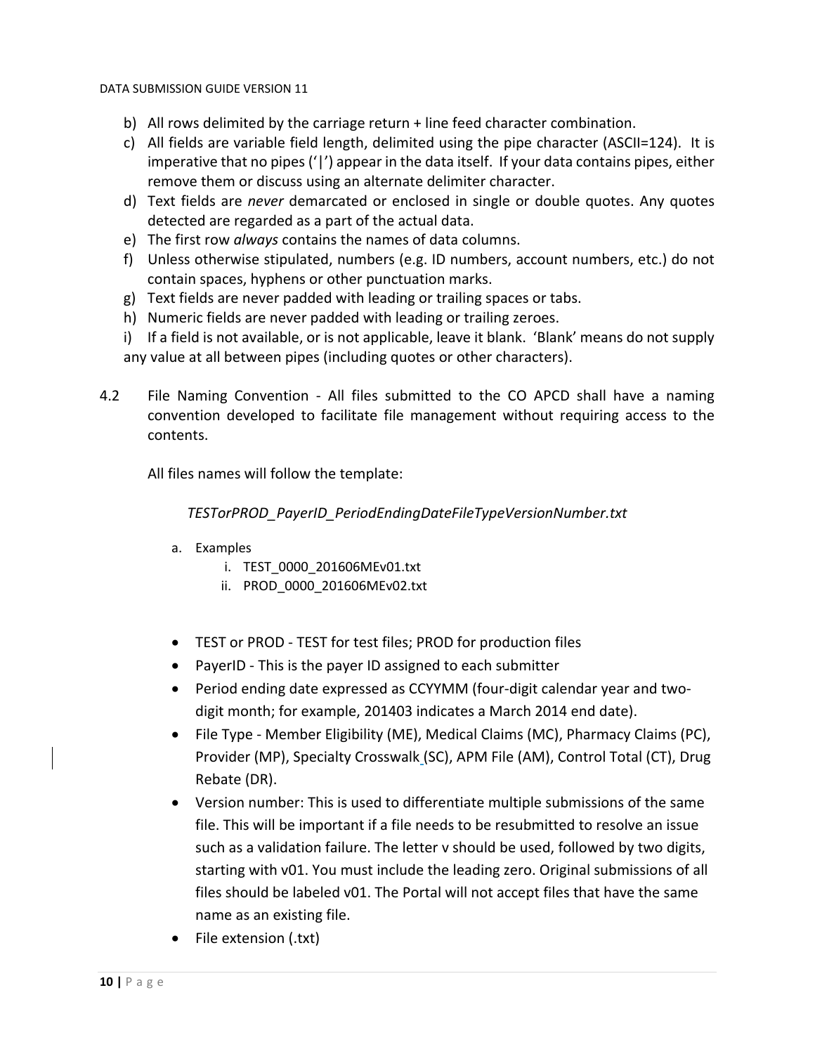b) All rows delimited by the carriage return + line feed character combination.
c) All fields are variable field length, delimited using the pipe character (ASCII=124). It is imperative that no pipes ('|') appear in the data itself. If your data contains pipes, either remove them or discuss using an alternate delimiter character.
d) Text fields are *never* demarcated or enclosed in single or double quotes. Any quotes detected are regarded as a part of the actual data.
e) The first row *always* contains the names of data columns.
f) Unless otherwise stipulated, numbers (e.g. ID numbers, account numbers, etc.) do not contain spaces, hyphens or other punctuation marks.
g) Text fields are never padded with leading or trailing spaces or tabs.
h) Numeric fields are never padded with leading or trailing zeroes.
i) If a field is not available, or is not applicable, leave it blank. 'Blank' means do not supply any value at all between pipes (including quotes or other characters).

4.2 File Naming Convention - All files submitted to the CO APCD shall have a naming convention developed to facilitate file management without requiring access to the contents.

All files names will follow the template:

*TESTorPROD_PayerID_PeriodEndingDateFileTypeVersionNumber.txt*

a. Examples
   i. TEST_0000_201606MEv01.txt
   ii. PROD_0000_201606MEv02.txt

- TEST or PROD - TEST for test files; PROD for production files
- PayerID - This is the payer ID assigned to each submitter
- Period ending date expressed as CCYYMM (four-digit calendar year and two-digit month; for example, 201403 indicates a March 2014 end date).
- File Type - Member Eligibility (ME), Medical Claims (MC), Pharmacy Claims (PC), Provider (MP), Specialty Crosswalk (SC), APM File (AM), Control Total (CT), Drug Rebate (DR).
- Version number: This is used to differentiate multiple submissions of the same file. This will be important if a file needs to be resubmitted to resolve an issue such as a validation failure. The letter v should be used, followed by two digits, starting with v01. You must include the leading zero. Original submissions of all files should be labeled v01. The Portal will not accept files that have the same name as an existing file.
- File extension (.txt)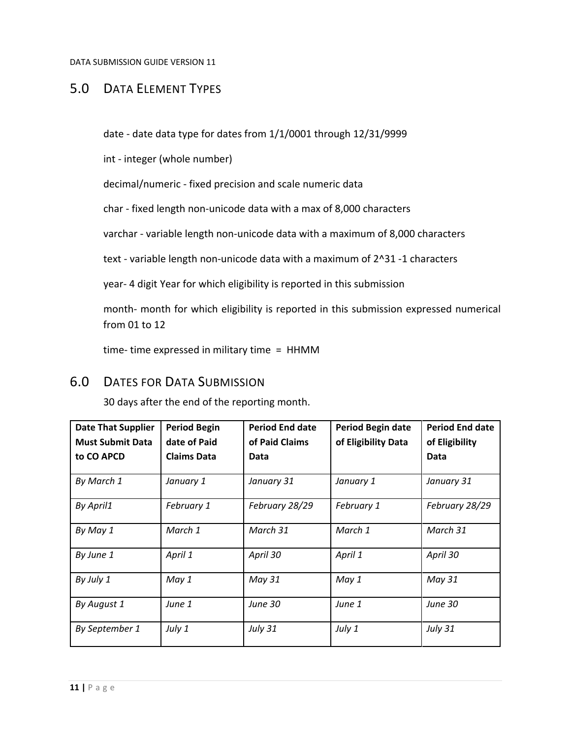## 5.0 Data Element Types

date - date data type for dates from 1/1/0001 through 12/31/9999

int - integer (whole number)

decimal/numeric - fixed precision and scale numeric data

char - fixed length non-unicode data with a max of 8,000 characters

varchar - variable length non-unicode data with a maximum of 8,000 characters

text - variable length non-unicode data with a maximum of 2^31 -1 characters

year- 4 digit Year for which eligibility is reported in this submission

month- month for which eligibility is reported in this submission expressed numerical from 01 to 12

time- time expressed in military time = HHMM

## 6.0 Dates for Data Submission

30 days after the end of the reporting month.

| **Date That Supplier Must Submit Data to CO APCD** | **Period Begin date of Paid Claims Data** | **Period End date of Paid Claims Data** | **Period Begin date of Eligibility Data** | **Period End date of Eligibility Data** |
|---|---|---|---|---|
| *By March 1* | *January 1* | *January 31* | *January 1* | *January 31* |
| *By April1* | *February 1* | *February 28/29* | *February 1* | *February 28/29* |
| *By May 1* | *March 1* | *March 31* | *March 1* | *March 31* |
| *By June 1* | *April 1* | *April 30* | *April 1* | *April 30* |
| *By July 1* | *May 1* | *May 31* | *May 1* | *May 31* |
| *By August 1* | *June 1* | *June 30* | *June 1* | *June 30* |
| *By September 1* | *July 1* | *July 31* | *July 1* | *July 31* |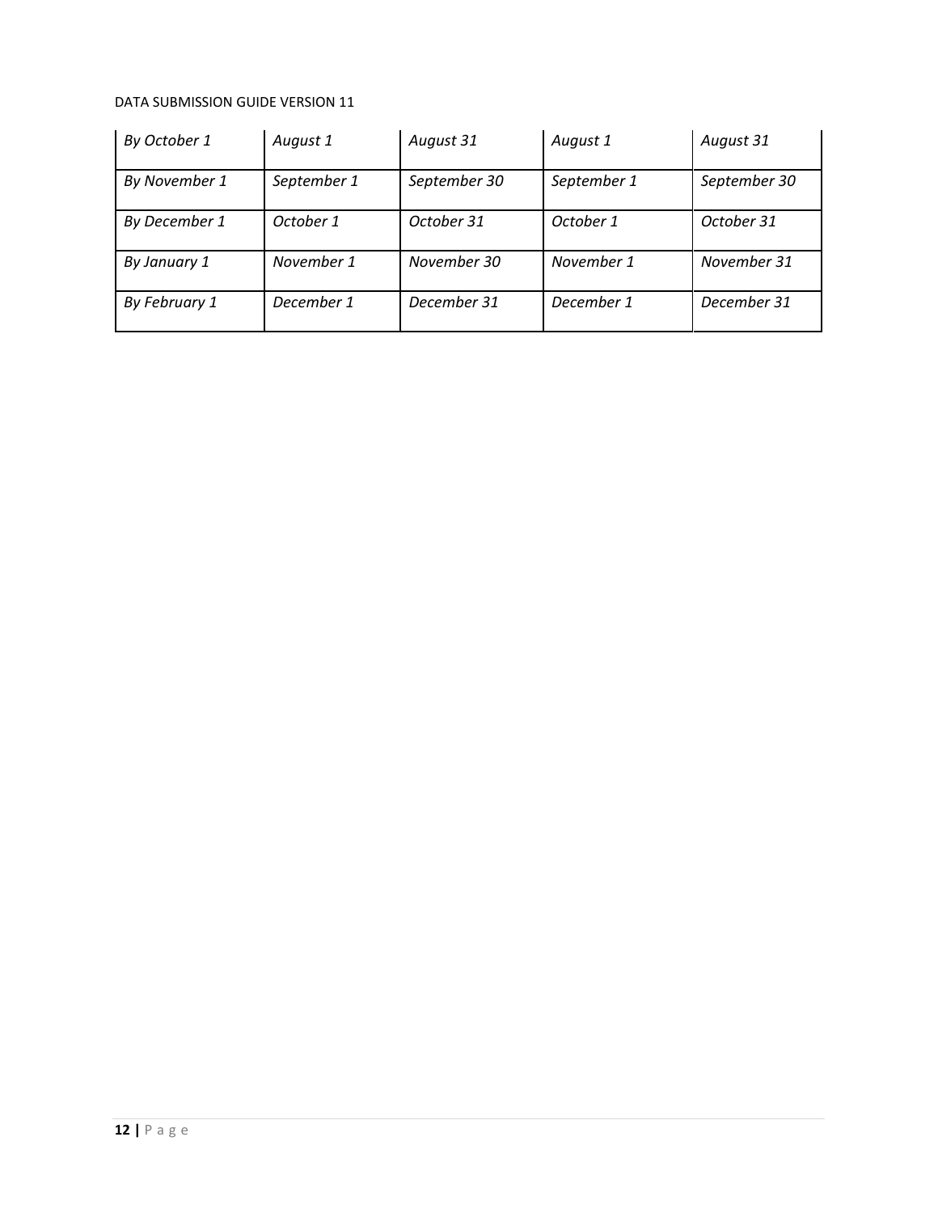| | | | | |
|---|---|---|---|---|
| *By October 1* | *August 1* | *August 31* | *August 1* | *August 31* |
| *By November 1* | *September 1* | *September 30* | *September 1* | *September 30* |
| *By December 1* | *October 1* | *October 31* | *October 1* | *October 31* |
| *By January 1* | *November 1* | *November 30* | *November 1* | *November 31* |
| *By February 1* | *December 1* | *December 31* | *December 1* | *December 31* |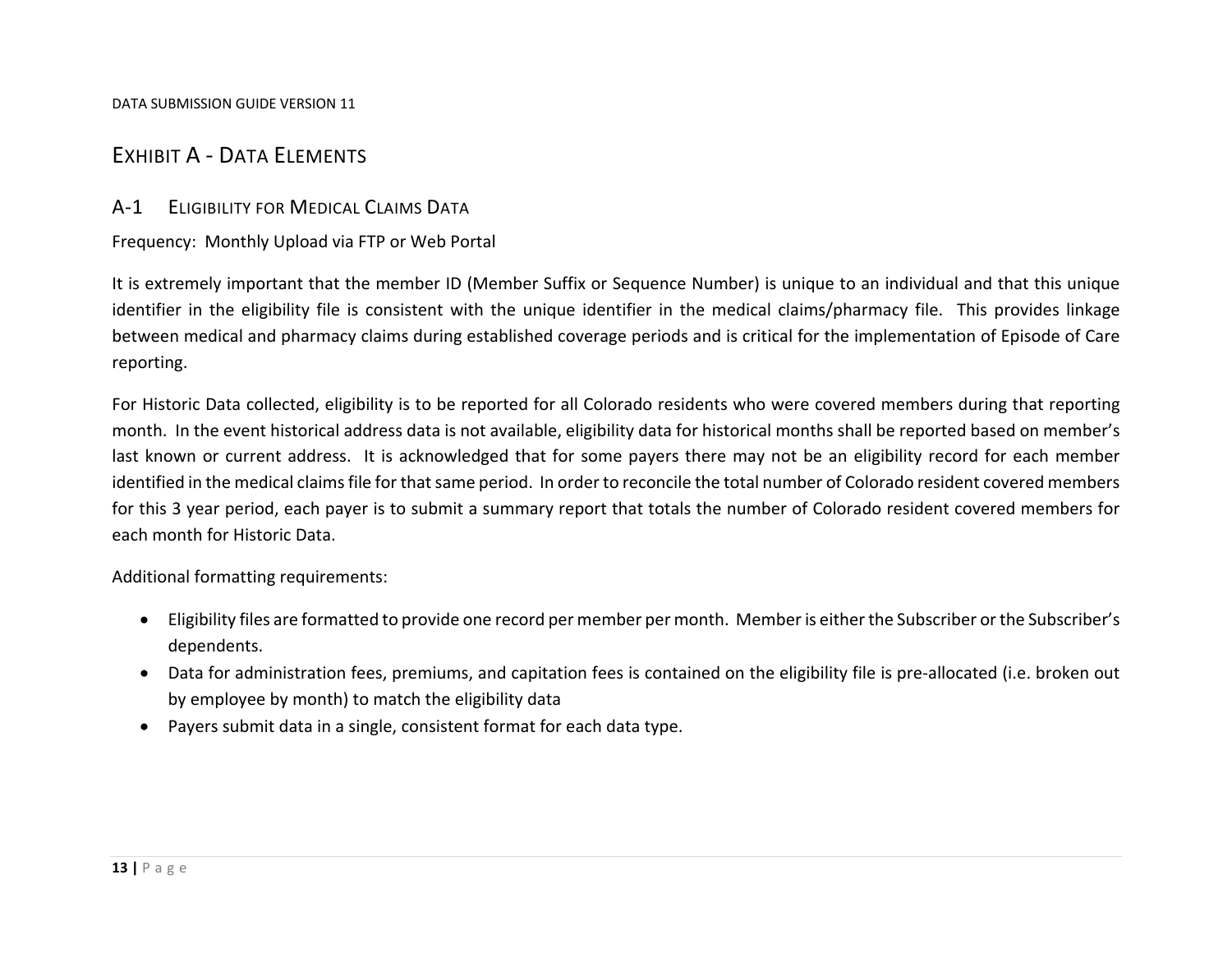# Exhibit A - Data Elements

## A-1 Eligibility for Medical Claims Data

Frequency: Monthly Upload via FTP or Web Portal

It is extremely important that the member ID (Member Suffix or Sequence Number) is unique to an individual and that this unique identifier in the eligibility file is consistent with the unique identifier in the medical claims/pharmacy file. This provides linkage between medical and pharmacy claims during established coverage periods and is critical for the implementation of Episode of Care reporting.

For Historic Data collected, eligibility is to be reported for all Colorado residents who were covered members during that reporting month. In the event historical address data is not available, eligibility data for historical months shall be reported based on member's last known or current address. It is acknowledged that for some payers there may not be an eligibility record for each member identified in the medical claims file for that same period. In order to reconcile the total number of Colorado resident covered members for this 3 year period, each payer is to submit a summary report that totals the number of Colorado resident covered members for each month for Historic Data.

Additional formatting requirements:

- Eligibility files are formatted to provide one record per member per month. Member is either the Subscriber or the Subscriber's dependents.
- Data for administration fees, premiums, and capitation fees is contained on the eligibility file is pre-allocated (i.e. broken out by employee by month) to match the eligibility data
- Payers submit data in a single, consistent format for each data type.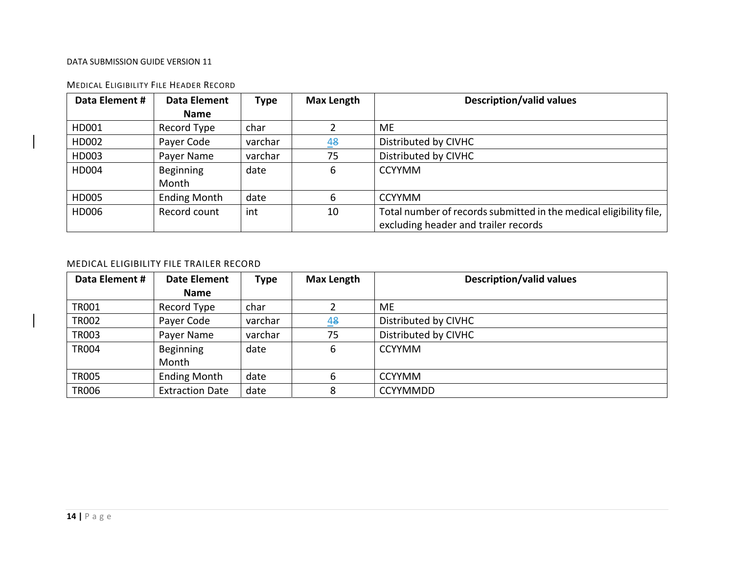### MEDICAL ELIGIBILITY FILE HEADER RECORD

| Data Element # | Data Element Name | Type | Max Length | Description/valid values |
|---|---|---|---|---|
| HD001 | Record Type | char | 2 | ME |
| HD002 | Payer Code | varchar | 4~~8~~ | Distributed by CIVHC |
| HD003 | Payer Name | varchar | 75 | Distributed by CIVHC |
| HD004 | Beginning Month | date | 6 | CCYYMM |
| HD005 | Ending Month | date | 6 | CCYYMM |
| HD006 | Record count | int | 10 | Total number of records submitted in the medical eligibility file, excluding header and trailer records |

### MEDICAL ELIGIBILITY FILE TRAILER RECORD

| Data Element # | Date Element Name | Type | Max Length | Description/valid values |
|---|---|---|---|---|
| TR001 | Record Type | char | 2 | ME |
| TR002 | Payer Code | varchar | 4~~8~~ | Distributed by CIVHC |
| TR003 | Payer Name | varchar | 75 | Distributed by CIVHC |
| TR004 | Beginning Month | date | 6 | CCYYMM |
| TR005 | Ending Month | date | 6 | CCYYMM |
| TR006 | Extraction Date | date | 8 | CCYYMMDD |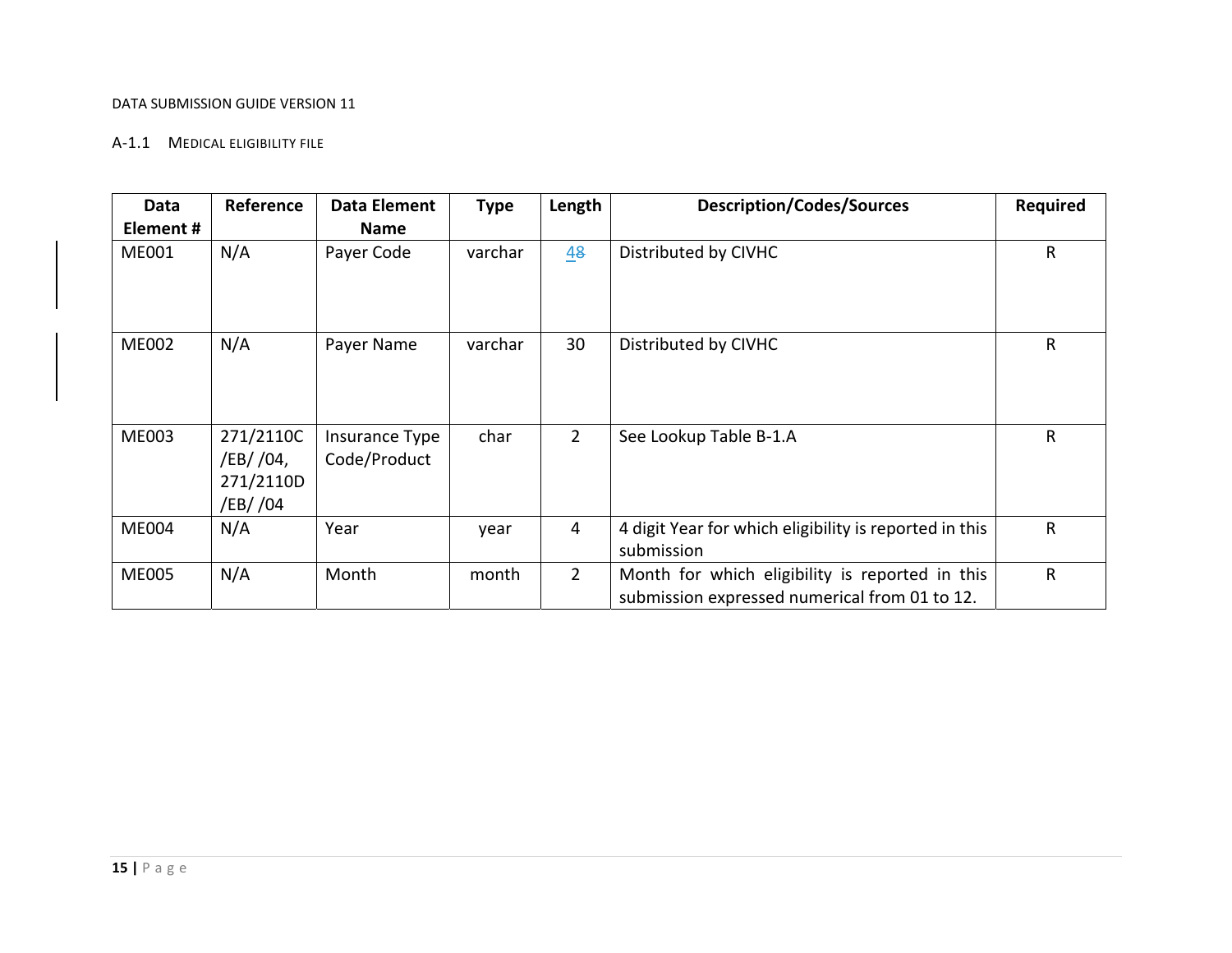DATA SUBMISSION GUIDE VERSION 11

### A-1.1 Medical Eligibility File

| Data Element # | Reference | Data Element Name | Type | Length | Description/Codes/Sources | Required |
|---|---|---|---|---|---|---|
| ME001 | N/A | Payer Code | varchar | 4~~8~~ | Distributed by CIVHC | R |
| ME002 | N/A | Payer Name | varchar | 30 | Distributed by CIVHC | R |
| ME003 | 271/2110C /EB/ /04, 271/2110D /EB/ /04 | Insurance Type Code/Product | char | 2 | See Lookup Table B-1.A | R |
| ME004 | N/A | Year | year | 4 | 4 digit Year for which eligibility is reported in this submission | R |
| ME005 | N/A | Month | month | 2 | Month for which eligibility is reported in this submission expressed numerical from 01 to 12. | R |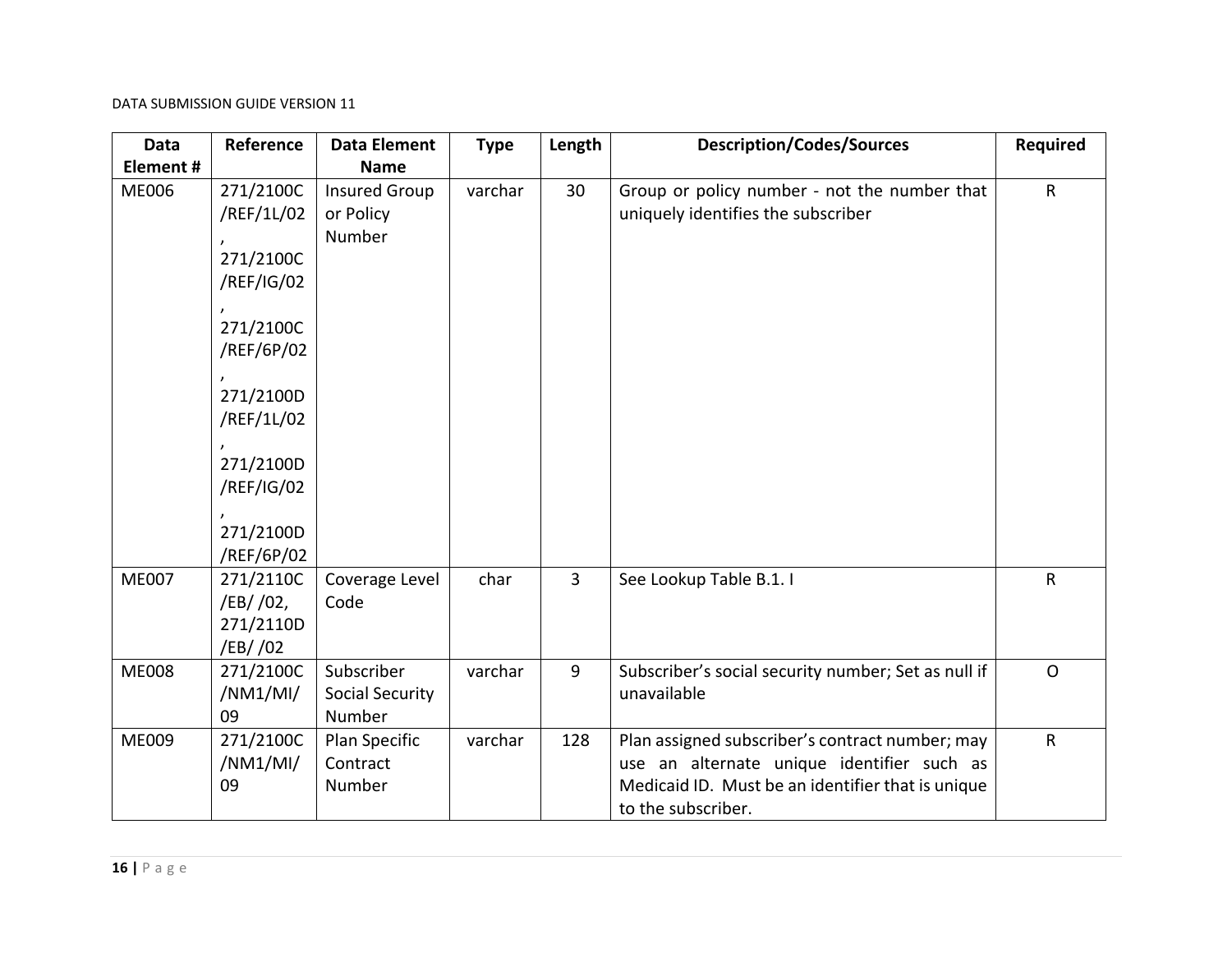| Data Element # | Reference | Data Element Name | Type | Length | Description/Codes/Sources | Required |
|---|---|---|---|---|---|---|
| ME006 | 271/2100C/REF/1L/02, 271/2100C/REF/IG/02, 271/2100C/REF/6P/02, 271/2100D/REF/1L/02, 271/2100D/REF/IG/02, 271/2100D/REF/6P/02 | Insured Group or Policy Number | varchar | 30 | Group or policy number - not the number that uniquely identifies the subscriber | R |
| ME007 | 271/2110C/EB/ /02, 271/2110D/EB/ /02 | Coverage Level Code | char | 3 | See Lookup Table B.1. I | R |
| ME008 | 271/2100C/NM1/MI/09 | Subscriber Social Security Number | varchar | 9 | Subscriber's social security number; Set as null if unavailable | O |
| ME009 | 271/2100C/NM1/MI/09 | Plan Specific Contract Number | varchar | 128 | Plan assigned subscriber's contract number; may use an alternate unique identifier such as Medicaid ID. Must be an identifier that is unique to the subscriber. | R |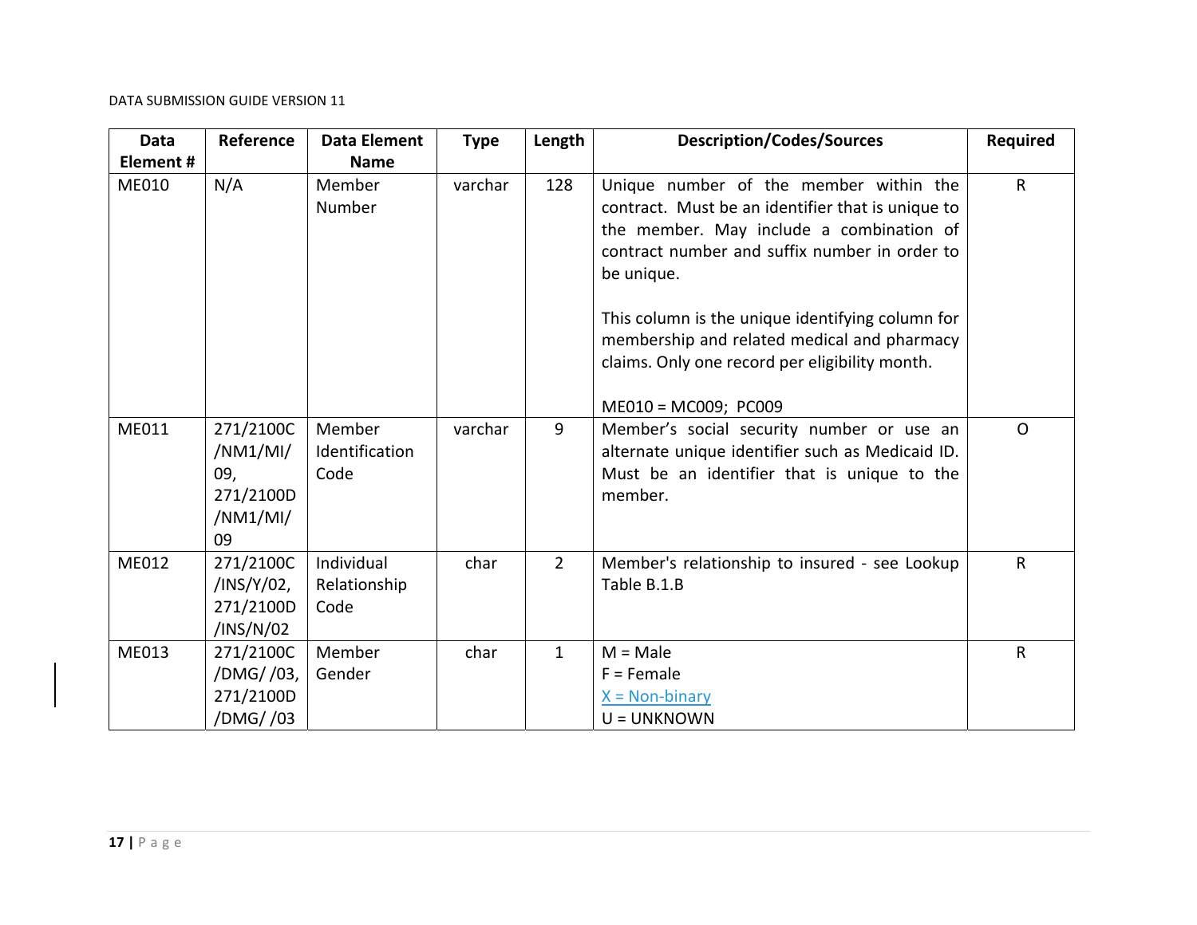| Data Element # | Reference | Data Element Name | Type | Length | Description/Codes/Sources | Required |
|---|---|---|---|---|---|---|
| ME010 | N/A | Member Number | varchar | 128 | Unique number of the member within the contract. Must be an identifier that is unique to the member. May include a combination of contract number and suffix number in order to be unique.<br><br>This column is the unique identifying column for membership and related medical and pharmacy claims. Only one record per eligibility month.<br><br>ME010 = MC009; PC009 | R |
| ME011 | 271/2100C/NM1/MI/09, 271/2100D/NM1/MI/09 | Member Identification Code | varchar | 9 | Member's social security number or use an alternate unique identifier such as Medicaid ID. Must be an identifier that is unique to the member. | O |
| ME012 | 271/2100C/INS/Y/02, 271/2100D/INS/N/02 | Individual Relationship Code | char | 2 | Member's relationship to insured - see Lookup Table B.1.B | R |
| ME013 | 271/2100C/DMG/ /03, 271/2100D/DMG/ /03 | Member Gender | char | 1 | M = Male<br>F = Female<br>X = Non-binary<br>U = UNKNOWN | R |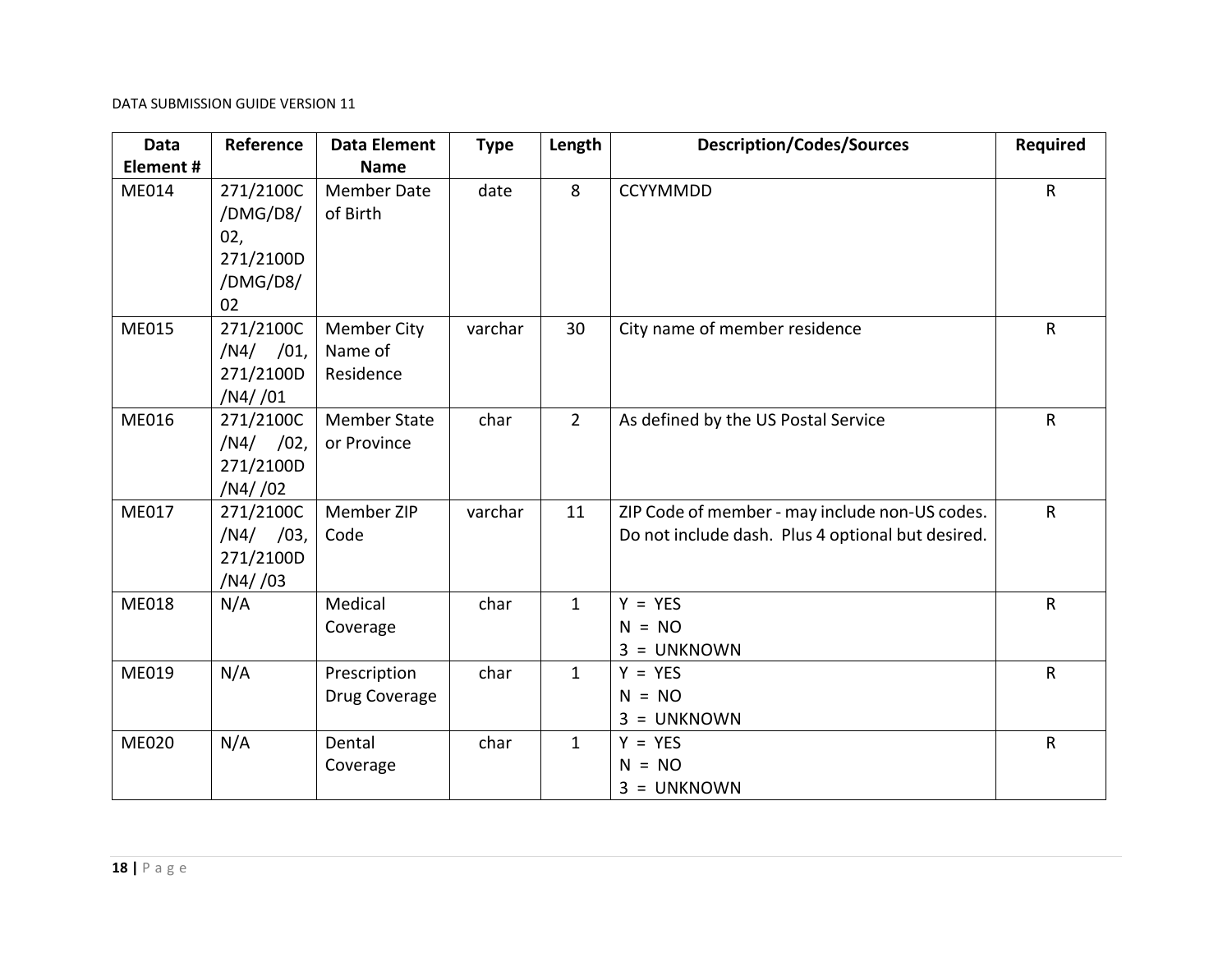| Data Element # | Reference | Data Element Name | Type | Length | Description/Codes/Sources | Required |
|---|---|---|---|---|---|---|
| ME014 | 271/2100C/DMG/D8/02, 271/2100D/DMG/D8/02 | Member Date of Birth | date | 8 | CCYYMMDD | R |
| ME015 | 271/2100C/N4/ /01, 271/2100D/N4/ /01 | Member City Name of Residence | varchar | 30 | City name of member residence | R |
| ME016 | 271/2100C/N4/ /02, 271/2100D/N4/ /02 | Member State or Province | char | 2 | As defined by the US Postal Service | R |
| ME017 | 271/2100C/N4/ /03, 271/2100D/N4/ /03 | Member ZIP Code | varchar | 11 | ZIP Code of member - may include non-US codes. Do not include dash. Plus 4 optional but desired. | R |
| ME018 | N/A | Medical Coverage | char | 1 | Y = YES<br>N = NO<br>3 = UNKNOWN | R |
| ME019 | N/A | Prescription Drug Coverage | char | 1 | Y = YES<br>N = NO<br>3 = UNKNOWN | R |
| ME020 | N/A | Dental Coverage | char | 1 | Y = YES<br>N = NO<br>3 = UNKNOWN | R |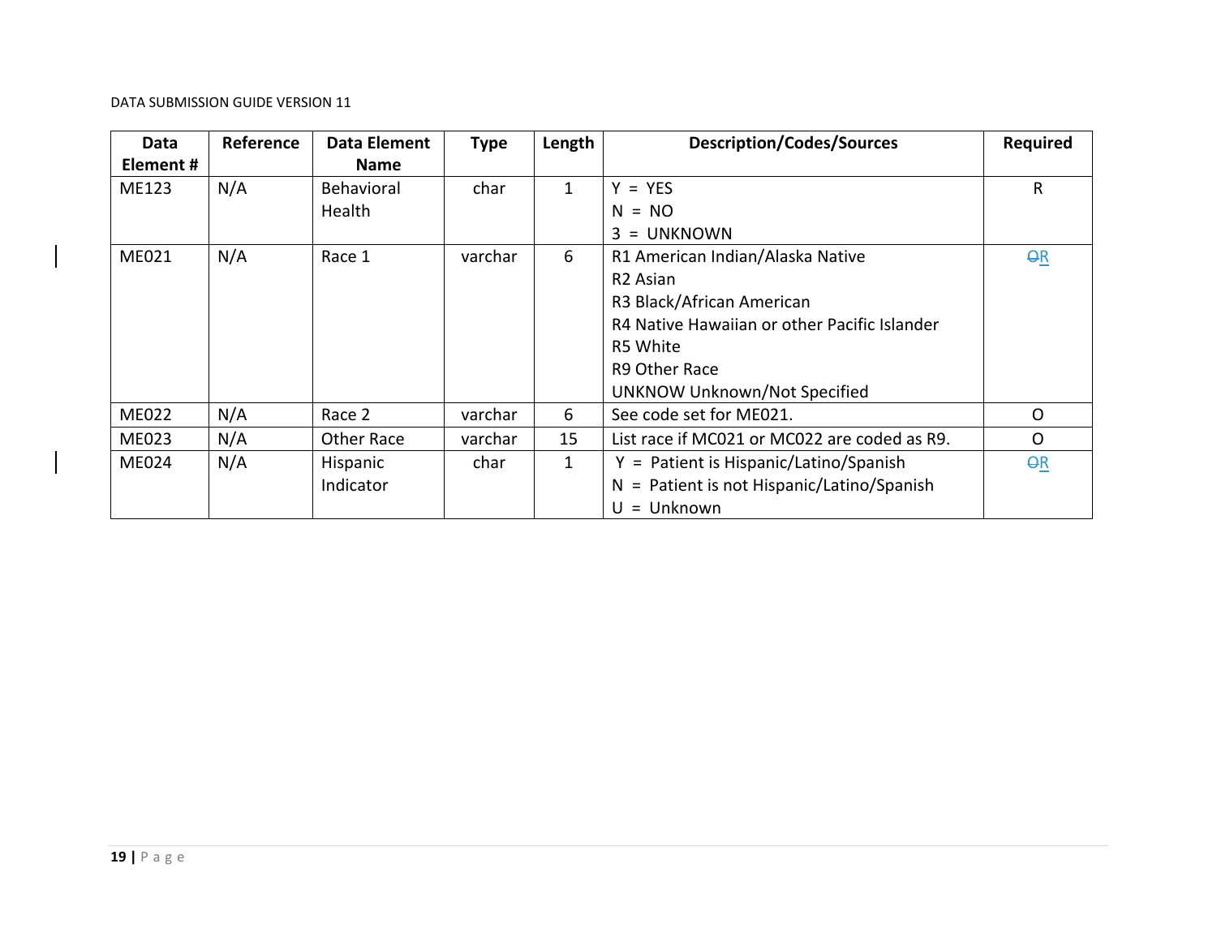| Data Element # | Reference | Data Element Name | Type | Length | Description/Codes/Sources | Required |
|---|---|---|---|---|---|---|
| ME123 | N/A | Behavioral Health | char | 1 | Y = YES<br>N = NO<br>3 = UNKNOWN | R |
| ME021 | N/A | Race 1 | varchar | 6 | R1 American Indian/Alaska Native<br>R2 Asian<br>R3 Black/African American<br>R4 Native Hawaiian or other Pacific Islander<br>R5 White<br>R9 Other Race<br>UNKNOW Unknown/Not Specified | ~~O~~R |
| ME022 | N/A | Race 2 | varchar | 6 | See code set for ME021. | O |
| ME023 | N/A | Other Race | varchar | 15 | List race if MC021 or MC022 are coded as R9. | O |
| ME024 | N/A | Hispanic Indicator | char | 1 | Y = Patient is Hispanic/Latino/Spanish<br>N = Patient is not Hispanic/Latino/Spanish<br>U = Unknown | ~~O~~R |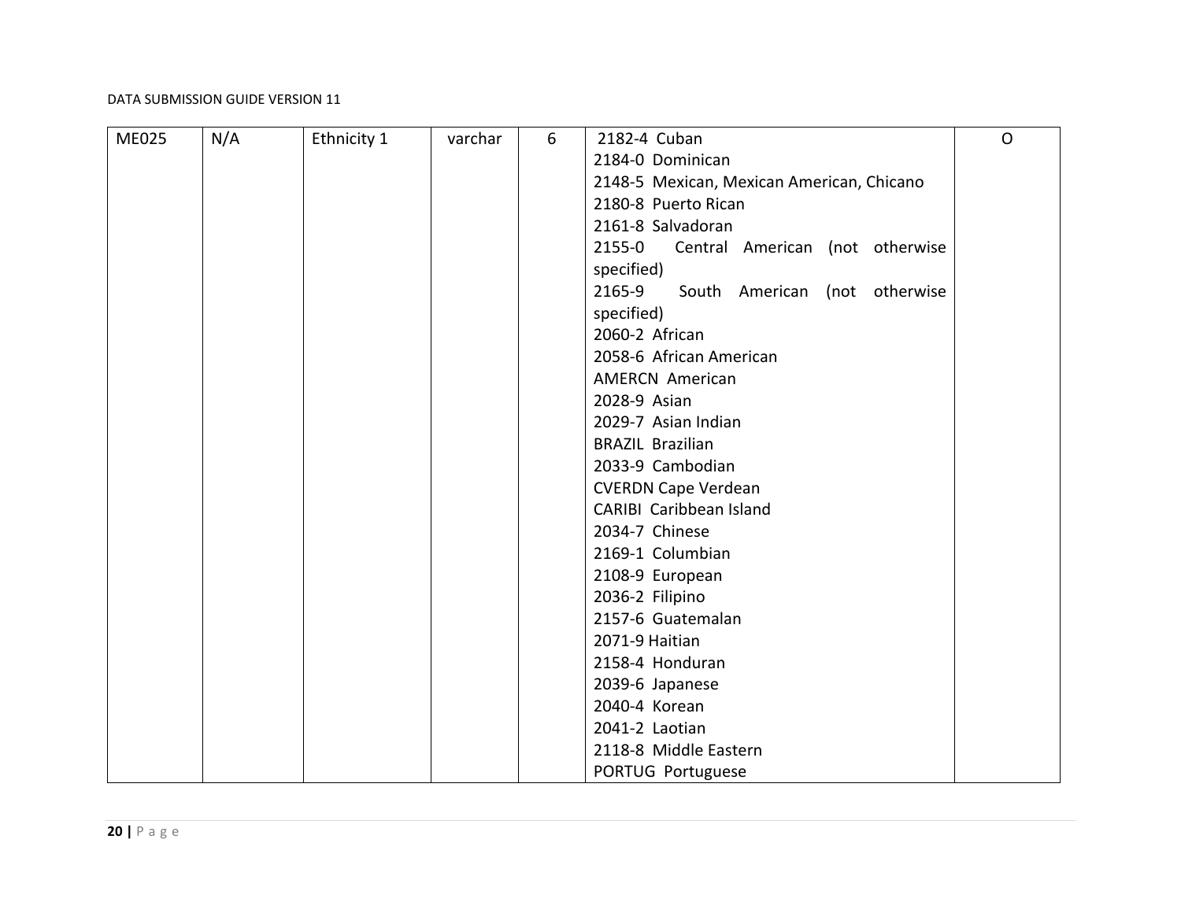| ME025 | N/A | Ethnicity 1 | varchar | 6 | 2182-4 Cuban<br>2184-0 Dominican<br>2148-5 Mexican, Mexican American, Chicano<br>2180-8 Puerto Rican<br>2161-8 Salvadoran<br>2155-0 Central American (not otherwise specified)<br>2165-9 South American (not otherwise specified)<br>2060-2 African<br>2058-6 African American<br>AMERCN American<br>2028-9 Asian<br>2029-7 Asian Indian<br>BRAZIL Brazilian<br>2033-9 Cambodian<br>CVERDN Cape Verdean<br>CARIBI Caribbean Island<br>2034-7 Chinese<br>2169-1 Columbian<br>2108-9 European<br>2036-2 Filipino<br>2157-6 Guatemalan<br>2071-9 Haitian<br>2158-4 Honduran<br>2039-6 Japanese<br>2040-4 Korean<br>2041-2 Laotian<br>2118-8 Middle Eastern<br>PORTUG Portuguese | O |
|---|---|---|---|---|---|---|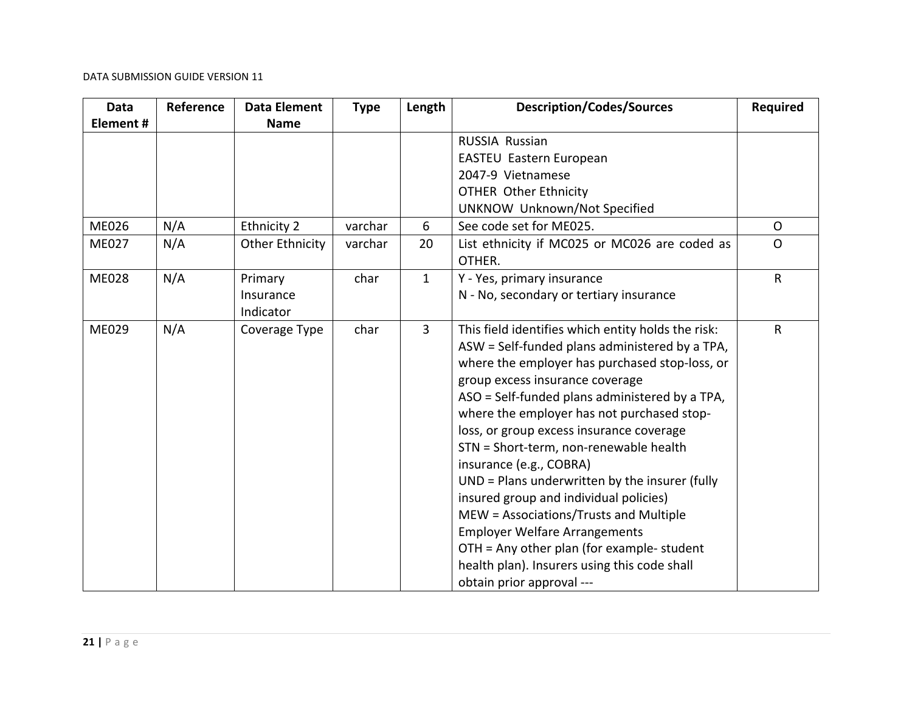| Data Element # | Reference | Data Element Name | Type | Length | Description/Codes/Sources | Required |
|---|---|---|---|---|---|---|
| | | | | | RUSSIA Russian<br>EASTEU Eastern European<br>2047-9 Vietnamese<br>OTHER Other Ethnicity<br>UNKNOW Unknown/Not Specified | |
| ME026 | N/A | Ethnicity 2 | varchar | 6 | See code set for ME025. | O |
| ME027 | N/A | Other Ethnicity | varchar | 20 | List ethnicity if MC025 or MC026 are coded as OTHER. | O |
| ME028 | N/A | Primary Insurance Indicator | char | 1 | Y - Yes, primary insurance<br>N - No, secondary or tertiary insurance | R |
| ME029 | N/A | Coverage Type | char | 3 | This field identifies which entity holds the risk:<br>ASW = Self-funded plans administered by a TPA, where the employer has purchased stop-loss, or group excess insurance coverage<br>ASO = Self-funded plans administered by a TPA, where the employer has not purchased stop-loss, or group excess insurance coverage<br>STN = Short-term, non-renewable health insurance (e.g., COBRA)<br>UND = Plans underwritten by the insurer (fully insured group and individual policies)<br>MEW = Associations/Trusts and Multiple Employer Welfare Arrangements<br>OTH = Any other plan (for example- student health plan). Insurers using this code shall obtain prior approval --- | R |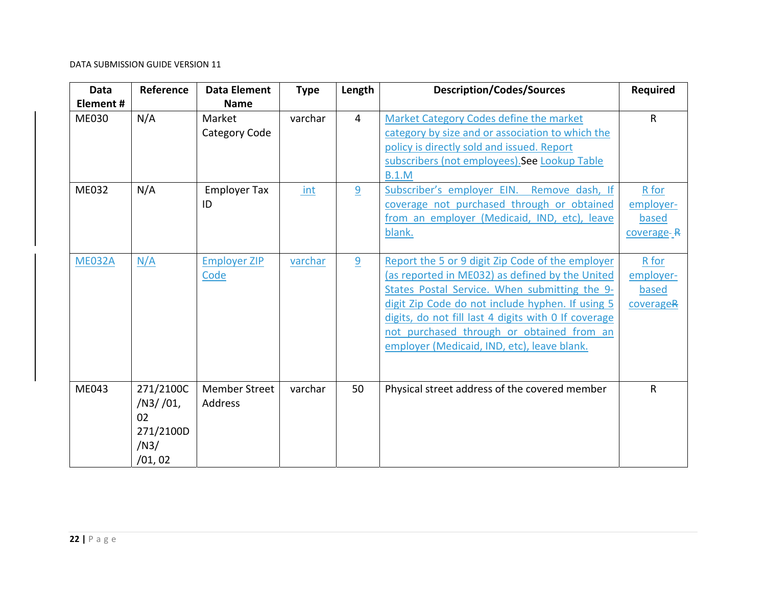| Data Element # | Reference | Data Element Name | Type | Length | Description/Codes/Sources | Required |
|---|---|---|---|---|---|---|
| ME030 | N/A | Market Category Code | varchar | 4 | Market Category Codes define the market category by size and or association to which the policy is directly sold and issued. Report subscribers (not employees).See Lookup Table B.1.M | R |
| ME032 | N/A | Employer Tax ID | int | 9 | Subscriber's employer EIN. Remove dash, If coverage not purchased through or obtained from an employer (Medicaid, IND, etc), leave blank. | R for employer-based coverage R |
| ME032A | N/A | Employer ZIP Code | varchar | 9 | Report the 5 or 9 digit Zip Code of the employer (as reported in ME032) as defined by the United States Postal Service. When submitting the 9-digit Zip Code do not include hyphen. If using 5 digits, do not fill last 4 digits with 0 If coverage not purchased through or obtained from an employer (Medicaid, IND, etc), leave blank. | R for employer-based coverageR |
| ME043 | 271/2100C /N3/ /01, 02 271/2100D /N3/ /01, 02 | Member Street Address | varchar | 50 | Physical street address of the covered member | R |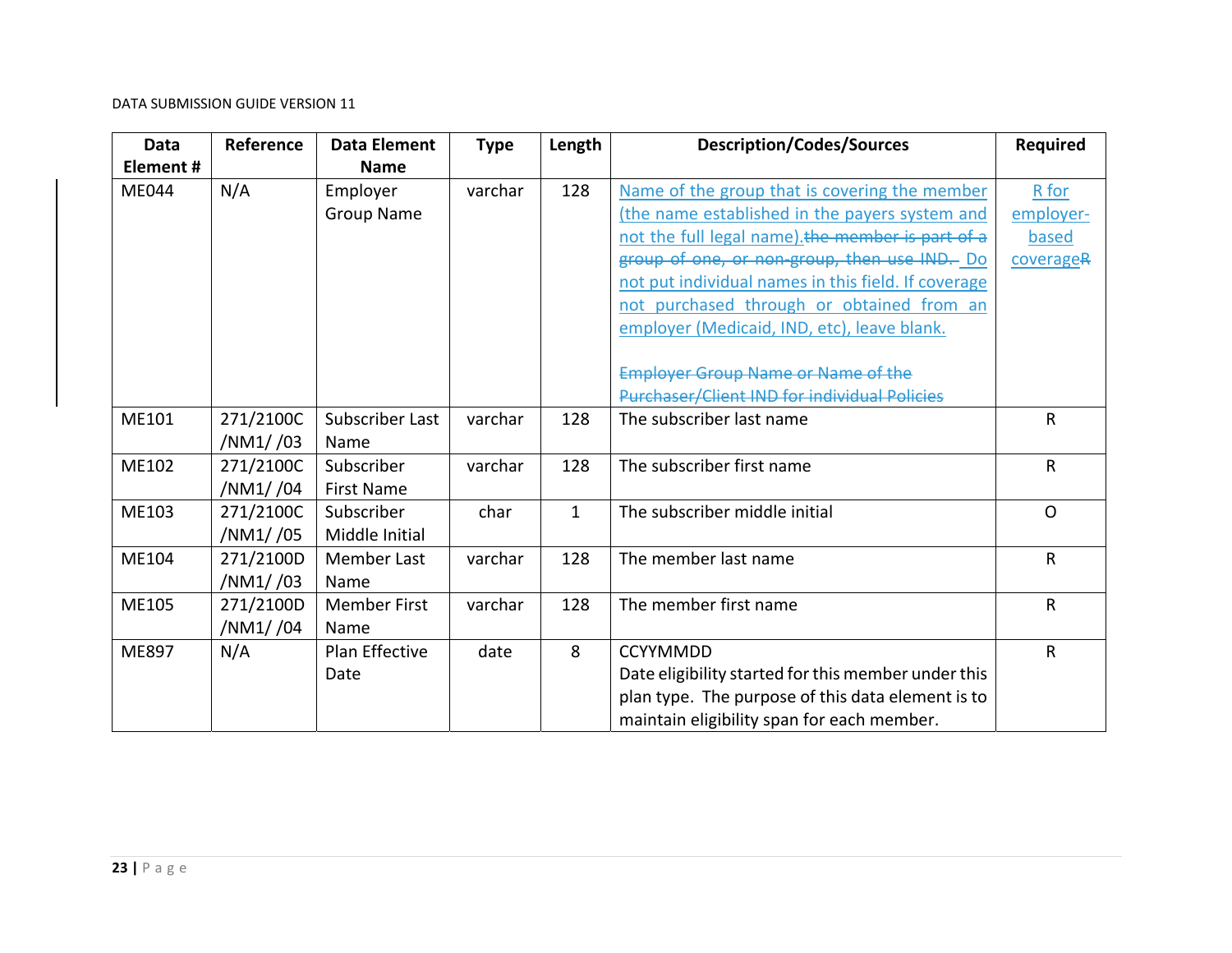| Data Element # | Reference | Data Element Name | Type | Length | Description/Codes/Sources | Required |
|---|---|---|---|---|---|---|
| ME044 | N/A | Employer Group Name | varchar | 128 | Name of the group that is covering the member (the name established in the payers system and not the full legal name).~~the member is part of a group of one, or non-group, then use IND.~~ Do not put individual names in this field. If coverage not purchased through or obtained from an employer (Medicaid, IND, etc), leave blank.<br><br>~~Employer Group Name or Name of the Purchaser/Client IND for individual Policies~~ | R for employer-based coverage~~R~~ |
| ME101 | 271/2100C /NM1/ /03 | Subscriber Last Name | varchar | 128 | The subscriber last name | R |
| ME102 | 271/2100C /NM1/ /04 | Subscriber First Name | varchar | 128 | The subscriber first name | R |
| ME103 | 271/2100C /NM1/ /05 | Subscriber Middle Initial | char | 1 | The subscriber middle initial | O |
| ME104 | 271/2100D /NM1/ /03 | Member Last Name | varchar | 128 | The member last name | R |
| ME105 | 271/2100D /NM1/ /04 | Member First Name | varchar | 128 | The member first name | R |
| ME897 | N/A | Plan Effective Date | date | 8 | CCYYMMDD<br>Date eligibility started for this member under this plan type. The purpose of this data element is to maintain eligibility span for each member. | R |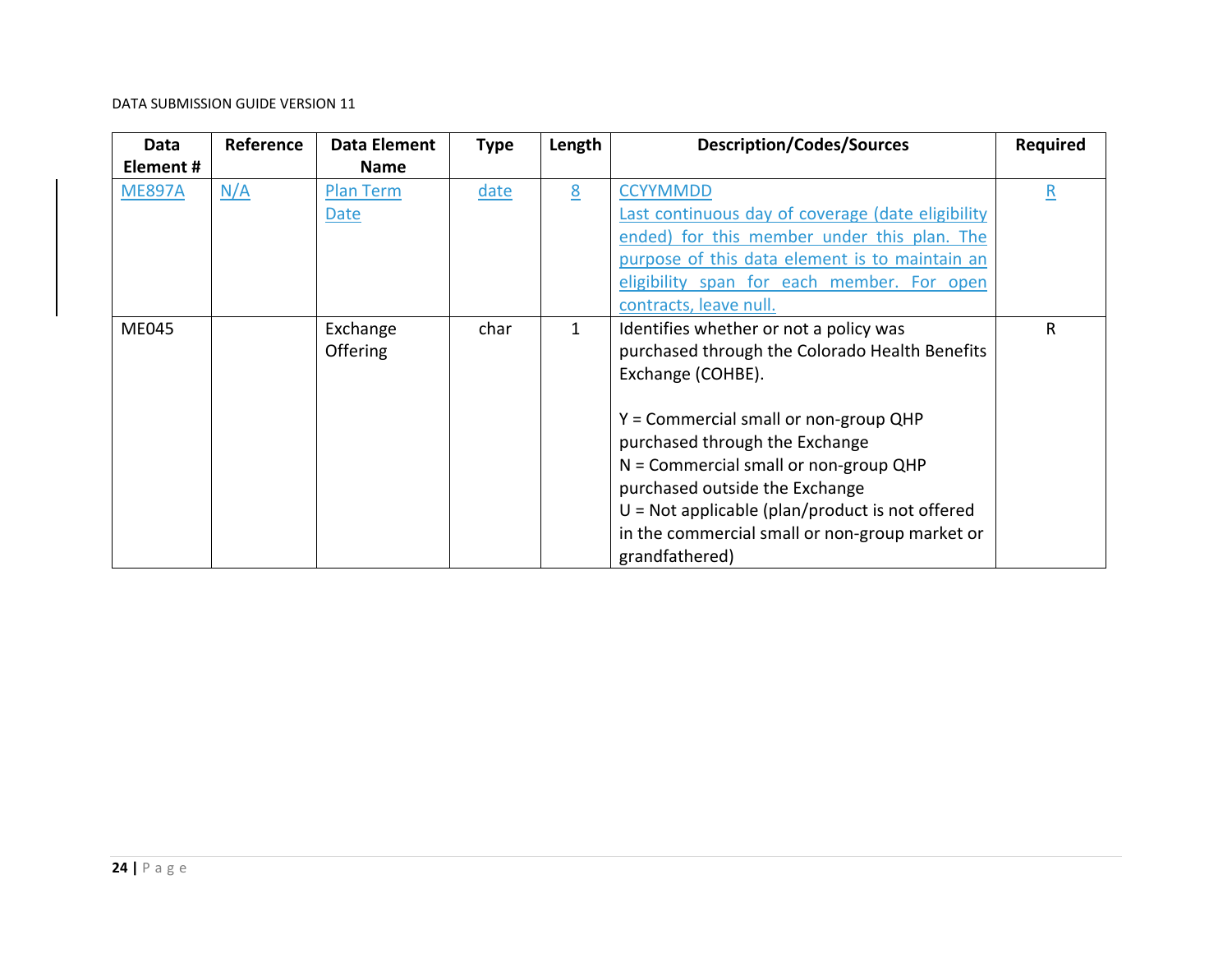| Data Element # | Reference | Data Element Name | Type | Length | Description/Codes/Sources | Required |
|---|---|---|---|---|---|---|
| ME897A | N/A | Plan Term Date | date | 8 | CCYYMMDD<br>Last continuous day of coverage (date eligibility ended) for this member under this plan. The purpose of this data element is to maintain an eligibility span for each member. For open contracts, leave null. | R |
| ME045 | | Exchange Offering | char | 1 | Identifies whether or not a policy was purchased through the Colorado Health Benefits Exchange (COHBE).<br><br>Y = Commercial small or non-group QHP purchased through the Exchange<br>N = Commercial small or non-group QHP purchased outside the Exchange<br>U = Not applicable (plan/product is not offered in the commercial small or non-group market or grandfathered) | R |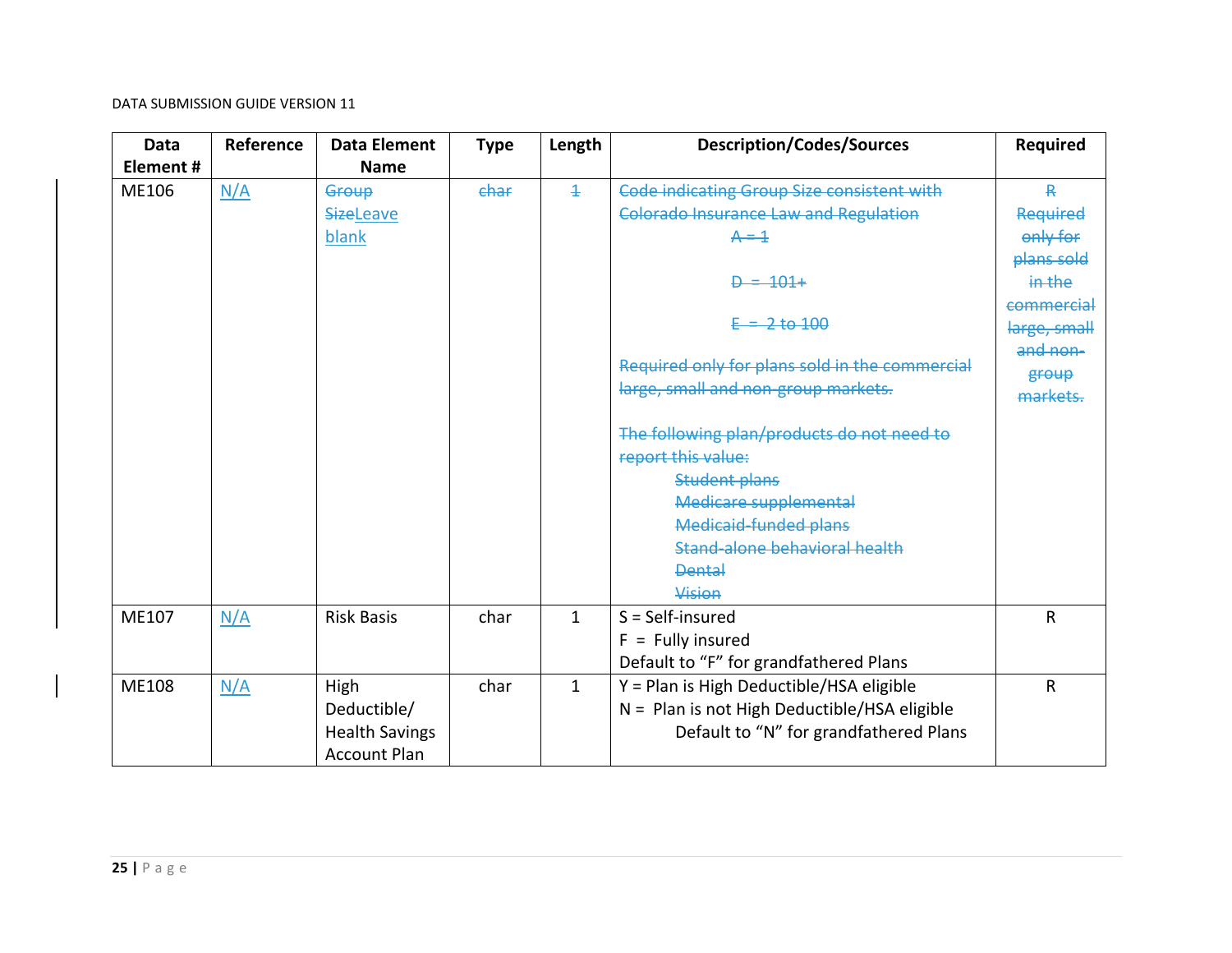| Data Element # | Reference | Data Element Name | Type | Length | Description/Codes/Sources | Required |
|---|---|---|---|---|---|---|
| ME106 | N/A | ~~Group Size~~Leave blank | ~~char~~ | ~~1~~ | ~~Code indicating Group Size consistent with Colorado Insurance Law and Regulation~~<br>~~A = 1~~<br>~~D = 101+~~<br>~~E = 2 to 100~~<br>~~Required only for plans sold in the commercial large, small and non-group markets.~~<br>~~The following plan/products do not need to report this value:~~<br>~~Student plans~~<br>~~Medicare supplemental~~<br>~~Medicaid-funded plans~~<br>~~Stand-alone behavioral health~~<br>~~Dental~~<br>~~Vision~~ | ~~R~~<br>~~Required only for plans sold in the commercial large, small and non-group markets.~~ |
| ME107 | N/A | Risk Basis | char | 1 | S = Self-insured<br>F = Fully insured<br>Default to "F" for grandfathered Plans | R |
| ME108 | N/A | High Deductible/ Health Savings Account Plan | char | 1 | Y = Plan is High Deductible/HSA eligible<br>N = Plan is not High Deductible/HSA eligible<br>Default to "N" for grandfathered Plans | R |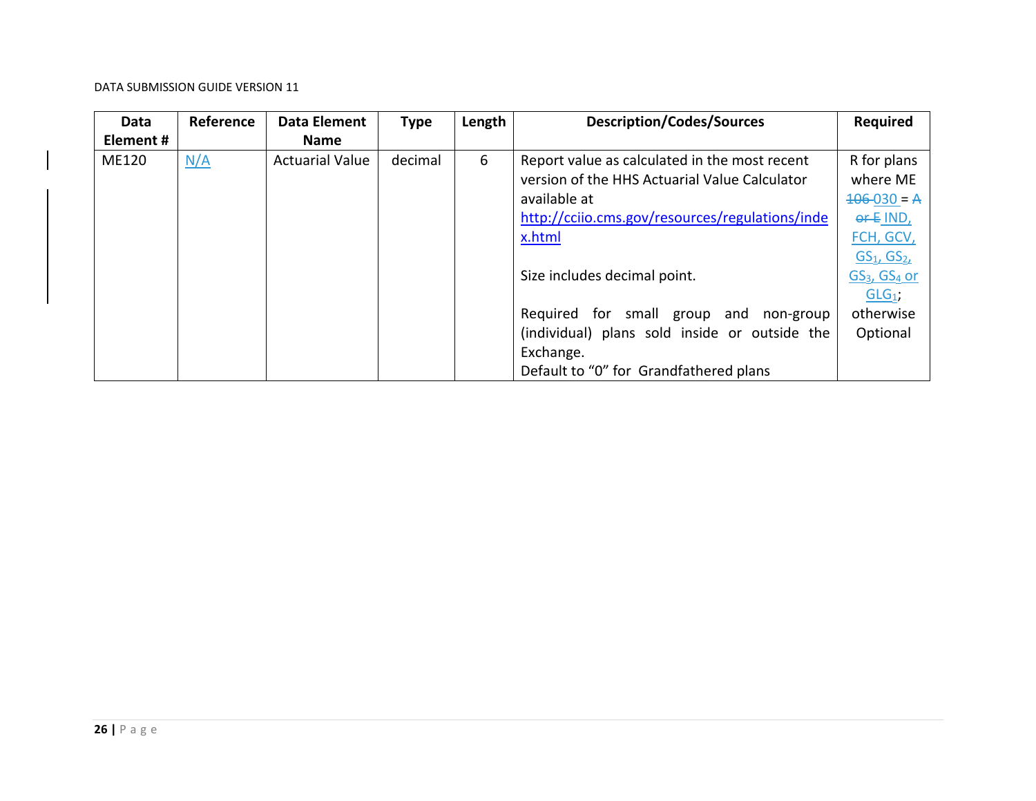| Data Element # | Reference | Data Element Name | Type | Length | Description/Codes/Sources | Required |
|---|---|---|---|---|---|---|
| ME120 | N/A | Actuarial Value | decimal | 6 | Report value as calculated in the most recent version of the HHS Actuarial Value Calculator available at http://cciio.cms.gov/resources/regulations/index.html<br><br>Size includes decimal point.<br><br>Required for small group and non-group (individual) plans sold inside or outside the Exchange.<br>Default to "0" for Grandfathered plans | R for plans where ME ~~106~~ 030 = ~~A or E~~ IND, FCH, GCV, $GS_1$, $GS_2$, $GS_3$, $GS_4$ or $GLG_1$; otherwise Optional |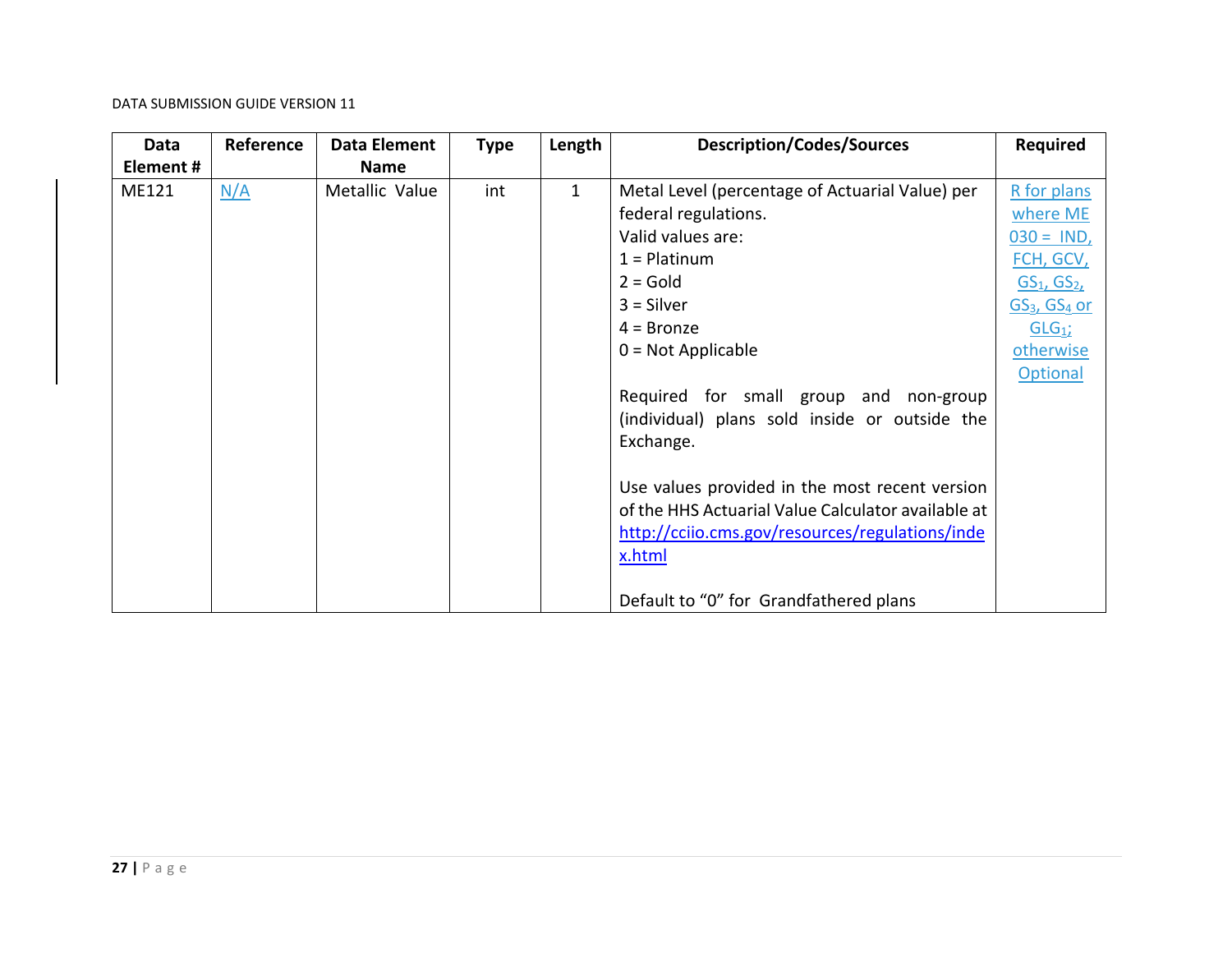| Data Element # | Reference | Data Element Name | Type | Length | Description/Codes/Sources | Required |
|---|---|---|---|---|---|---|
| ME121 | N/A | Metallic Value | int | 1 | Metal Level (percentage of Actuarial Value) per federal regulations.<br>Valid values are:<br>1 = Platinum<br>2 = Gold<br>3 = Silver<br>4 = Bronze<br>0 = Not Applicable<br><br>Required for small group and non-group (individual) plans sold inside or outside the Exchange.<br><br>Use values provided in the most recent version of the HHS Actuarial Value Calculator available at http://cciio.cms.gov/resources/regulations/index.html<br><br>Default to “0” for Grandfathered plans | R for plans where ME 030 = IND, FCH, GCV, $GS_1$, $GS_2$, $GS_3$, $GS_4$ or $GLG_1$; otherwise Optional |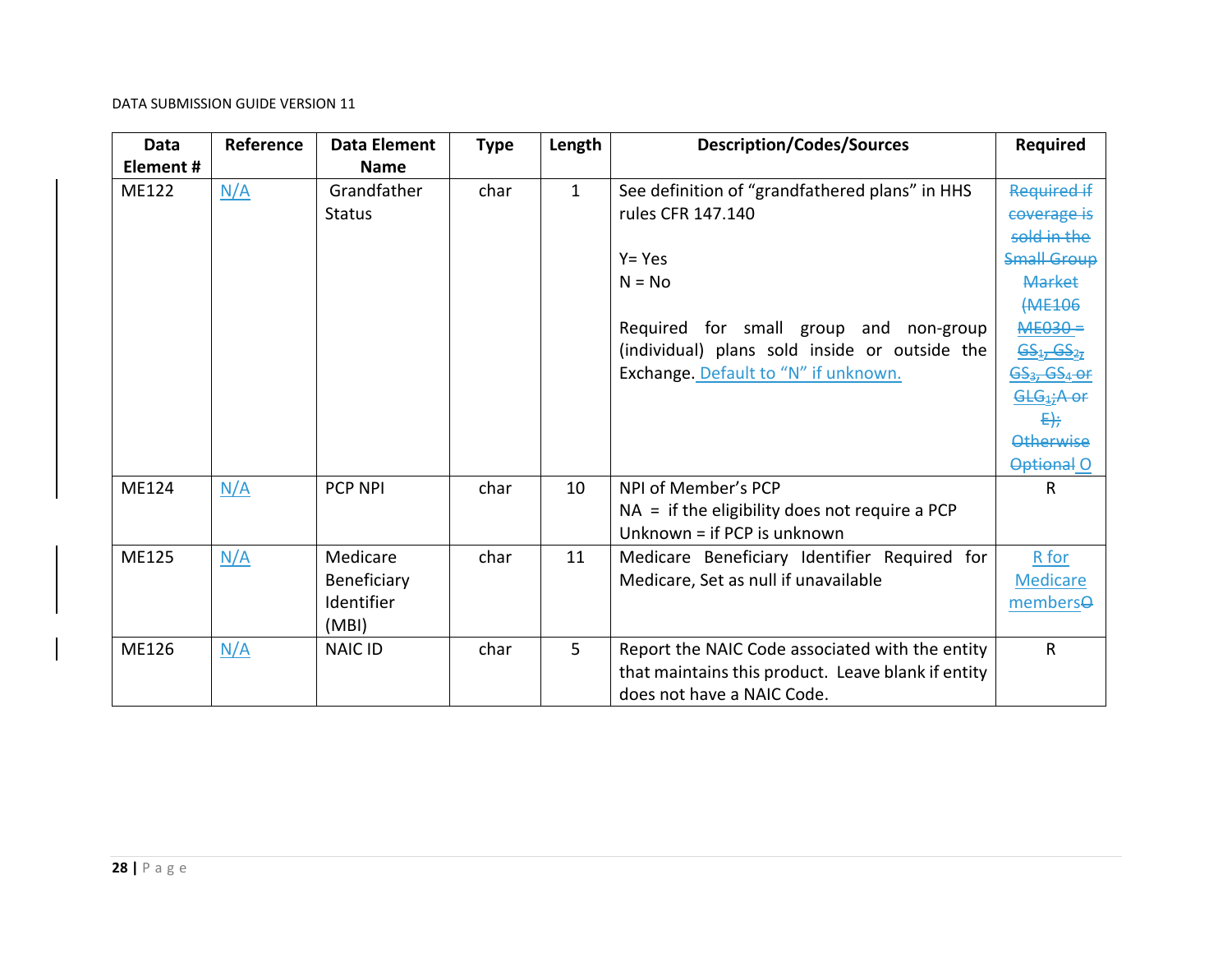| Data Element # | Reference | Data Element Name | Type | Length | Description/Codes/Sources | Required |
|---|---|---|---|---|---|---|
| ME122 | N/A | Grandfather Status | char | 1 | See definition of "grandfathered plans" in HHS rules CFR 147.140<br><br>Y= Yes<br>N = No<br><br>Required for small group and non-group (individual) plans sold inside or outside the Exchange. Default to "N" if unknown. | ~~Required if coverage is sold in the Small Group Market (ME106 ME030 = GS1, GS2, GS3, GS4 or GLG1;A or E); Otherwise Optional~~ O |
| ME124 | N/A | PCP NPI | char | 10 | NPI of Member's PCP<br>NA = if the eligibility does not require a PCP<br>Unknown = if PCP is unknown | R |
| ME125 | N/A | Medicare Beneficiary Identifier (MBI) | char | 11 | Medicare Beneficiary Identifier Required for Medicare, Set as null if unavailable | R for Medicare members~~O~~ |
| ME126 | N/A | NAIC ID | char | 5 | Report the NAIC Code associated with the entity that maintains this product. Leave blank if entity does not have a NAIC Code. | R |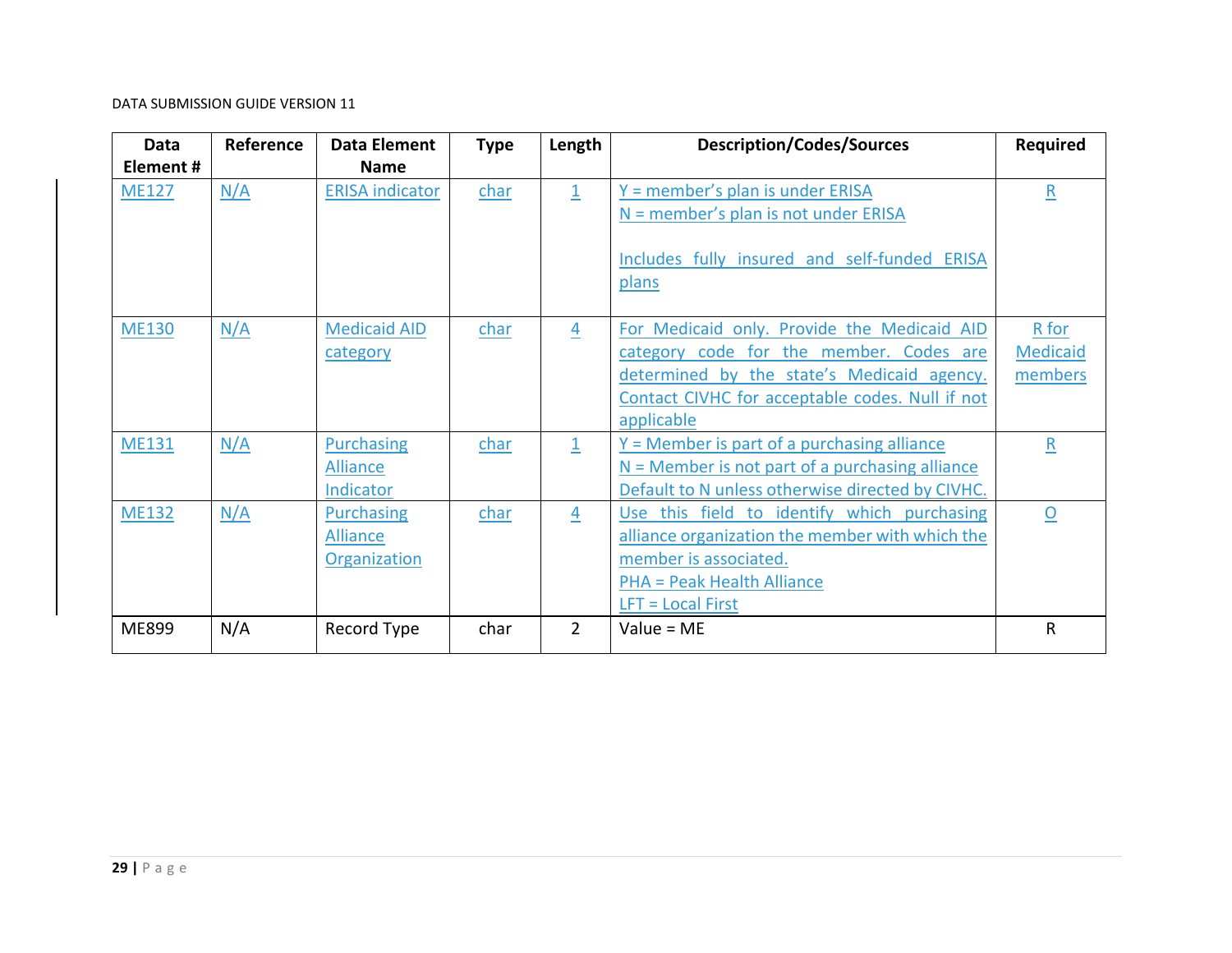| Data Element # | Reference | Data Element Name | Type | Length | Description/Codes/Sources | Required |
|---|---|---|---|---|---|---|
| ME127 | N/A | ERISA indicator | char | 1 | Y = member's plan is under ERISA<br>N = member's plan is not under ERISA<br><br>Includes fully insured and self-funded ERISA plans | R |
| ME130 | N/A | Medicaid AID category | char | 4 | For Medicaid only. Provide the Medicaid AID category code for the member. Codes are determined by the state's Medicaid agency. Contact CIVHC for acceptable codes. Null if not applicable | R for Medicaid members |
| ME131 | N/A | Purchasing Alliance Indicator | char | 1 | Y = Member is part of a purchasing alliance<br>N = Member is not part of a purchasing alliance<br>Default to N unless otherwise directed by CIVHC. | R |
| ME132 | N/A | Purchasing Alliance Organization | char | 4 | Use this field to identify which purchasing alliance organization the member with which the member is associated.<br>PHA = Peak Health Alliance<br>LFT = Local First | O |
| ME899 | N/A | Record Type | char | 2 | Value = ME | R |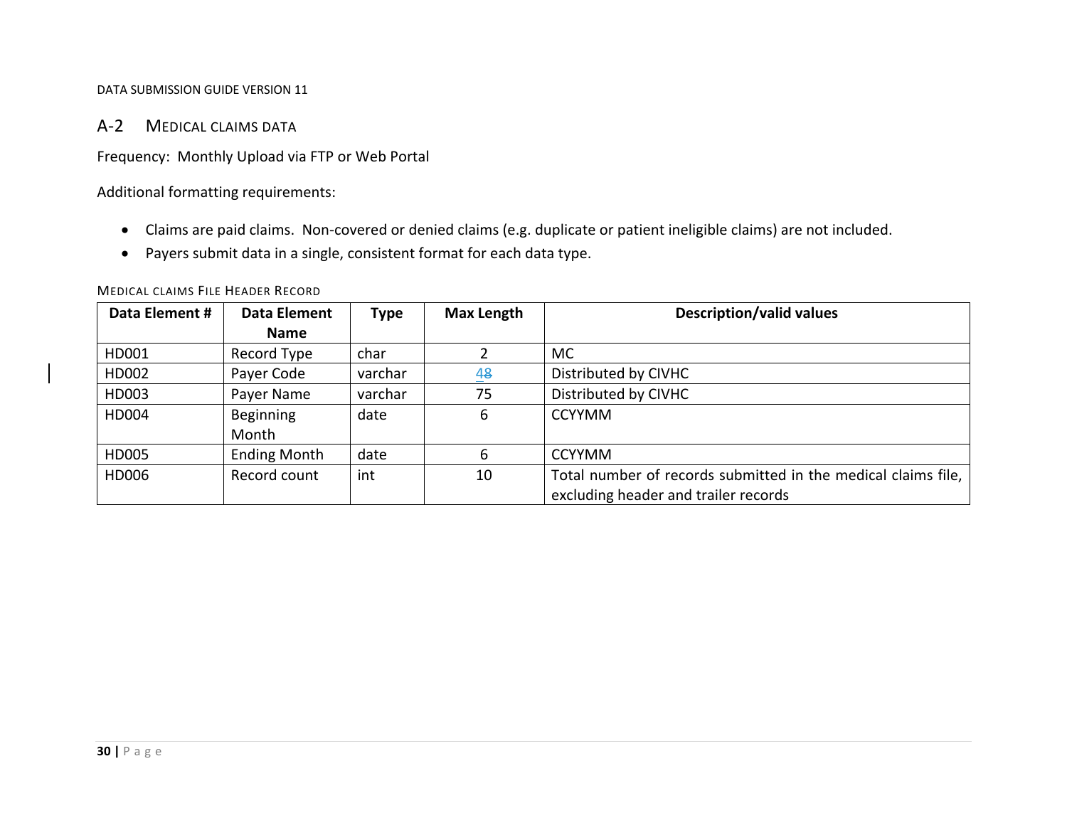## A-2 Medical Claims Data

Frequency: Monthly Upload via FTP or Web Portal

Additional formatting requirements:

- Claims are paid claims. Non-covered or denied claims (e.g. duplicate or patient ineligible claims) are not included.
- Payers submit data in a single, consistent format for each data type.

### Medical Claims File Header Record

| Data Element # | Data Element Name | Type | Max Length | Description/valid values |
|---|---|---|---|---|
| HD001 | Record Type | char | 2 | MC |
| HD002 | Payer Code | varchar | 4~~8~~ | Distributed by CIVHC |
| HD003 | Payer Name | varchar | 75 | Distributed by CIVHC |
| HD004 | Beginning Month | date | 6 | CCYYMM |
| HD005 | Ending Month | date | 6 | CCYYMM |
| HD006 | Record count | int | 10 | Total number of records submitted in the medical claims file, excluding header and trailer records |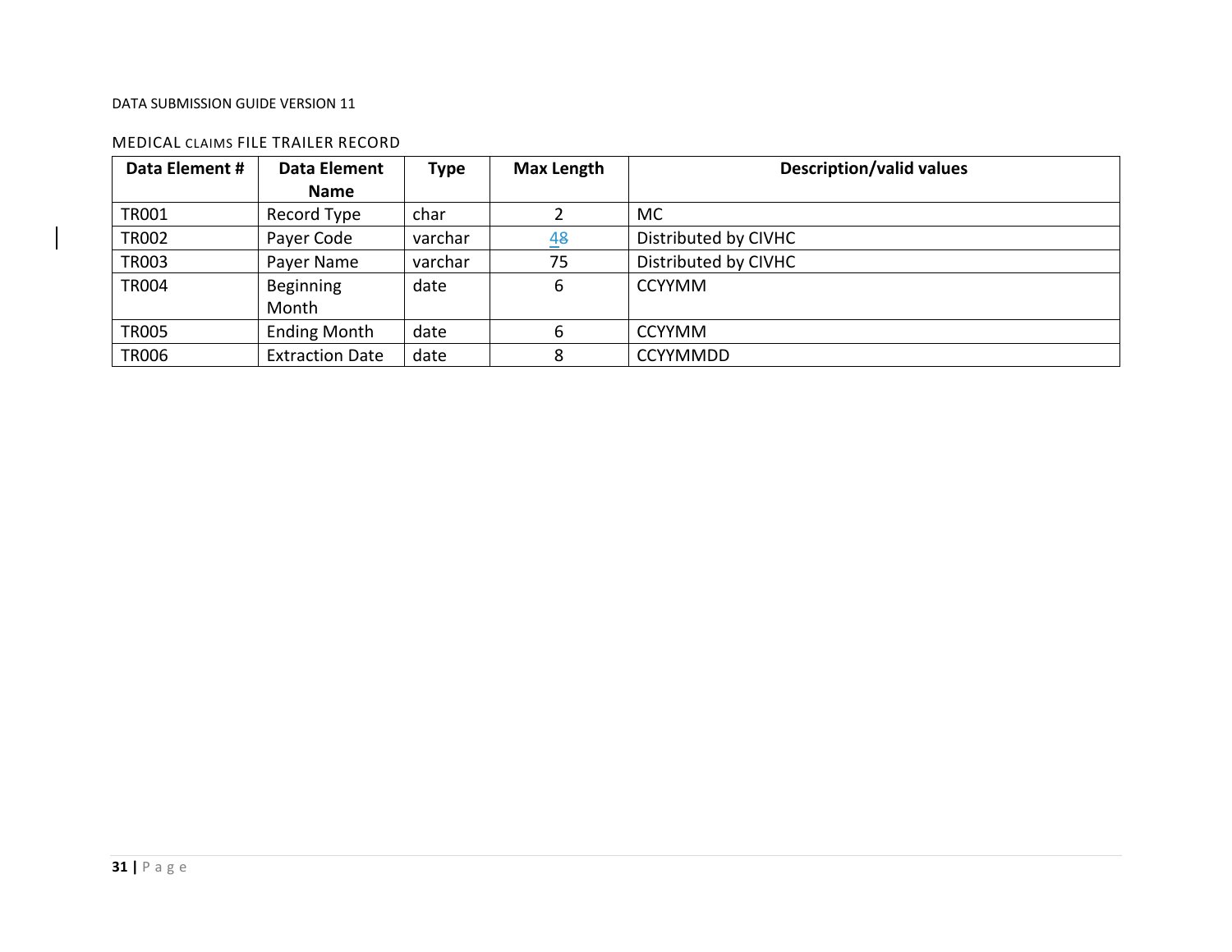## MEDICAL CLAIMS FILE TRAILER RECORD

| Data Element # | Data Element Name | Type | Max Length | Description/valid values |
|---|---|---|---|---|
| TR001 | Record Type | char | 2 | MC |
| TR002 | Payer Code | varchar | 4~~8~~ | Distributed by CIVHC |
| TR003 | Payer Name | varchar | 75 | Distributed by CIVHC |
| TR004 | Beginning Month | date | 6 | CCYYMM |
| TR005 | Ending Month | date | 6 | CCYYMM |
| TR006 | Extraction Date | date | 8 | CCYYMMDD |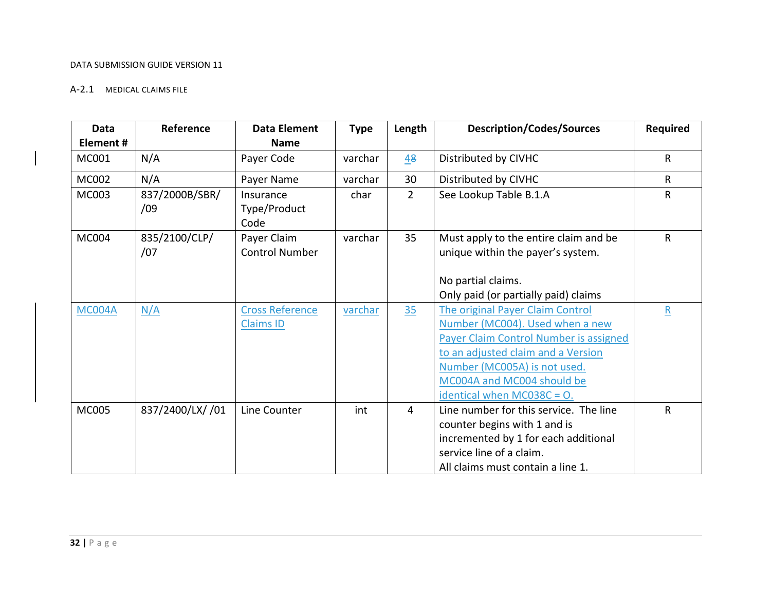DATA SUBMISSION GUIDE VERSION 11

## A-2.1 MEDICAL CLAIMS FILE

| Data Element # | Reference | Data Element Name | Type | Length | Description/Codes/Sources | Required |
|---|---|---|---|---|---|---|
| MC001 | N/A | Payer Code | varchar | ~~8~~ 4 | Distributed by CIVHC | R |
| MC002 | N/A | Payer Name | varchar | 30 | Distributed by CIVHC | R |
| MC003 | 837/2000B/SBR/ /09 | Insurance Type/Product Code | char | 2 | See Lookup Table B.1.A | R |
| MC004 | 835/2100/CLP/ /07 | Payer Claim Control Number | varchar | 35 | Must apply to the entire claim and be unique within the payer's system.<br><br>No partial claims.<br>Only paid (or partially paid) claims | R |
| MC004A | N/A | Cross Reference Claims ID | varchar | 35 | The original Payer Claim Control Number (MC004). Used when a new Payer Claim Control Number is assigned to an adjusted claim and a Version Number (MC005A) is not used. MC004A and MC004 should be identical when MC038C = O. | R |
| MC005 | 837/2400/LX/ /01 | Line Counter | int | 4 | Line number for this service. The line counter begins with 1 and is incremented by 1 for each additional service line of a claim.<br>All claims must contain a line 1. | R |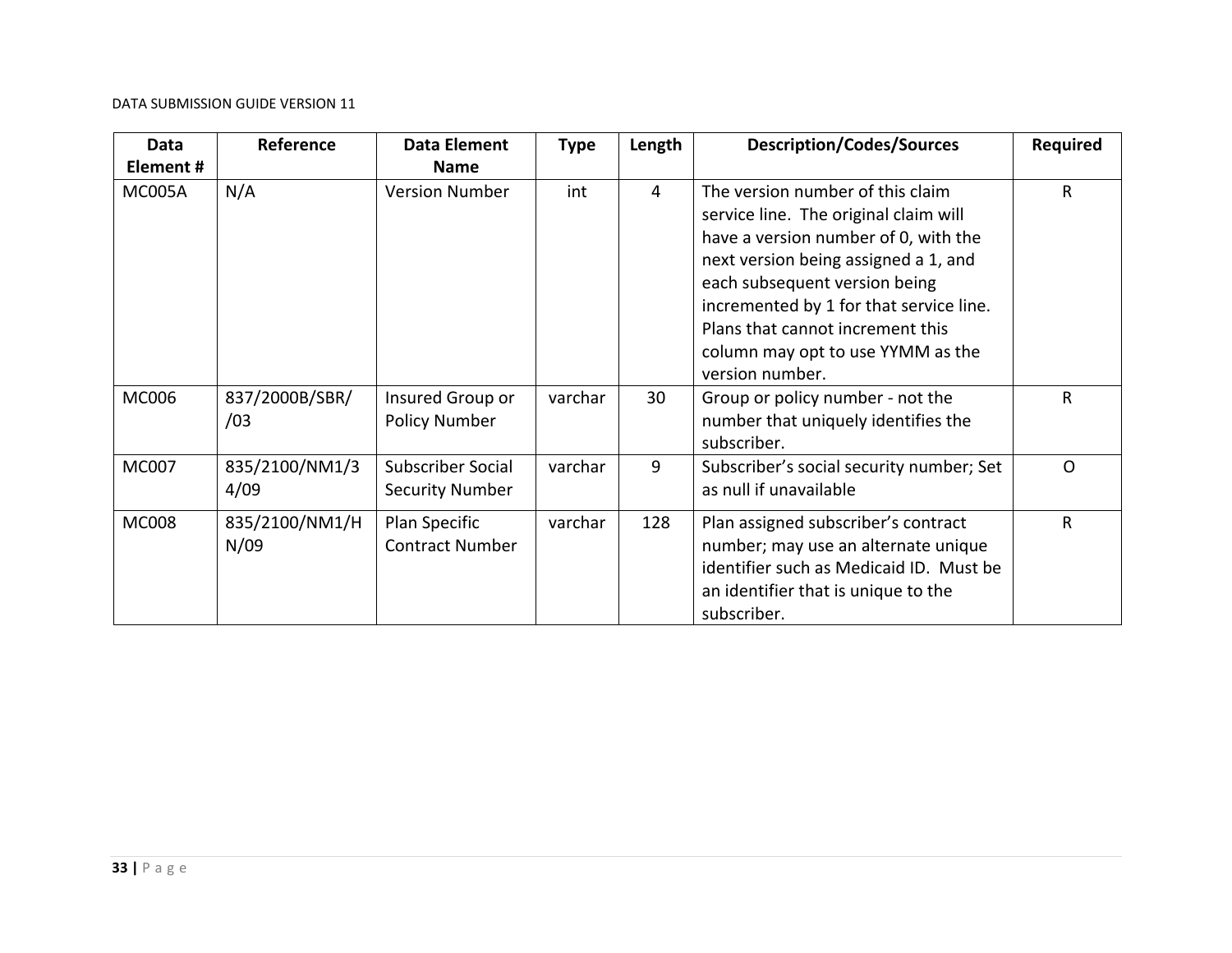| Data Element # | Reference | Data Element Name | Type | Length | Description/Codes/Sources | Required |
|---|---|---|---|---|---|---|
| MC005A | N/A | Version Number | int | 4 | The version number of this claim service line. The original claim will have a version number of 0, with the next version being assigned a 1, and each subsequent version being incremented by 1 for that service line. Plans that cannot increment this column may opt to use YYMM as the version number. | R |
| MC006 | 837/2000B/SBR//03 | Insured Group or Policy Number | varchar | 30 | Group or policy number - not the number that uniquely identifies the subscriber. | R |
| MC007 | 835/2100/NM1/34/09 | Subscriber Social Security Number | varchar | 9 | Subscriber's social security number; Set as null if unavailable | O |
| MC008 | 835/2100/NM1/HN/09 | Plan Specific Contract Number | varchar | 128 | Plan assigned subscriber's contract number; may use an alternate unique identifier such as Medicaid ID. Must be an identifier that is unique to the subscriber. | R |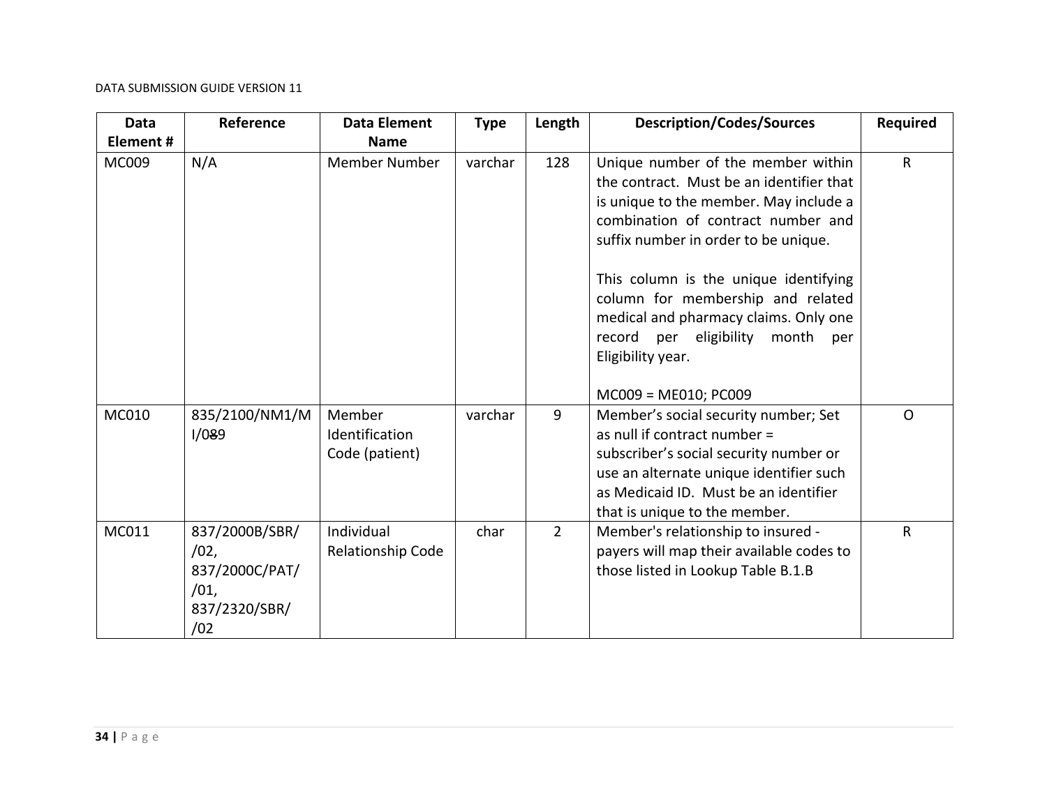| Data Element # | Reference | Data Element Name | Type | Length | Description/Codes/Sources | Required |
|---|---|---|---|---|---|---|
| MC009 | N/A | Member Number | varchar | 128 | Unique number of the member within the contract. Must be an identifier that is unique to the member. May include a combination of contract number and suffix number in order to be unique.<br><br>This column is the unique identifying column for membership and related medical and pharmacy claims. Only one record per eligibility month per Eligibility year.<br><br>MC009 = ME010; PC009 | R |
| MC010 | 835/2100/NM1/MI/0~~8~~9 | Member Identification Code (patient) | varchar | 9 | Member's social security number; Set as null if contract number = subscriber's social security number or use an alternate unique identifier such as Medicaid ID. Must be an identifier that is unique to the member. | O |
| MC011 | 837/2000B/SBR//02, 837/2000C/PAT//01, 837/2320/SBR//02 | Individual Relationship Code | char | 2 | Member's relationship to insured - payers will map their available codes to those listed in Lookup Table B.1.B | R |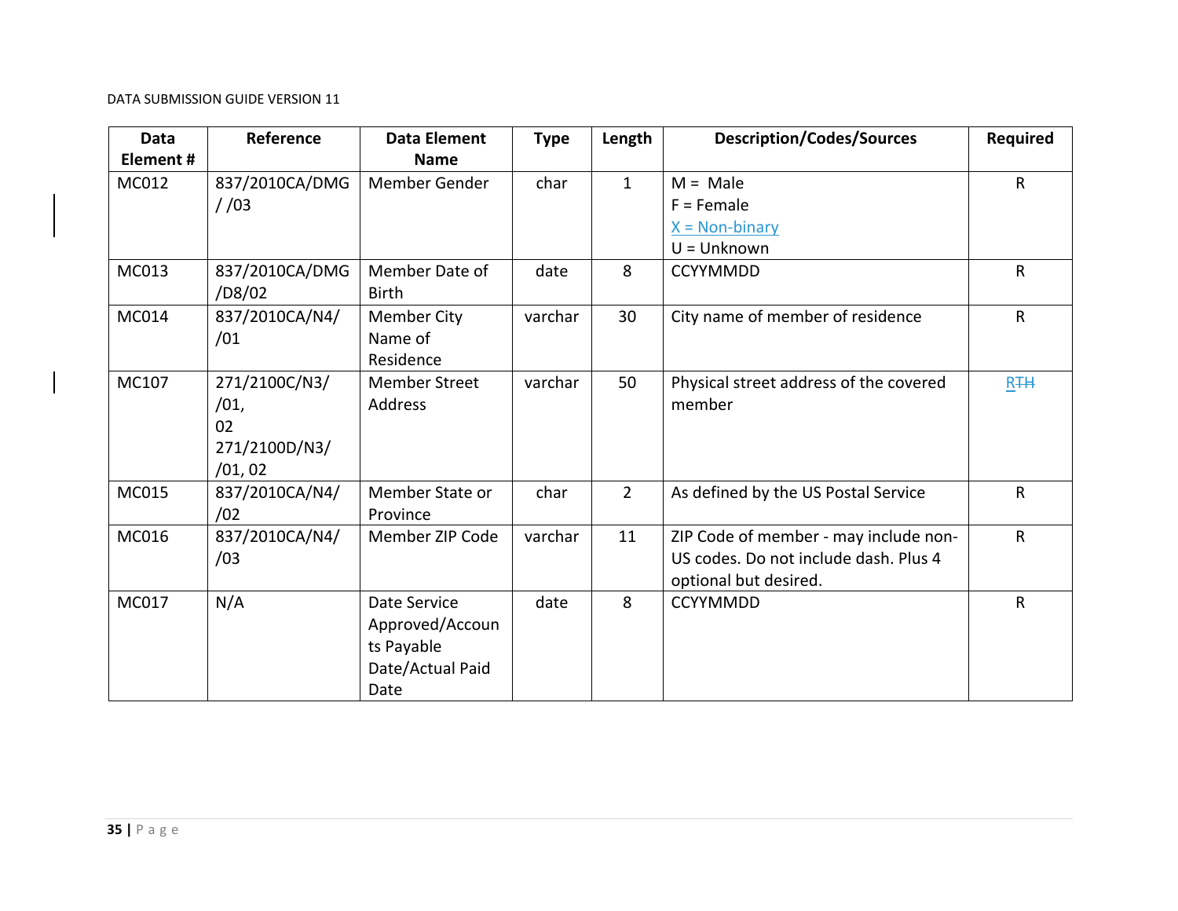| Data Element # | Reference | Data Element Name | Type | Length | Description/Codes/Sources | Required |
|---|---|---|---|---|---|---|
| MC012 | 837/2010CA/DMG/ /03 | Member Gender | char | 1 | M = Male<br>F = Female<br>X = Non-binary<br>U = Unknown | R |
| MC013 | 837/2010CA/DMG/D8/02 | Member Date of Birth | date | 8 | CCYYMMDD | R |
| MC014 | 837/2010CA/N4/ /01 | Member City Name of Residence | varchar | 30 | City name of member of residence | R |
| MC107 | 271/2100C/N3/ /01, 02<br>271/2100D/N3/ /01, 02 | Member Street Address | varchar | 50 | Physical street address of the covered member | R~~TH~~ |
| MC015 | 837/2010CA/N4/ /02 | Member State or Province | char | 2 | As defined by the US Postal Service | R |
| MC016 | 837/2010CA/N4/ /03 | Member ZIP Code | varchar | 11 | ZIP Code of member - may include non-US codes. Do not include dash. Plus 4 optional but desired. | R |
| MC017 | N/A | Date Service Approved/Accounts Payable Date/Actual Paid Date | date | 8 | CCYYMMDD | R |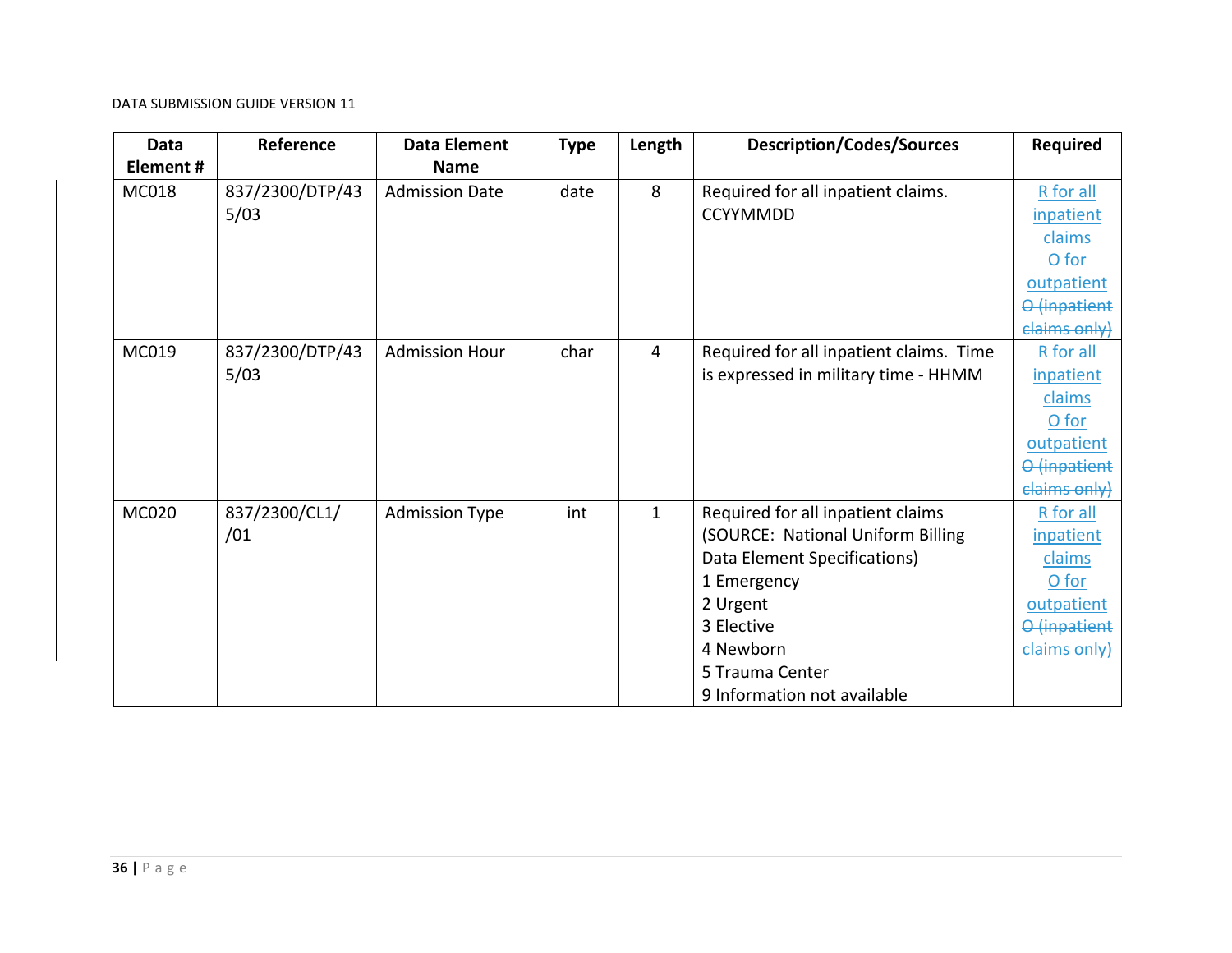| Data Element # | Reference | Data Element Name | Type | Length | Description/Codes/Sources | Required |
|---|---|---|---|---|---|---|
| MC018 | 837/2300/DTP/435/03 | Admission Date | date | 8 | Required for all inpatient claims. CCYYMMDD | R for all inpatient claims O for outpatient ~~O (inpatient claims only)~~ |
| MC019 | 837/2300/DTP/435/03 | Admission Hour | char | 4 | Required for all inpatient claims. Time is expressed in military time - HHMM | R for all inpatient claims O for outpatient ~~O (inpatient claims only)~~ |
| MC020 | 837/2300/CL1//01 | Admission Type | int | 1 | Required for all inpatient claims (SOURCE: National Uniform Billing Data Element Specifications)<br>1 Emergency<br>2 Urgent<br>3 Elective<br>4 Newborn<br>5 Trauma Center<br>9 Information not available | R for all inpatient claims O for outpatient ~~O (inpatient claims only)~~ |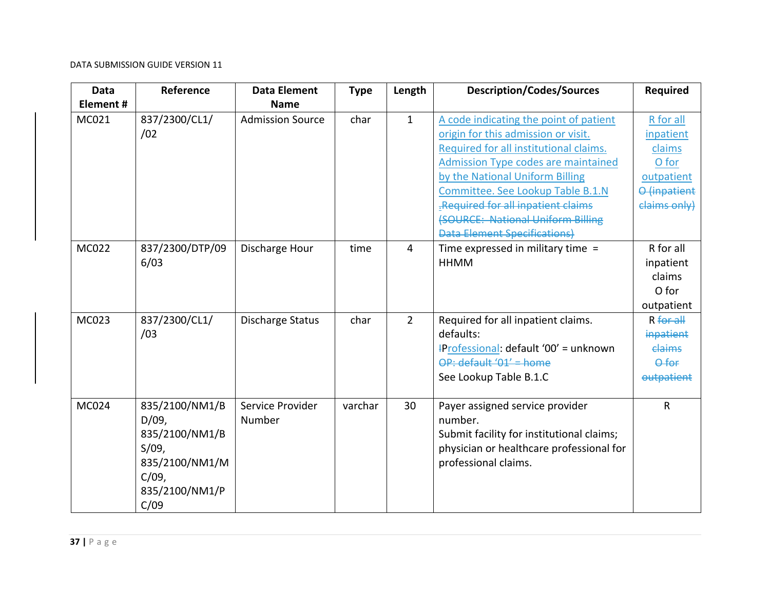| Data Element # | Reference | Data Element Name | Type | Length | Description/Codes/Sources | Required |
|---|---|---|---|---|---|---|
| MC021 | 837/2300/CL1/ /02 | Admission Source | char | 1 | A code indicating the point of patient origin for this admission or visit. Required for all institutional claims. Admission Type codes are maintained by the National Uniform Billing Committee. See Lookup Table B.1.N ~~.Required for all inpatient claims (SOURCE: National Uniform Billing Data Element Specifications)~~ | R for all inpatient claims O for outpatient ~~O (inpatient claims only)~~ |
| MC022 | 837/2300/DTP/096/03 | Discharge Hour | time | 4 | Time expressed in military time = HHMM | R for all inpatient claims O for outpatient |
| MC023 | 837/2300/CL1/ /03 | Discharge Status | char | 2 | Required for all inpatient claims. defaults: ~~I~~Professional: default '00' = unknown ~~OP: default '01' = home~~ See Lookup Table B.1.C | R ~~for all inpatient claims O for outpatient~~ |
| MC024 | 835/2100/NM1/BD/09, 835/2100/NM1/BS/09, 835/2100/NM1/MC/09, 835/2100/NM1/PC/09 | Service Provider Number | varchar | 30 | Payer assigned service provider number. Submit facility for institutional claims; physician or healthcare professional for professional claims. | R |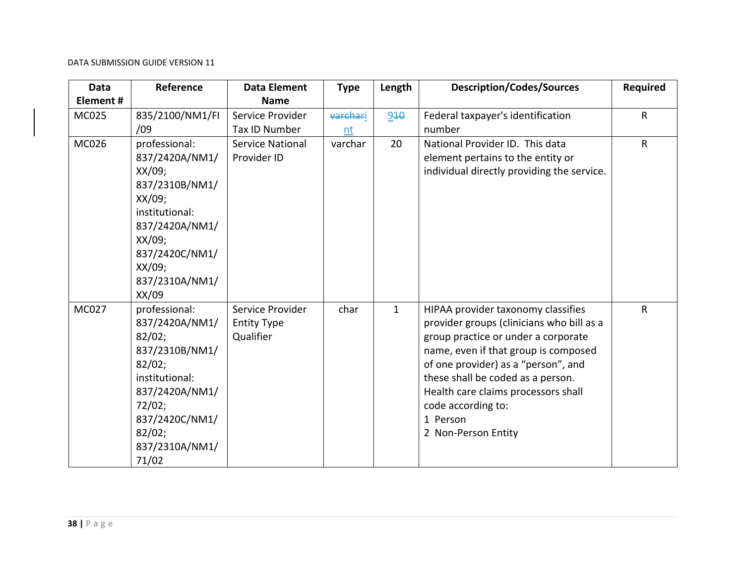DATA SUBMISSION GUIDE VERSION 11

| Data Element # | Reference | Data Element Name | Type | Length | Description/Codes/Sources | Required |
|---|---|---|---|---|---|---|
| MC025 | 835/2100/NM1/FI/09 | Service Provider Tax ID Number | ~~varchar~~ int | 9~~10~~ | Federal taxpayer's identification number | R |
| MC026 | professional: 837/2420A/NM1/XX/09; 837/2310B/NM1/XX/09; institutional: 837/2420A/NM1/XX/09; 837/2420C/NM1/XX/09; 837/2310A/NM1/XX/09 | Service National Provider ID | varchar | 20 | National Provider ID. This data element pertains to the entity or individual directly providing the service. | R |
| MC027 | professional: 837/2420A/NM1/82/02; 837/2310B/NM1/82/02; institutional: 837/2420A/NM1/72/02; 837/2420C/NM1/82/02; 837/2310A/NM1/71/02 | Service Provider Entity Type Qualifier | char | 1 | HIPAA provider taxonomy classifies provider groups (clinicians who bill as a group practice or under a corporate name, even if that group is composed of one provider) as a "person", and these shall be coded as a person. Health care claims processors shall code according to:<br>1 Person<br>2 Non-Person Entity | R |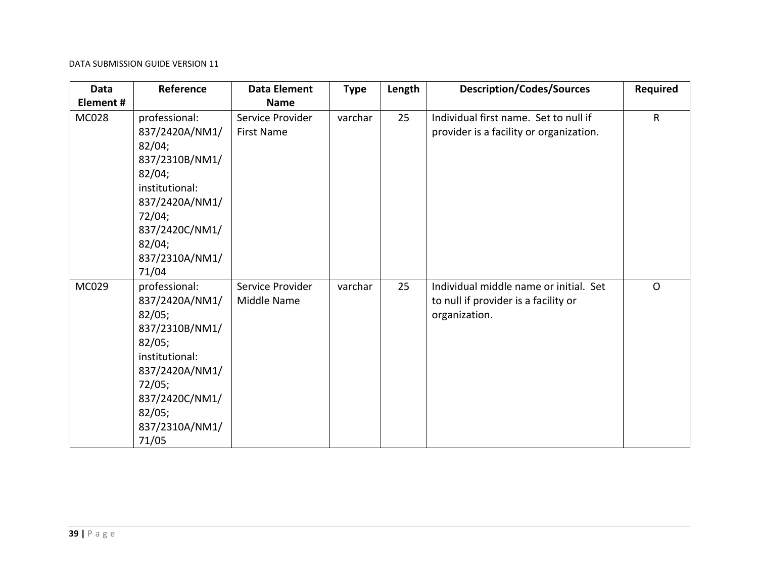| Data Element # | Reference | Data Element Name | Type | Length | Description/Codes/Sources | Required |
|---|---|---|---|---|---|---|
| MC028 | professional: 837/2420A/NM1/82/04; 837/2310B/NM1/82/04; institutional: 837/2420A/NM1/72/04; 837/2420C/NM1/82/04; 837/2310A/NM1/71/04 | Service Provider First Name | varchar | 25 | Individual first name. Set to null if provider is a facility or organization. | R |
| MC029 | professional: 837/2420A/NM1/82/05; 837/2310B/NM1/82/05; institutional: 837/2420A/NM1/72/05; 837/2420C/NM1/82/05; 837/2310A/NM1/71/05 | Service Provider Middle Name | varchar | 25 | Individual middle name or initial. Set to null if provider is a facility or organization. | O |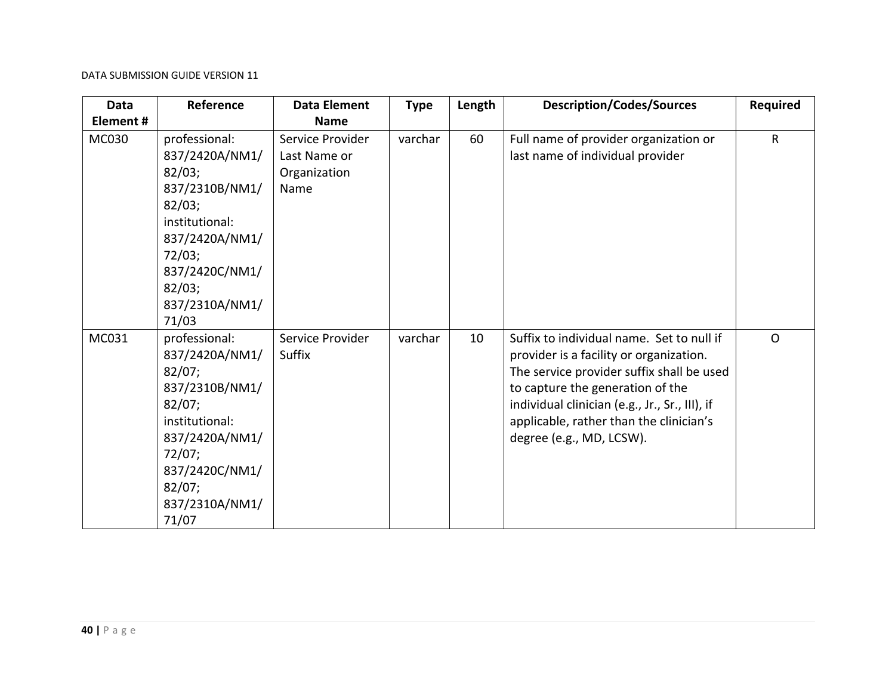| Data Element # | Reference | Data Element Name | Type | Length | Description/Codes/Sources | Required |
|---|---|---|---|---|---|---|
| MC030 | professional: 837/2420A/NM1/82/03; 837/2310B/NM1/82/03; institutional: 837/2420A/NM1/72/03; 837/2420C/NM1/82/03; 837/2310A/NM1/71/03 | Service Provider Last Name or Organization Name | varchar | 60 | Full name of provider organization or last name of individual provider | R |
| MC031 | professional: 837/2420A/NM1/82/07; 837/2310B/NM1/82/07; institutional: 837/2420A/NM1/72/07; 837/2420C/NM1/82/07; 837/2310A/NM1/71/07 | Service Provider Suffix | varchar | 10 | Suffix to individual name. Set to null if provider is a facility or organization. The service provider suffix shall be used to capture the generation of the individual clinician (e.g., Jr., Sr., III), if applicable, rather than the clinician's degree (e.g., MD, LCSW). | O |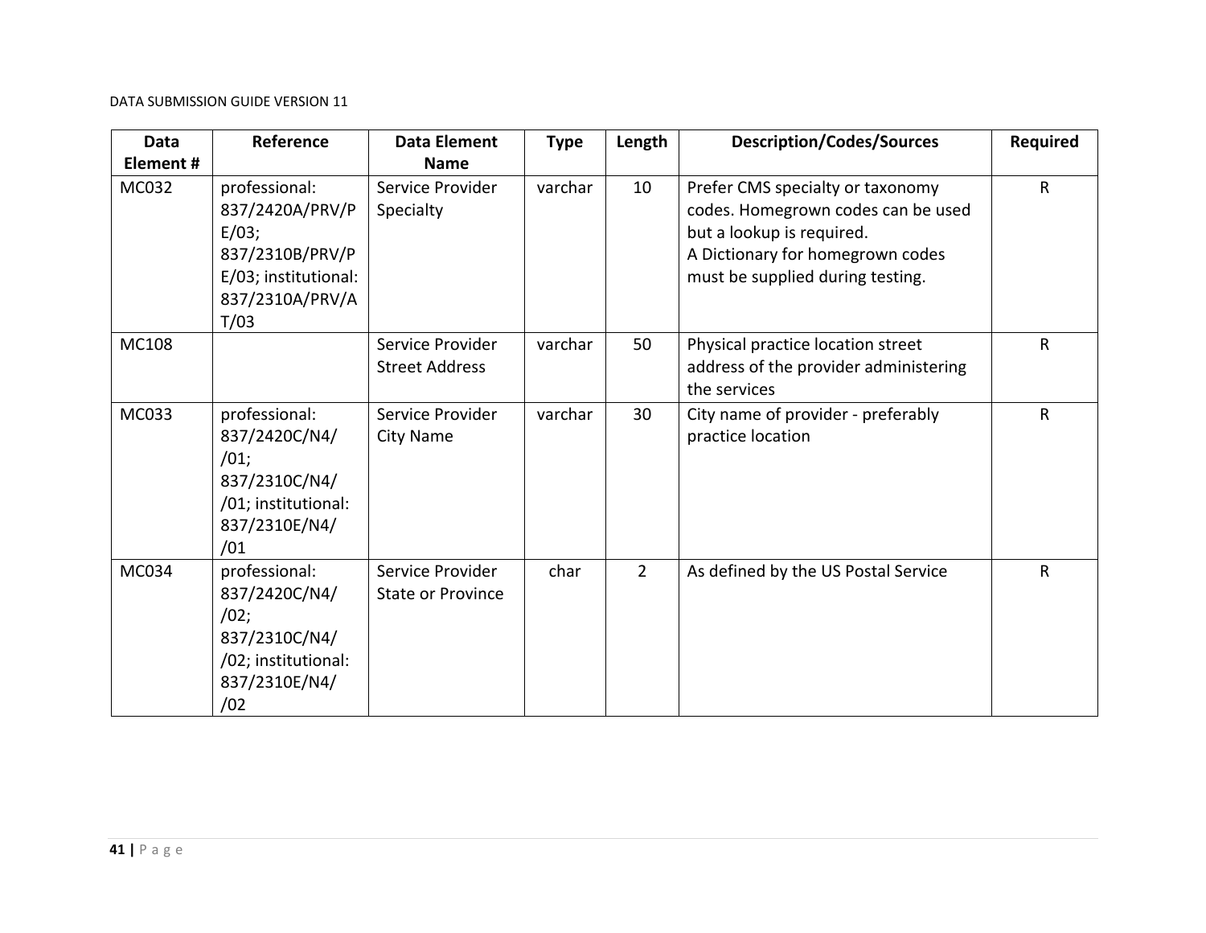| Data Element # | Reference | Data Element Name | Type | Length | Description/Codes/Sources | Required |
|---|---|---|---|---|---|---|
| MC032 | professional: 837/2420A/PRV/PE/03; 837/2310B/PRV/PE/03; institutional: 837/2310A/PRV/AT/03 | Service Provider Specialty | varchar | 10 | Prefer CMS specialty or taxonomy codes. Homegrown codes can be used but a lookup is required. A Dictionary for homegrown codes must be supplied during testing. | R |
| MC108 | | Service Provider Street Address | varchar | 50 | Physical practice location street address of the provider administering the services | R |
| MC033 | professional: 837/2420C/N4//01; 837/2310C/N4//01; institutional: 837/2310E/N4//01 | Service Provider City Name | varchar | 30 | City name of provider - preferably practice location | R |
| MC034 | professional: 837/2420C/N4//02; 837/2310C/N4//02; institutional: 837/2310E/N4//02 | Service Provider State or Province | char | 2 | As defined by the US Postal Service | R |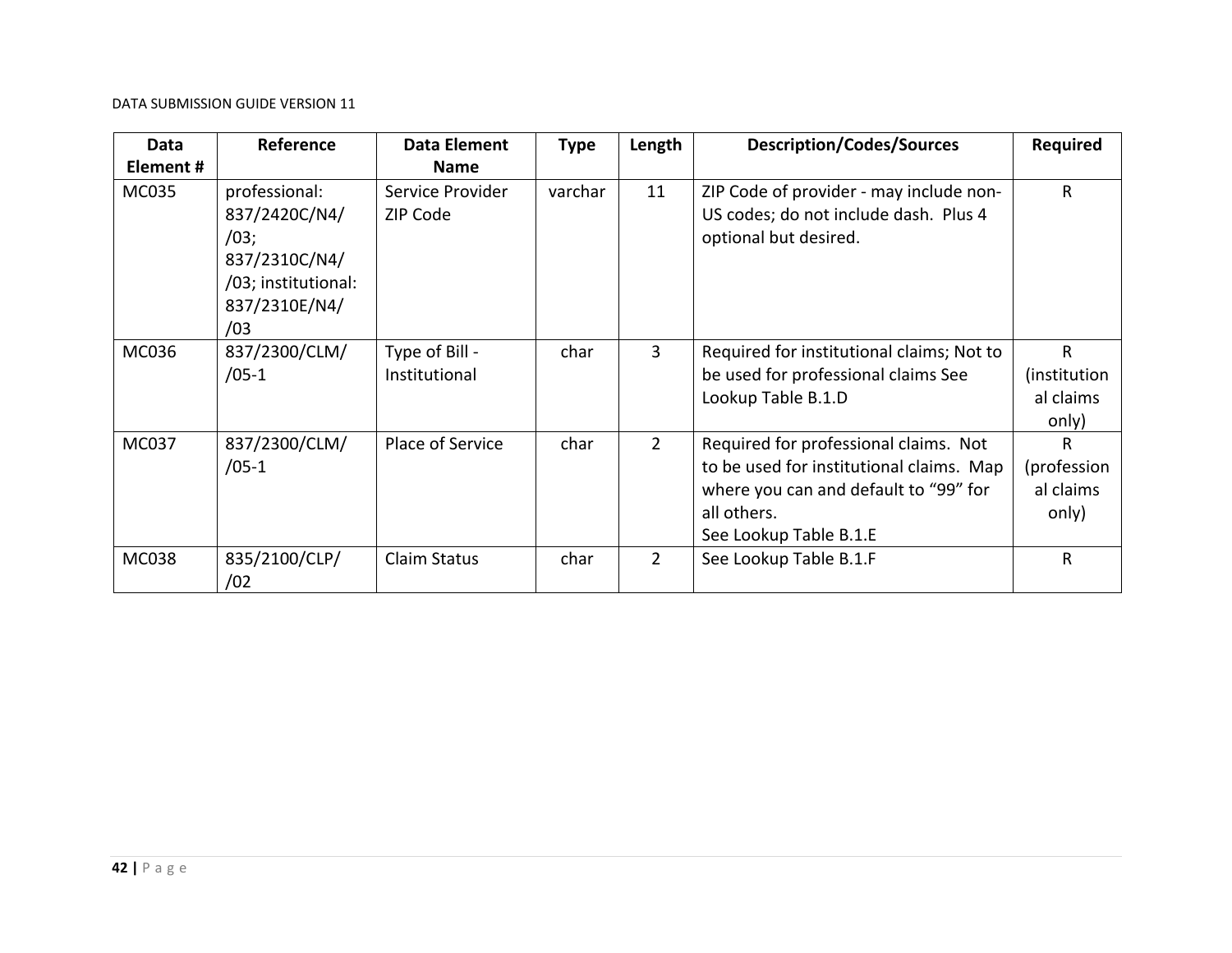| Data Element # | Reference | Data Element Name | Type | Length | Description/Codes/Sources | Required |
|---|---|---|---|---|---|---|
| MC035 | professional: 837/2420C/N4//03; 837/2310C/N4//03; institutional: 837/2310E/N4//03 | Service Provider ZIP Code | varchar | 11 | ZIP Code of provider - may include non-US codes; do not include dash. Plus 4 optional but desired. | R |
| MC036 | 837/2300/CLM//05-1 | Type of Bill - Institutional | char | 3 | Required for institutional claims; Not to be used for professional claims See Lookup Table B.1.D | R (institutional claims only) |
| MC037 | 837/2300/CLM//05-1 | Place of Service | char | 2 | Required for professional claims. Not to be used for institutional claims. Map where you can and default to “99” for all others. See Lookup Table B.1.E | R (professional claims only) |
| MC038 | 835/2100/CLP//02 | Claim Status | char | 2 | See Lookup Table B.1.F | R |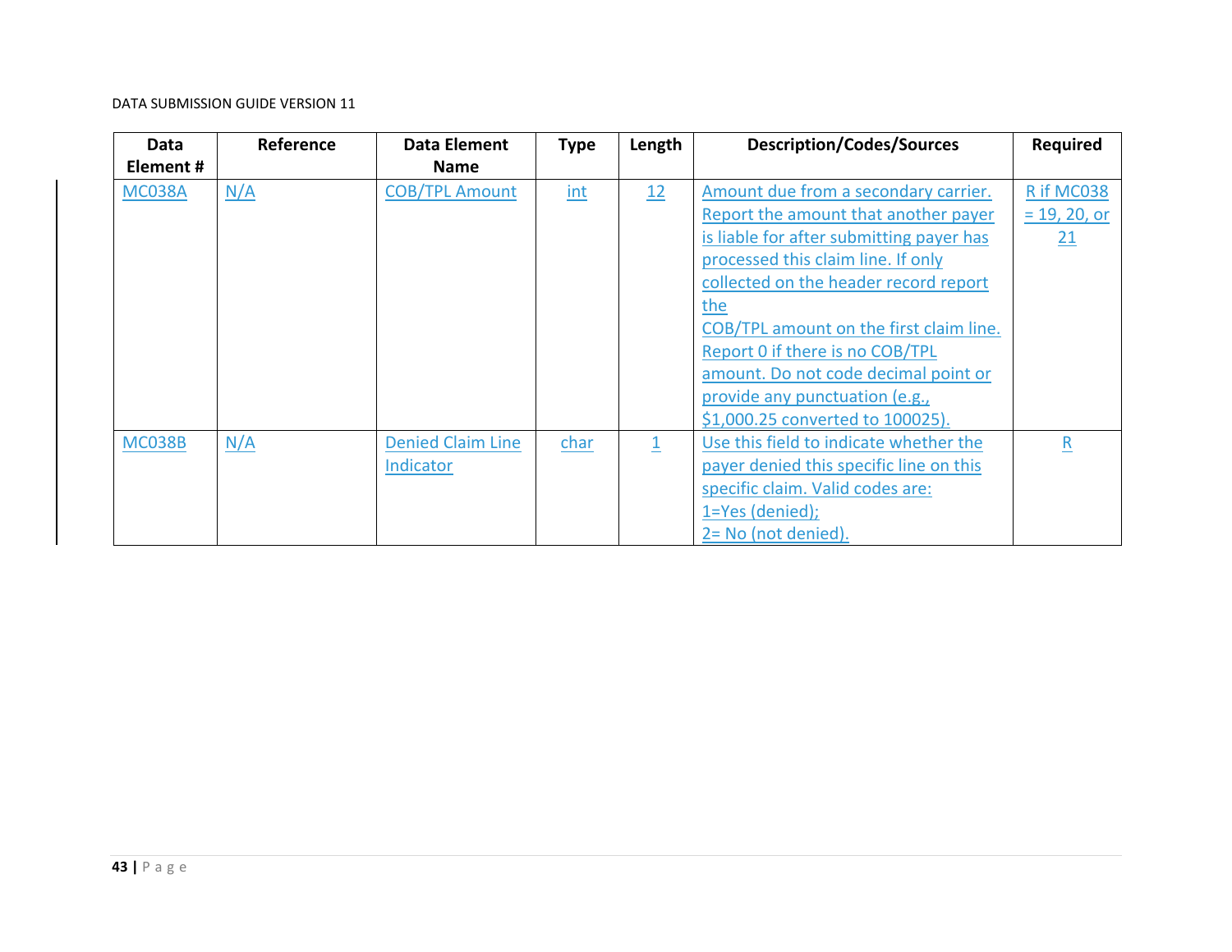| Data Element # | Reference | Data Element Name | Type | Length | Description/Codes/Sources | Required |
|---|---|---|---|---|---|---|
| MC038A | N/A | COB/TPL Amount | int | 12 | Amount due from a secondary carrier. Report the amount that another payer is liable for after submitting payer has processed this claim line. If only collected on the header record report the COB/TPL amount on the first claim line. Report 0 if there is no COB/TPL amount. Do not code decimal point or provide any punctuation (e.g., $1,000.25 converted to 100025). | R if MC038 = 19, 20, or 21 |
| MC038B | N/A | Denied Claim Line Indicator | char | 1 | Use this field to indicate whether the payer denied this specific line on this specific claim. Valid codes are: 1=Yes (denied); 2= No (not denied). | R |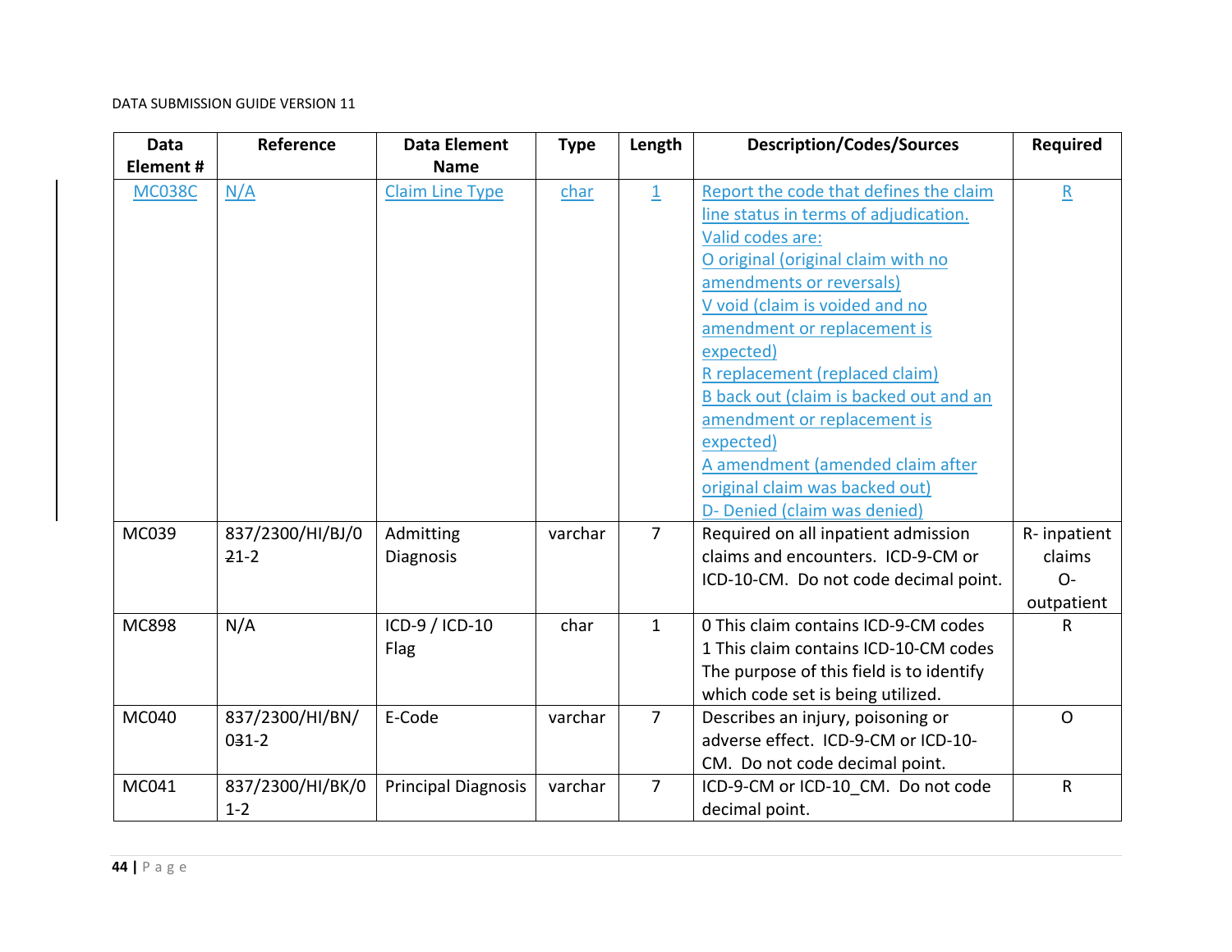| Data Element # | Reference | Data Element Name | Type | Length | Description/Codes/Sources | Required |
|---|---|---|---|---|---|---|
| MC038C | N/A | Claim Line Type | char | 1 | Report the code that defines the claim line status in terms of adjudication. Valid codes are:<br>O original (original claim with no amendments or reversals)<br>V void (claim is voided and no amendment or replacement is expected)<br>R replacement (replaced claim)<br>B back out (claim is backed out and an amendment or replacement is expected)<br>A amendment (amended claim after original claim was backed out)<br>D- Denied (claim was denied) | R |
| MC039 | 837/2300/HI/BJ/021-2 | Admitting Diagnosis | varchar | 7 | Required on all inpatient admission claims and encounters. ICD-9-CM or ICD-10-CM. Do not code decimal point. | R- inpatient claims<br>O- outpatient |
| MC898 | N/A | ICD-9 / ICD-10 Flag | char | 1 | 0 This claim contains ICD-9-CM codes<br>1 This claim contains ICD-10-CM codes<br>The purpose of this field is to identify which code set is being utilized. | R |
| MC040 | 837/2300/HI/BN/031-2 | E-Code | varchar | 7 | Describes an injury, poisoning or adverse effect. ICD-9-CM or ICD-10-CM. Do not code decimal point. | O |
| MC041 | 837/2300/HI/BK/01-2 | Principal Diagnosis | varchar | 7 | ICD-9-CM or ICD-10_CM. Do not code decimal point. | R |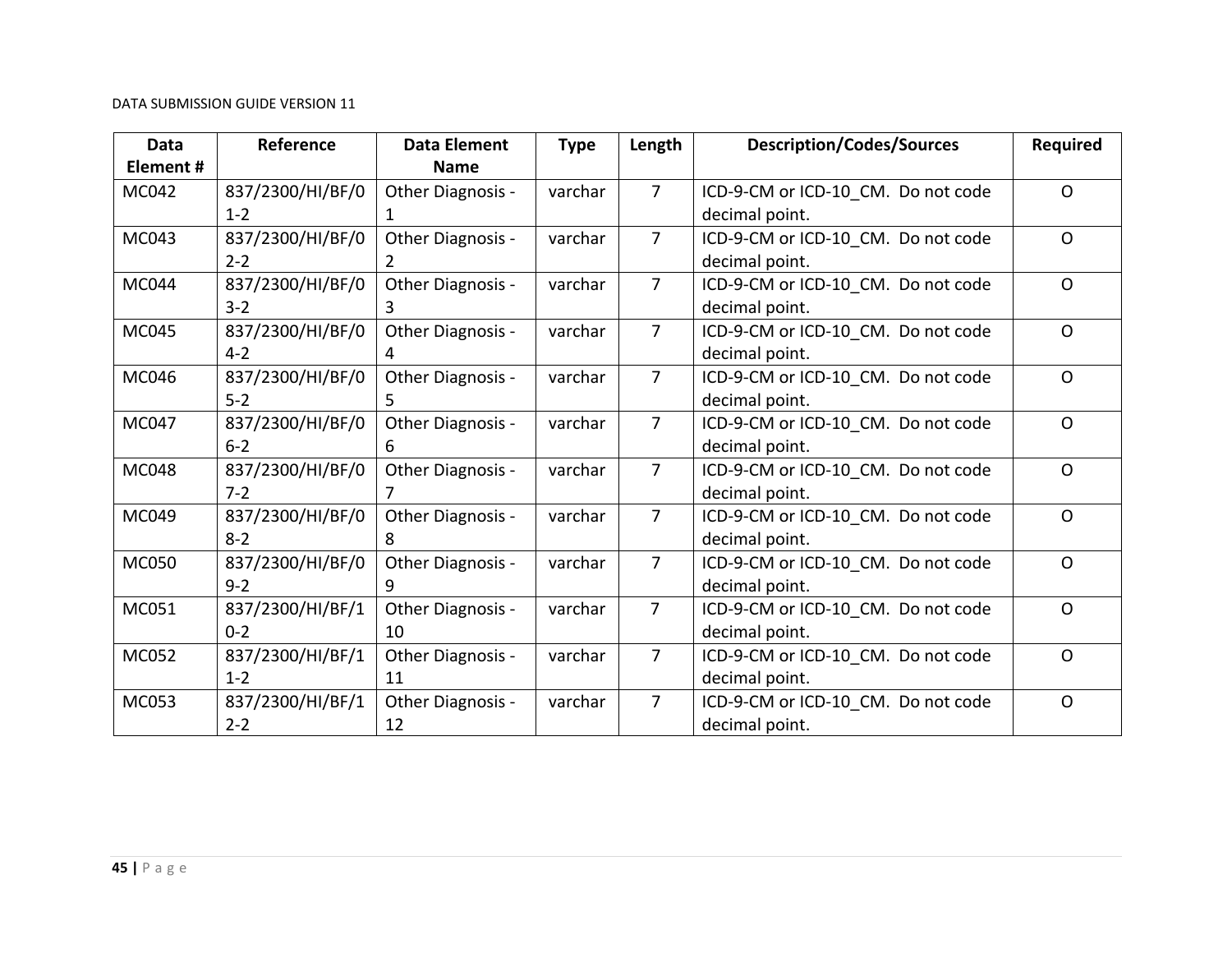| Data Element # | Reference | Data Element Name | Type | Length | Description/Codes/Sources | Required |
|---|---|---|---|---|---|---|
| MC042 | 837/2300/HI/BF/01-2 | Other Diagnosis - 1 | varchar | 7 | ICD-9-CM or ICD-10_CM. Do not code decimal point. | O |
| MC043 | 837/2300/HI/BF/02-2 | Other Diagnosis - 2 | varchar | 7 | ICD-9-CM or ICD-10_CM. Do not code decimal point. | O |
| MC044 | 837/2300/HI/BF/03-2 | Other Diagnosis - 3 | varchar | 7 | ICD-9-CM or ICD-10_CM. Do not code decimal point. | O |
| MC045 | 837/2300/HI/BF/04-2 | Other Diagnosis - 4 | varchar | 7 | ICD-9-CM or ICD-10_CM. Do not code decimal point. | O |
| MC046 | 837/2300/HI/BF/05-2 | Other Diagnosis - 5 | varchar | 7 | ICD-9-CM or ICD-10_CM. Do not code decimal point. | O |
| MC047 | 837/2300/HI/BF/06-2 | Other Diagnosis - 6 | varchar | 7 | ICD-9-CM or ICD-10_CM. Do not code decimal point. | O |
| MC048 | 837/2300/HI/BF/07-2 | Other Diagnosis - 7 | varchar | 7 | ICD-9-CM or ICD-10_CM. Do not code decimal point. | O |
| MC049 | 837/2300/HI/BF/08-2 | Other Diagnosis - 8 | varchar | 7 | ICD-9-CM or ICD-10_CM. Do not code decimal point. | O |
| MC050 | 837/2300/HI/BF/09-2 | Other Diagnosis - 9 | varchar | 7 | ICD-9-CM or ICD-10_CM. Do not code decimal point. | O |
| MC051 | 837/2300/HI/BF/10-2 | Other Diagnosis - 10 | varchar | 7 | ICD-9-CM or ICD-10_CM. Do not code decimal point. | O |
| MC052 | 837/2300/HI/BF/11-2 | Other Diagnosis - 11 | varchar | 7 | ICD-9-CM or ICD-10_CM. Do not code decimal point. | O |
| MC053 | 837/2300/HI/BF/12-2 | Other Diagnosis - 12 | varchar | 7 | ICD-9-CM or ICD-10_CM. Do not code decimal point. | O |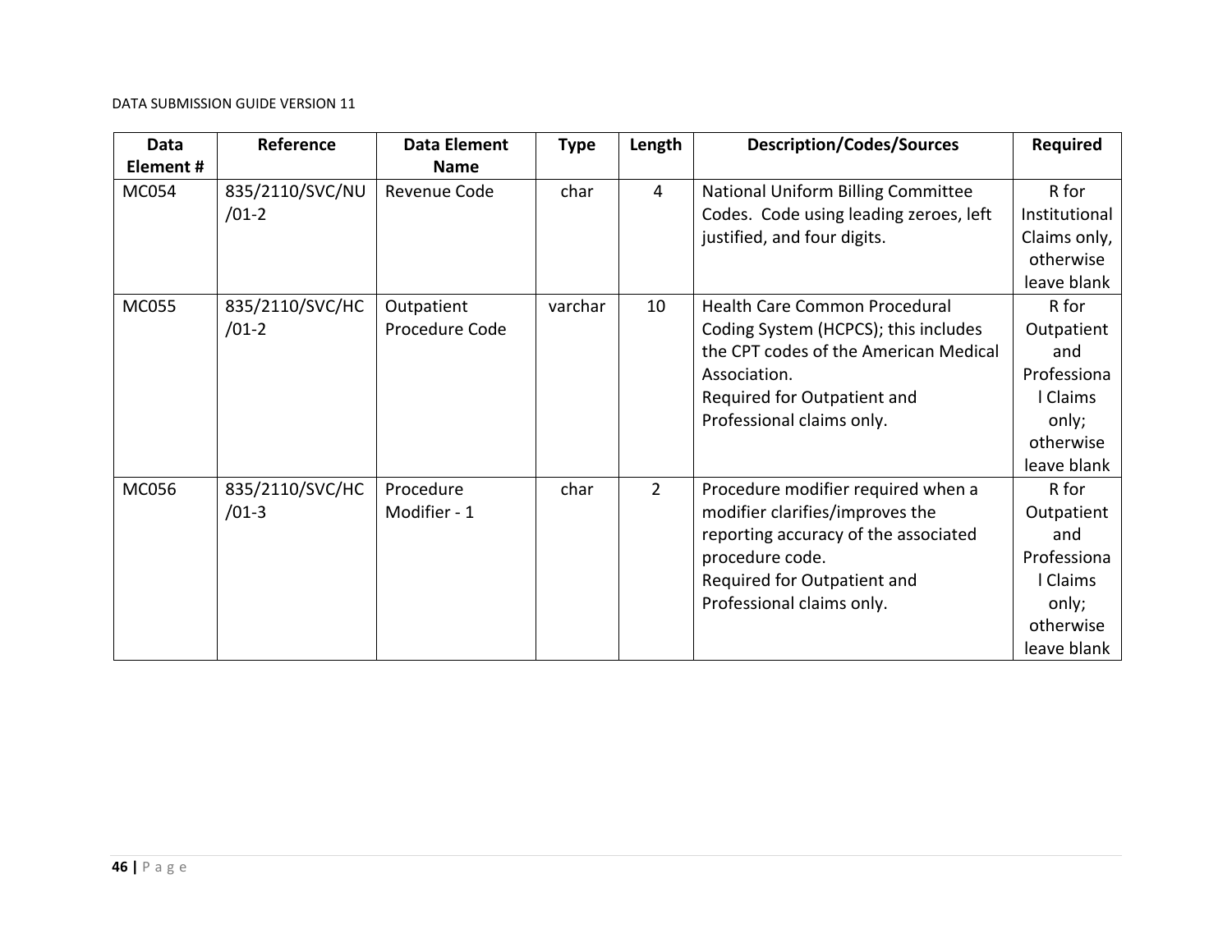| Data Element # | Reference | Data Element Name | Type | Length | Description/Codes/Sources | Required |
|---|---|---|---|---|---|---|
| MC054 | 835/2110/SVC/NU/01-2 | Revenue Code | char | 4 | National Uniform Billing Committee Codes. Code using leading zeroes, left justified, and four digits. | R for Institutional Claims only, otherwise leave blank |
| MC055 | 835/2110/SVC/HC/01-2 | Outpatient Procedure Code | varchar | 10 | Health Care Common Procedural Coding System (HCPCS); this includes the CPT codes of the American Medical Association.<br>Required for Outpatient and Professional claims only. | R for Outpatient and Professional Claims only; otherwise leave blank |
| MC056 | 835/2110/SVC/HC/01-3 | Procedure Modifier - 1 | char | 2 | Procedure modifier required when a modifier clarifies/improves the reporting accuracy of the associated procedure code.<br>Required for Outpatient and Professional claims only. | R for Outpatient and Professional Claims only; otherwise leave blank |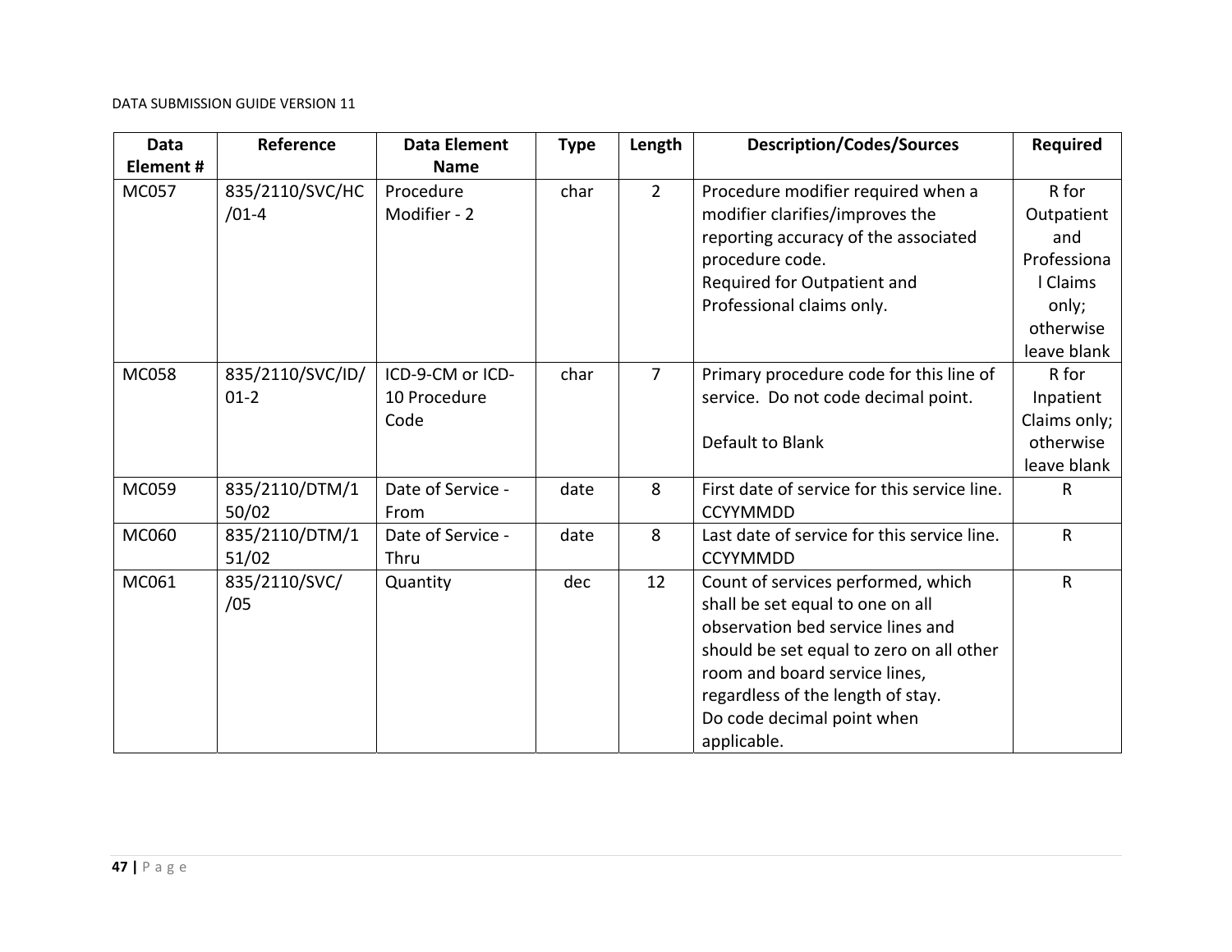| Data Element # | Reference | Data Element Name | Type | Length | Description/Codes/Sources | Required |
|---|---|---|---|---|---|---|
| MC057 | 835/2110/SVC/HC/01-4 | Procedure Modifier - 2 | char | 2 | Procedure modifier required when a modifier clarifies/improves the reporting accuracy of the associated procedure code.<br>Required for Outpatient and Professional claims only. | R for Outpatient and Professional Claims only; otherwise leave blank |
| MC058 | 835/2110/SVC/ID/01-2 | ICD-9-CM or ICD-10 Procedure Code | char | 7 | Primary procedure code for this line of service. Do not code decimal point.<br><br>Default to Blank | R for Inpatient Claims only; otherwise leave blank |
| MC059 | 835/2110/DTM/150/02 | Date of Service - From | date | 8 | First date of service for this service line. CCYYMMDD | R |
| MC060 | 835/2110/DTM/151/02 | Date of Service - Thru | date | 8 | Last date of service for this service line. CCYYMMDD | R |
| MC061 | 835/2110/SVC//05 | Quantity | dec | 12 | Count of services performed, which shall be set equal to one on all observation bed service lines and should be set equal to zero on all other room and board service lines, regardless of the length of stay.<br>Do code decimal point when applicable. | R |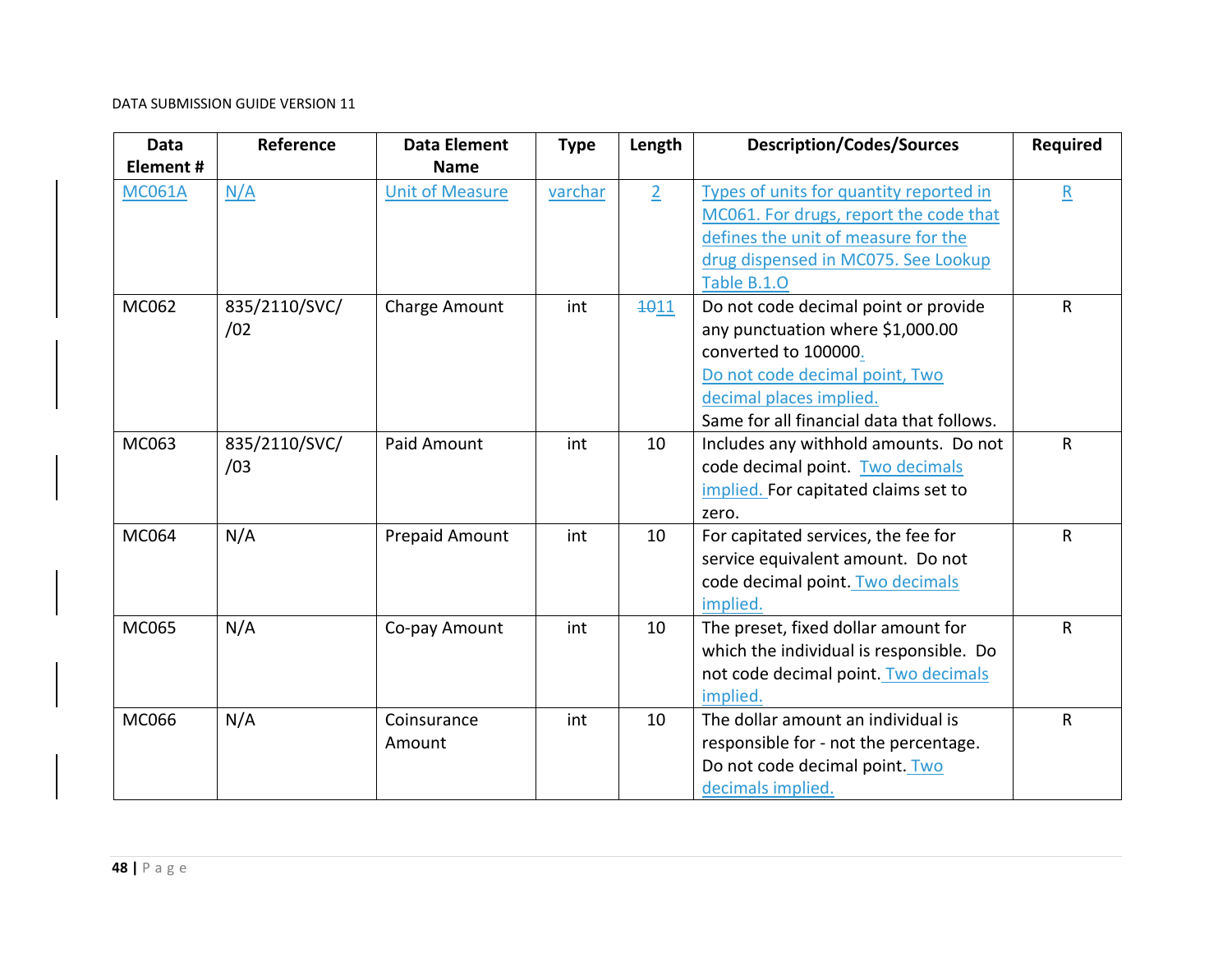| Data Element # | Reference | Data Element Name | Type | Length | Description/Codes/Sources | Required |
|---|---|---|---|---|---|---|
| MC061A | N/A | Unit of Measure | varchar | 2 | Types of units for quantity reported in MC061. For drugs, report the code that defines the unit of measure for the drug dispensed in MC075. See Lookup Table B.1.O | R |
| MC062 | 835/2110/SVC/ /02 | Charge Amount | int | ~~10~~11 | Do not code decimal point or provide any punctuation where $1,000.00 converted to 100000. Do not code decimal point, Two decimal places implied. Same for all financial data that follows. | R |
| MC063 | 835/2110/SVC/ /03 | Paid Amount | int | 10 | Includes any withhold amounts. Do not code decimal point. Two decimals implied. For capitated claims set to zero. | R |
| MC064 | N/A | Prepaid Amount | int | 10 | For capitated services, the fee for service equivalent amount. Do not code decimal point. Two decimals implied. | R |
| MC065 | N/A | Co-pay Amount | int | 10 | The preset, fixed dollar amount for which the individual is responsible. Do not code decimal point. Two decimals implied. | R |
| MC066 | N/A | Coinsurance Amount | int | 10 | The dollar amount an individual is responsible for - not the percentage. Do not code decimal point. Two decimals implied. | R |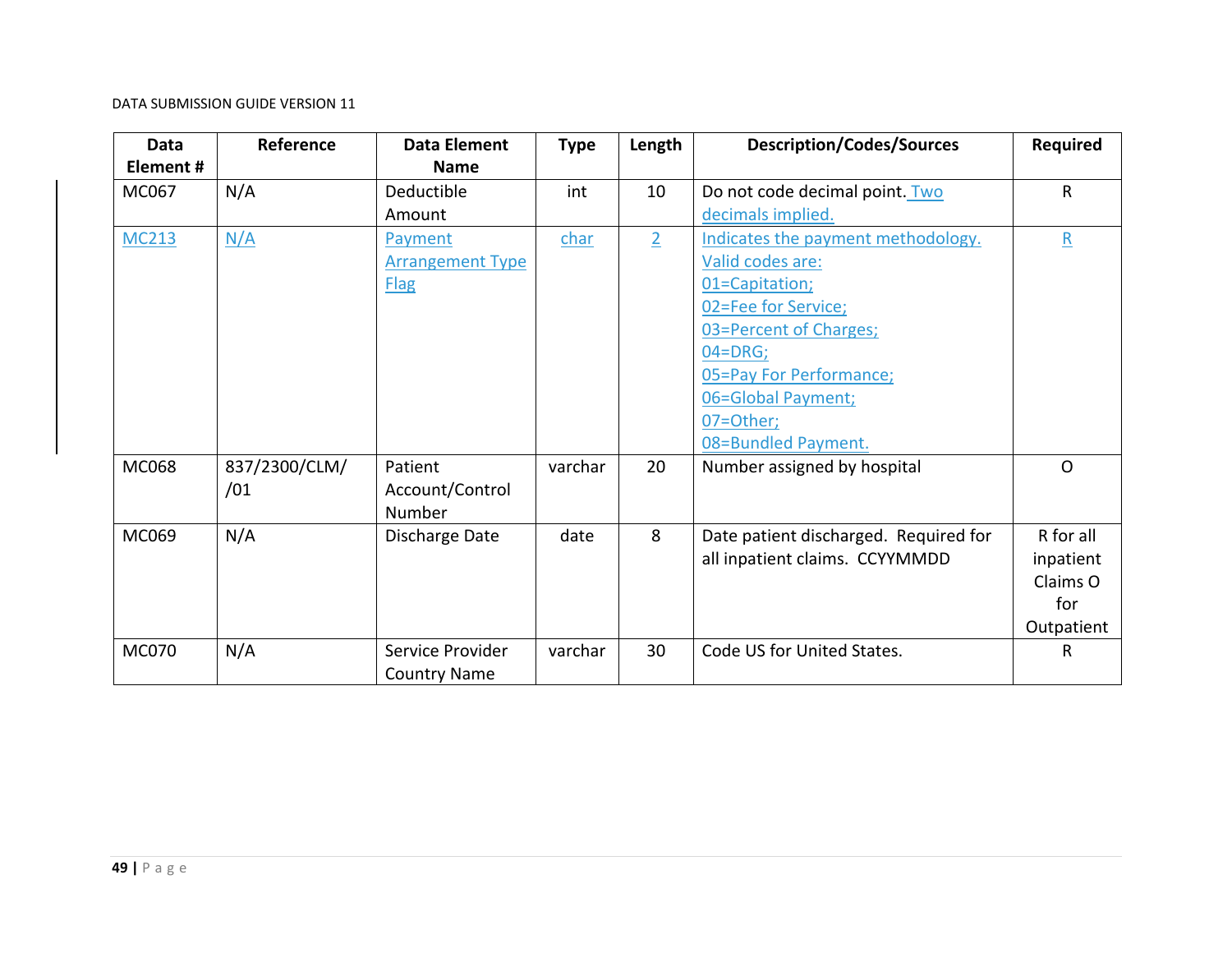| Data Element # | Reference | Data Element Name | Type | Length | Description/Codes/Sources | Required |
|---|---|---|---|---|---|---|
| MC067 | N/A | Deductible Amount | int | 10 | Do not code decimal point. Two decimals implied. | R |
| MC213 | N/A | Payment Arrangement Type Flag | char | 2 | Indicates the payment methodology. Valid codes are: 01=Capitation; 02=Fee for Service; 03=Percent of Charges; 04=DRG; 05=Pay For Performance; 06=Global Payment; 07=Other; 08=Bundled Payment. | R |
| MC068 | 837/2300/CLM//01 | Patient Account/Control Number | varchar | 20 | Number assigned by hospital | O |
| MC069 | N/A | Discharge Date | date | 8 | Date patient discharged. Required for all inpatient claims. CCYYMMDD | R for all inpatient Claims O for Outpatient |
| MC070 | N/A | Service Provider Country Name | varchar | 30 | Code US for United States. | R |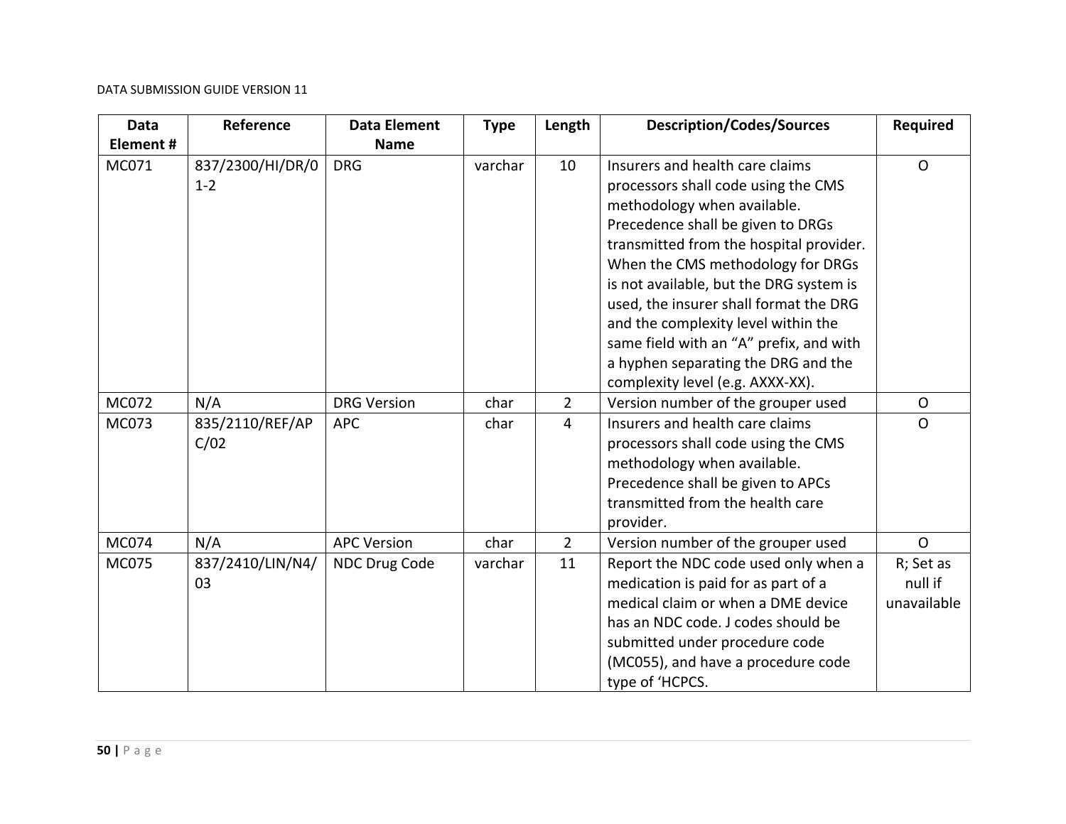| Data Element # | Reference | Data Element Name | Type | Length | Description/Codes/Sources | Required |
|---|---|---|---|---|---|---|
| MC071 | 837/2300/HI/DR/01-2 | DRG | varchar | 10 | Insurers and health care claims processors shall code using the CMS methodology when available. Precedence shall be given to DRGs transmitted from the hospital provider. When the CMS methodology for DRGs is not available, but the DRG system is used, the insurer shall format the DRG and the complexity level within the same field with an "A" prefix, and with a hyphen separating the DRG and the complexity level (e.g. AXXX-XX). | O |
| MC072 | N/A | DRG Version | char | 2 | Version number of the grouper used | O |
| MC073 | 835/2110/REF/APC/02 | APC | char | 4 | Insurers and health care claims processors shall code using the CMS methodology when available. Precedence shall be given to APCs transmitted from the health care provider. | O |
| MC074 | N/A | APC Version | char | 2 | Version number of the grouper used | O |
| MC075 | 837/2410/LIN/N4/03 | NDC Drug Code | varchar | 11 | Report the NDC code used only when a medication is paid for as part of a medical claim or when a DME device has an NDC code. J codes should be submitted under procedure code (MC055), and have a procedure code type of 'HCPCS. | R; Set as null if unavailable |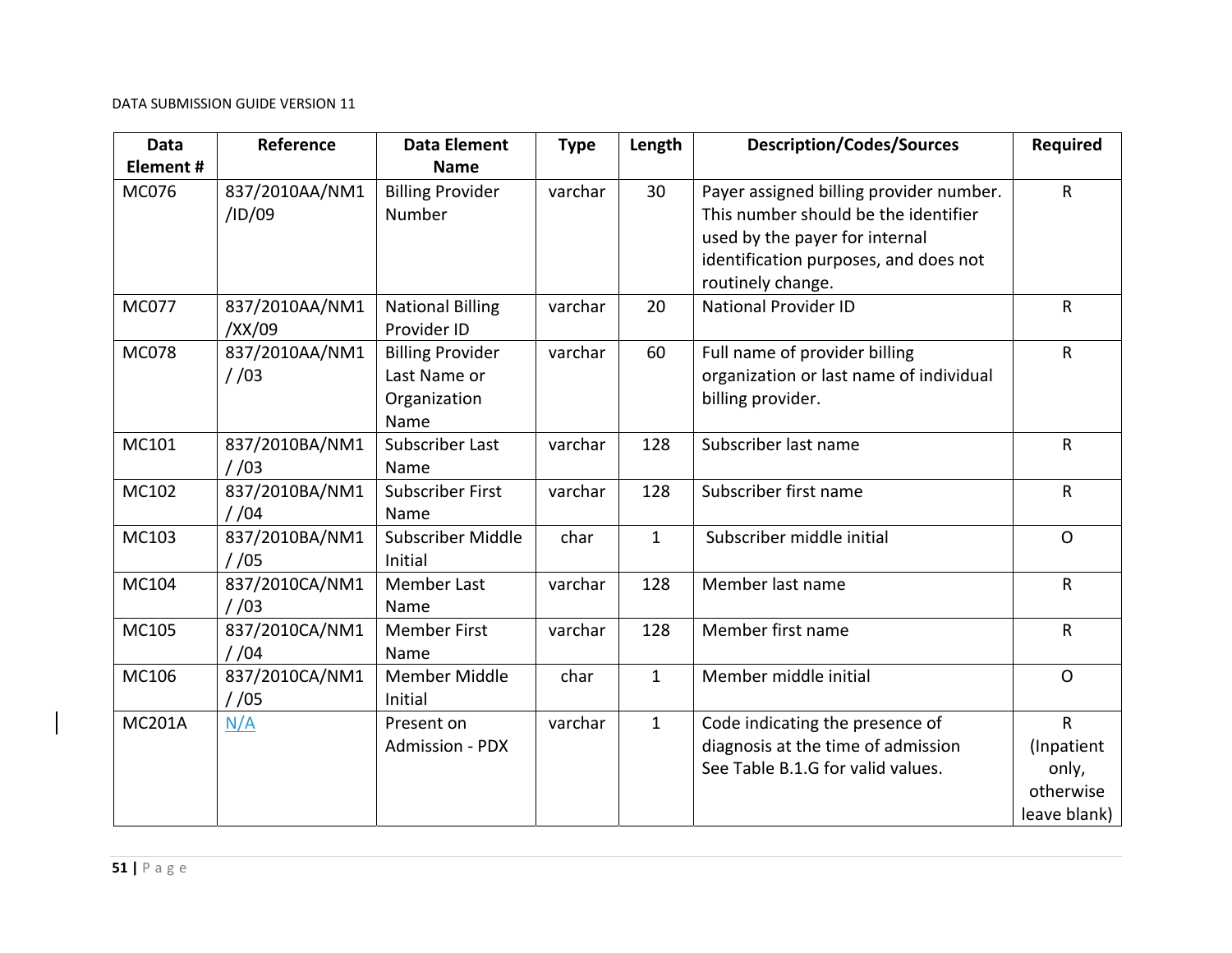| Data Element # | Reference | Data Element Name | Type | Length | Description/Codes/Sources | Required |
|---|---|---|---|---|---|---|
| MC076 | 837/2010AA/NM1 /ID/09 | Billing Provider Number | varchar | 30 | Payer assigned billing provider number. This number should be the identifier used by the payer for internal identification purposes, and does not routinely change. | R |
| MC077 | 837/2010AA/NM1 /XX/09 | National Billing Provider ID | varchar | 20 | National Provider ID | R |
| MC078 | 837/2010AA/NM1 / /03 | Billing Provider Last Name or Organization Name | varchar | 60 | Full name of provider billing organization or last name of individual billing provider. | R |
| MC101 | 837/2010BA/NM1 / /03 | Subscriber Last Name | varchar | 128 | Subscriber last name | R |
| MC102 | 837/2010BA/NM1 / /04 | Subscriber First Name | varchar | 128 | Subscriber first name | R |
| MC103 | 837/2010BA/NM1 / /05 | Subscriber Middle Initial | char | 1 | Subscriber middle initial | O |
| MC104 | 837/2010CA/NM1 / /03 | Member Last Name | varchar | 128 | Member last name | R |
| MC105 | 837/2010CA/NM1 / /04 | Member First Name | varchar | 128 | Member first name | R |
| MC106 | 837/2010CA/NM1 / /05 | Member Middle Initial | char | 1 | Member middle initial | O |
| MC201A | N/A | Present on Admission - PDX | varchar | 1 | Code indicating the presence of diagnosis at the time of admission See Table B.1.G for valid values. | R (Inpatient only, otherwise leave blank) |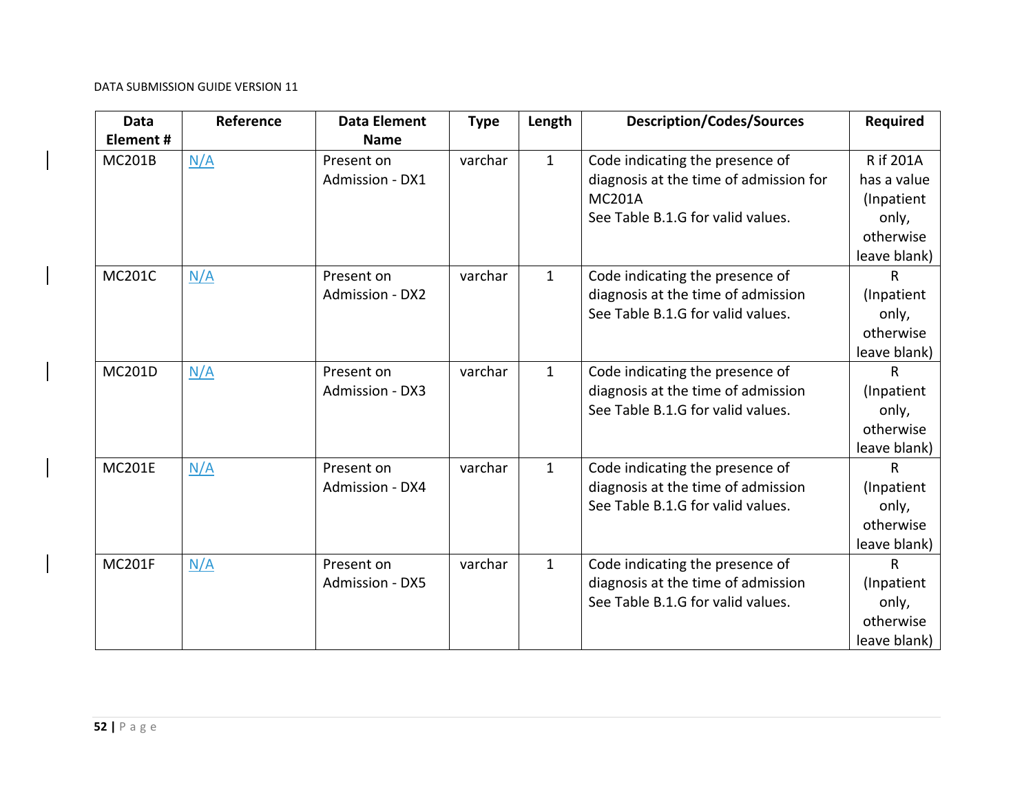| Data Element # | Reference | Data Element Name | Type | Length | Description/Codes/Sources | Required |
|---|---|---|---|---|---|---|
| MC201B | N/A | Present on Admission - DX1 | varchar | 1 | Code indicating the presence of diagnosis at the time of admission for MC201A<br>See Table B.1.G for valid values. | R if 201A has a value (Inpatient only, otherwise leave blank) |
| MC201C | N/A | Present on Admission - DX2 | varchar | 1 | Code indicating the presence of diagnosis at the time of admission<br>See Table B.1.G for valid values. | R (Inpatient only, otherwise leave blank) |
| MC201D | N/A | Present on Admission - DX3 | varchar | 1 | Code indicating the presence of diagnosis at the time of admission<br>See Table B.1.G for valid values. | R (Inpatient only, otherwise leave blank) |
| MC201E | N/A | Present on Admission - DX4 | varchar | 1 | Code indicating the presence of diagnosis at the time of admission<br>See Table B.1.G for valid values. | R (Inpatient only, otherwise leave blank) |
| MC201F | N/A | Present on Admission - DX5 | varchar | 1 | Code indicating the presence of diagnosis at the time of admission<br>See Table B.1.G for valid values. | R (Inpatient only, otherwise leave blank) |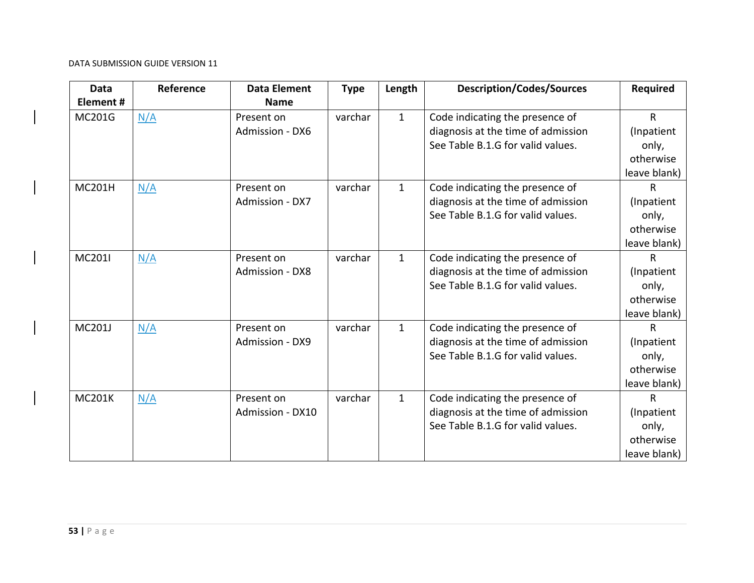| Data Element # | Reference | Data Element Name | Type | Length | Description/Codes/Sources | Required |
|---|---|---|---|---|---|---|
| MC201G | N/A | Present on Admission - DX6 | varchar | 1 | Code indicating the presence of diagnosis at the time of admission See Table B.1.G for valid values. | R (Inpatient only, otherwise leave blank) |
| MC201H | N/A | Present on Admission - DX7 | varchar | 1 | Code indicating the presence of diagnosis at the time of admission See Table B.1.G for valid values. | R (Inpatient only, otherwise leave blank) |
| MC201I | N/A | Present on Admission - DX8 | varchar | 1 | Code indicating the presence of diagnosis at the time of admission See Table B.1.G for valid values. | R (Inpatient only, otherwise leave blank) |
| MC201J | N/A | Present on Admission - DX9 | varchar | 1 | Code indicating the presence of diagnosis at the time of admission See Table B.1.G for valid values. | R (Inpatient only, otherwise leave blank) |
| MC201K | N/A | Present on Admission - DX10 | varchar | 1 | Code indicating the presence of diagnosis at the time of admission See Table B.1.G for valid values. | R (Inpatient only, otherwise leave blank) |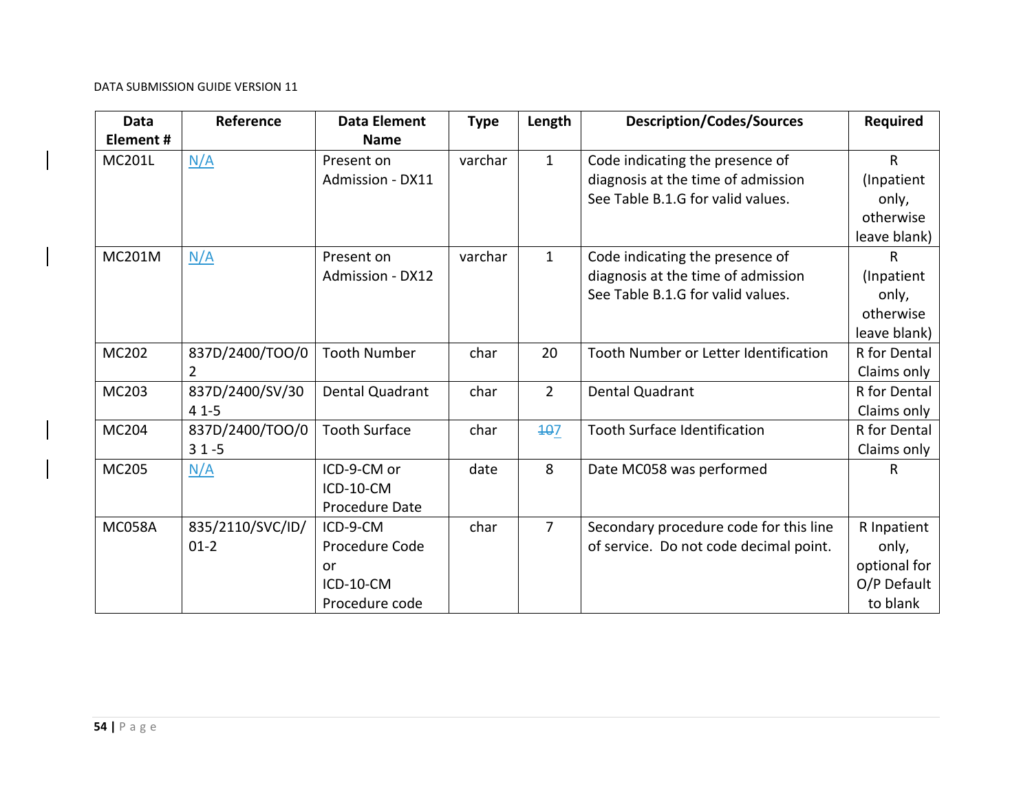| Data Element # | Reference | Data Element Name | Type | Length | Description/Codes/Sources | Required |
|---|---|---|---|---|---|---|
| MC201L | N/A | Present on Admission - DX11 | varchar | 1 | Code indicating the presence of diagnosis at the time of admission See Table B.1.G for valid values. | R (Inpatient only, otherwise leave blank) |
| MC201M | N/A | Present on Admission - DX12 | varchar | 1 | Code indicating the presence of diagnosis at the time of admission See Table B.1.G for valid values. | R (Inpatient only, otherwise leave blank) |
| MC202 | 837D/2400/TOO/02 | Tooth Number | char | 20 | Tooth Number or Letter Identification | R for Dental Claims only |
| MC203 | 837D/2400/SV/304 1-5 | Dental Quadrant | char | 2 | Dental Quadrant | R for Dental Claims only |
| MC204 | 837D/2400/TOO/03 1 -5 | Tooth Surface | char | ~~10~~7 | Tooth Surface Identification | R for Dental Claims only |
| MC205 | N/A | ICD-9-CM or ICD-10-CM Procedure Date | date | 8 | Date MC058 was performed | R |
| MC058A | 835/2110/SVC/ID/01-2 | ICD-9-CM Procedure Code or ICD-10-CM Procedure code | char | 7 | Secondary procedure code for this line of service. Do not code decimal point. | R Inpatient only, optional for O/P Default to blank |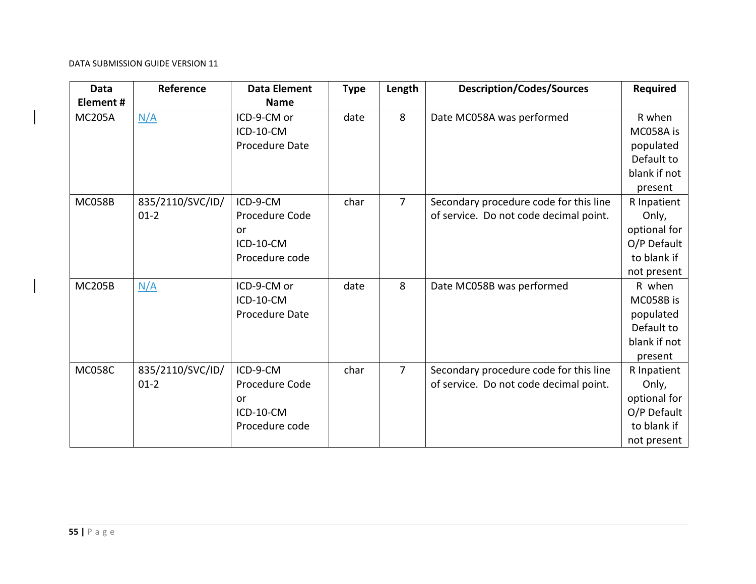| Data Element # | Reference | Data Element Name | Type | Length | Description/Codes/Sources | Required |
|---|---|---|---|---|---|---|
| MC205A | N/A | ICD-9-CM or ICD-10-CM Procedure Date | date | 8 | Date MC058A was performed | R when MC058A is populated Default to blank if not present |
| MC058B | 835/2110/SVC/ID/01-2 | ICD-9-CM Procedure Code or ICD-10-CM Procedure code | char | 7 | Secondary procedure code for this line of service. Do not code decimal point. | R Inpatient Only, optional for O/P Default to blank if not present |
| MC205B | N/A | ICD-9-CM or ICD-10-CM Procedure Date | date | 8 | Date MC058B was performed | R when MC058B is populated Default to blank if not present |
| MC058C | 835/2110/SVC/ID/01-2 | ICD-9-CM Procedure Code or ICD-10-CM Procedure code | char | 7 | Secondary procedure code for this line of service. Do not code decimal point. | R Inpatient Only, optional for O/P Default to blank if not present |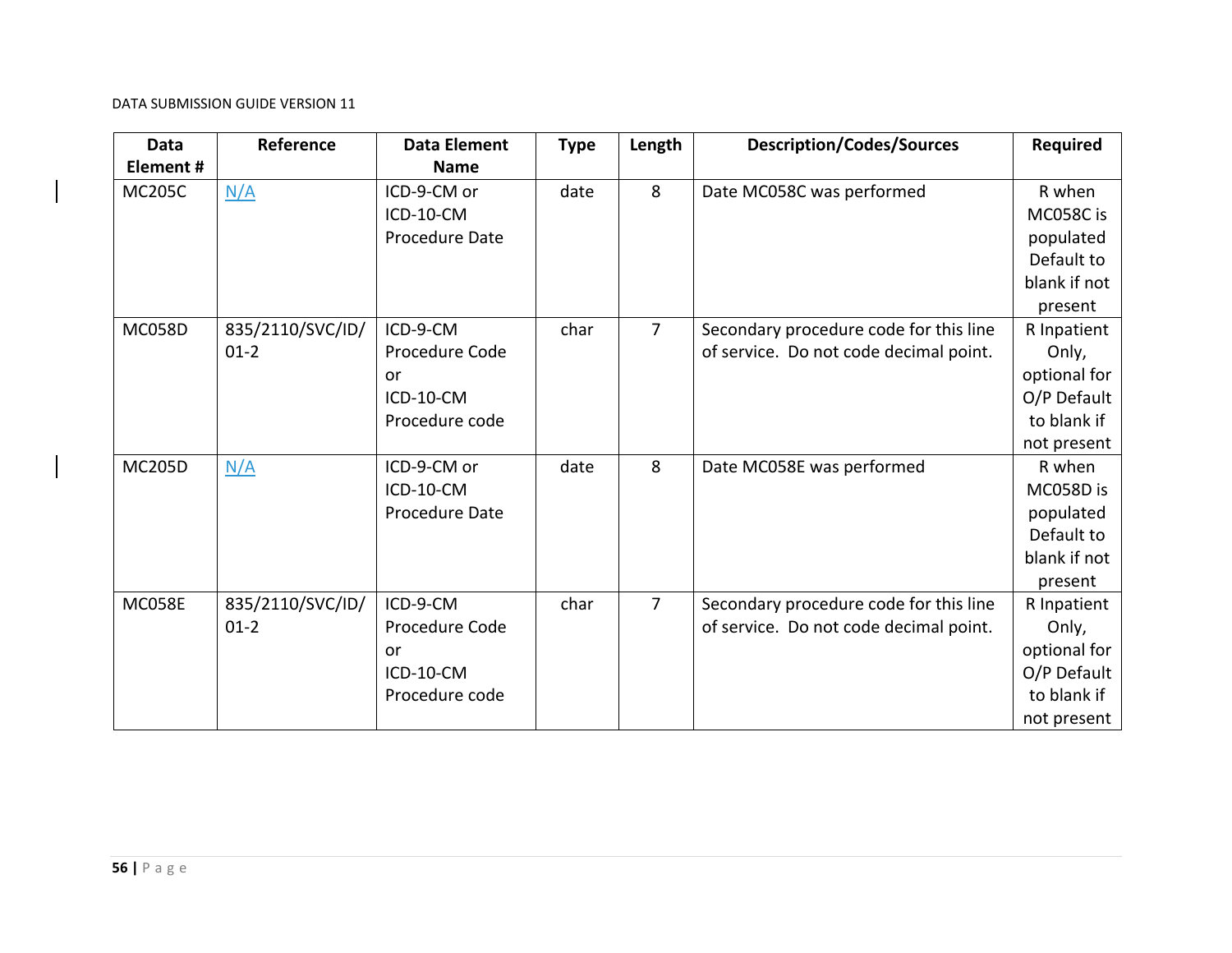| Data Element # | Reference | Data Element Name | Type | Length | Description/Codes/Sources | Required |
|---|---|---|---|---|---|---|
| MC205C | N/A | ICD-9-CM or ICD-10-CM Procedure Date | date | 8 | Date MC058C was performed | R when MC058C is populated Default to blank if not present |
| MC058D | 835/2110/SVC/ID/01-2 | ICD-9-CM Procedure Code or ICD-10-CM Procedure code | char | 7 | Secondary procedure code for this line of service. Do not code decimal point. | R Inpatient Only, optional for O/P Default to blank if not present |
| MC205D | N/A | ICD-9-CM or ICD-10-CM Procedure Date | date | 8 | Date MC058E was performed | R when MC058D is populated Default to blank if not present |
| MC058E | 835/2110/SVC/ID/01-2 | ICD-9-CM Procedure Code or ICD-10-CM Procedure code | char | 7 | Secondary procedure code for this line of service. Do not code decimal point. | R Inpatient Only, optional for O/P Default to blank if not present |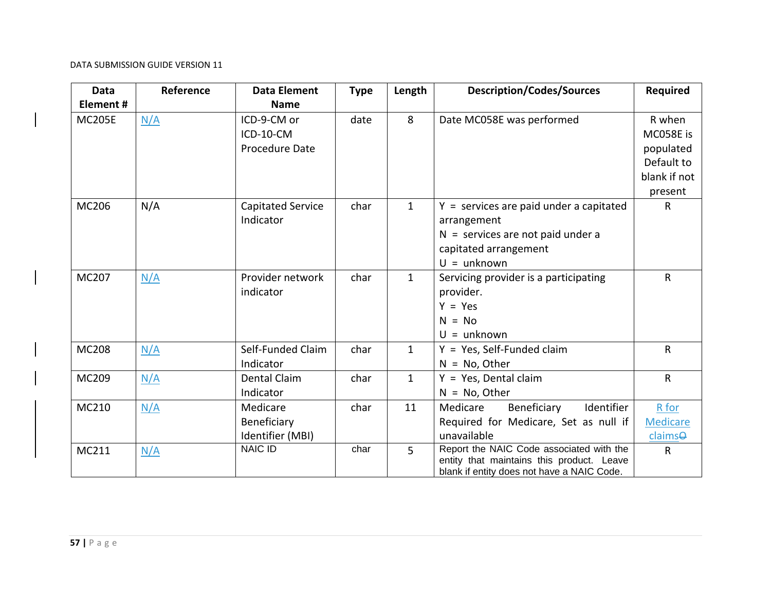| Data Element # | Reference | Data Element Name | Type | Length | Description/Codes/Sources | Required |
|---|---|---|---|---|---|---|
| MC205E | N/A | ICD-9-CM or ICD-10-CM Procedure Date | date | 8 | Date MC058E was performed | R when MC058E is populated Default to blank if not present |
| MC206 | N/A | Capitated Service Indicator | char | 1 | Y = services are paid under a capitated arrangement<br>N = services are not paid under a capitated arrangement<br>U = unknown | R |
| MC207 | N/A | Provider network indicator | char | 1 | Servicing provider is a participating provider.<br>Y = Yes<br>N = No<br>U = unknown | R |
| MC208 | N/A | Self-Funded Claim Indicator | char | 1 | Y = Yes, Self-Funded claim<br>N = No, Other | R |
| MC209 | N/A | Dental Claim Indicator | char | 1 | Y = Yes, Dental claim<br>N = No, Other | R |
| MC210 | N/A | Medicare Beneficiary Identifier (MBI) | char | 11 | Medicare Beneficiary Identifier Required for Medicare, Set as null if unavailable | R for Medicare claims |
| MC211 | N/A | NAIC ID | char | 5 | Report the NAIC Code associated with the entity that maintains this product. Leave blank if entity does not have a NAIC Code. | R |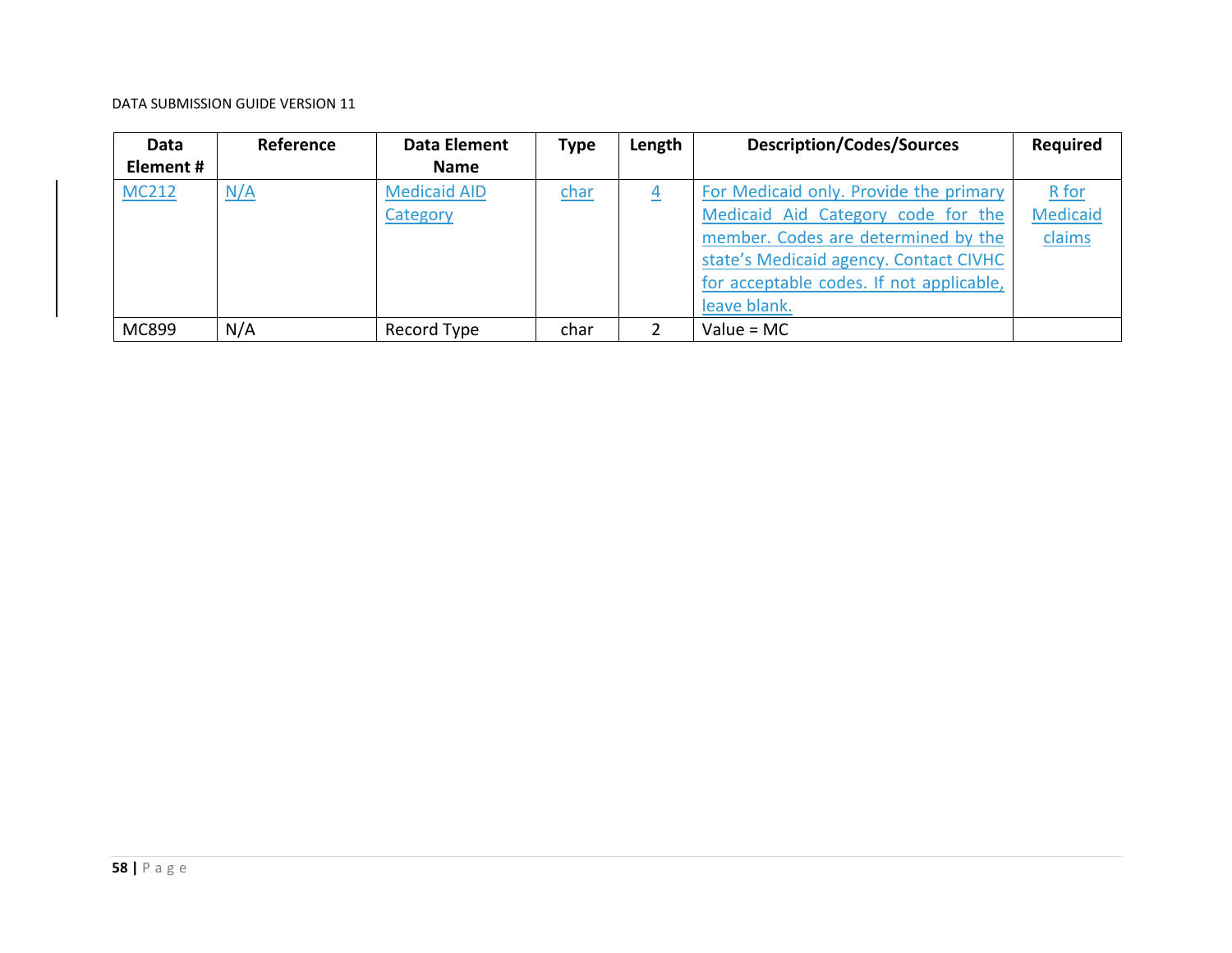| Data Element # | Reference | Data Element Name | Type | Length | Description/Codes/Sources | Required |
|---|---|---|---|---|---|---|
| MC212 | N/A | Medicaid AID Category | char | 4 | For Medicaid only. Provide the primary Medicaid Aid Category code for the member. Codes are determined by the state's Medicaid agency. Contact CIVHC for acceptable codes. If not applicable, leave blank. | R for Medicaid claims |
| MC899 | N/A | Record Type | char | 2 | Value = MC | |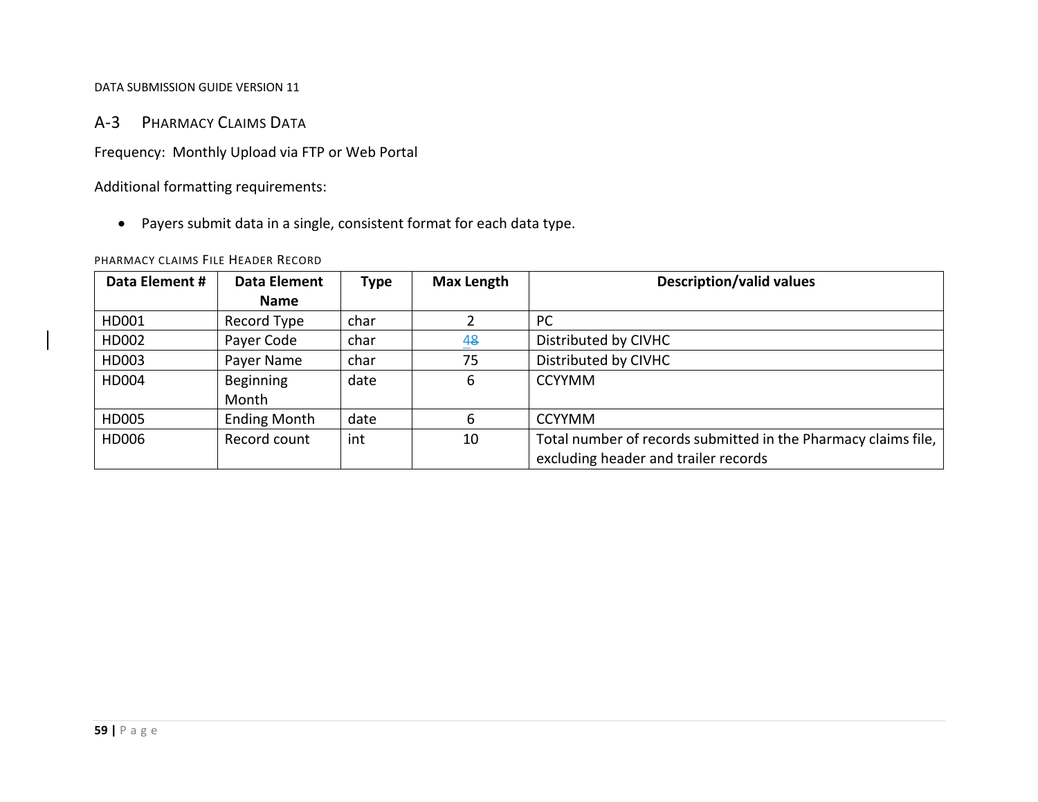## A-3 Pharmacy Claims Data

Frequency: Monthly Upload via FTP or Web Portal

Additional formatting requirements:

- Payers submit data in a single, consistent format for each data type.

##### PHARMACY CLAIMS FILE HEADER RECORD

| Data Element # | Data Element Name | Type | Max Length | Description/valid values |
|---|---|---|---|---|
| HD001 | Record Type | char | 2 | PC |
| HD002 | Payer Code | char | 4~~8~~ | Distributed by CIVHC |
| HD003 | Payer Name | char | 75 | Distributed by CIVHC |
| HD004 | Beginning Month | date | 6 | CCYYMM |
| HD005 | Ending Month | date | 6 | CCYYMM |
| HD006 | Record count | int | 10 | Total number of records submitted in the Pharmacy claims file, excluding header and trailer records |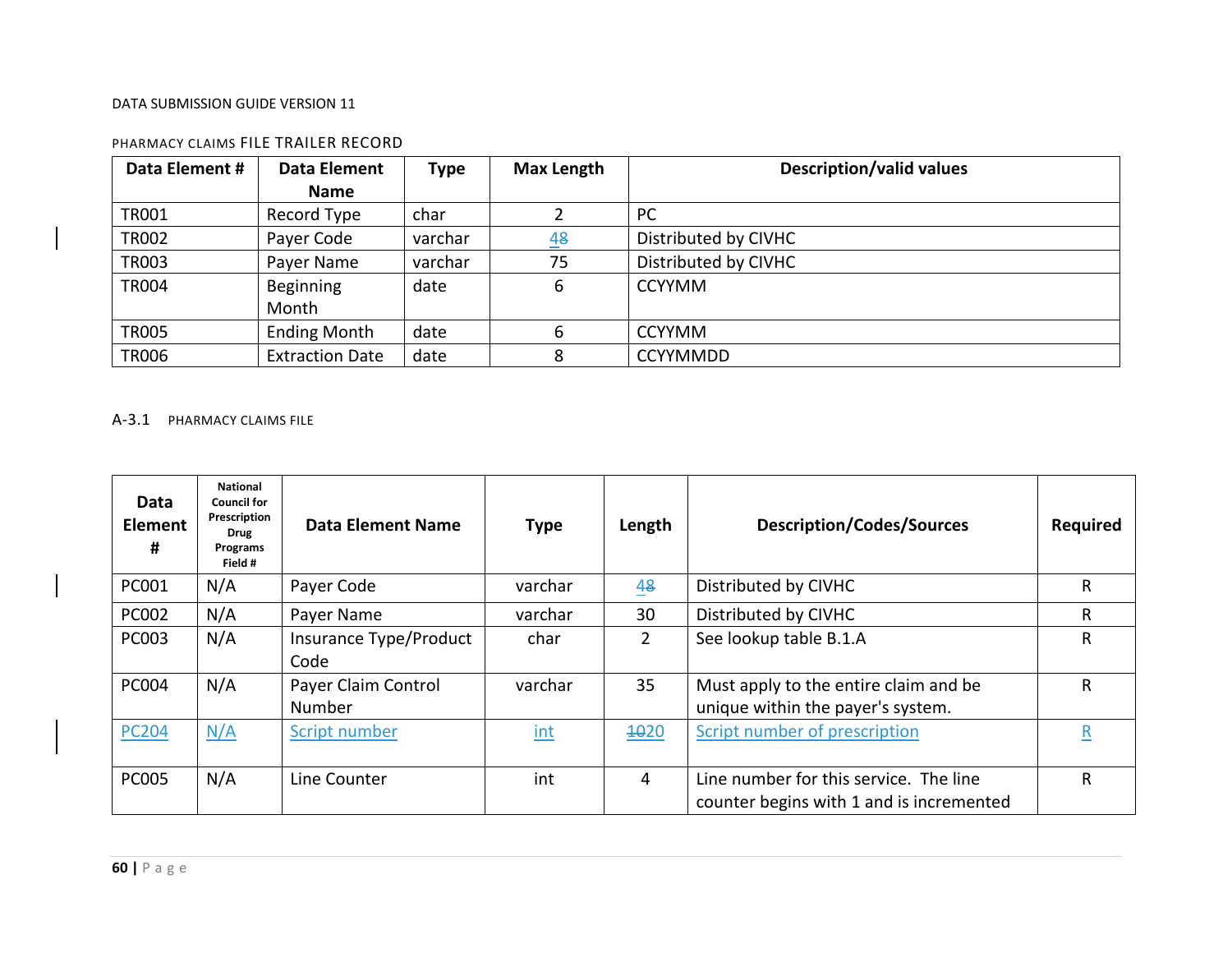PHARMACY CLAIMS FILE TRAILER RECORD

| Data Element # | Data Element Name | Type | Max Length | Description/valid values |
|---|---|---|---|---|
| TR001 | Record Type | char | 2 | PC |
| TR002 | Payer Code | varchar | 48 | Distributed by CIVHC |
| TR003 | Payer Name | varchar | 75 | Distributed by CIVHC |
| TR004 | Beginning Month | date | 6 | CCYYMM |
| TR005 | Ending Month | date | 6 | CCYYMM |
| TR006 | Extraction Date | date | 8 | CCYYMMDD |

## A-3.1 PHARMACY CLAIMS FILE

| Data Element # | National Council for Prescription Drug Programs Field # | Data Element Name | Type | Length | Description/Codes/Sources | Required |
|---|---|---|---|---|---|---|
| PC001 | N/A | Payer Code | varchar | 48 | Distributed by CIVHC | R |
| PC002 | N/A | Payer Name | varchar | 30 | Distributed by CIVHC | R |
| PC003 | N/A | Insurance Type/Product Code | char | 2 | See lookup table B.1.A | R |
| PC004 | N/A | Payer Claim Control Number | varchar | 35 | Must apply to the entire claim and be unique within the payer's system. | R |
| PC204 | N/A | Script number | int | 1020 | Script number of prescription | R |
| PC005 | N/A | Line Counter | int | 4 | Line number for this service. The line counter begins with 1 and is incremented | R |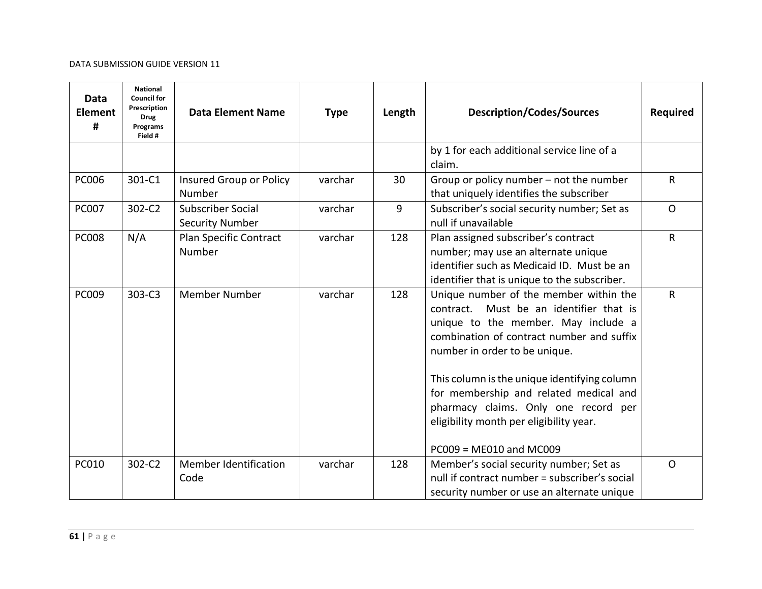| Data Element # | National Council for Prescription Drug Programs Field # | Data Element Name | Type | Length | Description/Codes/Sources | Required |
|---|---|---|---|---|---|---|
| | | | | | by 1 for each additional service line of a claim. | |
| PC006 | 301-C1 | Insured Group or Policy Number | varchar | 30 | Group or policy number – not the number that uniquely identifies the subscriber | R |
| PC007 | 302-C2 | Subscriber Social Security Number | varchar | 9 | Subscriber's social security number; Set as null if unavailable | O |
| PC008 | N/A | Plan Specific Contract Number | varchar | 128 | Plan assigned subscriber's contract number; may use an alternate unique identifier such as Medicaid ID. Must be an identifier that is unique to the subscriber. | R |
| PC009 | 303-C3 | Member Number | varchar | 128 | Unique number of the member within the contract. Must be an identifier that is unique to the member. May include a combination of contract number and suffix number in order to be unique.<br><br>This column is the unique identifying column for membership and related medical and pharmacy claims. Only one record per eligibility month per eligibility year.<br><br>PC009 = ME010 and MC009 | R |
| PC010 | 302-C2 | Member Identification Code | varchar | 128 | Member's social security number; Set as null if contract number = subscriber's social security number or use an alternate unique | O |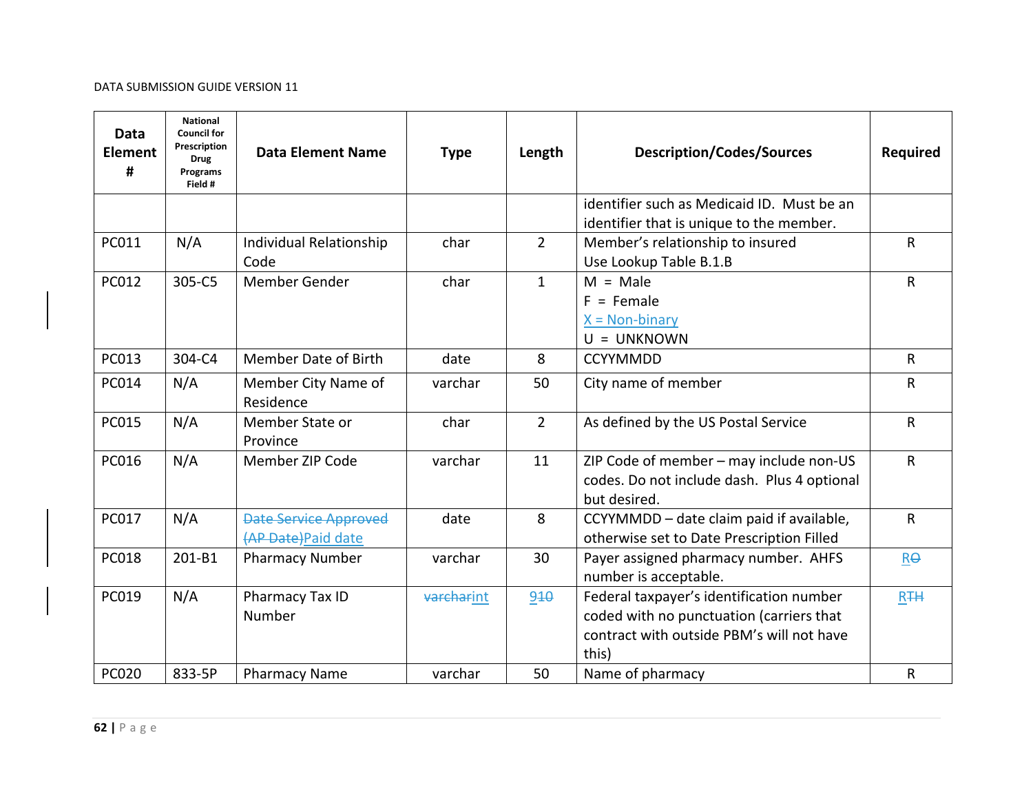| Data Element # | National Council for Prescription Drug Programs Field # | Data Element Name | Type | Length | Description/Codes/Sources | Required |
|---|---|---|---|---|---|---|
| | | | | | identifier such as Medicaid ID. Must be an identifier that is unique to the member. | |
| PC011 | N/A | Individual Relationship Code | char | 2 | Member's relationship to insured<br>Use Lookup Table B.1.B | R |
| PC012 | 305-C5 | Member Gender | char | 1 | M = Male<br>F = Female<br>X = Non-binary<br>U = UNKNOWN | R |
| PC013 | 304-C4 | Member Date of Birth | date | 8 | CCYYMMDD | R |
| PC014 | N/A | Member City Name of Residence | varchar | 50 | City name of member | R |
| PC015 | N/A | Member State or Province | char | 2 | As defined by the US Postal Service | R |
| PC016 | N/A | Member ZIP Code | varchar | 11 | ZIP Code of member – may include non-US codes. Do not include dash. Plus 4 optional but desired. | R |
| PC017 | N/A | ~~Date Service Approved (AP Date)~~Paid date | date | 8 | CCYYMMDD – date claim paid if available, otherwise set to Date Prescription Filled | R |
| PC018 | 201-B1 | Pharmacy Number | varchar | 30 | Payer assigned pharmacy number. AHFS number is acceptable. | R~~O~~ |
| PC019 | N/A | Pharmacy Tax ID Number | ~~varchar~~int | 9~~10~~ | Federal taxpayer's identification number coded with no punctuation (carriers that contract with outside PBM's will not have this) | R~~TH~~ |
| PC020 | 833-5P | Pharmacy Name | varchar | 50 | Name of pharmacy | R |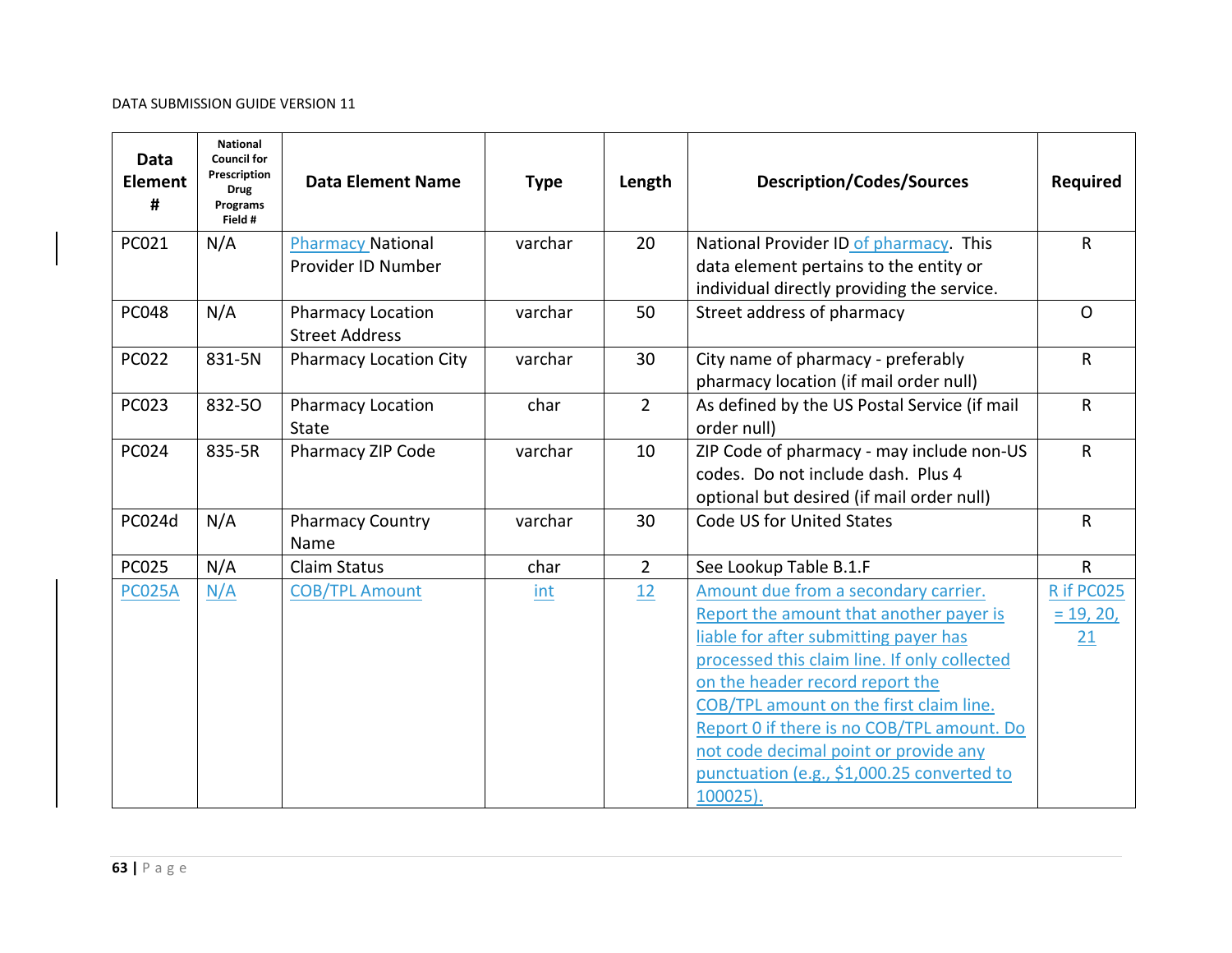| Data Element # | National Council for Prescription Drug Programs Field # | Data Element Name | Type | Length | Description/Codes/Sources | Required |
|---|---|---|---|---|---|---|
| PC021 | N/A | Pharmacy National Provider ID Number | varchar | 20 | National Provider ID of pharmacy. This data element pertains to the entity or individual directly providing the service. | R |
| PC048 | N/A | Pharmacy Location Street Address | varchar | 50 | Street address of pharmacy | O |
| PC022 | 831-5N | Pharmacy Location City | varchar | 30 | City name of pharmacy - preferably pharmacy location (if mail order null) | R |
| PC023 | 832-5O | Pharmacy Location State | char | 2 | As defined by the US Postal Service (if mail order null) | R |
| PC024 | 835-5R | Pharmacy ZIP Code | varchar | 10 | ZIP Code of pharmacy - may include non-US codes. Do not include dash. Plus 4 optional but desired (if mail order null) | R |
| PC024d | N/A | Pharmacy Country Name | varchar | 30 | Code US for United States | R |
| PC025 | N/A | Claim Status | char | 2 | See Lookup Table B.1.F | R |
| PC025A | N/A | COB/TPL Amount | int | 12 | Amount due from a secondary carrier. Report the amount that another payer is liable for after submitting payer has processed this claim line. If only collected on the header record report the COB/TPL amount on the first claim line. Report 0 if there is no COB/TPL amount. Do not code decimal point or provide any punctuation (e.g., $1,000.25 converted to 100025). | R if PC025 = 19, 20, 21 |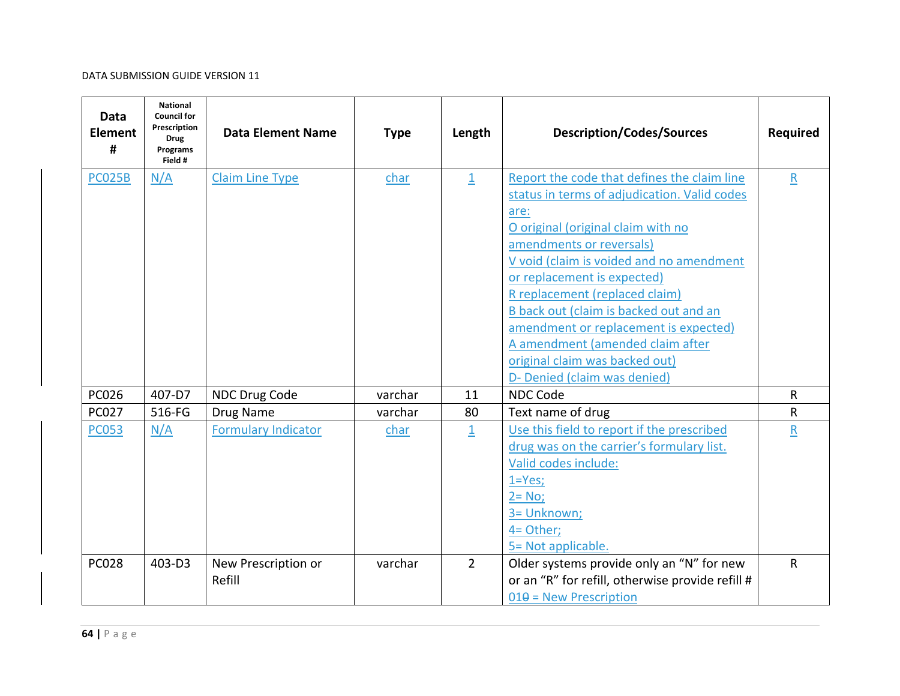| Data Element # | National Council for Prescription Drug Programs Field # | Data Element Name | Type | Length | Description/Codes/Sources | Required |
|---|---|---|---|---|---|---|
| PC025B | N/A | Claim Line Type | char | 1 | Report the code that defines the claim line status in terms of adjudication. Valid codes are:<br>O original (original claim with no amendments or reversals)<br>V void (claim is voided and no amendment or replacement is expected)<br>R replacement (replaced claim)<br>B back out (claim is backed out and an amendment or replacement is expected)<br>A amendment (amended claim after original claim was backed out)<br>D- Denied (claim was denied) | R |
| PC026 | 407-D7 | NDC Drug Code | varchar | 11 | NDC Code | R |
| PC027 | 516-FG | Drug Name | varchar | 80 | Text name of drug | R |
| PC053 | N/A | Formulary Indicator | char | 1 | Use this field to report if the prescribed drug was on the carrier's formulary list. Valid codes include:<br>1=Yes;<br>2= No;<br>3= Unknown;<br>4= Other;<br>5= Not applicable. | R |
| PC028 | 403-D3 | New Prescription or Refill | varchar | 2 | Older systems provide only an "N" for new or an "R" for refill, otherwise provide refill #<br>010 = New Prescription | R |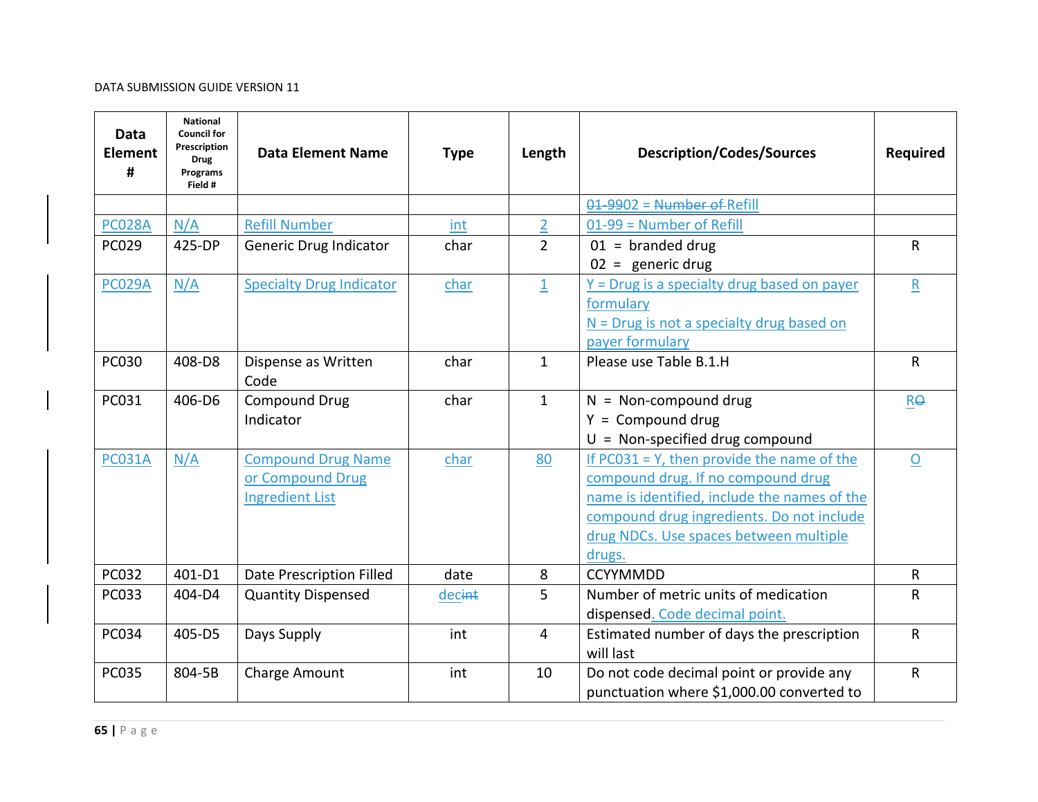| Data Element # | National Council for Prescription Drug Programs Field # | Data Element Name | Type | Length | Description/Codes/Sources | Required |
|---|---|---|---|---|---|---|
| | | | | | ~~01-99~~02 = ~~Number of~~ Refill | |
| PC028A | N/A | Refill Number | int | 2 | 01-99 = Number of Refill | |
| PC029 | 425-DP | Generic Drug Indicator | char | 2 | 01 = branded drug<br>02 = generic drug | R |
| PC029A | N/A | Specialty Drug Indicator | char | 1 | Y = Drug is a specialty drug based on payer formulary<br>N = Drug is not a specialty drug based on payer formulary | R |
| PC030 | 408-D8 | Dispense as Written Code | char | 1 | Please use Table B.1.H | R |
| PC031 | 406-D6 | Compound Drug Indicator | char | 1 | N = Non-compound drug<br>Y = Compound drug<br>U = Non-specified drug compound | R~~O~~ |
| PC031A | N/A | Compound Drug Name or Compound Drug Ingredient List | char | 80 | If PC031 = Y, then provide the name of the compound drug. If no compound drug name is identified, include the names of the compound drug ingredients. Do not include drug NDCs. Use spaces between multiple drugs. | O |
| PC032 | 401-D1 | Date Prescription Filled | date | 8 | CCYYMMDD | R |
| PC033 | 404-D4 | Quantity Dispensed | dec~~int~~ | 5 | Number of metric units of medication dispensed. Code decimal point. | R |
| PC034 | 405-D5 | Days Supply | int | 4 | Estimated number of days the prescription will last | R |
| PC035 | 804-5B | Charge Amount | int | 10 | Do not code decimal point or provide any punctuation where $1,000.00 converted to | R |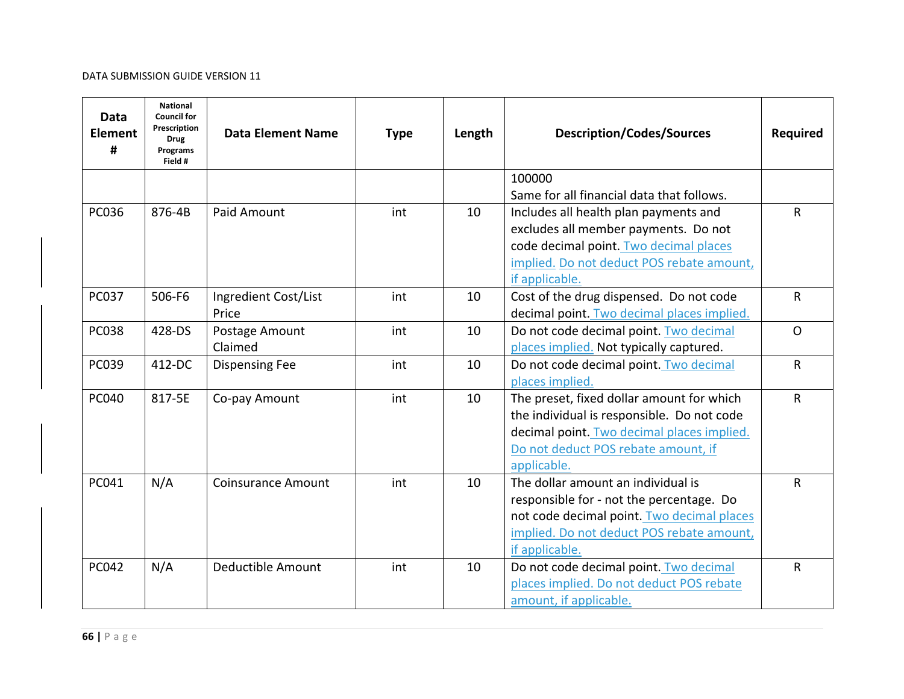| Data Element # | National Council for Prescription Drug Programs Field # | Data Element Name | Type | Length | Description/Codes/Sources | Required |
|---|---|---|---|---|---|---|
| | | | | | 100000 Same for all financial data that follows. | |
| PC036 | 876-4B | Paid Amount | int | 10 | Includes all health plan payments and excludes all member payments. Do not code decimal point. Two decimal places implied. Do not deduct POS rebate amount, if applicable. | R |
| PC037 | 506-F6 | Ingredient Cost/List Price | int | 10 | Cost of the drug dispensed. Do not code decimal point. Two decimal places implied. | R |
| PC038 | 428-DS | Postage Amount Claimed | int | 10 | Do not code decimal point. Two decimal places implied. Not typically captured. | O |
| PC039 | 412-DC | Dispensing Fee | int | 10 | Do not code decimal point. Two decimal places implied. | R |
| PC040 | 817-5E | Co-pay Amount | int | 10 | The preset, fixed dollar amount for which the individual is responsible. Do not code decimal point. Two decimal places implied. Do not deduct POS rebate amount, if applicable. | R |
| PC041 | N/A | Coinsurance Amount | int | 10 | The dollar amount an individual is responsible for - not the percentage. Do not code decimal point. Two decimal places implied. Do not deduct POS rebate amount, if applicable. | R |
| PC042 | N/A | Deductible Amount | int | 10 | Do not code decimal point. Two decimal places implied. Do not deduct POS rebate amount, if applicable. | R |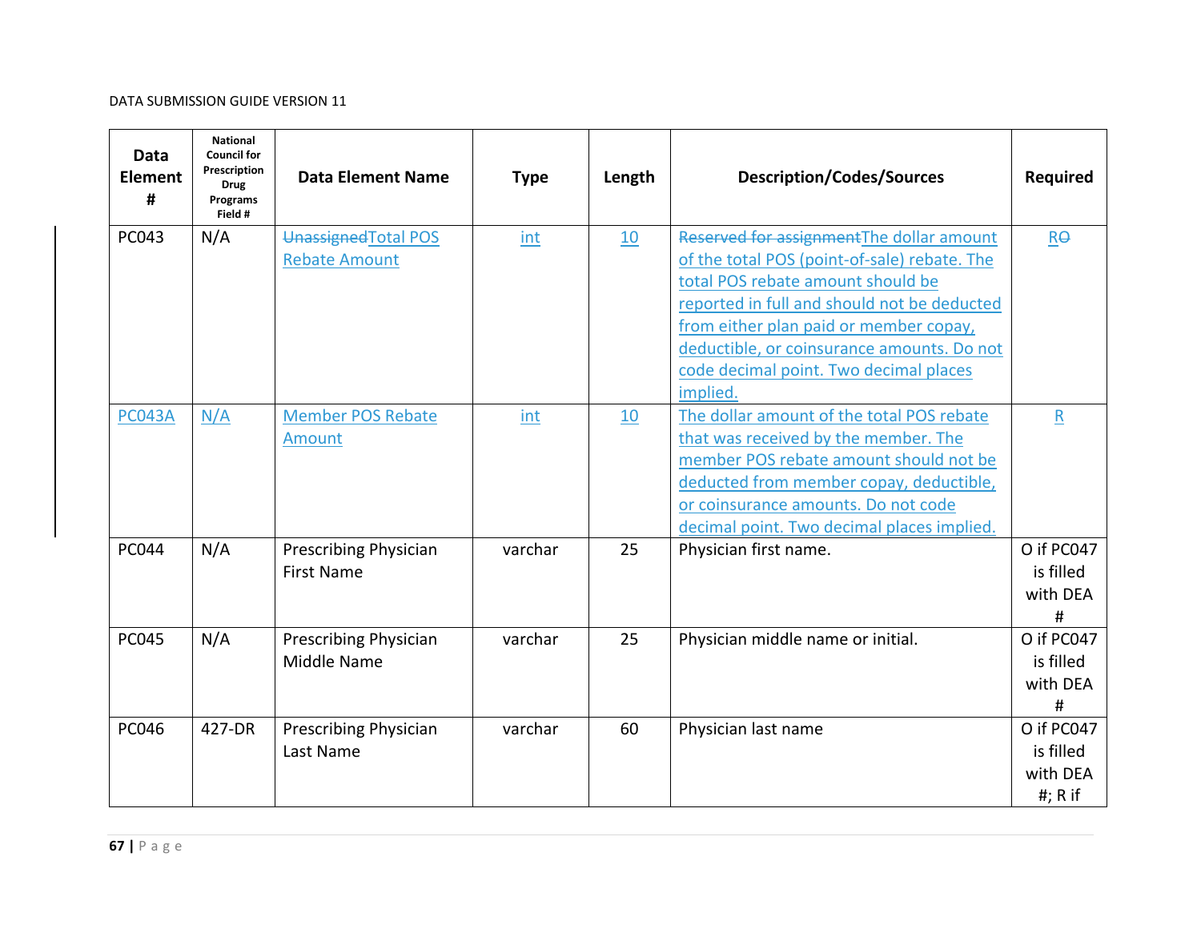| Data Element # | National Council for Prescription Drug Programs Field # | Data Element Name | Type | Length | Description/Codes/Sources | Required |
|---|---|---|---|---|---|---|
| PC043 | N/A | ~~Unassigned~~Total POS Rebate Amount | int | 10 | ~~Reserved for assignment~~The dollar amount of the total POS (point-of-sale) rebate. The total POS rebate amount should be reported in full and should not be deducted from either plan paid or member copay, deductible, or coinsurance amounts. Do not code decimal point. Two decimal places implied. | R~~O~~ |
| PC043A | N/A | Member POS Rebate Amount | int | 10 | The dollar amount of the total POS rebate that was received by the member. The member POS rebate amount should not be deducted from member copay, deductible, or coinsurance amounts. Do not code decimal point. Two decimal places implied. | R |
| PC044 | N/A | Prescribing Physician First Name | varchar | 25 | Physician first name. | O if PC047 is filled with DEA # |
| PC045 | N/A | Prescribing Physician Middle Name | varchar | 25 | Physician middle name or initial. | O if PC047 is filled with DEA # |
| PC046 | 427-DR | Prescribing Physician Last Name | varchar | 60 | Physician last name | O if PC047 is filled with DEA #; R if |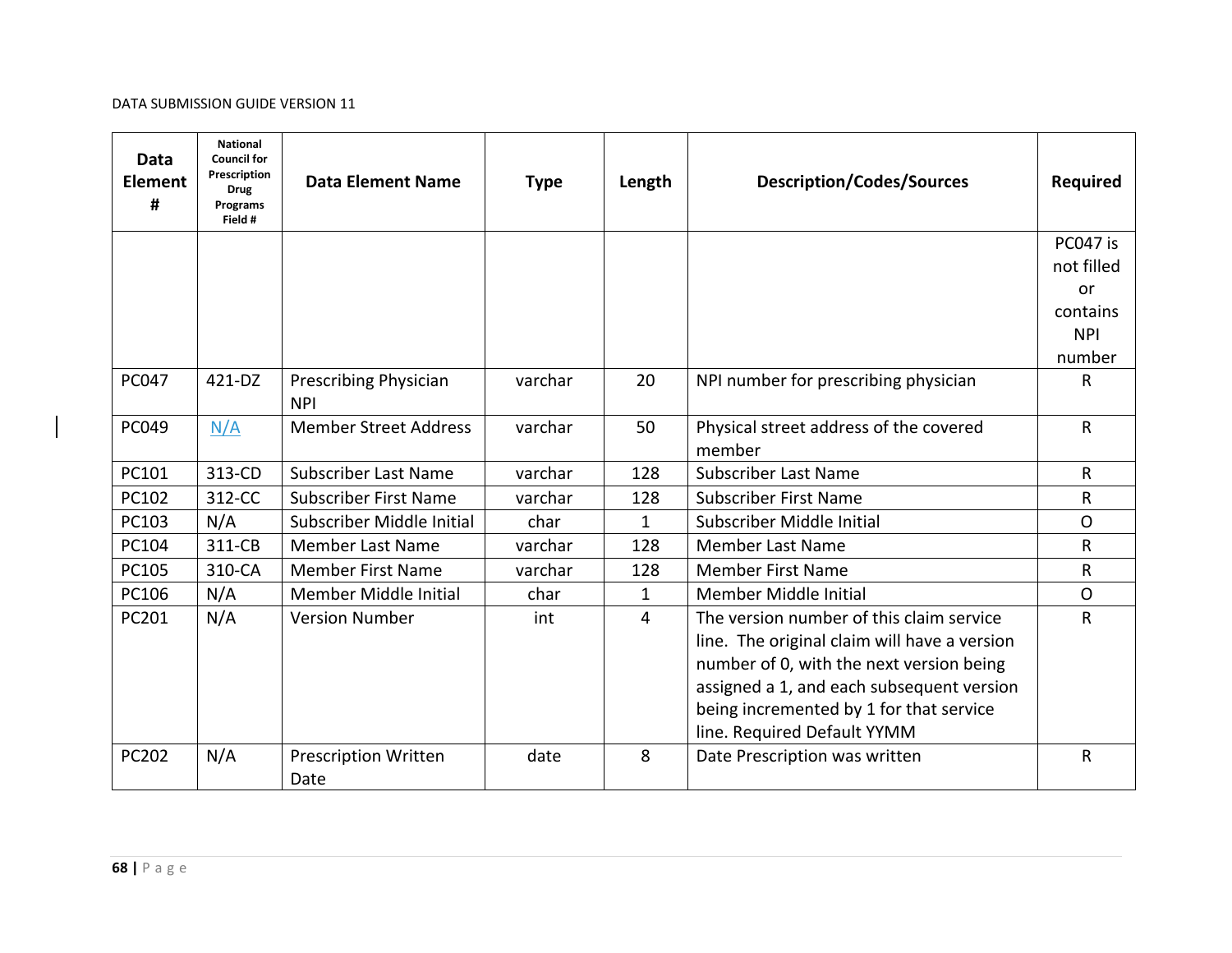| Data Element # | National Council for Prescription Drug Programs Field # | Data Element Name | Type | Length | Description/Codes/Sources | Required |
|---|---|---|---|---|---|---|
| | | | | | | PC047 is not filled or contains NPI number |
| PC047 | 421-DZ | Prescribing Physician NPI | varchar | 20 | NPI number for prescribing physician | R |
| PC049 | N/A | Member Street Address | varchar | 50 | Physical street address of the covered member | R |
| PC101 | 313-CD | Subscriber Last Name | varchar | 128 | Subscriber Last Name | R |
| PC102 | 312-CC | Subscriber First Name | varchar | 128 | Subscriber First Name | R |
| PC103 | N/A | Subscriber Middle Initial | char | 1 | Subscriber Middle Initial | O |
| PC104 | 311-CB | Member Last Name | varchar | 128 | Member Last Name | R |
| PC105 | 310-CA | Member First Name | varchar | 128 | Member First Name | R |
| PC106 | N/A | Member Middle Initial | char | 1 | Member Middle Initial | O |
| PC201 | N/A | Version Number | int | 4 | The version number of this claim service line. The original claim will have a version number of 0, with the next version being assigned a 1, and each subsequent version being incremented by 1 for that service line. Required Default YYMM | R |
| PC202 | N/A | Prescription Written Date | date | 8 | Date Prescription was written | R |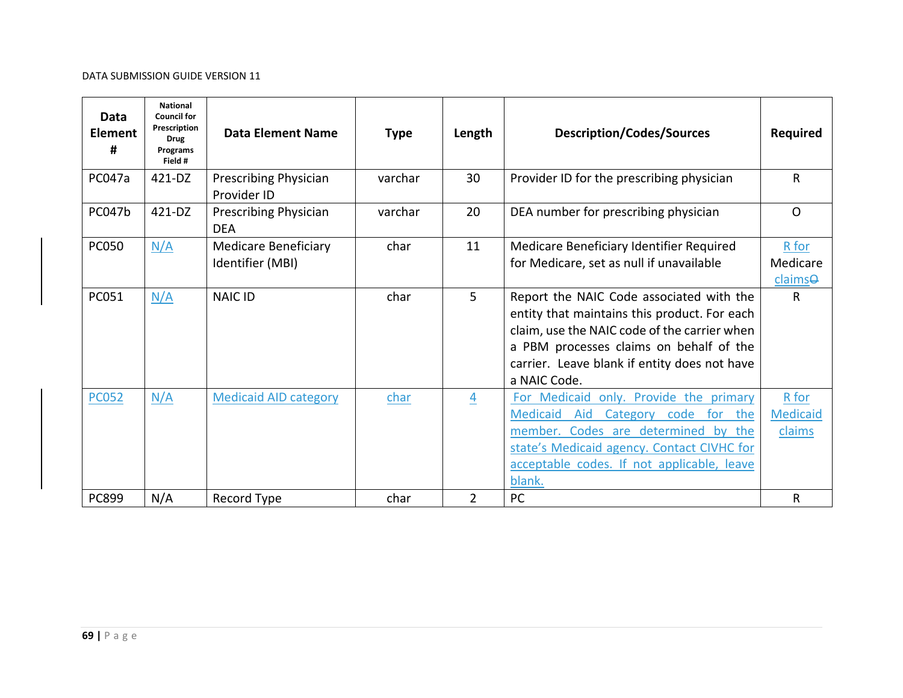| Data Element # | National Council for Prescription Drug Programs Field # | Data Element Name | Type | Length | Description/Codes/Sources | Required |
|---|---|---|---|---|---|---|
| PC047a | 421-DZ | Prescribing Physician Provider ID | varchar | 30 | Provider ID for the prescribing physician | R |
| PC047b | 421-DZ | Prescribing Physician DEA | varchar | 20 | DEA number for prescribing physician | O |
| PC050 | N/A | Medicare Beneficiary Identifier (MBI) | char | 11 | Medicare Beneficiary Identifier Required for Medicare, set as null if unavailable | R for Medicare claims |
| PC051 | N/A | NAIC ID | char | 5 | Report the NAIC Code associated with the entity that maintains this product. For each claim, use the NAIC code of the carrier when a PBM processes claims on behalf of the carrier. Leave blank if entity does not have a NAIC Code. | R |
| PC052 | N/A | Medicaid AID category | char | 4 | For Medicaid only. Provide the primary Medicaid Aid Category code for the member. Codes are determined by the state's Medicaid agency. Contact CIVHC for acceptable codes. If not applicable, leave blank. | R for Medicaid claims |
| PC899 | N/A | Record Type | char | 2 | PC | R |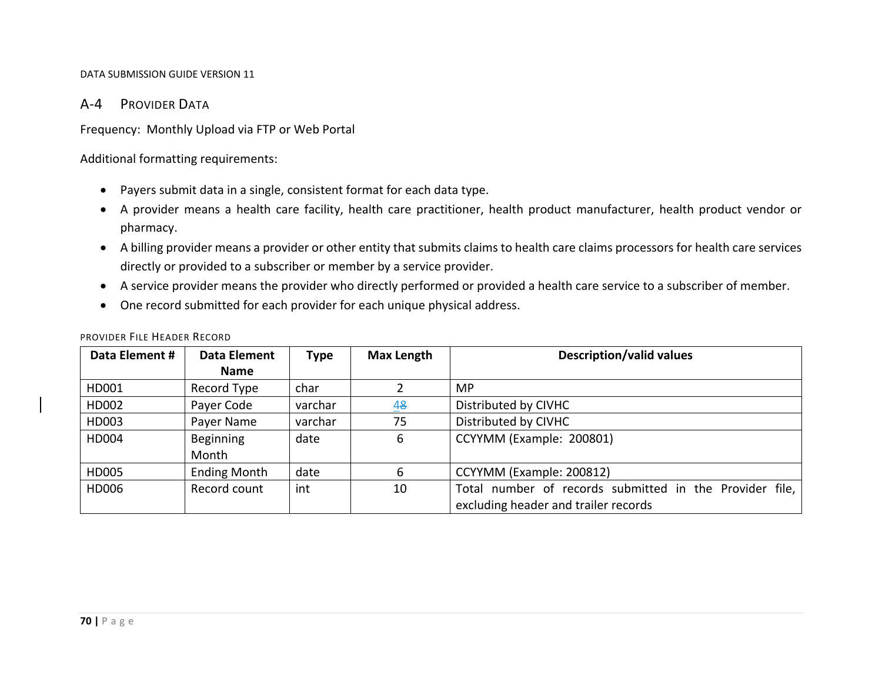## A-4 Provider Data

Frequency: Monthly Upload via FTP or Web Portal

Additional formatting requirements:

- Payers submit data in a single, consistent format for each data type.
- A provider means a health care facility, health care practitioner, health product manufacturer, health product vendor or pharmacy.
- A billing provider means a provider or other entity that submits claims to health care claims processors for health care services directly or provided to a subscriber or member by a service provider.
- A service provider means the provider who directly performed or provided a health care service to a subscriber of member.
- One record submitted for each provider for each unique physical address.

PROVIDER FILE HEADER RECORD

| Data Element # | Data Element Name | Type | Max Length | Description/valid values |
|---|---|---|---|---|
| HD001 | Record Type | char | 2 | MP |
| HD002 | Payer Code | varchar | 4 | Distributed by CIVHC |
| HD003 | Payer Name | varchar | 75 | Distributed by CIVHC |
| HD004 | Beginning Month | date | 6 | CCYYMM (Example: 200801) |
| HD005 | Ending Month | date | 6 | CCYYMM (Example: 200812) |
| HD006 | Record count | int | 10 | Total number of records submitted in the Provider file, excluding header and trailer records |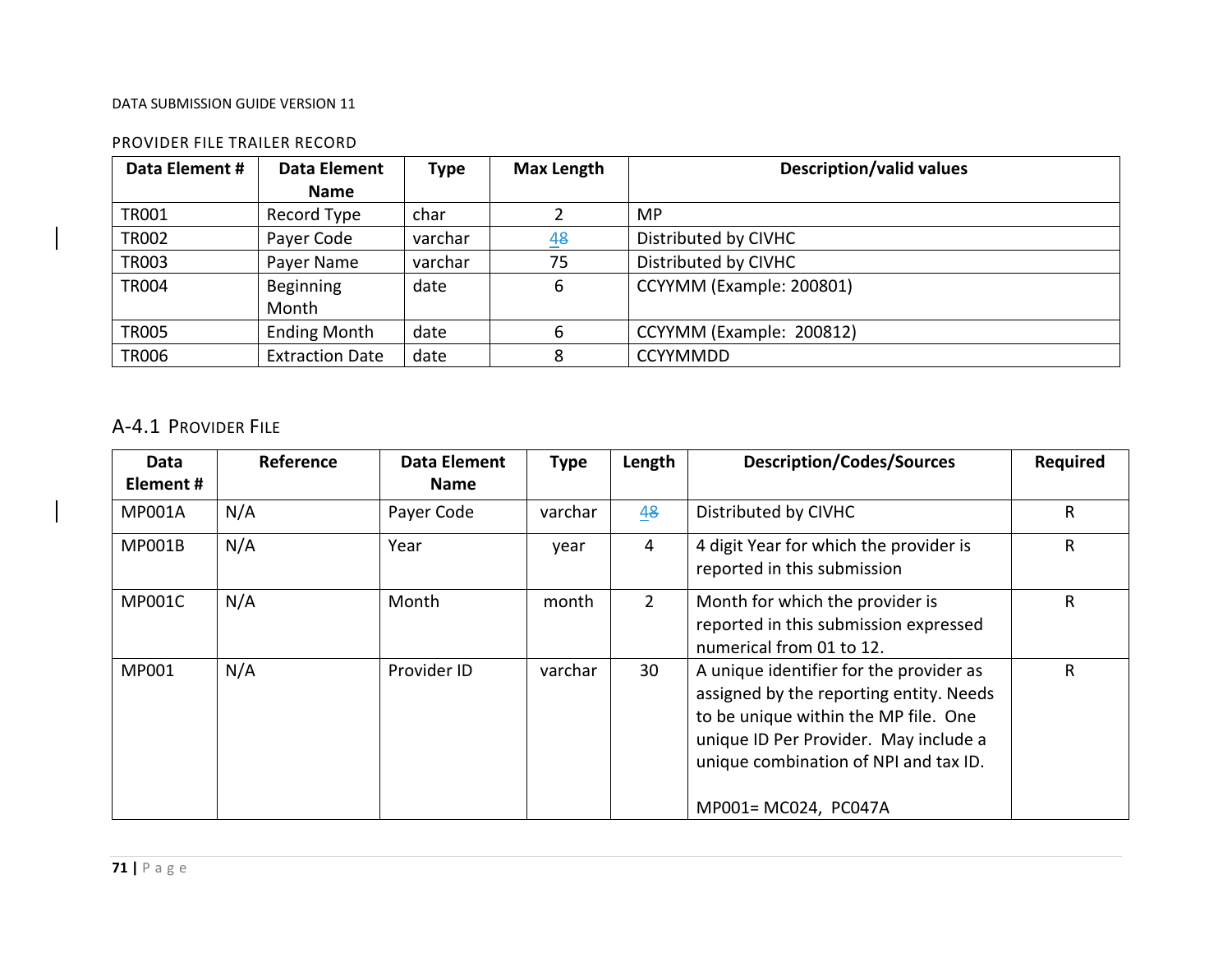PROVIDER FILE TRAILER RECORD

| Data Element # | Data Element Name | Type | Max Length | Description/valid values |
|---|---|---|---|---|
| TR001 | Record Type | char | 2 | MP |
| TR002 | Payer Code | varchar | 4~~8~~ | Distributed by CIVHC |
| TR003 | Payer Name | varchar | 75 | Distributed by CIVHC |
| TR004 | Beginning Month | date | 6 | CCYYMM (Example: 200801) |
| TR005 | Ending Month | date | 6 | CCYYMM (Example: 200812) |
| TR006 | Extraction Date | date | 8 | CCYYMMDD |

## A-4.1 Provider File

| Data Element # | Reference | Data Element Name | Type | Length | Description/Codes/Sources | Required |
|---|---|---|---|---|---|---|
| MP001A | N/A | Payer Code | varchar | 4~~8~~ | Distributed by CIVHC | R |
| MP001B | N/A | Year | year | 4 | 4 digit Year for which the provider is reported in this submission | R |
| MP001C | N/A | Month | month | 2 | Month for which the provider is reported in this submission expressed numerical from 01 to 12. | R |
| MP001 | N/A | Provider ID | varchar | 30 | A unique identifier for the provider as assigned by the reporting entity. Needs to be unique within the MP file. One unique ID Per Provider. May include a unique combination of NPI and tax ID.<br><br>MP001= MC024, PC047A | R |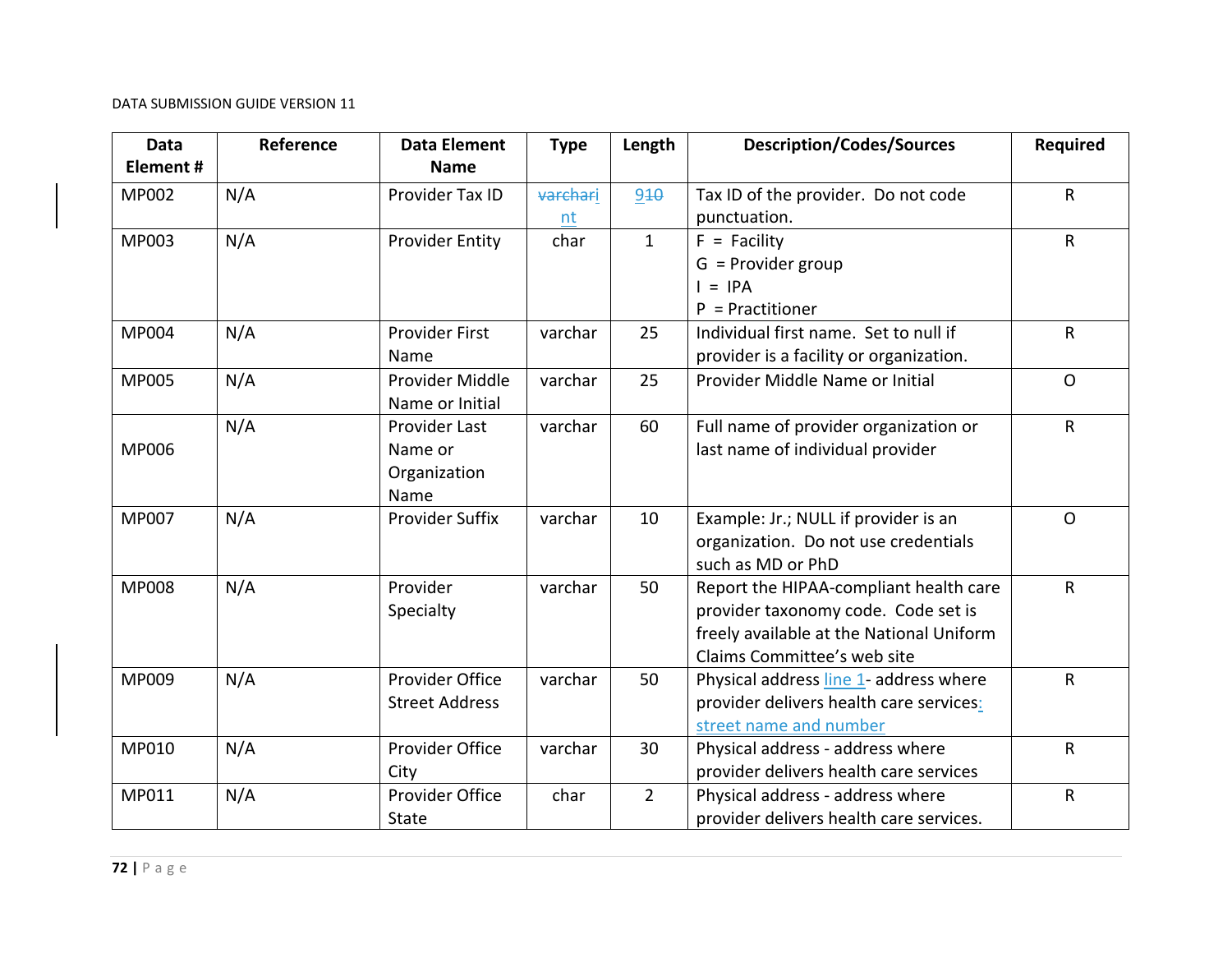| Data Element # | Reference | Data Element Name | Type | Length | Description/Codes/Sources | Required |
|---|---|---|---|---|---|---|
| MP002 | N/A | Provider Tax ID | ~~varchar~~ int | 9~~10~~ | Tax ID of the provider. Do not code punctuation. | R |
| MP003 | N/A | Provider Entity | char | 1 | F = Facility<br>G = Provider group<br>I = IPA<br>P = Practitioner | R |
| MP004 | N/A | Provider First Name | varchar | 25 | Individual first name. Set to null if provider is a facility or organization. | R |
| MP005 | N/A | Provider Middle Name or Initial | varchar | 25 | Provider Middle Name or Initial | O |
| MP006 | N/A | Provider Last Name or Organization Name | varchar | 60 | Full name of provider organization or last name of individual provider | R |
| MP007 | N/A | Provider Suffix | varchar | 10 | Example: Jr.; NULL if provider is an organization. Do not use credentials such as MD or PhD | O |
| MP008 | N/A | Provider Specialty | varchar | 50 | Report the HIPAA-compliant health care provider taxonomy code. Code set is freely available at the National Uniform Claims Committee's web site | R |
| MP009 | N/A | Provider Office Street Address | varchar | 50 | Physical address line 1- address where provider delivers health care services: street name and number | R |
| MP010 | N/A | Provider Office City | varchar | 30 | Physical address - address where provider delivers health care services | R |
| MP011 | N/A | Provider Office State | char | 2 | Physical address - address where provider delivers health care services. | R |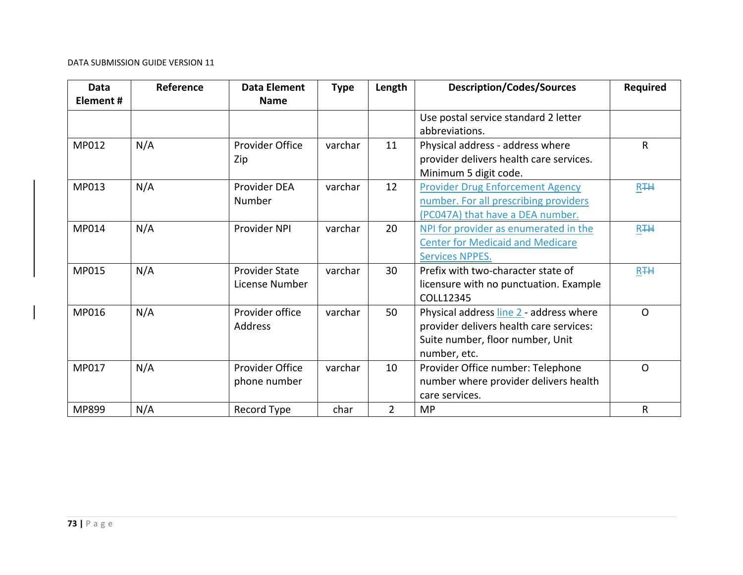| Data Element # | Reference | Data Element Name | Type | Length | Description/Codes/Sources | Required |
|---|---|---|---|---|---|---|
| | | | | | Use postal service standard 2 letter abbreviations. | |
| MP012 | N/A | Provider Office Zip | varchar | 11 | Physical address - address where provider delivers health care services. Minimum 5 digit code. | R |
| MP013 | N/A | Provider DEA Number | varchar | 12 | Provider Drug Enforcement Agency number. For all prescribing providers (PC047A) that have a DEA number. | R~~TH~~ |
| MP014 | N/A | Provider NPI | varchar | 20 | NPI for provider as enumerated in the Center for Medicaid and Medicare Services NPPES. | R~~TH~~ |
| MP015 | N/A | Provider State License Number | varchar | 30 | Prefix with two-character state of licensure with no punctuation. Example COLL12345 | R~~TH~~ |
| MP016 | N/A | Provider office Address | varchar | 50 | Physical address line 2 - address where provider delivers health care services: Suite number, floor number, Unit number, etc. | O |
| MP017 | N/A | Provider Office phone number | varchar | 10 | Provider Office number: Telephone number where provider delivers health care services. | O |
| MP899 | N/A | Record Type | char | 2 | MP | R |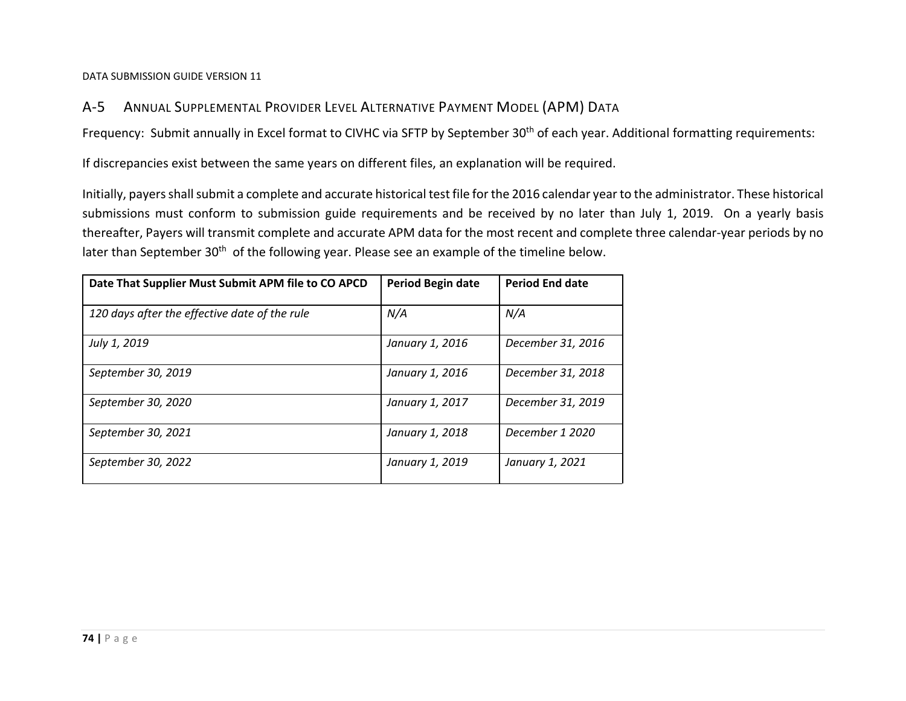## A-5 Annual Supplemental Provider Level Alternative Payment Model (APM) Data

Frequency: Submit annually in Excel format to CIVHC via SFTP by September 30th of each year. Additional formatting requirements:

If discrepancies exist between the same years on different files, an explanation will be required.

Initially, payers shall submit a complete and accurate historical test file for the 2016 calendar year to the administrator. These historical submissions must conform to submission guide requirements and be received by no later than July 1, 2019. On a yearly basis thereafter, Payers will transmit complete and accurate APM data for the most recent and complete three calendar-year periods by no later than September 30th of the following year. Please see an example of the timeline below.

| Date That Supplier Must Submit APM file to CO APCD | Period Begin date | Period End date |
| --- | --- | --- |
| *120 days after the effective date of the rule* | *N/A* | *N/A* |
| *July 1, 2019* | *January 1, 2016* | *December 31, 2016* |
| *September 30, 2019* | *January 1, 2016* | *December 31, 2018* |
| *September 30, 2020* | *January 1, 2017* | *December 31, 2019* |
| *September 30, 2021* | *January 1, 2018* | *December 1 2020* |
| *September 30, 2022* | *January 1, 2019* | *January 1, 2021* |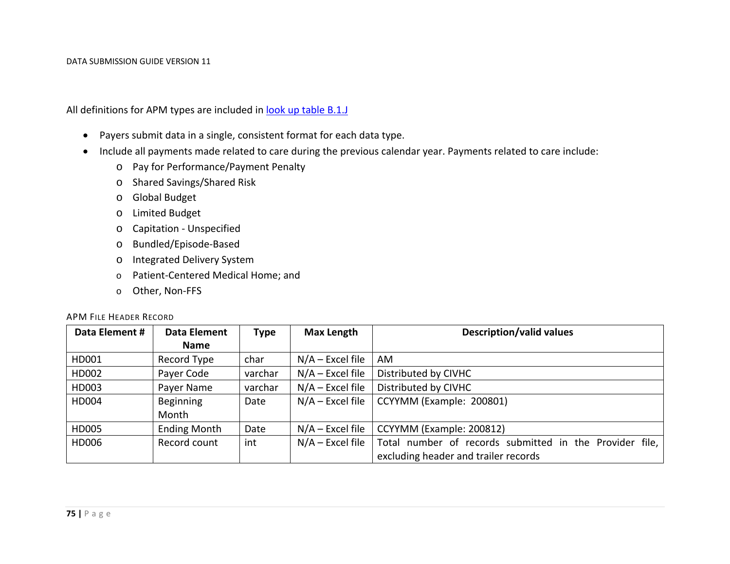All definitions for APM types are included in look up table B.1.J

- Payers submit data in a single, consistent format for each data type.
- Include all payments made related to care during the previous calendar year. Payments related to care include:
  - Pay for Performance/Payment Penalty
  - Shared Savings/Shared Risk
  - Global Budget
  - Limited Budget
  - Capitation - Unspecified
  - Bundled/Episode-Based
  - Integrated Delivery System
  - Patient-Centered Medical Home; and
  - Other, Non-FFS

APM File Header Record

| Data Element # | Data Element Name | Type | Max Length | Description/valid values |
|---|---|---|---|---|
| HD001 | Record Type | char | N/A – Excel file | AM |
| HD002 | Payer Code | varchar | N/A – Excel file | Distributed by CIVHC |
| HD003 | Payer Name | varchar | N/A – Excel file | Distributed by CIVHC |
| HD004 | Beginning Month | Date | N/A – Excel file | CCYYMM (Example: 200801) |
| HD005 | Ending Month | Date | N/A – Excel file | CCYYMM (Example: 200812) |
| HD006 | Record count | int | N/A – Excel file | Total number of records submitted in the Provider file, excluding header and trailer records |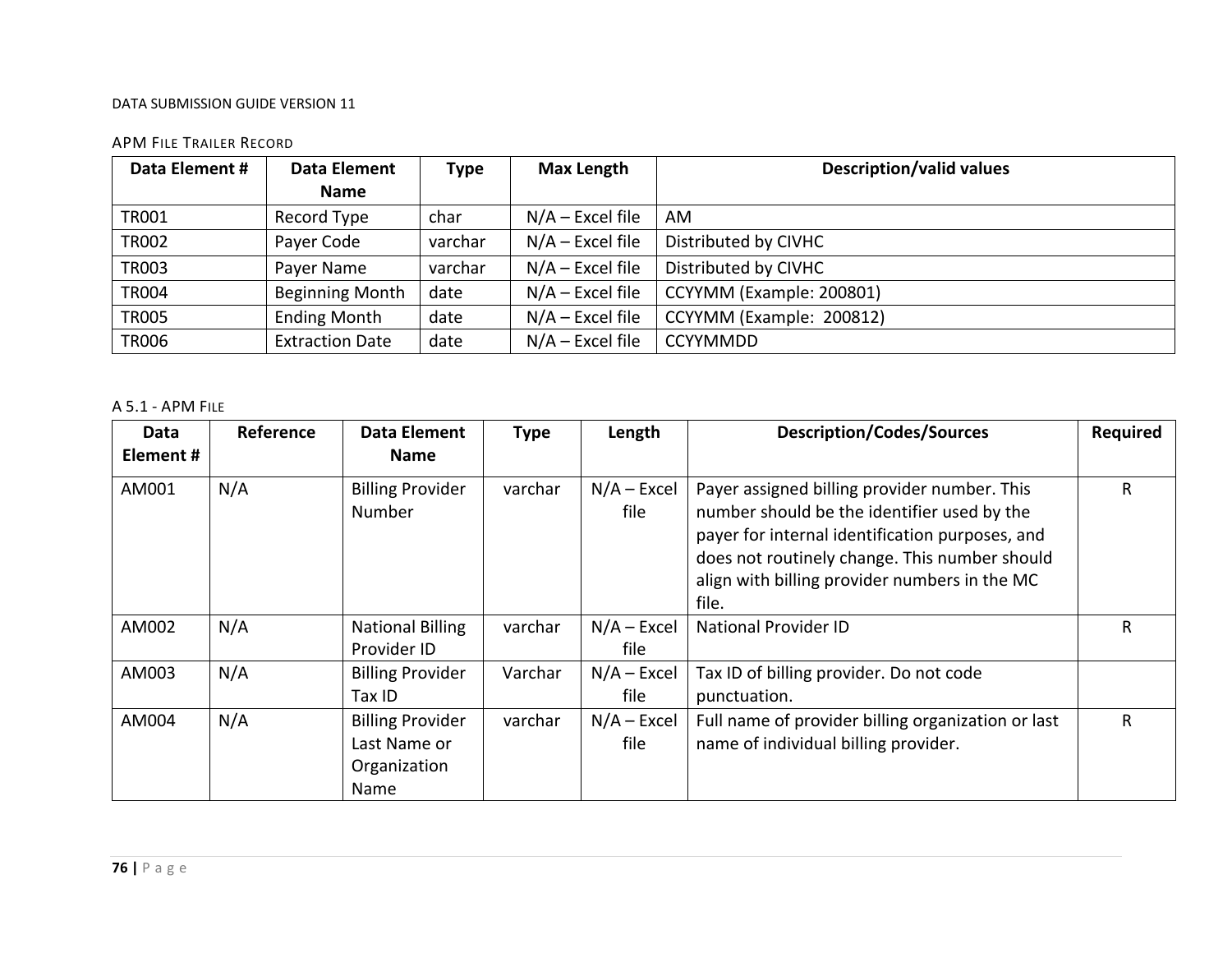### APM File Trailer Record

| Data Element # | Data Element Name | Type | Max Length | Description/valid values |
|---|---|---|---|---|
| TR001 | Record Type | char | N/A – Excel file | AM |
| TR002 | Payer Code | varchar | N/A – Excel file | Distributed by CIVHC |
| TR003 | Payer Name | varchar | N/A – Excel file | Distributed by CIVHC |
| TR004 | Beginning Month | date | N/A – Excel file | CCYYMM (Example: 200801) |
| TR005 | Ending Month | date | N/A – Excel file | CCYYMM (Example: 200812) |
| TR006 | Extraction Date | date | N/A – Excel file | CCYYMMDD |

### A 5.1 - APM File

| Data Element # | Reference | Data Element Name | Type | Length | Description/Codes/Sources | Required |
|---|---|---|---|---|---|---|
| AM001 | N/A | Billing Provider Number | varchar | N/A – Excel file | Payer assigned billing provider number. This number should be the identifier used by the payer for internal identification purposes, and does not routinely change. This number should align with billing provider numbers in the MC file. | R |
| AM002 | N/A | National Billing Provider ID | varchar | N/A – Excel file | National Provider ID | R |
| AM003 | N/A | Billing Provider Tax ID | Varchar | N/A – Excel file | Tax ID of billing provider. Do not code punctuation. | |
| AM004 | N/A | Billing Provider Last Name or Organization Name | varchar | N/A – Excel file | Full name of provider billing organization or last name of individual billing provider. | R |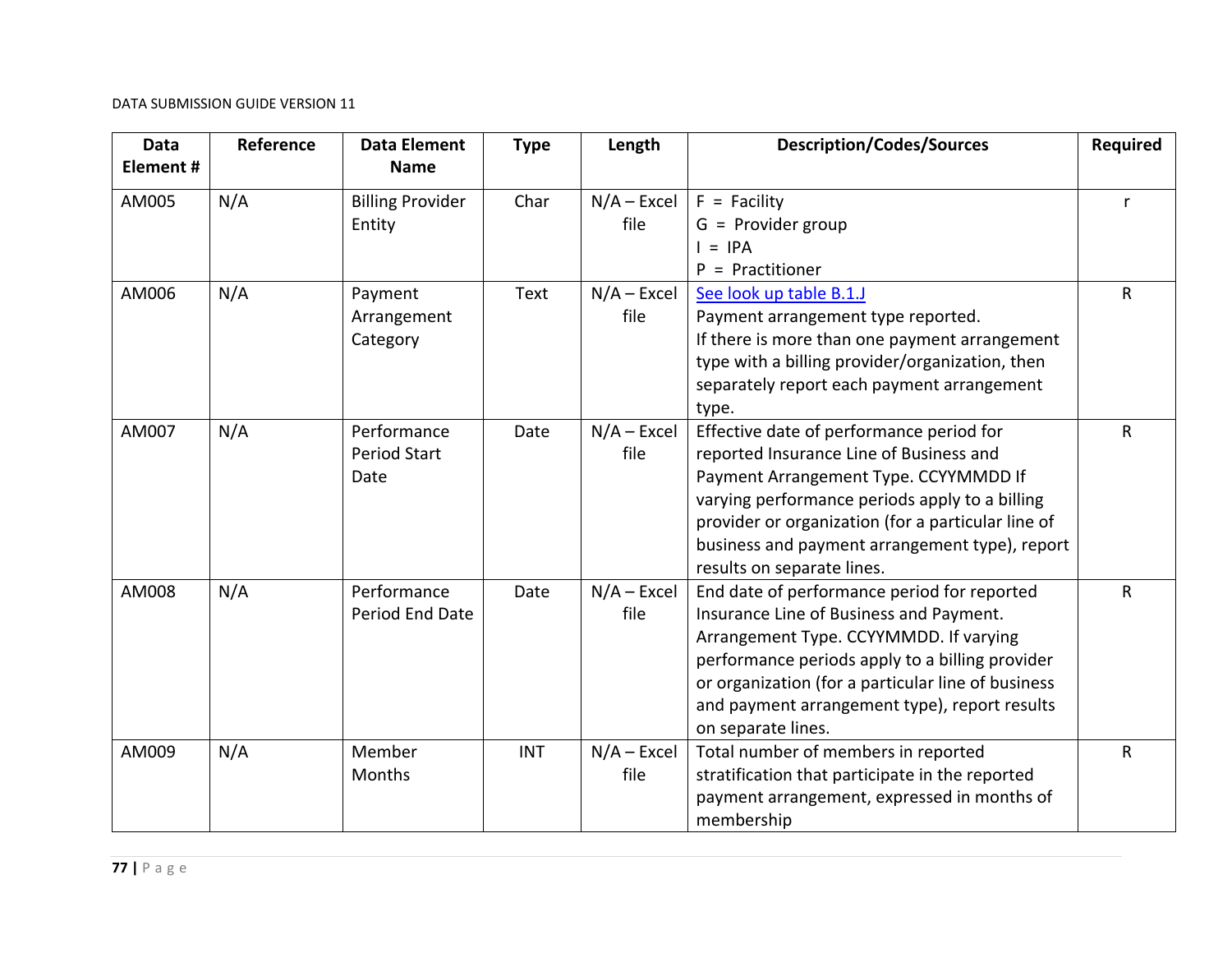| Data Element # | Reference | Data Element Name | Type | Length | Description/Codes/Sources | Required |
|---|---|---|---|---|---|---|
| AM005 | N/A | Billing Provider Entity | Char | N/A – Excel file | F = Facility<br>G = Provider group<br>I = IPA<br>P = Practitioner | r |
| AM006 | N/A | Payment Arrangement Category | Text | N/A – Excel file | See look up table B.1.J<br>Payment arrangement type reported.<br>If there is more than one payment arrangement type with a billing provider/organization, then separately report each payment arrangement type. | R |
| AM007 | N/A | Performance Period Start Date | Date | N/A – Excel file | Effective date of performance period for reported Insurance Line of Business and Payment Arrangement Type. CCYYMMDD If varying performance periods apply to a billing provider or organization (for a particular line of business and payment arrangement type), report results on separate lines. | R |
| AM008 | N/A | Performance Period End Date | Date | N/A – Excel file | End date of performance period for reported Insurance Line of Business and Payment. Arrangement Type. CCYYMMDD. If varying performance periods apply to a billing provider or organization (for a particular line of business and payment arrangement type), report results on separate lines. | R |
| AM009 | N/A | Member Months | INT | N/A – Excel file | Total number of members in reported stratification that participate in the reported payment arrangement, expressed in months of membership | R |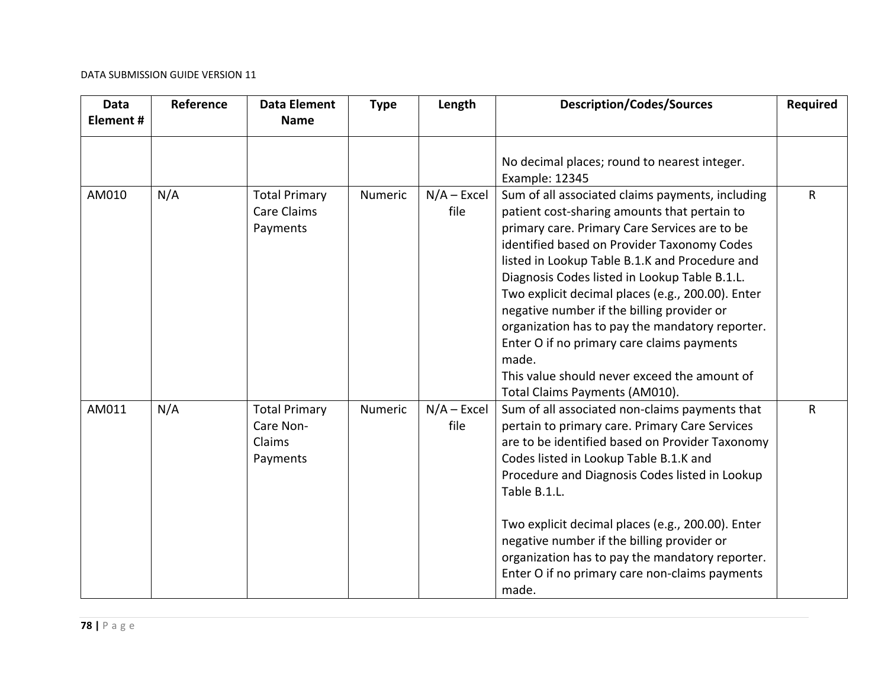| Data Element # | Reference | Data Element Name | Type | Length | Description/Codes/Sources | Required |
|---|---|---|---|---|---|---|
| | | | | | No decimal places; round to nearest integer. Example: 12345 | |
| AM010 | N/A | Total Primary Care Claims Payments | Numeric | N/A – Excel file | Sum of all associated claims payments, including patient cost-sharing amounts that pertain to primary care. Primary Care Services are to be identified based on Provider Taxonomy Codes listed in Lookup Table B.1.K and Procedure and Diagnosis Codes listed in Lookup Table B.1.L. Two explicit decimal places (e.g., 200.00). Enter negative number if the billing provider or organization has to pay the mandatory reporter. Enter O if no primary care claims payments made. This value should never exceed the amount of Total Claims Payments (AM010). | R |
| AM011 | N/A | Total Primary Care Non-Claims Payments | Numeric | N/A – Excel file | Sum of all associated non-claims payments that pertain to primary care. Primary Care Services are to be identified based on Provider Taxonomy Codes listed in Lookup Table B.1.K and Procedure and Diagnosis Codes listed in Lookup Table B.1.L.<br><br>Two explicit decimal places (e.g., 200.00). Enter negative number if the billing provider or organization has to pay the mandatory reporter. Enter O if no primary care non-claims payments made. | R |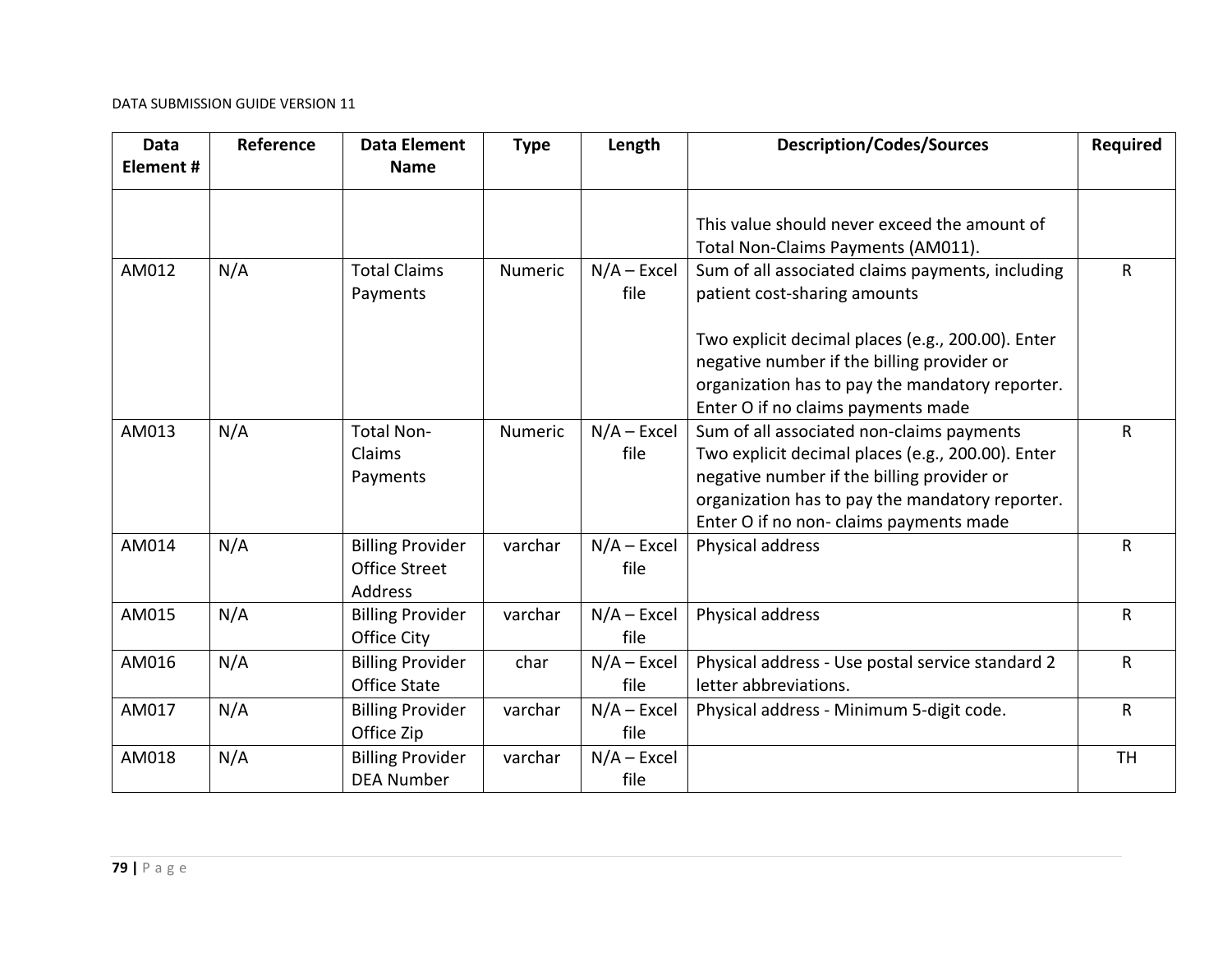| Data Element # | Reference | Data Element Name | Type | Length | Description/Codes/Sources | Required |
|---|---|---|---|---|---|---|
| | | | | | This value should never exceed the amount of Total Non-Claims Payments (AM011). | |
| AM012 | N/A | Total Claims Payments | Numeric | N/A – Excel file | Sum of all associated claims payments, including patient cost-sharing amounts<br><br>Two explicit decimal places (e.g., 200.00). Enter negative number if the billing provider or organization has to pay the mandatory reporter. Enter O if no claims payments made | R |
| AM013 | N/A | Total Non-Claims Payments | Numeric | N/A – Excel file | Sum of all associated non-claims payments<br>Two explicit decimal places (e.g., 200.00). Enter negative number if the billing provider or organization has to pay the mandatory reporter. Enter O if no non- claims payments made | R |
| AM014 | N/A | Billing Provider Office Street Address | varchar | N/A – Excel file | Physical address | R |
| AM015 | N/A | Billing Provider Office City | varchar | N/A – Excel file | Physical address | R |
| AM016 | N/A | Billing Provider Office State | char | N/A – Excel file | Physical address - Use postal service standard 2 letter abbreviations. | R |
| AM017 | N/A | Billing Provider Office Zip | varchar | N/A – Excel file | Physical address - Minimum 5-digit code. | R |
| AM018 | N/A | Billing Provider DEA Number | varchar | N/A – Excel file | | TH |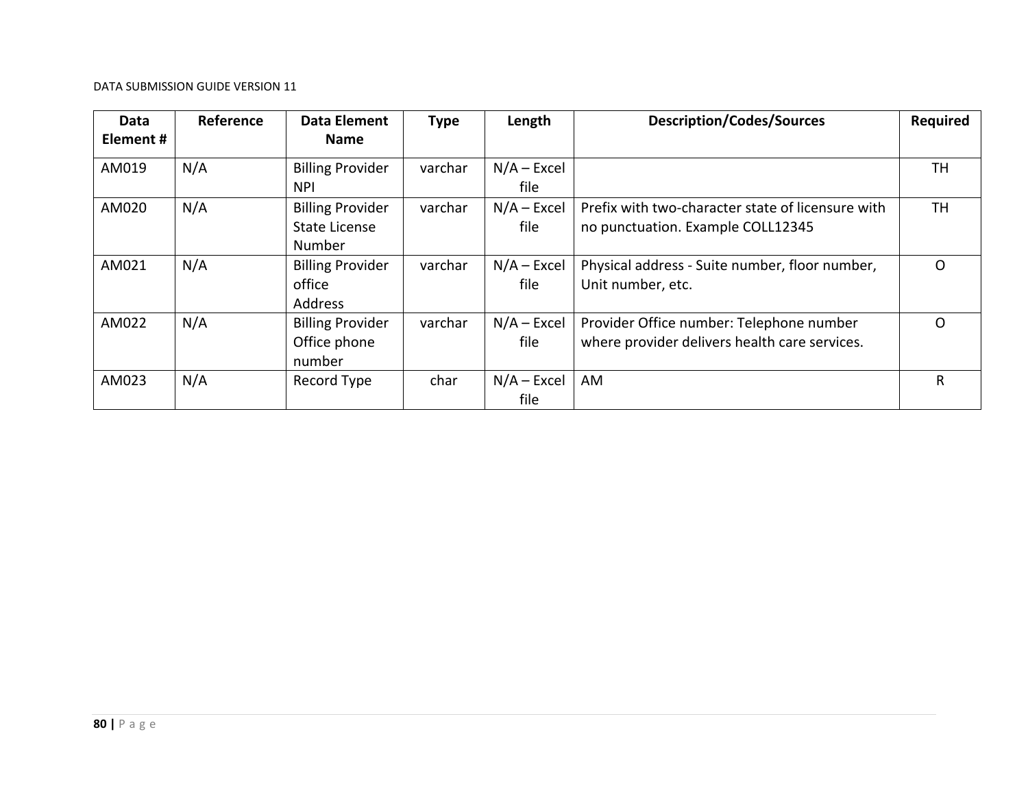| Data Element # | Reference | Data Element Name | Type | Length | Description/Codes/Sources | Required |
|---|---|---|---|---|---|---|
| AM019 | N/A | Billing Provider NPI | varchar | N/A – Excel file | | TH |
| AM020 | N/A | Billing Provider State License Number | varchar | N/A – Excel file | Prefix with two-character state of licensure with no punctuation. Example COLL12345 | TH |
| AM021 | N/A | Billing Provider office Address | varchar | N/A – Excel file | Physical address - Suite number, floor number, Unit number, etc. | O |
| AM022 | N/A | Billing Provider Office phone number | varchar | N/A – Excel file | Provider Office number: Telephone number where provider delivers health care services. | O |
| AM023 | N/A | Record Type | char | N/A – Excel file | AM | R |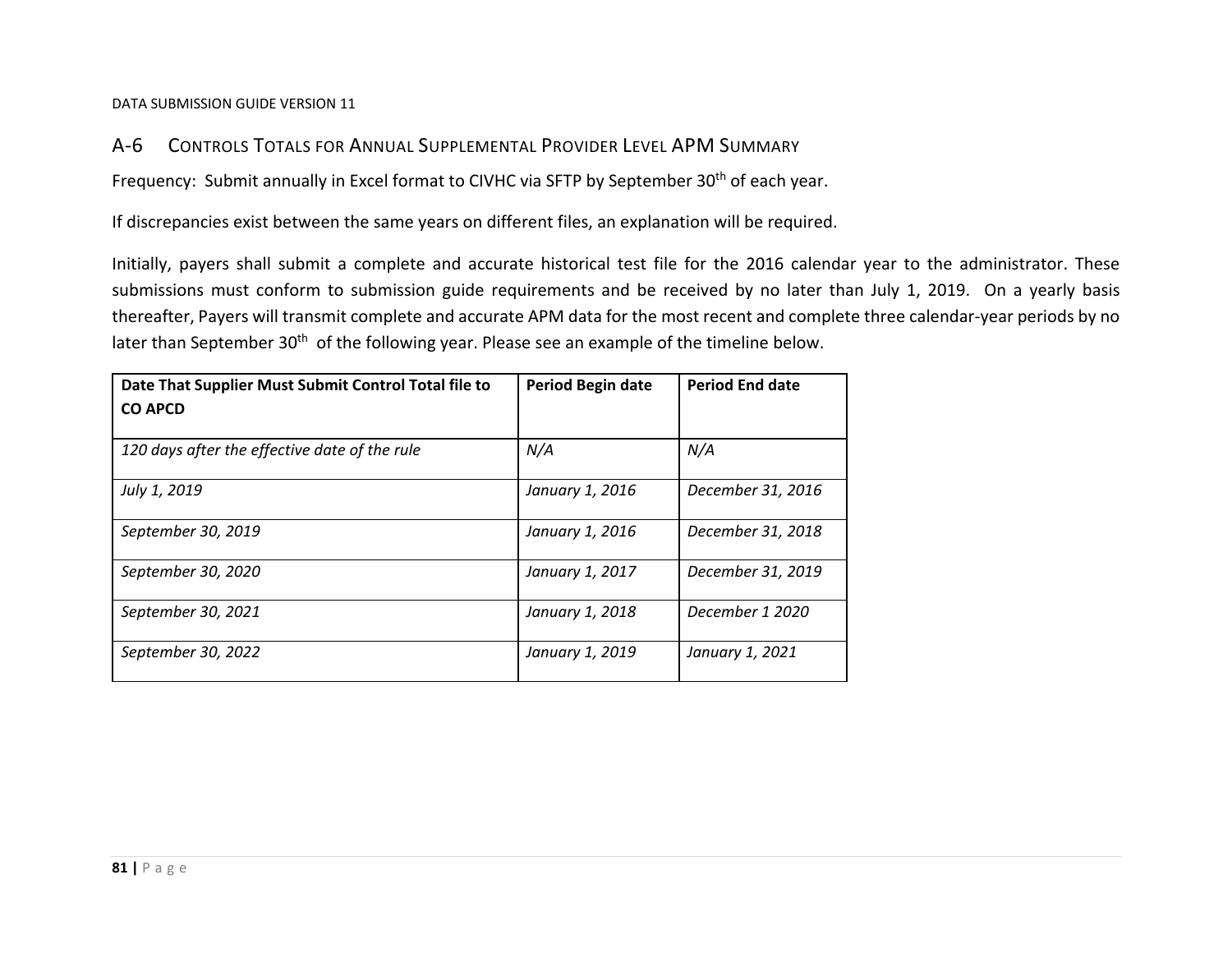## A-6 Controls Totals for Annual Supplemental Provider Level APM Summary

Frequency: Submit annually in Excel format to CIVHC via SFTP by September 30th of each year.

If discrepancies exist between the same years on different files, an explanation will be required.

Initially, payers shall submit a complete and accurate historical test file for the 2016 calendar year to the administrator. These submissions must conform to submission guide requirements and be received by no later than July 1, 2019. On a yearly basis thereafter, Payers will transmit complete and accurate APM data for the most recent and complete three calendar-year periods by no later than September 30th of the following year. Please see an example of the timeline below.

| **Date That Supplier Must Submit Control Total file to CO APCD** | **Period Begin date** | **Period End date** |
|---|---|---|
| *120 days after the effective date of the rule* | *N/A* | *N/A* |
| *July 1, 2019* | *January 1, 2016* | *December 31, 2016* |
| *September 30, 2019* | *January 1, 2016* | *December 31, 2018* |
| *September 30, 2020* | *January 1, 2017* | *December 31, 2019* |
| *September 30, 2021* | *January 1, 2018* | *December 1 2020* |
| *September 30, 2022* | *January 1, 2019* | *January 1, 2021* |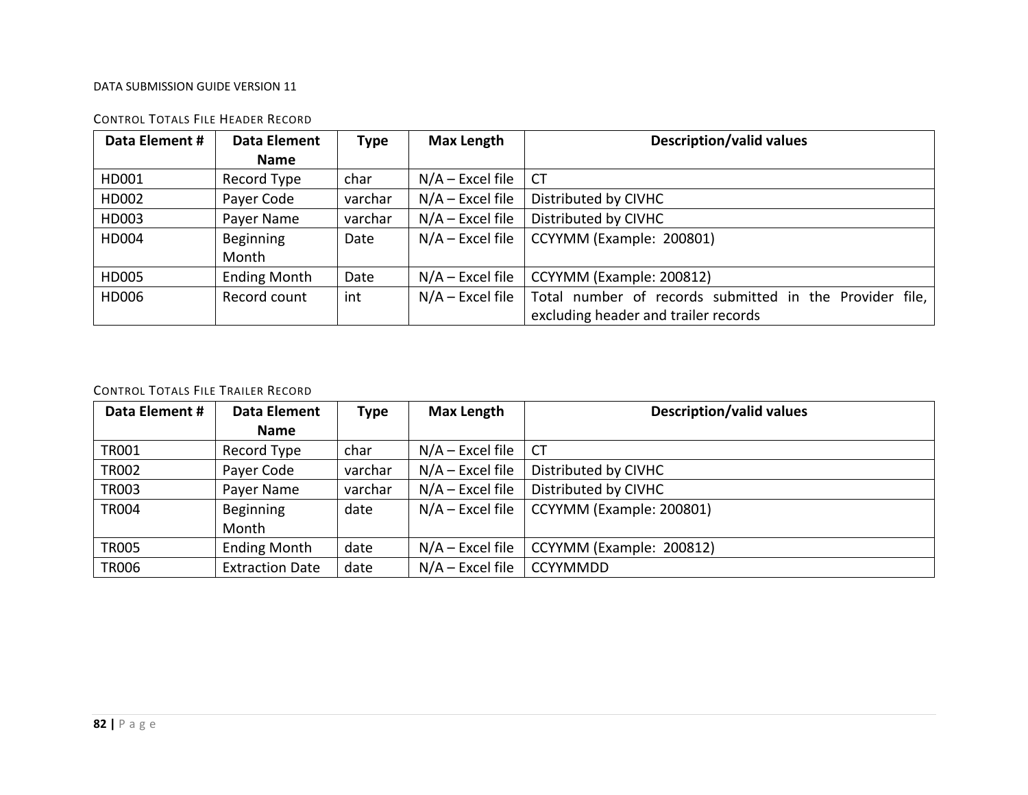#### Control Totals File Header Record

| Data Element # | Data Element Name | Type | Max Length | Description/valid values |
|---|---|---|---|---|
| HD001 | Record Type | char | N/A – Excel file | CT |
| HD002 | Payer Code | varchar | N/A – Excel file | Distributed by CIVHC |
| HD003 | Payer Name | varchar | N/A – Excel file | Distributed by CIVHC |
| HD004 | Beginning Month | Date | N/A – Excel file | CCYYMM (Example: 200801) |
| HD005 | Ending Month | Date | N/A – Excel file | CCYYMM (Example: 200812) |
| HD006 | Record count | int | N/A – Excel file | Total number of records submitted in the Provider file, excluding header and trailer records |

#### Control Totals File Trailer Record

| Data Element # | Data Element Name | Type | Max Length | Description/valid values |
|---|---|---|---|---|
| TR001 | Record Type | char | N/A – Excel file | CT |
| TR002 | Payer Code | varchar | N/A – Excel file | Distributed by CIVHC |
| TR003 | Payer Name | varchar | N/A – Excel file | Distributed by CIVHC |
| TR004 | Beginning Month | date | N/A – Excel file | CCYYMM (Example: 200801) |
| TR005 | Ending Month | date | N/A – Excel file | CCYYMM (Example: 200812) |
| TR006 | Extraction Date | date | N/A – Excel file | CCYYMMDD |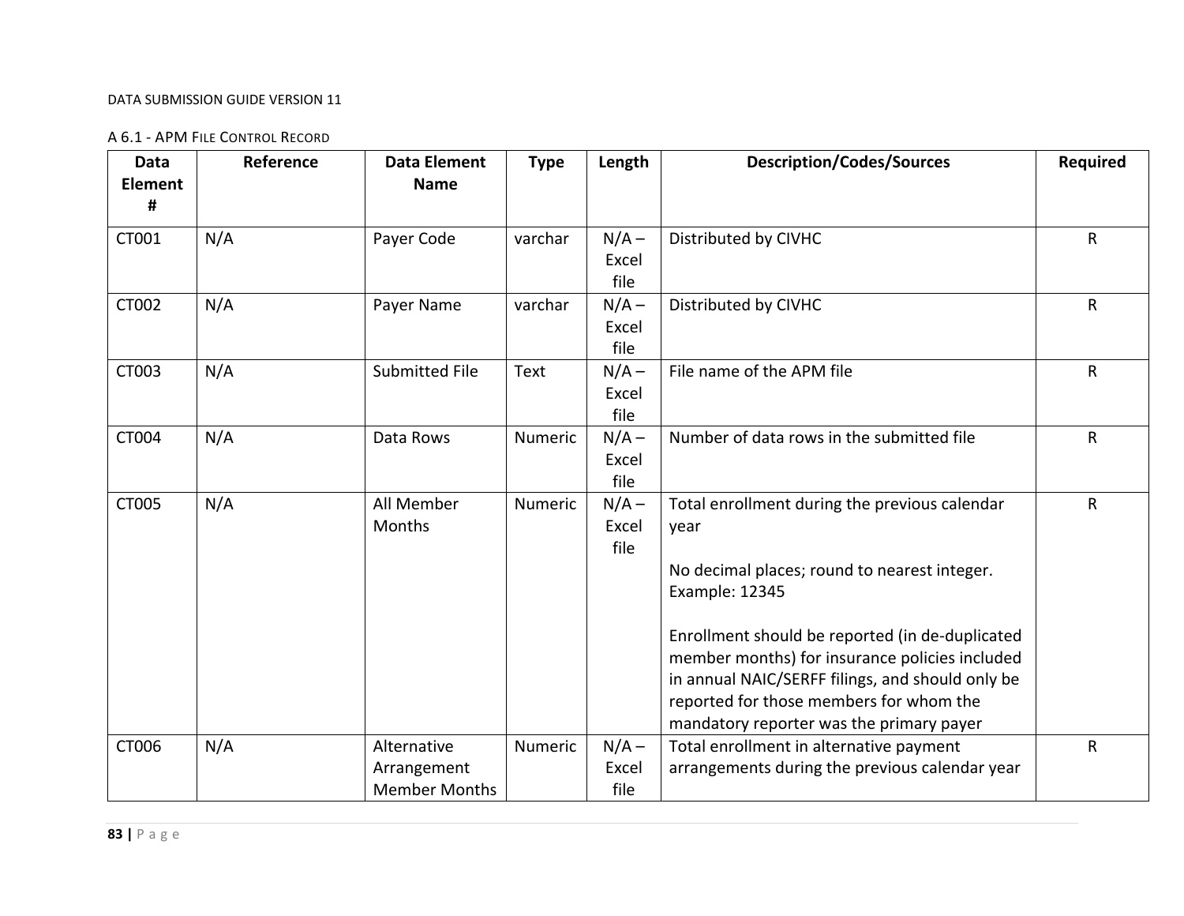A 6.1 - APM File Control Record

| Data Element # | Reference | Data Element Name | Type | Length | Description/Codes/Sources | Required |
|---|---|---|---|---|---|---|
| CT001 | N/A | Payer Code | varchar | N/A – Excel file | Distributed by CIVHC | R |
| CT002 | N/A | Payer Name | varchar | N/A – Excel file | Distributed by CIVHC | R |
| CT003 | N/A | Submitted File | Text | N/A – Excel file | File name of the APM file | R |
| CT004 | N/A | Data Rows | Numeric | N/A – Excel file | Number of data rows in the submitted file | R |
| CT005 | N/A | All Member Months | Numeric | N/A – Excel file | Total enrollment during the previous calendar year<br><br>No decimal places; round to nearest integer. Example: 12345<br><br>Enrollment should be reported (in de-duplicated member months) for insurance policies included in annual NAIC/SERFF filings, and should only be reported for those members for whom the mandatory reporter was the primary payer | R |
| CT006 | N/A | Alternative Arrangement Member Months | Numeric | N/A – Excel file | Total enrollment in alternative payment arrangements during the previous calendar year | R |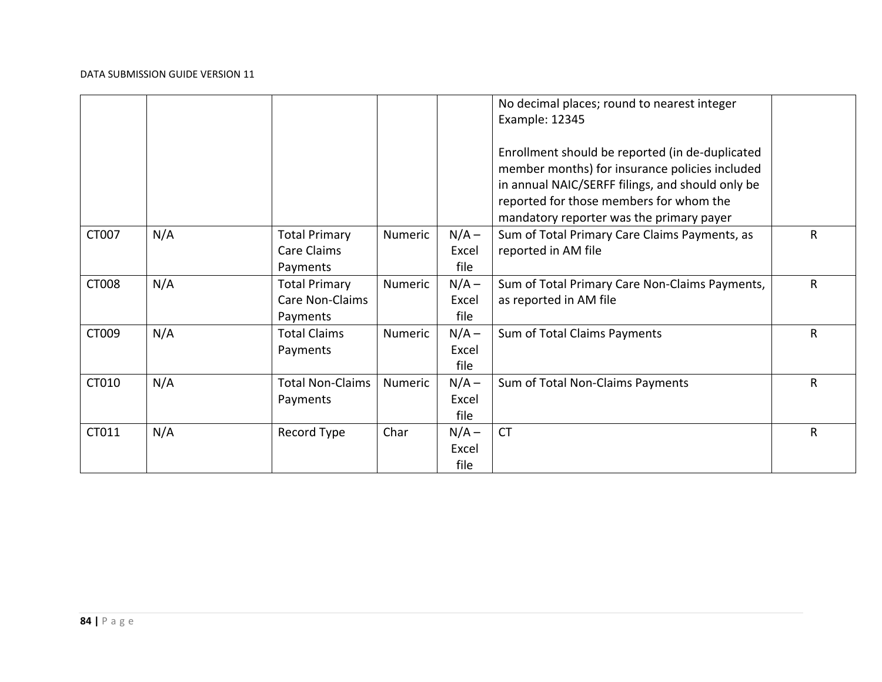| | | | | | | |
|---|---|---|---|---|---|---|
| | | | | | No decimal places; round to nearest integer<br>Example: 12345<br><br>Enrollment should be reported (in de-duplicated member months) for insurance policies included in annual NAIC/SERFF filings, and should only be reported for those members for whom the mandatory reporter was the primary payer | |
| CT007 | N/A | Total Primary Care Claims Payments | Numeric | N/A – Excel file | Sum of Total Primary Care Claims Payments, as reported in AM file | R |
| CT008 | N/A | Total Primary Care Non-Claims Payments | Numeric | N/A – Excel file | Sum of Total Primary Care Non-Claims Payments, as reported in AM file | R |
| CT009 | N/A | Total Claims Payments | Numeric | N/A – Excel file | Sum of Total Claims Payments | R |
| CT010 | N/A | Total Non-Claims Payments | Numeric | N/A – Excel file | Sum of Total Non-Claims Payments | R |
| CT011 | N/A | Record Type | Char | N/A – Excel file | CT | R |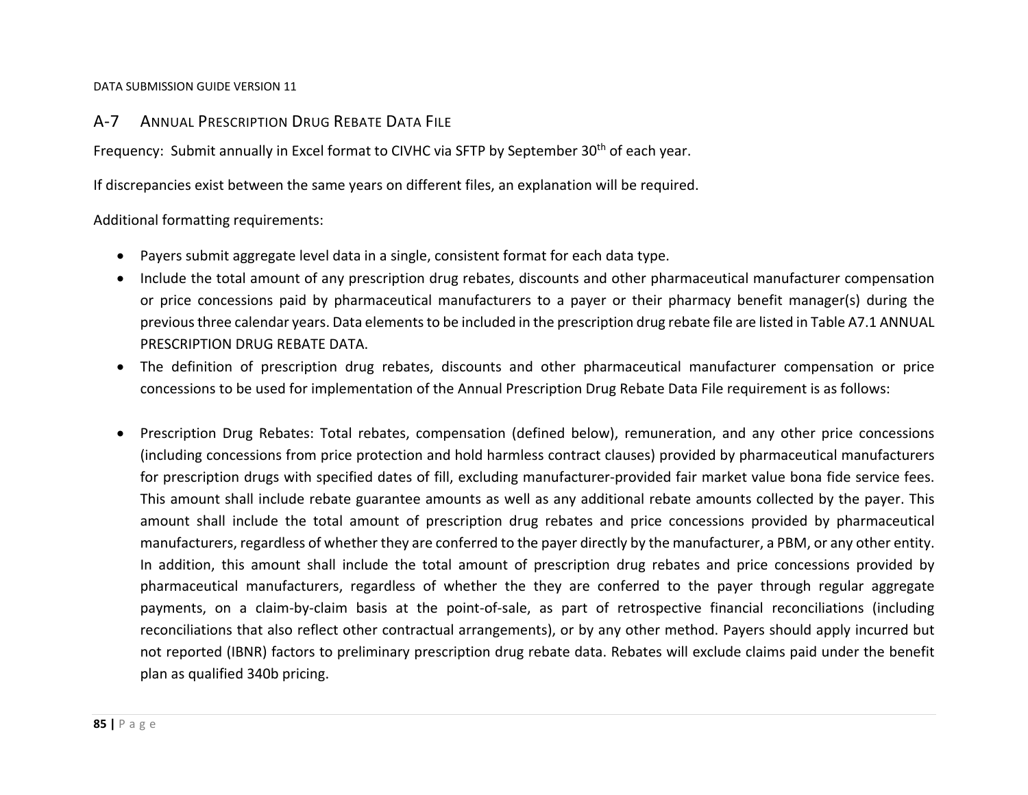## A-7 Annual Prescription Drug Rebate Data File

Frequency: Submit annually in Excel format to CIVHC via SFTP by September 30th of each year.

If discrepancies exist between the same years on different files, an explanation will be required.

Additional formatting requirements:

- Payers submit aggregate level data in a single, consistent format for each data type.
- Include the total amount of any prescription drug rebates, discounts and other pharmaceutical manufacturer compensation or price concessions paid by pharmaceutical manufacturers to a payer or their pharmacy benefit manager(s) during the previous three calendar years. Data elements to be included in the prescription drug rebate file are listed in Table A7.1 ANNUAL PRESCRIPTION DRUG REBATE DATA.
- The definition of prescription drug rebates, discounts and other pharmaceutical manufacturer compensation or price concessions to be used for implementation of the Annual Prescription Drug Rebate Data File requirement is as follows:

- Prescription Drug Rebates: Total rebates, compensation (defined below), remuneration, and any other price concessions (including concessions from price protection and hold harmless contract clauses) provided by pharmaceutical manufacturers for prescription drugs with specified dates of fill, excluding manufacturer-provided fair market value bona fide service fees. This amount shall include rebate guarantee amounts as well as any additional rebate amounts collected by the payer. This amount shall include the total amount of prescription drug rebates and price concessions provided by pharmaceutical manufacturers, regardless of whether they are conferred to the payer directly by the manufacturer, a PBM, or any other entity. In addition, this amount shall include the total amount of prescription drug rebates and price concessions provided by pharmaceutical manufacturers, regardless of whether the they are conferred to the payer through regular aggregate payments, on a claim-by-claim basis at the point-of-sale, as part of retrospective financial reconciliations (including reconciliations that also reflect other contractual arrangements), or by any other method. Payers should apply incurred but not reported (IBNR) factors to preliminary prescription drug rebate data. Rebates will exclude claims paid under the benefit plan as qualified 340b pricing.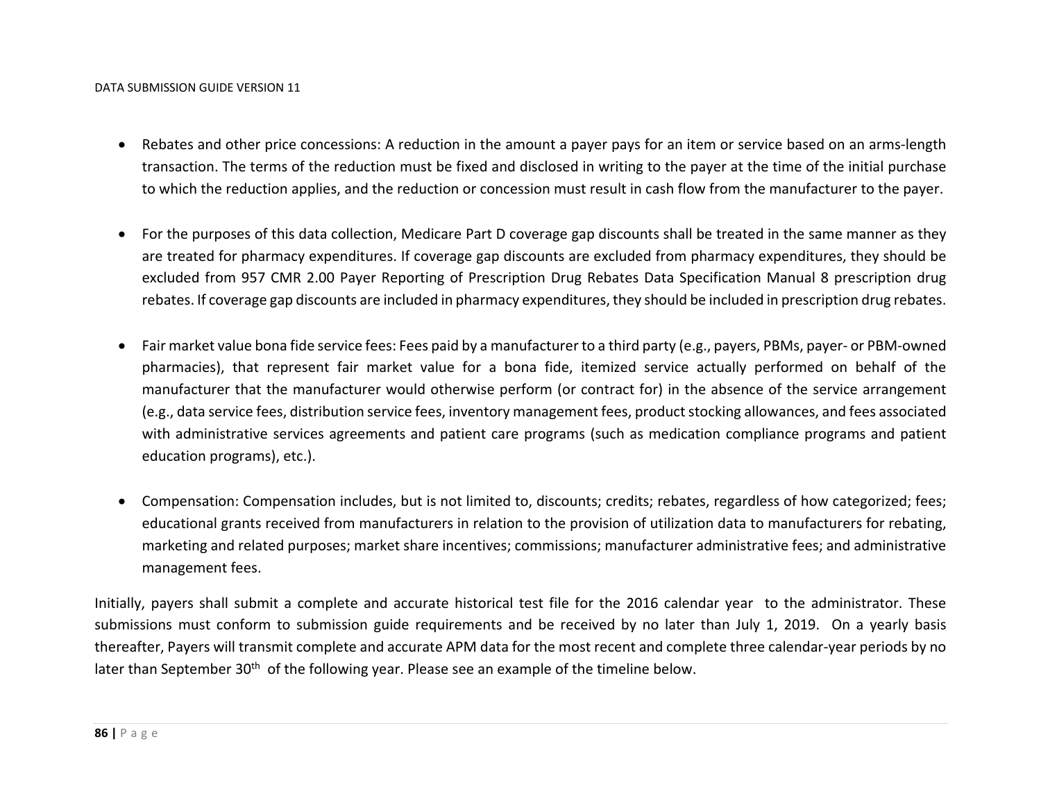- Rebates and other price concessions: A reduction in the amount a payer pays for an item or service based on an arms-length transaction. The terms of the reduction must be fixed and disclosed in writing to the payer at the time of the initial purchase to which the reduction applies, and the reduction or concession must result in cash flow from the manufacturer to the payer.

- For the purposes of this data collection, Medicare Part D coverage gap discounts shall be treated in the same manner as they are treated for pharmacy expenditures. If coverage gap discounts are excluded from pharmacy expenditures, they should be excluded from 957 CMR 2.00 Payer Reporting of Prescription Drug Rebates Data Specification Manual 8 prescription drug rebates. If coverage gap discounts are included in pharmacy expenditures, they should be included in prescription drug rebates.

- Fair market value bona fide service fees: Fees paid by a manufacturer to a third party (e.g., payers, PBMs, payer- or PBM-owned pharmacies), that represent fair market value for a bona fide, itemized service actually performed on behalf of the manufacturer that the manufacturer would otherwise perform (or contract for) in the absence of the service arrangement (e.g., data service fees, distribution service fees, inventory management fees, product stocking allowances, and fees associated with administrative services agreements and patient care programs (such as medication compliance programs and patient education programs), etc.).

- Compensation: Compensation includes, but is not limited to, discounts; credits; rebates, regardless of how categorized; fees; educational grants received from manufacturers in relation to the provision of utilization data to manufacturers for rebating, marketing and related purposes; market share incentives; commissions; manufacturer administrative fees; and administrative management fees.

Initially, payers shall submit a complete and accurate historical test file for the 2016 calendar year to the administrator. These submissions must conform to submission guide requirements and be received by no later than July 1, 2019. On a yearly basis thereafter, Payers will transmit complete and accurate APM data for the most recent and complete three calendar-year periods by no later than September 30th of the following year. Please see an example of the timeline below.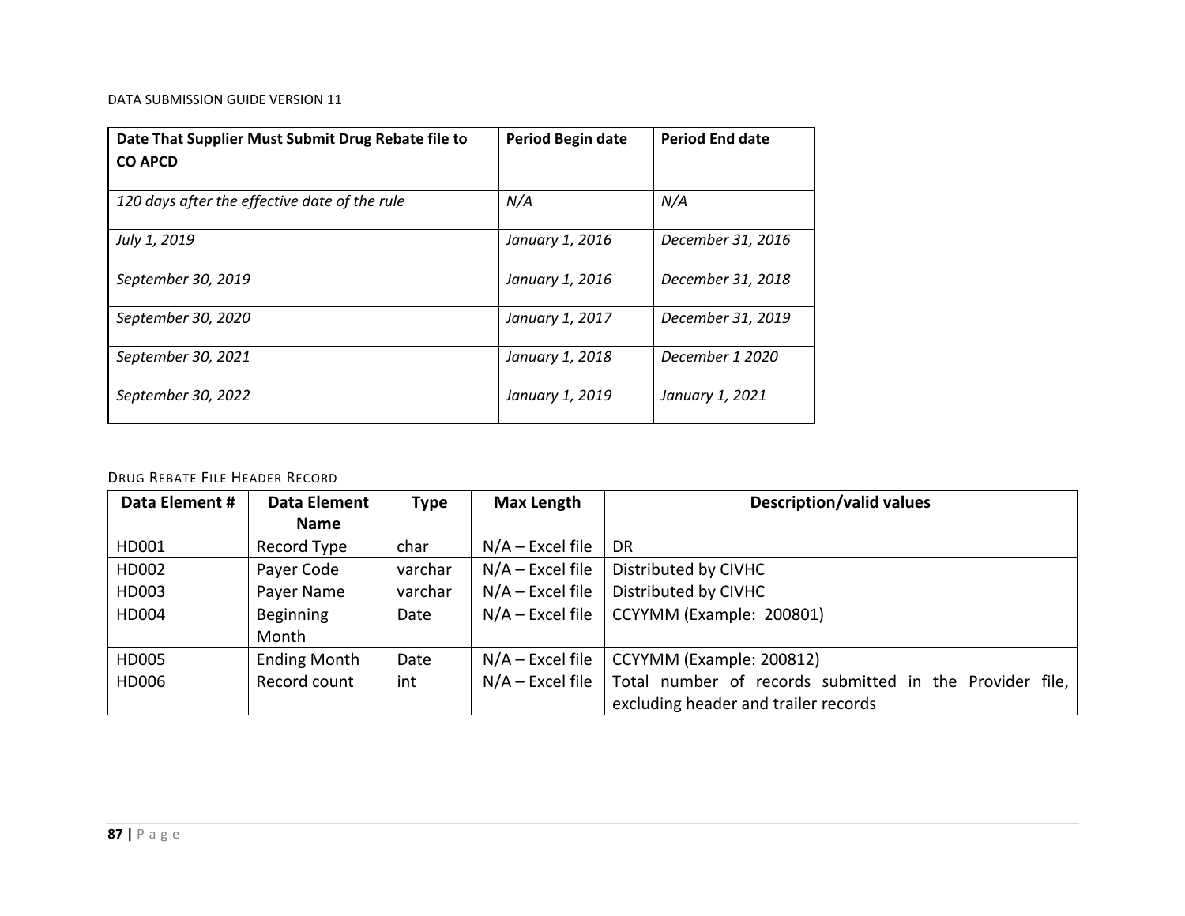| Date That Supplier Must Submit Drug Rebate file to CO APCD | Period Begin date | Period End date |
|---|---|---|
| *120 days after the effective date of the rule* | *N/A* | *N/A* |
| *July 1, 2019* | *January 1, 2016* | *December 31, 2016* |
| *September 30, 2019* | *January 1, 2016* | *December 31, 2018* |
| *September 30, 2020* | *January 1, 2017* | *December 31, 2019* |
| *September 30, 2021* | *January 1, 2018* | *December 1 2020* |
| *September 30, 2022* | *January 1, 2019* | *January 1, 2021* |

### Drug Rebate File Header Record

| Data Element # | Data Element Name | Type | Max Length | Description/valid values |
|---|---|---|---|---|
| HD001 | Record Type | char | N/A – Excel file | DR |
| HD002 | Payer Code | varchar | N/A – Excel file | Distributed by CIVHC |
| HD003 | Payer Name | varchar | N/A – Excel file | Distributed by CIVHC |
| HD004 | Beginning Month | Date | N/A – Excel file | CCYYMM (Example: 200801) |
| HD005 | Ending Month | Date | N/A – Excel file | CCYYMM (Example: 200812) |
| HD006 | Record count | int | N/A – Excel file | Total number of records submitted in the Provider file, excluding header and trailer records |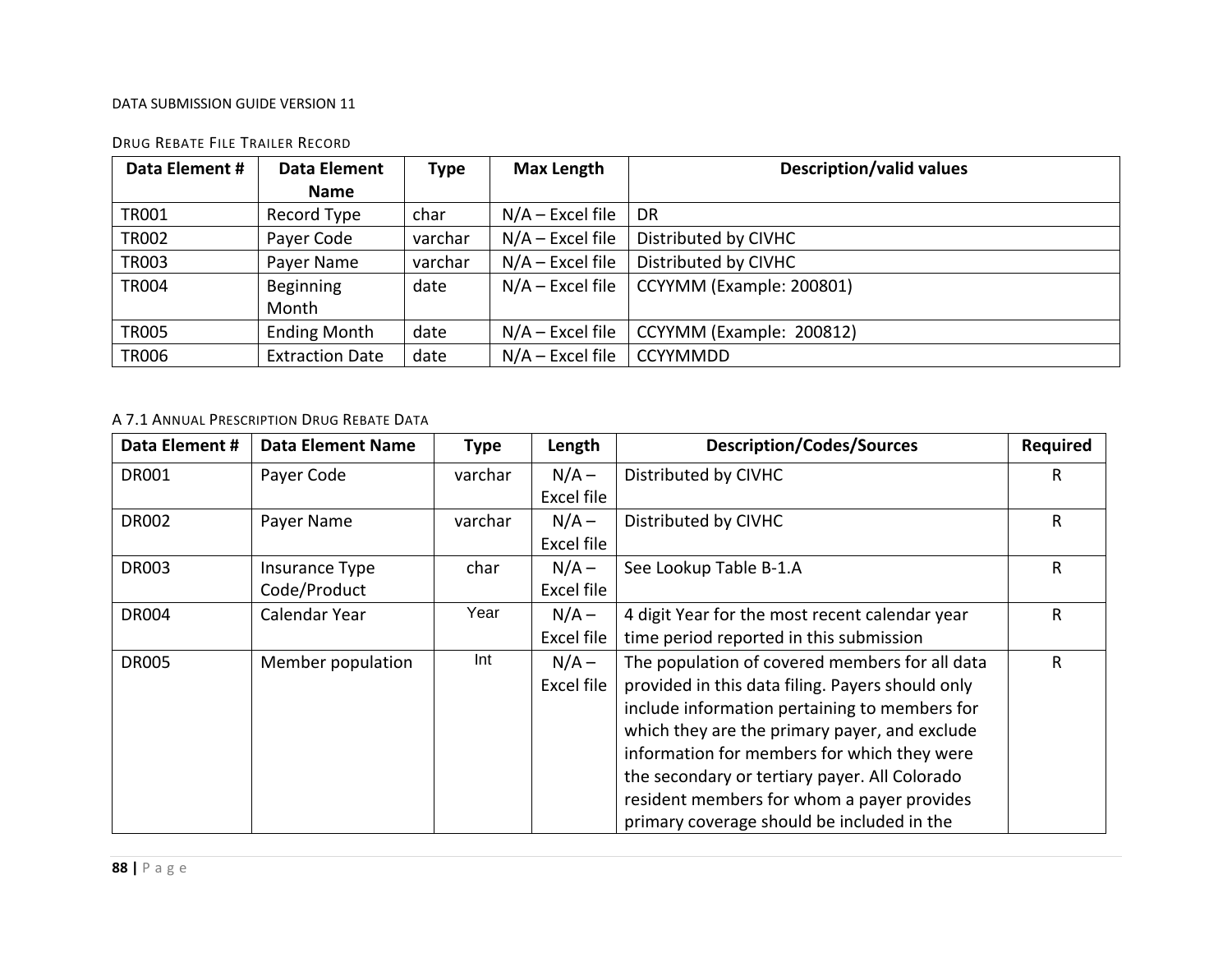#### Drug Rebate File Trailer Record

| Data Element # | Data Element Name | Type | Max Length | Description/valid values |
|---|---|---|---|---|
| TR001 | Record Type | char | N/A – Excel file | DR |
| TR002 | Payer Code | varchar | N/A – Excel file | Distributed by CIVHC |
| TR003 | Payer Name | varchar | N/A – Excel file | Distributed by CIVHC |
| TR004 | Beginning Month | date | N/A – Excel file | CCYYMM (Example: 200801) |
| TR005 | Ending Month | date | N/A – Excel file | CCYYMM (Example: 200812) |
| TR006 | Extraction Date | date | N/A – Excel file | CCYYMMDD |

#### A 7.1 Annual Prescription Drug Rebate Data

| Data Element # | Data Element Name | Type | Length | Description/Codes/Sources | Required |
|---|---|---|---|---|---|
| DR001 | Payer Code | varchar | N/A – Excel file | Distributed by CIVHC | R |
| DR002 | Payer Name | varchar | N/A – Excel file | Distributed by CIVHC | R |
| DR003 | Insurance Type Code/Product | char | N/A – Excel file | See Lookup Table B-1.A | R |
| DR004 | Calendar Year | Year | N/A – Excel file | 4 digit Year for the most recent calendar year time period reported in this submission | R |
| DR005 | Member population | Int | N/A – Excel file | The population of covered members for all data provided in this data filing. Payers should only include information pertaining to members for which they are the primary payer, and exclude information for members for which they were the secondary or tertiary payer. All Colorado resident members for whom a payer provides primary coverage should be included in the | R |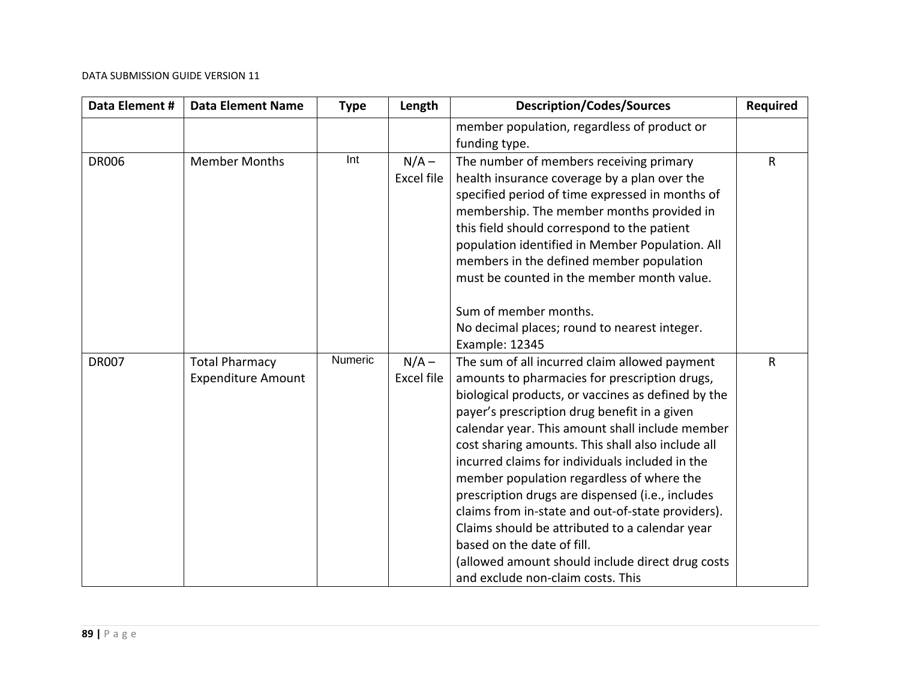| Data Element # | Data Element Name | Type | Length | Description/Codes/Sources | Required |
|---|---|---|---|---|---|
| | | | | member population, regardless of product or funding type. | |
| DR006 | Member Months | Int | N/A – Excel file | The number of members receiving primary health insurance coverage by a plan over the specified period of time expressed in months of membership. The member months provided in this field should correspond to the patient population identified in Member Population. All members in the defined member population must be counted in the member month value.<br><br>Sum of member months.<br>No decimal places; round to nearest integer.<br>Example: 12345 | R |
| DR007 | Total Pharmacy Expenditure Amount | Numeric | N/A – Excel file | The sum of all incurred claim allowed payment amounts to pharmacies for prescription drugs, biological products, or vaccines as defined by the payer's prescription drug benefit in a given calendar year. This amount shall include member cost sharing amounts. This shall also include all incurred claims for individuals included in the member population regardless of where the prescription drugs are dispensed (i.e., includes claims from in-state and out-of-state providers). Claims should be attributed to a calendar year based on the date of fill.<br>(allowed amount should include direct drug costs and exclude non-claim costs. This | R |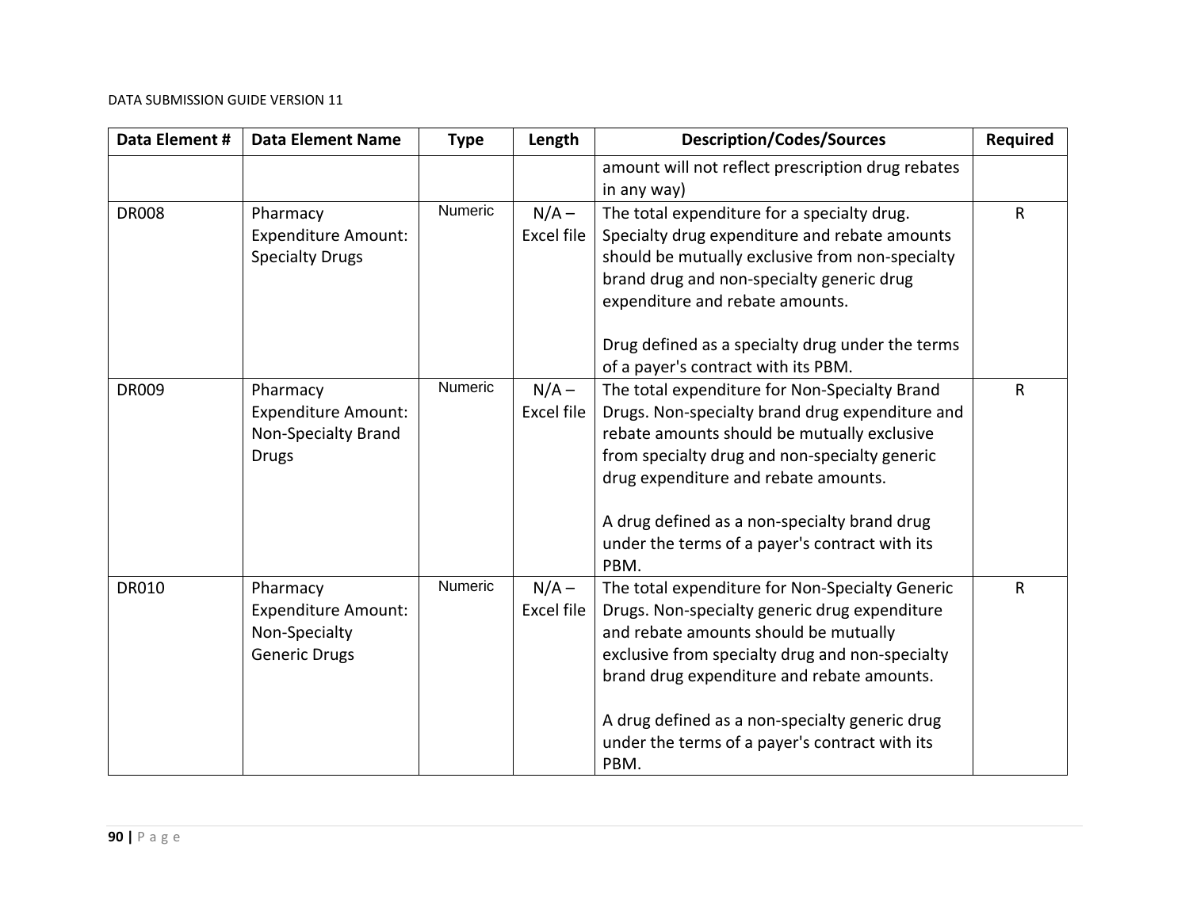| Data Element # | Data Element Name | Type | Length | Description/Codes/Sources | Required |
|---|---|---|---|---|---|
| | | | | amount will not reflect prescription drug rebates in any way) | |
| DR008 | Pharmacy Expenditure Amount: Specialty Drugs | Numeric | N/A – Excel file | The total expenditure for a specialty drug. Specialty drug expenditure and rebate amounts should be mutually exclusive from non-specialty brand drug and non-specialty generic drug expenditure and rebate amounts.<br><br>Drug defined as a specialty drug under the terms of a payer's contract with its PBM. | R |
| DR009 | Pharmacy Expenditure Amount: Non-Specialty Brand Drugs | Numeric | N/A – Excel file | The total expenditure for Non-Specialty Brand Drugs. Non-specialty brand drug expenditure and rebate amounts should be mutually exclusive from specialty drug and non-specialty generic drug expenditure and rebate amounts.<br><br>A drug defined as a non-specialty brand drug under the terms of a payer's contract with its PBM. | R |
| DR010 | Pharmacy Expenditure Amount: Non-Specialty Generic Drugs | Numeric | N/A – Excel file | The total expenditure for Non-Specialty Generic Drugs. Non-specialty generic drug expenditure and rebate amounts should be mutually exclusive from specialty drug and non-specialty brand drug expenditure and rebate amounts.<br><br>A drug defined as a non-specialty generic drug under the terms of a payer's contract with its PBM. | R |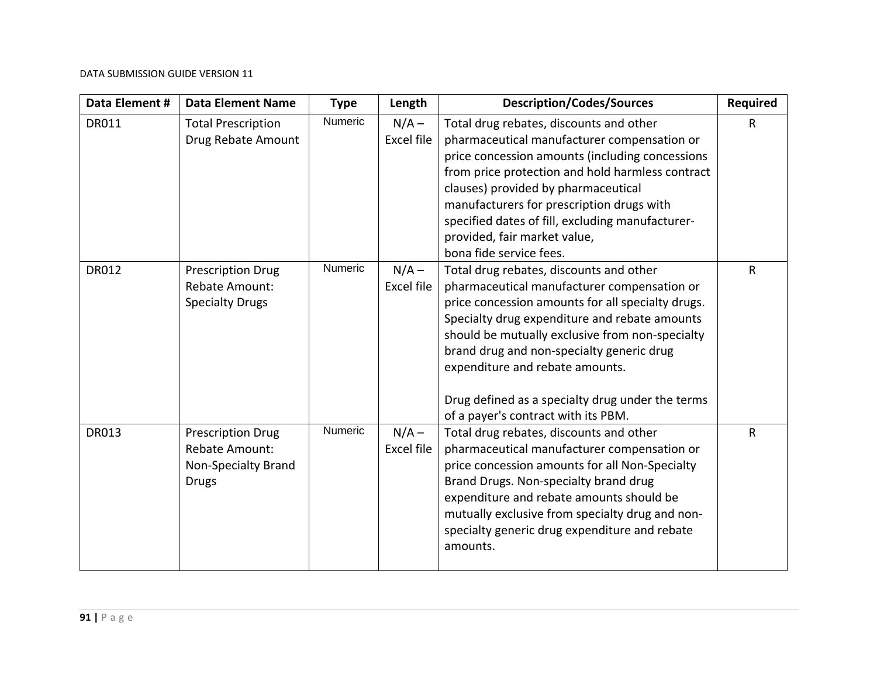| Data Element # | Data Element Name | Type | Length | Description/Codes/Sources | Required |
|---|---|---|---|---|---|
| DR011 | Total Prescription Drug Rebate Amount | Numeric | N/A – Excel file | Total drug rebates, discounts and other pharmaceutical manufacturer compensation or price concession amounts (including concessions from price protection and hold harmless contract clauses) provided by pharmaceutical manufacturers for prescription drugs with specified dates of fill, excluding manufacturer-provided, fair market value, bona fide service fees. | R |
| DR012 | Prescription Drug Rebate Amount: Specialty Drugs | Numeric | N/A – Excel file | Total drug rebates, discounts and other pharmaceutical manufacturer compensation or price concession amounts for all specialty drugs. Specialty drug expenditure and rebate amounts should be mutually exclusive from non-specialty brand drug and non-specialty generic drug expenditure and rebate amounts.<br><br>Drug defined as a specialty drug under the terms of a payer's contract with its PBM. | R |
| DR013 | Prescription Drug Rebate Amount: Non-Specialty Brand Drugs | Numeric | N/A – Excel file | Total drug rebates, discounts and other pharmaceutical manufacturer compensation or price concession amounts for all Non-Specialty Brand Drugs. Non-specialty brand drug expenditure and rebate amounts should be mutually exclusive from specialty drug and non-specialty generic drug expenditure and rebate amounts. | R |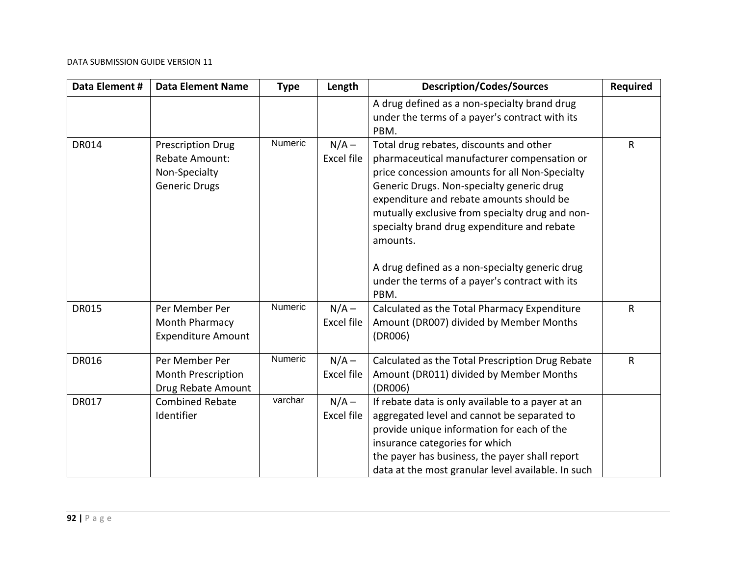| Data Element # | Data Element Name | Type | Length | Description/Codes/Sources | Required |
|---|---|---|---|---|---|
| | | | | A drug defined as a non-specialty brand drug under the terms of a payer's contract with its PBM. | |
| DR014 | Prescription Drug Rebate Amount: Non-Specialty Generic Drugs | Numeric | N/A – Excel file | Total drug rebates, discounts and other pharmaceutical manufacturer compensation or price concession amounts for all Non-Specialty Generic Drugs. Non-specialty generic drug expenditure and rebate amounts should be mutually exclusive from specialty drug and non-specialty brand drug expenditure and rebate amounts.<br><br>A drug defined as a non-specialty generic drug under the terms of a payer's contract with its PBM. | R |
| DR015 | Per Member Per Month Pharmacy Expenditure Amount | Numeric | N/A – Excel file | Calculated as the Total Pharmacy Expenditure Amount (DR007) divided by Member Months (DR006) | R |
| DR016 | Per Member Per Month Prescription Drug Rebate Amount | Numeric | N/A – Excel file | Calculated as the Total Prescription Drug Rebate Amount (DR011) divided by Member Months (DR006) | R |
| DR017 | Combined Rebate Identifier | varchar | N/A – Excel file | If rebate data is only available to a payer at an aggregated level and cannot be separated to provide unique information for each of the insurance categories for which the payer has business, the payer shall report data at the most granular level available. In such | |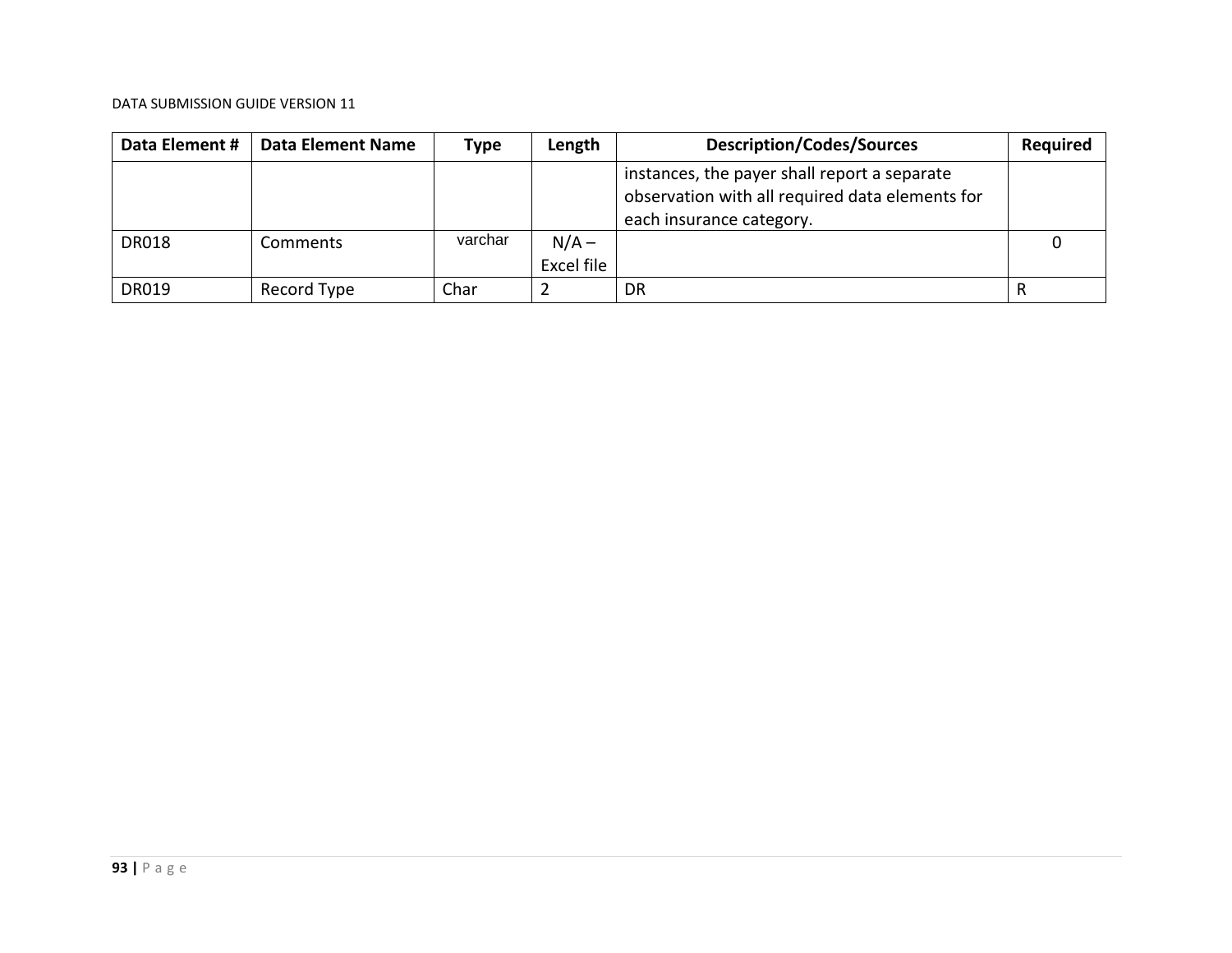| Data Element # | Data Element Name | Type | Length | Description/Codes/Sources | Required |
|---|---|---|---|---|---|
| | | | | instances, the payer shall report a separate observation with all required data elements for each insurance category. | |
| DR018 | Comments | varchar | N/A – Excel file | | 0 |
| DR019 | Record Type | Char | 2 | DR | R |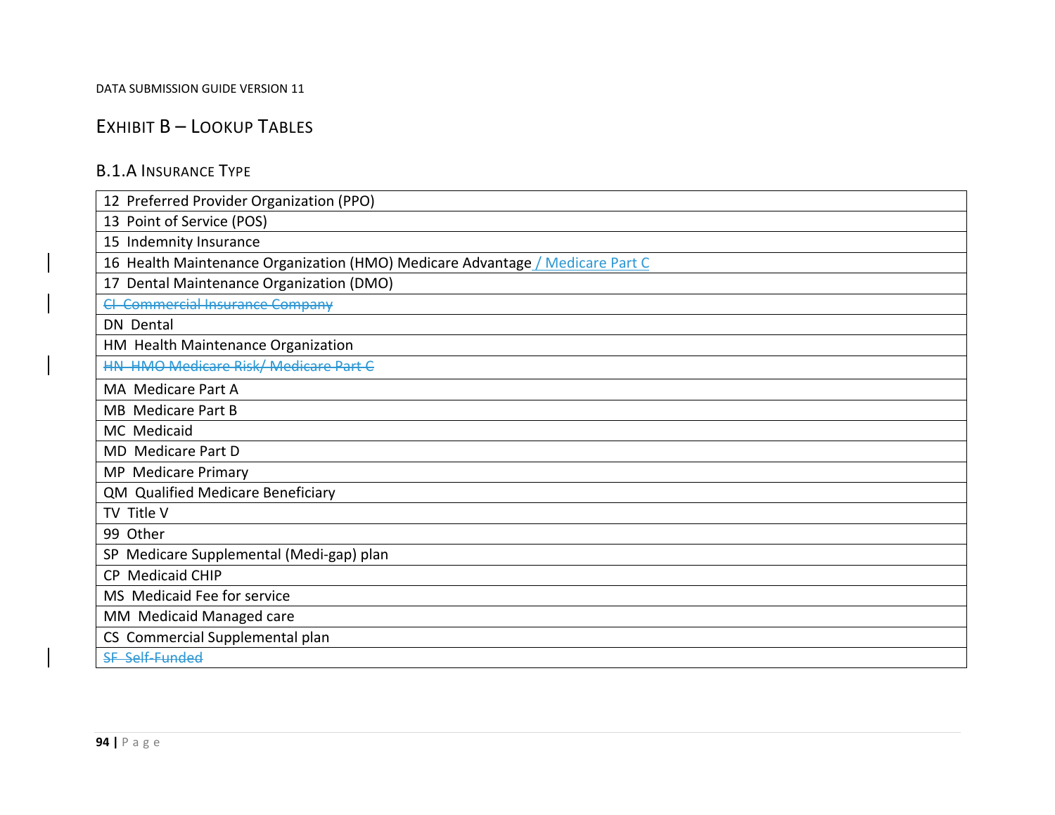# Exhibit B – Lookup Tables

## B.1.A Insurance Type

| |
|---|
| 12 Preferred Provider Organization (PPO) |
| 13 Point of Service (POS) |
| 15 Indemnity Insurance |
| 16 Health Maintenance Organization (HMO) Medicare Advantage / Medicare Part C |
| 17 Dental Maintenance Organization (DMO) |
| ~~CI Commercial Insurance Company~~ |
| DN Dental |
| HM Health Maintenance Organization |
| ~~HN HMO Medicare Risk/ Medicare Part C~~ |
| MA Medicare Part A |
| MB Medicare Part B |
| MC Medicaid |
| MD Medicare Part D |
| MP Medicare Primary |
| QM Qualified Medicare Beneficiary |
| TV Title V |
| 99 Other |
| SP Medicare Supplemental (Medi-gap) plan |
| CP Medicaid CHIP |
| MS Medicaid Fee for service |
| MM Medicaid Managed care |
| CS Commercial Supplemental plan |
| ~~SF Self-Funded~~ |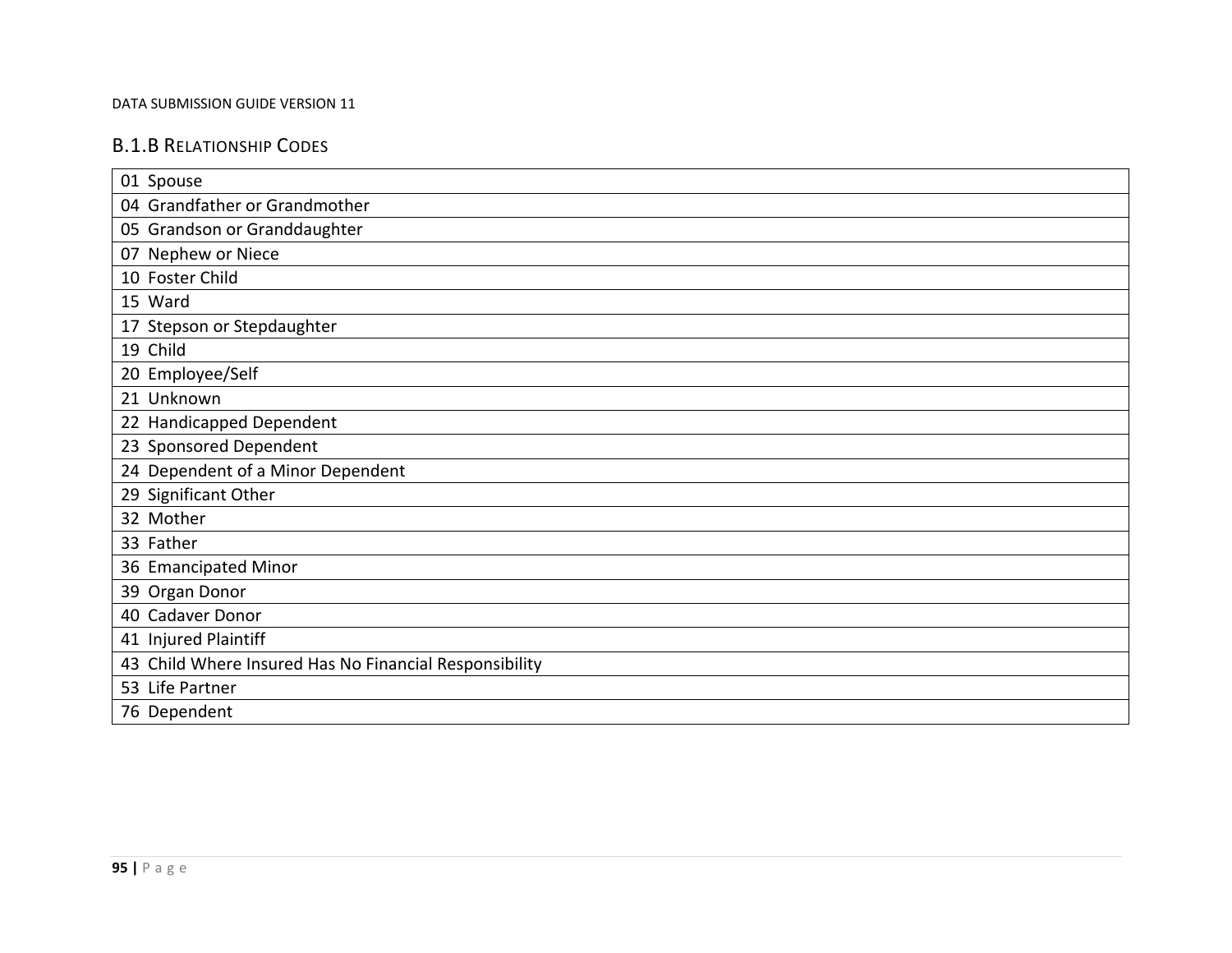### B.1.B Relationship Codes

| |
|---|
| 01 Spouse |
| 04 Grandfather or Grandmother |
| 05 Grandson or Granddaughter |
| 07 Nephew or Niece |
| 10 Foster Child |
| 15 Ward |
| 17 Stepson or Stepdaughter |
| 19 Child |
| 20 Employee/Self |
| 21 Unknown |
| 22 Handicapped Dependent |
| 23 Sponsored Dependent |
| 24 Dependent of a Minor Dependent |
| 29 Significant Other |
| 32 Mother |
| 33 Father |
| 36 Emancipated Minor |
| 39 Organ Donor |
| 40 Cadaver Donor |
| 41 Injured Plaintiff |
| 43 Child Where Insured Has No Financial Responsibility |
| 53 Life Partner |
| 76 Dependent |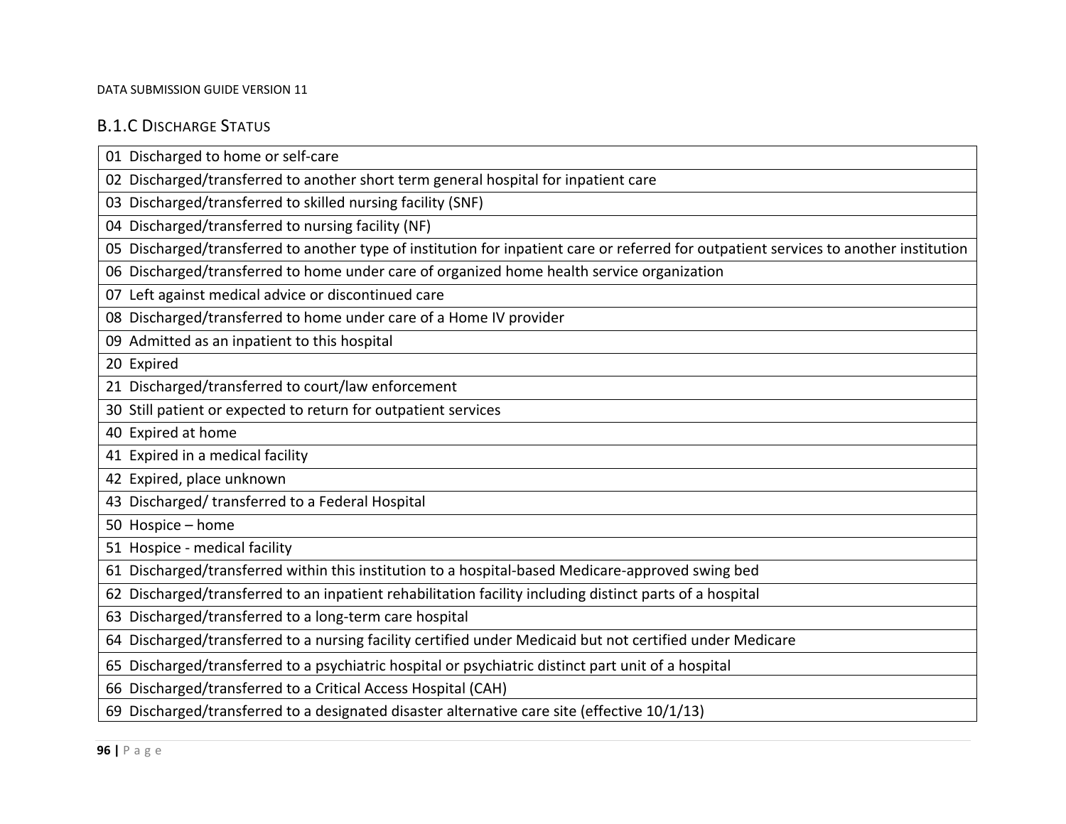### B.1.C Discharge Status

| |
|---|
| 01 Discharged to home or self-care |
| 02 Discharged/transferred to another short term general hospital for inpatient care |
| 03 Discharged/transferred to skilled nursing facility (SNF) |
| 04 Discharged/transferred to nursing facility (NF) |
| 05 Discharged/transferred to another type of institution for inpatient care or referred for outpatient services to another institution |
| 06 Discharged/transferred to home under care of organized home health service organization |
| 07 Left against medical advice or discontinued care |
| 08 Discharged/transferred to home under care of a Home IV provider |
| 09 Admitted as an inpatient to this hospital |
| 20 Expired |
| 21 Discharged/transferred to court/law enforcement |
| 30 Still patient or expected to return for outpatient services |
| 40 Expired at home |
| 41 Expired in a medical facility |
| 42 Expired, place unknown |
| 43 Discharged/ transferred to a Federal Hospital |
| 50 Hospice – home |
| 51 Hospice - medical facility |
| 61 Discharged/transferred within this institution to a hospital-based Medicare-approved swing bed |
| 62 Discharged/transferred to an inpatient rehabilitation facility including distinct parts of a hospital |
| 63 Discharged/transferred to a long-term care hospital |
| 64 Discharged/transferred to a nursing facility certified under Medicaid but not certified under Medicare |
| 65 Discharged/transferred to a psychiatric hospital or psychiatric distinct part unit of a hospital |
| 66 Discharged/transferred to a Critical Access Hospital (CAH) |
| 69 Discharged/transferred to a designated disaster alternative care site (effective 10/1/13) |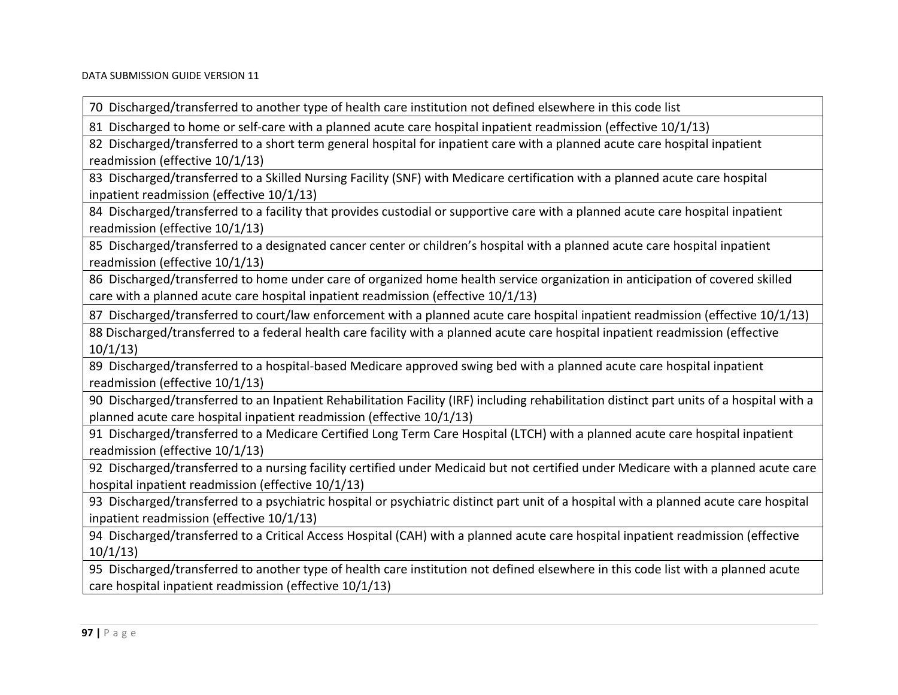| 70  Discharged/transferred to another type of health care institution not defined elsewhere in this code list |
|---|
| 81  Discharged to home or self-care with a planned acute care hospital inpatient readmission (effective 10/1/13) |
| 82  Discharged/transferred to a short term general hospital for inpatient care with a planned acute care hospital inpatient readmission (effective 10/1/13) |
| 83  Discharged/transferred to a Skilled Nursing Facility (SNF) with Medicare certification with a planned acute care hospital inpatient readmission (effective 10/1/13) |
| 84  Discharged/transferred to a facility that provides custodial or supportive care with a planned acute care hospital inpatient readmission (effective 10/1/13) |
| 85  Discharged/transferred to a designated cancer center or children's hospital with a planned acute care hospital inpatient readmission (effective 10/1/13) |
| 86  Discharged/transferred to home under care of organized home health service organization in anticipation of covered skilled care with a planned acute care hospital inpatient readmission (effective 10/1/13) |
| 87  Discharged/transferred to court/law enforcement with a planned acute care hospital inpatient readmission (effective 10/1/13) |
| 88 Discharged/transferred to a federal health care facility with a planned acute care hospital inpatient readmission (effective 10/1/13) |
| 89  Discharged/transferred to a hospital-based Medicare approved swing bed with a planned acute care hospital inpatient readmission (effective 10/1/13) |
| 90  Discharged/transferred to an Inpatient Rehabilitation Facility (IRF) including rehabilitation distinct part units of a hospital with a planned acute care hospital inpatient readmission (effective 10/1/13) |
| 91  Discharged/transferred to a Medicare Certified Long Term Care Hospital (LTCH) with a planned acute care hospital inpatient readmission (effective 10/1/13) |
| 92  Discharged/transferred to a nursing facility certified under Medicaid but not certified under Medicare with a planned acute care hospital inpatient readmission (effective 10/1/13) |
| 93  Discharged/transferred to a psychiatric hospital or psychiatric distinct part unit of a hospital with a planned acute care hospital inpatient readmission (effective 10/1/13) |
| 94  Discharged/transferred to a Critical Access Hospital (CAH) with a planned acute care hospital inpatient readmission (effective 10/1/13) |
| 95  Discharged/transferred to another type of health care institution not defined elsewhere in this code list with a planned acute care hospital inpatient readmission (effective 10/1/13) |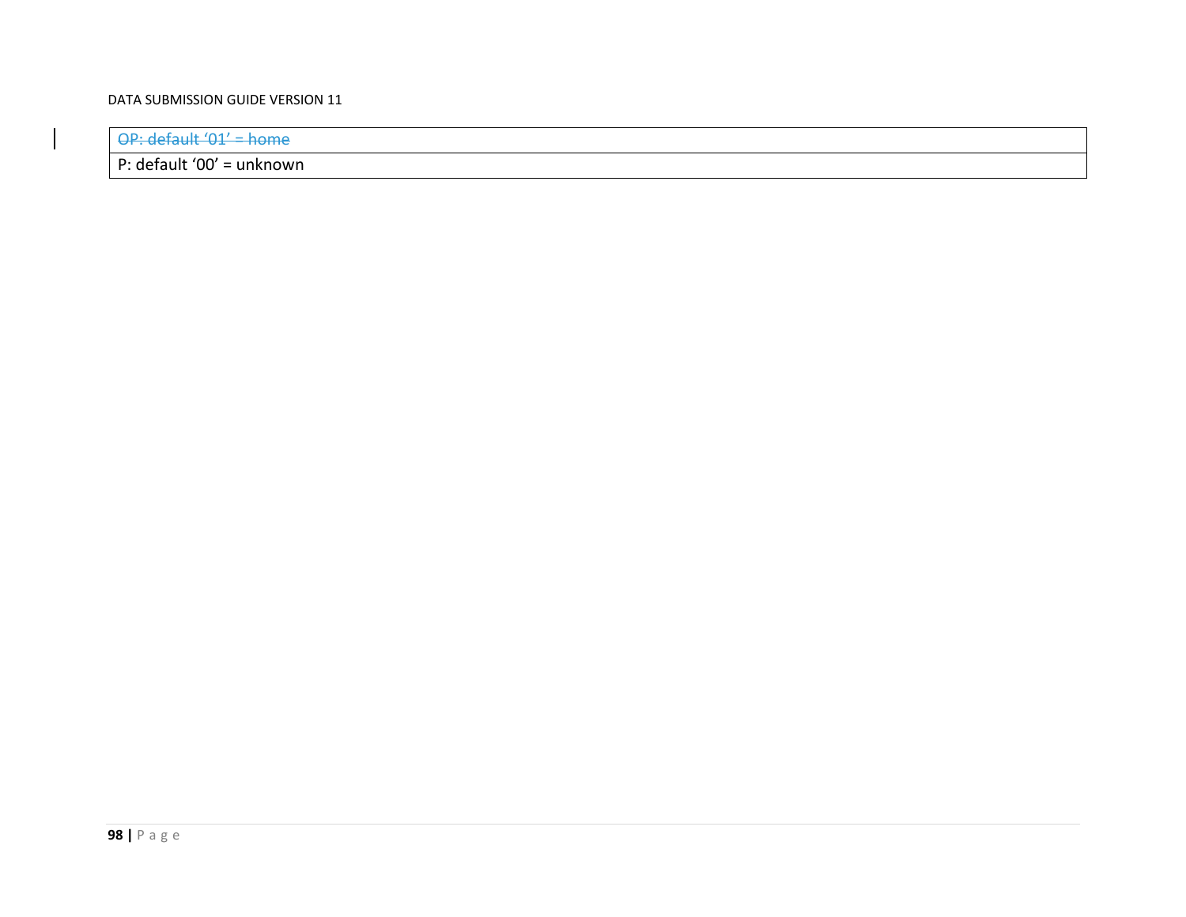| ~~OP: default ‘01’ = home~~ |
| --- |
| P: default ‘00’ = unknown |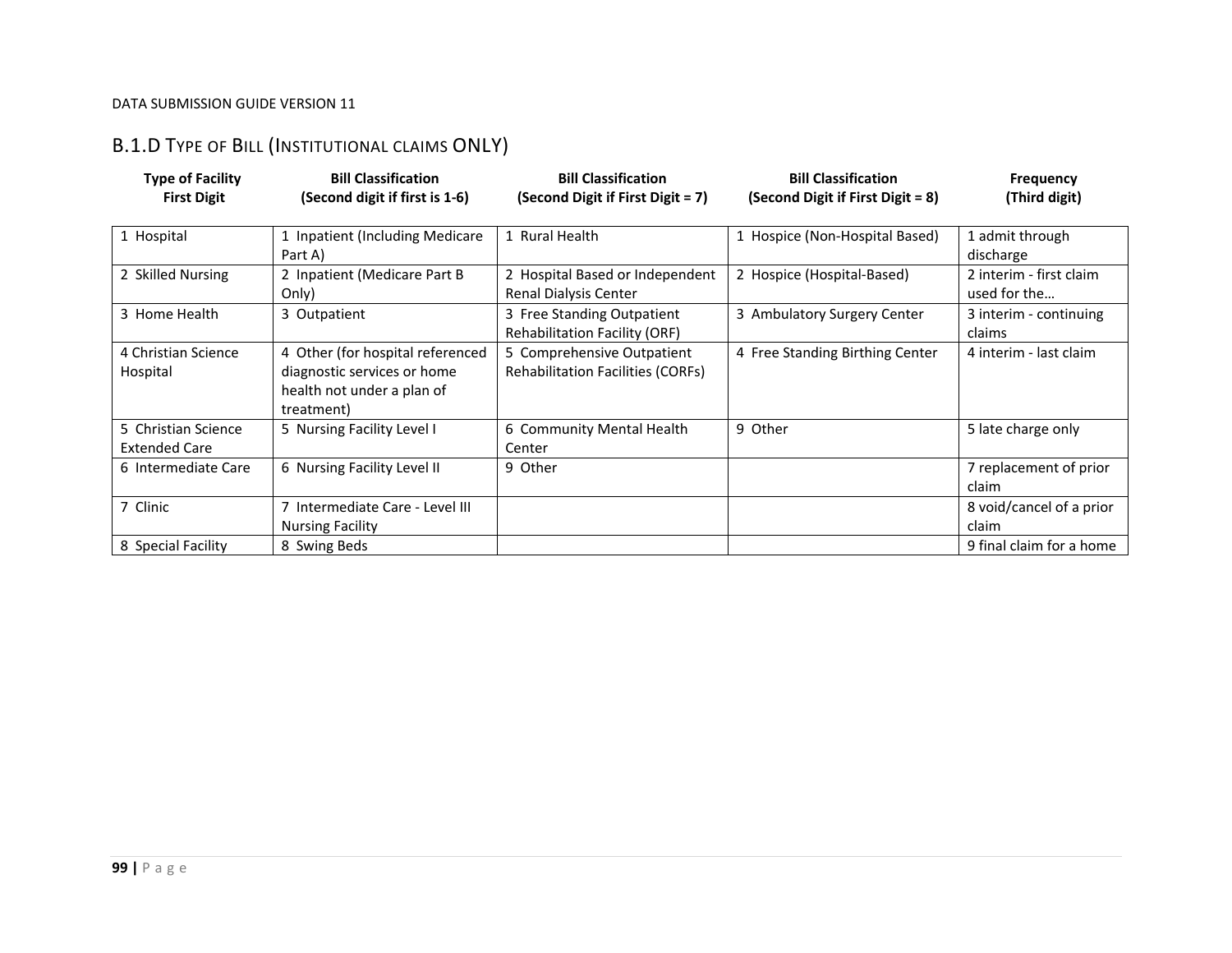## B.1.D Type of Bill (Institutional claims ONLY)

| Type of Facility First Digit | Bill Classification (Second digit if first is 1-6) | Bill Classification (Second Digit if First Digit = 7) | Bill Classification (Second Digit if First Digit = 8) | Frequency (Third digit) |
|---|---|---|---|---|
| 1 Hospital | 1 Inpatient (Including Medicare Part A) | 1 Rural Health | 1 Hospice (Non-Hospital Based) | 1 admit through discharge |
| 2 Skilled Nursing | 2 Inpatient (Medicare Part B Only) | 2 Hospital Based or Independent Renal Dialysis Center | 2 Hospice (Hospital-Based) | 2 interim - first claim used for the… |
| 3 Home Health | 3 Outpatient | 3 Free Standing Outpatient Rehabilitation Facility (ORF) | 3 Ambulatory Surgery Center | 3 interim - continuing claims |
| 4 Christian Science Hospital | 4 Other (for hospital referenced diagnostic services or home health not under a plan of treatment) | 5 Comprehensive Outpatient Rehabilitation Facilities (CORFs) | 4 Free Standing Birthing Center | 4 interim - last claim |
| 5 Christian Science Extended Care | 5 Nursing Facility Level I | 6 Community Mental Health Center | 9 Other | 5 late charge only |
| 6 Intermediate Care | 6 Nursing Facility Level II | 9 Other | | 7 replacement of prior claim |
| 7 Clinic | 7 Intermediate Care - Level III Nursing Facility | | | 8 void/cancel of a prior claim |
| 8 Special Facility | 8 Swing Beds | | | 9 final claim for a home |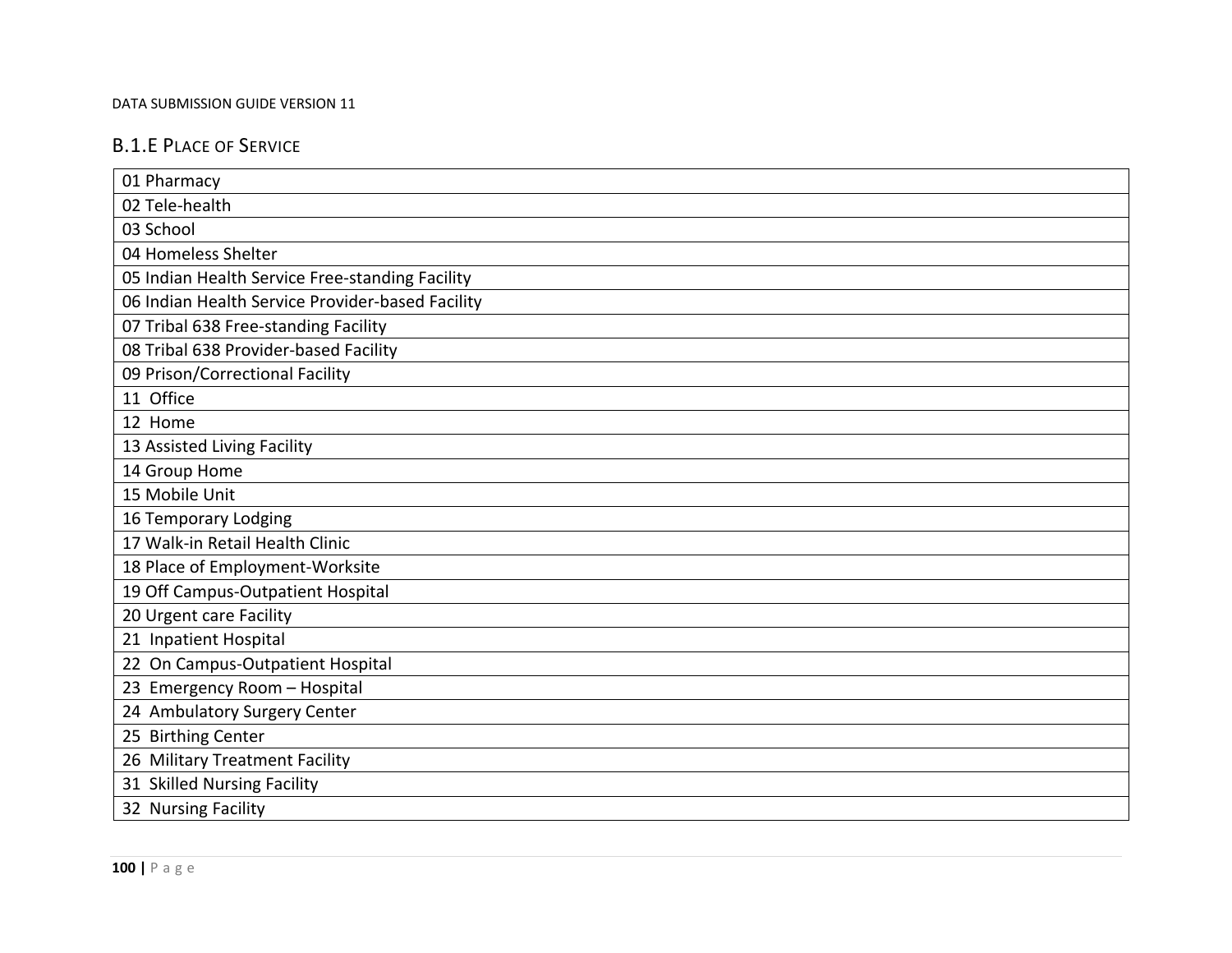### B.1.E Place of Service

| 01 Pharmacy |
|---|
| 02 Tele-health |
| 03 School |
| 04 Homeless Shelter |
| 05 Indian Health Service Free-standing Facility |
| 06 Indian Health Service Provider-based Facility |
| 07 Tribal 638 Free-standing Facility |
| 08 Tribal 638 Provider-based Facility |
| 09 Prison/Correctional Facility |
| 11 Office |
| 12 Home |
| 13 Assisted Living Facility |
| 14 Group Home |
| 15 Mobile Unit |
| 16 Temporary Lodging |
| 17 Walk-in Retail Health Clinic |
| 18 Place of Employment-Worksite |
| 19 Off Campus-Outpatient Hospital |
| 20 Urgent care Facility |
| 21 Inpatient Hospital |
| 22 On Campus-Outpatient Hospital |
| 23 Emergency Room – Hospital |
| 24 Ambulatory Surgery Center |
| 25 Birthing Center |
| 26 Military Treatment Facility |
| 31 Skilled Nursing Facility |
| 32 Nursing Facility |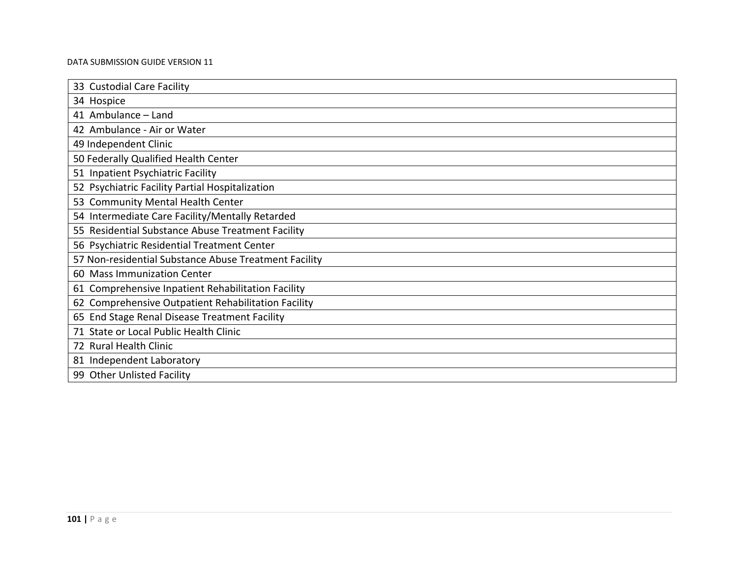| |
|---|
| 33 Custodial Care Facility |
| 34 Hospice |
| 41 Ambulance – Land |
| 42 Ambulance - Air or Water |
| 49 Independent Clinic |
| 50 Federally Qualified Health Center |
| 51 Inpatient Psychiatric Facility |
| 52 Psychiatric Facility Partial Hospitalization |
| 53 Community Mental Health Center |
| 54 Intermediate Care Facility/Mentally Retarded |
| 55 Residential Substance Abuse Treatment Facility |
| 56 Psychiatric Residential Treatment Center |
| 57 Non-residential Substance Abuse Treatment Facility |
| 60 Mass Immunization Center |
| 61 Comprehensive Inpatient Rehabilitation Facility |
| 62 Comprehensive Outpatient Rehabilitation Facility |
| 65 End Stage Renal Disease Treatment Facility |
| 71 State or Local Public Health Clinic |
| 72 Rural Health Clinic |
| 81 Independent Laboratory |
| 99 Other Unlisted Facility |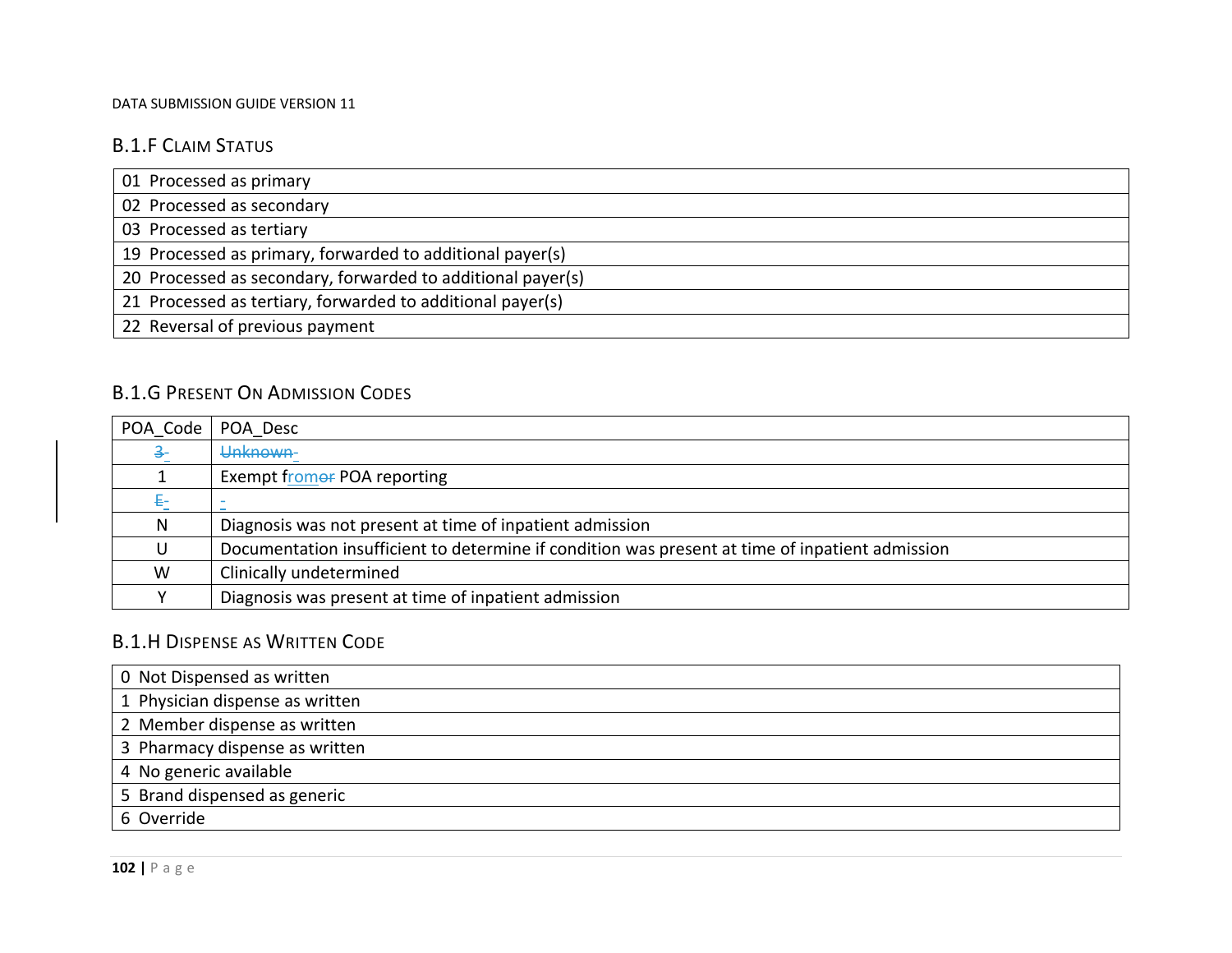### B.1.F Claim Status

| |
|---|
| 01 Processed as primary |
| 02 Processed as secondary |
| 03 Processed as tertiary |
| 19 Processed as primary, forwarded to additional payer(s) |
| 20 Processed as secondary, forwarded to additional payer(s) |
| 21 Processed as tertiary, forwarded to additional payer(s) |
| 22 Reversal of previous payment |

### B.1.G Present On Admission Codes

| POA_Code | POA_Desc |
|---|---|
| ~~3~~ | ~~Unknown~~ |
| 1 | Exempt from~~or~~ POA reporting |
| ~~E~~ | |
| N | Diagnosis was not present at time of inpatient admission |
| U | Documentation insufficient to determine if condition was present at time of inpatient admission |
| W | Clinically undetermined |
| Y | Diagnosis was present at time of inpatient admission |

### B.1.H Dispense as Written Code

| |
|---|
| 0 Not Dispensed as written |
| 1 Physician dispense as written |
| 2 Member dispense as written |
| 3 Pharmacy dispense as written |
| 4 No generic available |
| 5 Brand dispensed as generic |
| 6 Override |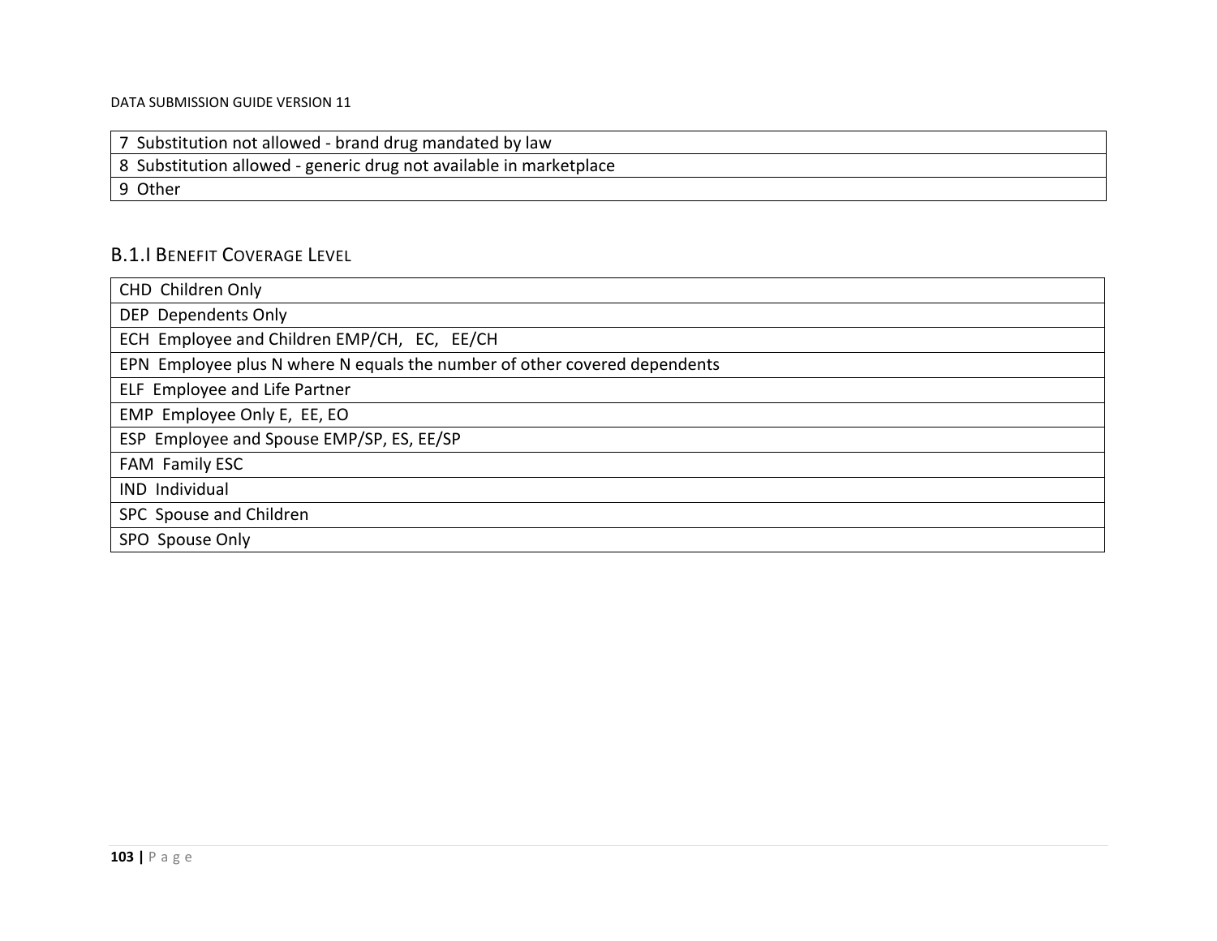| 7 Substitution not allowed - brand drug mandated by law |
|---|
| 8 Substitution allowed - generic drug not available in marketplace |
| 9 Other |

### B.1.I Benefit Coverage Level

| CHD Children Only |
|---|
| DEP Dependents Only |
| ECH Employee and Children EMP/CH, EC, EE/CH |
| EPN Employee plus N where N equals the number of other covered dependents |
| ELF Employee and Life Partner |
| EMP Employee Only E, EE, EO |
| ESP Employee and Spouse EMP/SP, ES, EE/SP |
| FAM Family ESC |
| IND Individual |
| SPC Spouse and Children |
| SPO Spouse Only |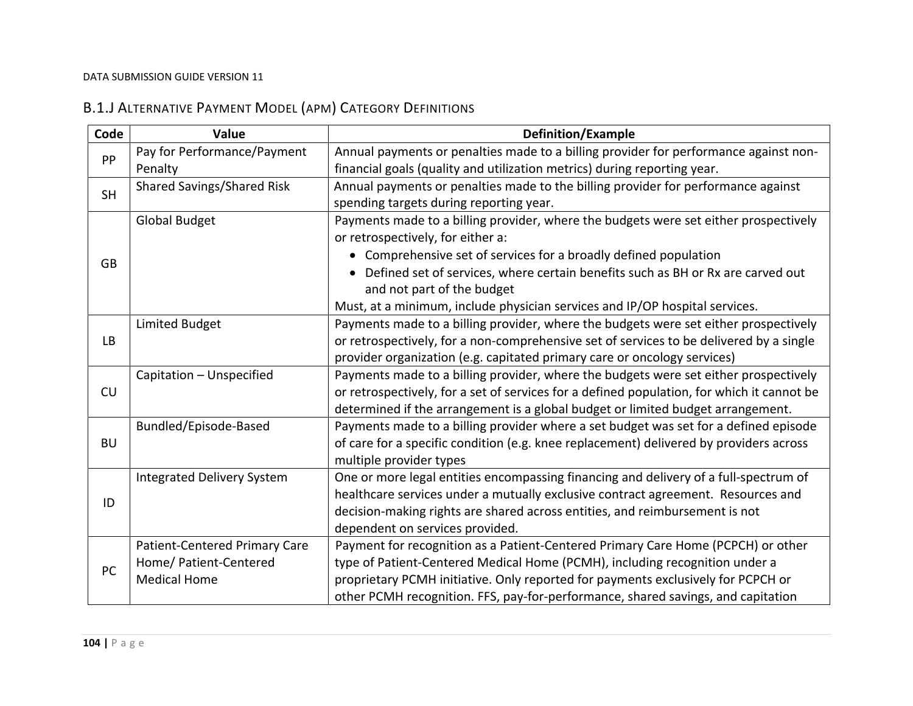## B.1.J Alternative Payment Model (APM) Category Definitions

| Code | Value | Definition/Example |
|---|---|---|
| PP | Pay for Performance/Payment Penalty | Annual payments or penalties made to a billing provider for performance against non-financial goals (quality and utilization metrics) during reporting year. |
| SH | Shared Savings/Shared Risk | Annual payments or penalties made to the billing provider for performance against spending targets during reporting year. |
| GB | Global Budget | Payments made to a billing provider, where the budgets were set either prospectively or retrospectively, for either a:<br>• Comprehensive set of services for a broadly defined population<br>• Defined set of services, where certain benefits such as BH or Rx are carved out and not part of the budget<br>Must, at a minimum, include physician services and IP/OP hospital services. |
| LB | Limited Budget | Payments made to a billing provider, where the budgets were set either prospectively or retrospectively, for a non-comprehensive set of services to be delivered by a single provider organization (e.g. capitated primary care or oncology services) |
| CU | Capitation – Unspecified | Payments made to a billing provider, where the budgets were set either prospectively or retrospectively, for a set of services for a defined population, for which it cannot be determined if the arrangement is a global budget or limited budget arrangement. |
| BU | Bundled/Episode-Based | Payments made to a billing provider where a set budget was set for a defined episode of care for a specific condition (e.g. knee replacement) delivered by providers across multiple provider types |
| ID | Integrated Delivery System | One or more legal entities encompassing financing and delivery of a full-spectrum of healthcare services under a mutually exclusive contract agreement. Resources and decision-making rights are shared across entities, and reimbursement is not dependent on services provided. |
| PC | Patient-Centered Primary Care Home/ Patient-Centered Medical Home | Payment for recognition as a Patient-Centered Primary Care Home (PCPCH) or other type of Patient-Centered Medical Home (PCMH), including recognition under a proprietary PCMH initiative. Only reported for payments exclusively for PCPCH or other PCMH recognition. FFS, pay-for-performance, shared savings, and capitation |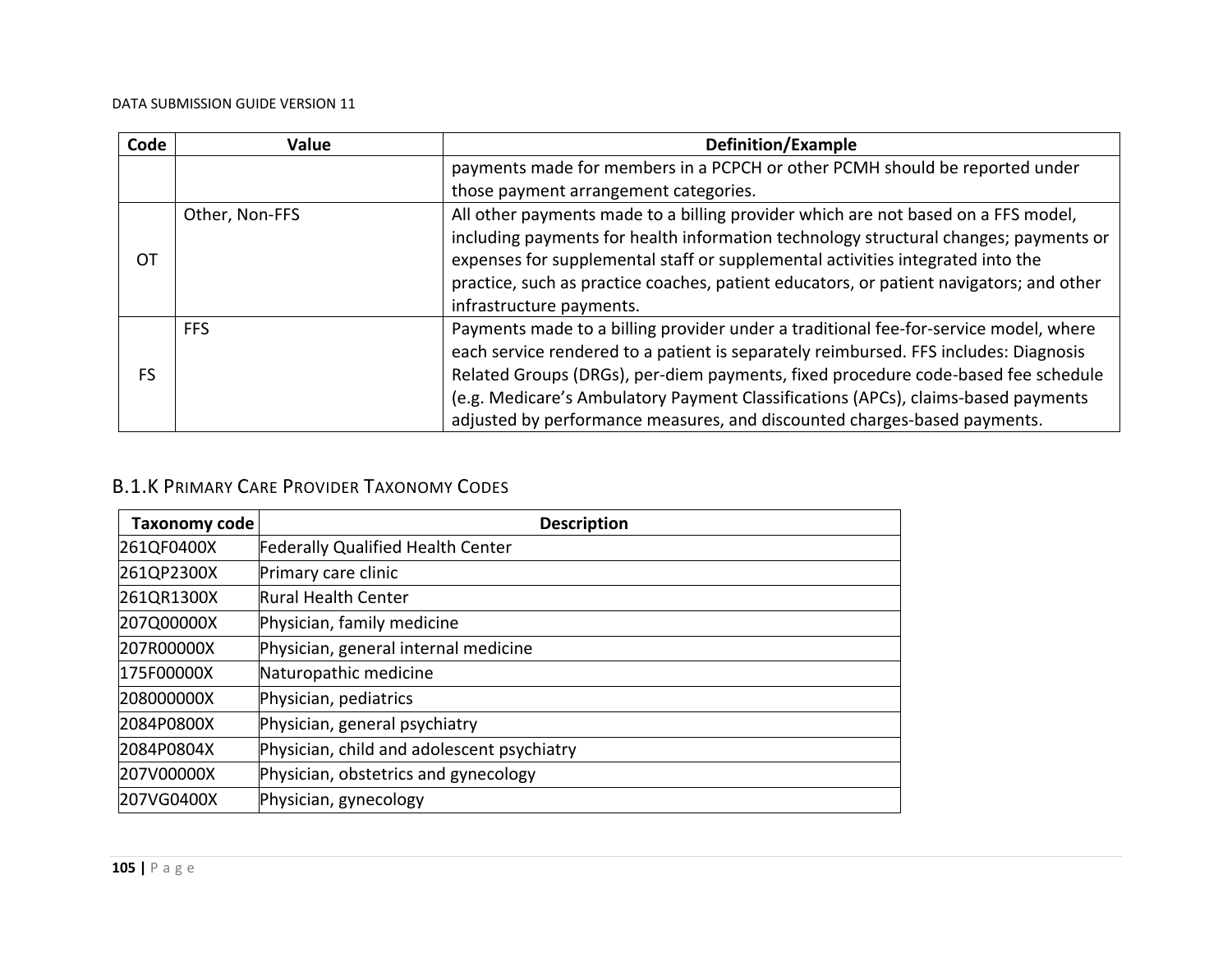| Code | Value | Definition/Example |
|---|---|---|
| | | payments made for members in a PCPCH or other PCMH should be reported under those payment arrangement categories. |
| OT | Other, Non-FFS | All other payments made to a billing provider which are not based on a FFS model, including payments for health information technology structural changes; payments or expenses for supplemental staff or supplemental activities integrated into the practice, such as practice coaches, patient educators, or patient navigators; and other infrastructure payments. |
| FS | FFS | Payments made to a billing provider under a traditional fee-for-service model, where each service rendered to a patient is separately reimbursed. FFS includes: Diagnosis Related Groups (DRGs), per-diem payments, fixed procedure code-based fee schedule (e.g. Medicare's Ambulatory Payment Classifications (APCs), claims-based payments adjusted by performance measures, and discounted charges-based payments. |

### B.1.K Primary Care Provider Taxonomy Codes

| Taxonomy code | Description |
|---|---|
| 261QF0400X | Federally Qualified Health Center |
| 261QP2300X | Primary care clinic |
| 261QR1300X | Rural Health Center |
| 207Q00000X | Physician, family medicine |
| 207R00000X | Physician, general internal medicine |
| 175F00000X | Naturopathic medicine |
| 208000000X | Physician, pediatrics |
| 2084P0800X | Physician, general psychiatry |
| 2084P0804X | Physician, child and adolescent psychiatry |
| 207V00000X | Physician, obstetrics and gynecology |
| 207VG0400X | Physician, gynecology |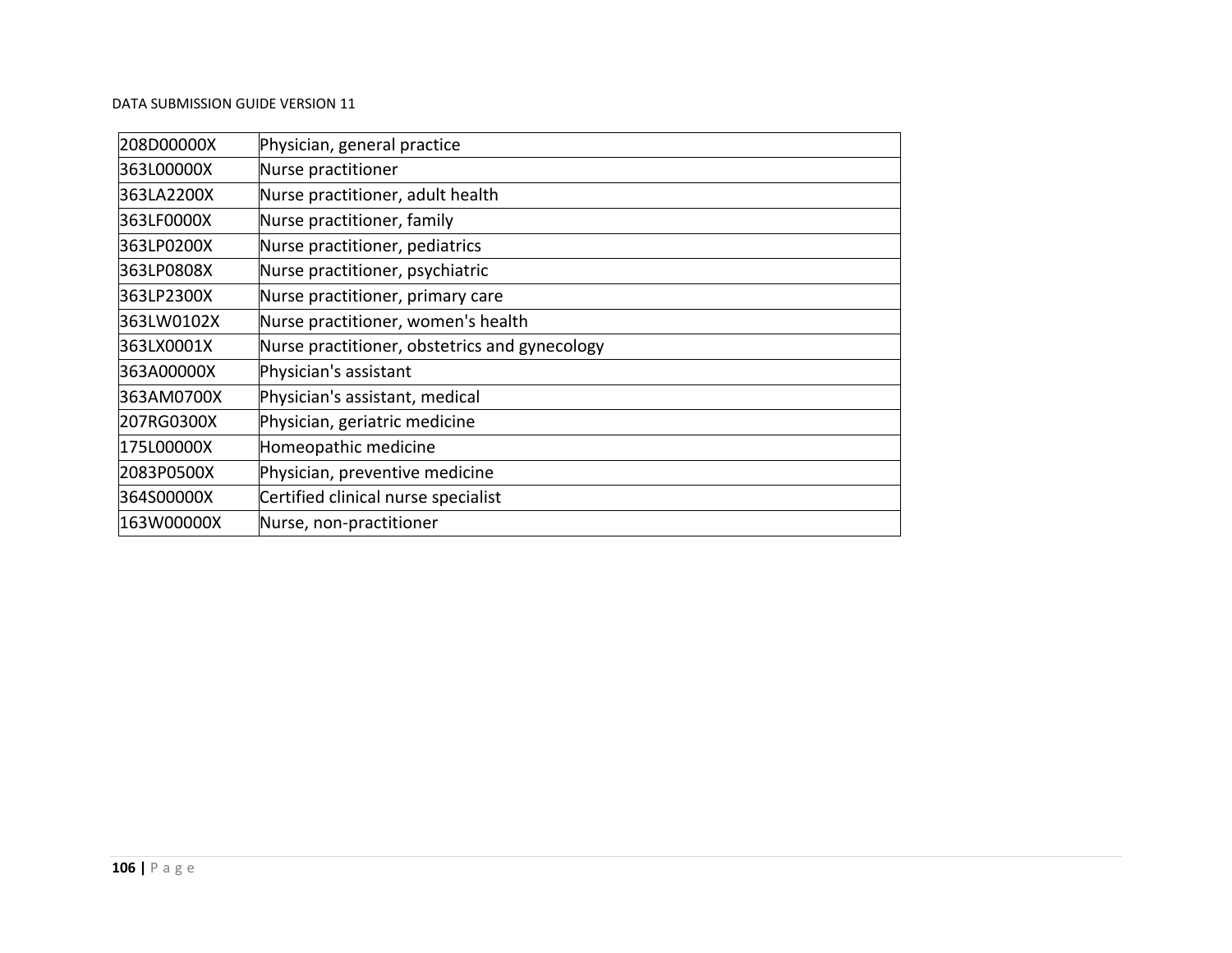| | |
|---|---|
| 208D00000X | Physician, general practice |
| 363L00000X | Nurse practitioner |
| 363LA2200X | Nurse practitioner, adult health |
| 363LF0000X | Nurse practitioner, family |
| 363LP0200X | Nurse practitioner, pediatrics |
| 363LP0808X | Nurse practitioner, psychiatric |
| 363LP2300X | Nurse practitioner, primary care |
| 363LW0102X | Nurse practitioner, women's health |
| 363LX0001X | Nurse practitioner, obstetrics and gynecology |
| 363A00000X | Physician's assistant |
| 363AM0700X | Physician's assistant, medical |
| 207RG0300X | Physician, geriatric medicine |
| 175L00000X | Homeopathic medicine |
| 2083P0500X | Physician, preventive medicine |
| 364S00000X | Certified clinical nurse specialist |
| 163W00000X | Nurse, non-practitioner |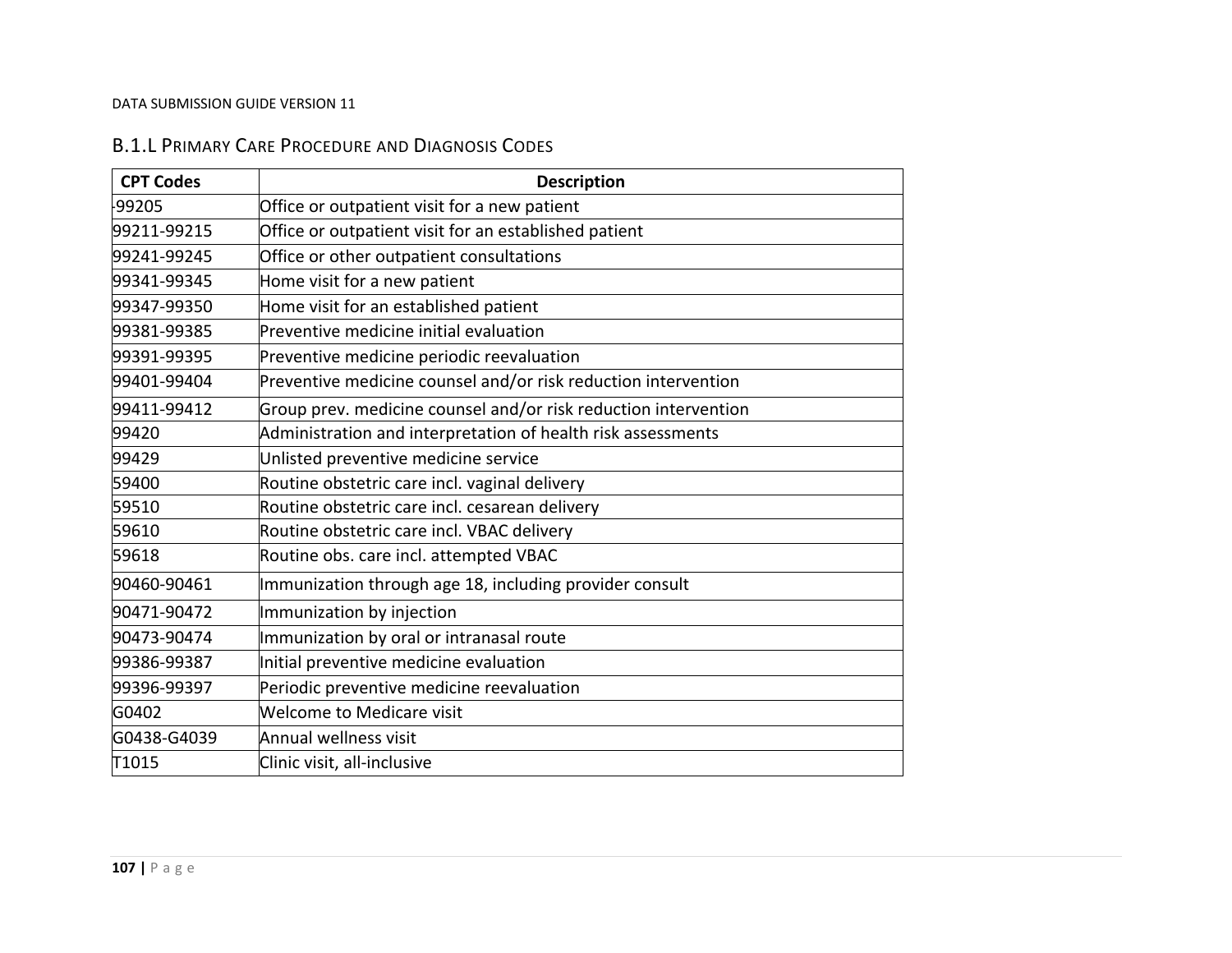## B.1.L Primary Care Procedure and Diagnosis Codes

| CPT Codes | Description |
|---|---|
| -99205 | Office or outpatient visit for a new patient |
| 99211-99215 | Office or outpatient visit for an established patient |
| 99241-99245 | Office or other outpatient consultations |
| 99341-99345 | Home visit for a new patient |
| 99347-99350 | Home visit for an established patient |
| 99381-99385 | Preventive medicine initial evaluation |
| 99391-99395 | Preventive medicine periodic reevaluation |
| 99401-99404 | Preventive medicine counsel and/or risk reduction intervention |
| 99411-99412 | Group prev. medicine counsel and/or risk reduction intervention |
| 99420 | Administration and interpretation of health risk assessments |
| 99429 | Unlisted preventive medicine service |
| 59400 | Routine obstetric care incl. vaginal delivery |
| 59510 | Routine obstetric care incl. cesarean delivery |
| 59610 | Routine obstetric care incl. VBAC delivery |
| 59618 | Routine obs. care incl. attempted VBAC |
| 90460-90461 | Immunization through age 18, including provider consult |
| 90471-90472 | Immunization by injection |
| 90473-90474 | Immunization by oral or intranasal route |
| 99386-99387 | Initial preventive medicine evaluation |
| 99396-99397 | Periodic preventive medicine reevaluation |
| G0402 | Welcome to Medicare visit |
| G0438-G4039 | Annual wellness visit |
| T1015 | Clinic visit, all-inclusive |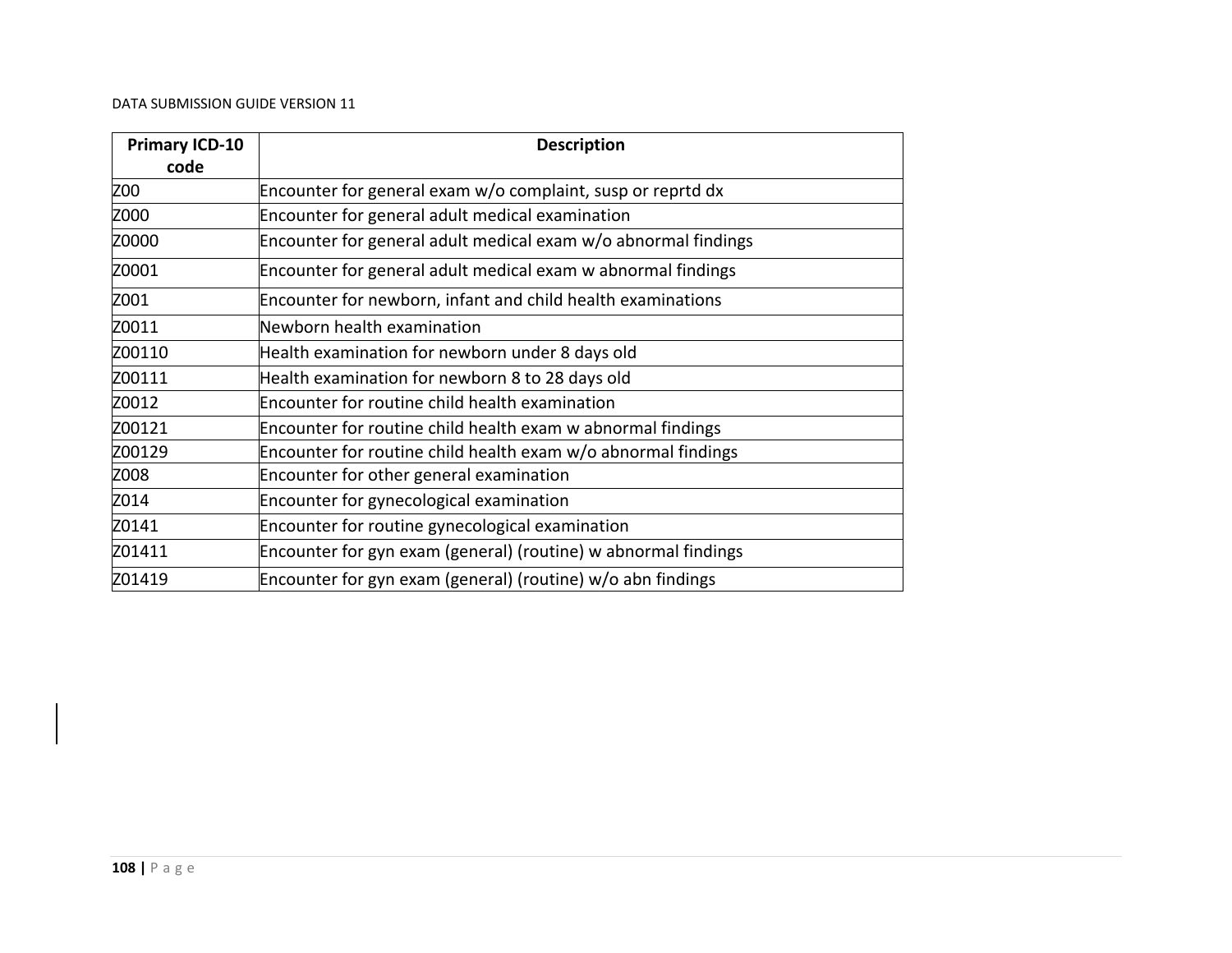| Primary ICD-10 code | Description |
|---|---|
| Z00 | Encounter for general exam w/o complaint, susp or reprtd dx |
| Z000 | Encounter for general adult medical examination |
| Z0000 | Encounter for general adult medical exam w/o abnormal findings |
| Z0001 | Encounter for general adult medical exam w abnormal findings |
| Z001 | Encounter for newborn, infant and child health examinations |
| Z0011 | Newborn health examination |
| Z00110 | Health examination for newborn under 8 days old |
| Z00111 | Health examination for newborn 8 to 28 days old |
| Z0012 | Encounter for routine child health examination |
| Z00121 | Encounter for routine child health exam w abnormal findings |
| Z00129 | Encounter for routine child health exam w/o abnormal findings |
| Z008 | Encounter for other general examination |
| Z014 | Encounter for gynecological examination |
| Z0141 | Encounter for routine gynecological examination |
| Z01411 | Encounter for gyn exam (general) (routine) w abnormal findings |
| Z01419 | Encounter for gyn exam (general) (routine) w/o abn findings |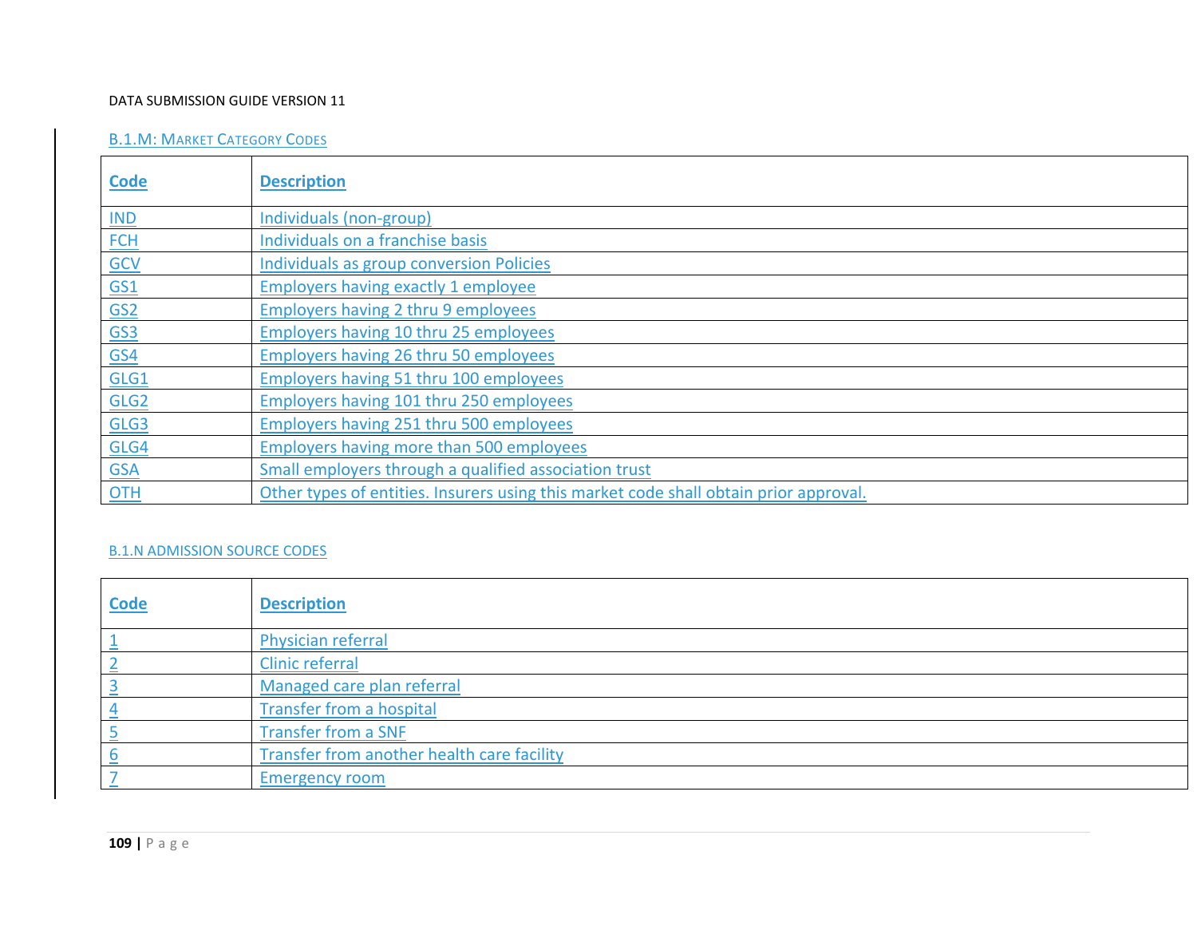### B.1.M: Market Category Codes

| Code | Description |
|---|---|
| IND | Individuals (non-group) |
| FCH | Individuals on a franchise basis |
| GCV | Individuals as group conversion Policies |
| GS1 | Employers having exactly 1 employee |
| GS2 | Employers having 2 thru 9 employees |
| GS3 | Employers having 10 thru 25 employees |
| GS4 | Employers having 26 thru 50 employees |
| GLG1 | Employers having 51 thru 100 employees |
| GLG2 | Employers having 101 thru 250 employees |
| GLG3 | Employers having 251 thru 500 employees |
| GLG4 | Employers having more than 500 employees |
| GSA | Small employers through a qualified association trust |
| OTH | Other types of entities. Insurers using this market code shall obtain prior approval. |

### B.1.N ADMISSION SOURCE CODES

| Code | Description |
|---|---|
| 1 | Physician referral |
| 2 | Clinic referral |
| 3 | Managed care plan referral |
| 4 | Transfer from a hospital |
| 5 | Transfer from a SNF |
| 6 | Transfer from another health care facility |
| 7 | Emergency room |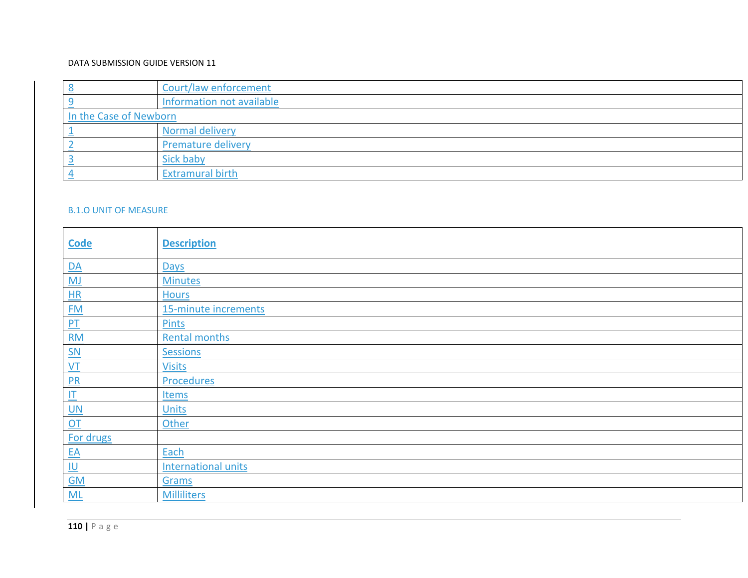| | |
|---|---|
| 8 | Court/law enforcement |
| 9 | Information not available |
| In the Case of Newborn | |
| 1 | Normal delivery |
| 2 | Premature delivery |
| 3 | Sick baby |
| 4 | Extramural birth |

### B.1.O UNIT OF MEASURE

| Code | Description |
|---|---|
| DA | Days |
| MJ | Minutes |
| HR | Hours |
| FM | 15-minute increments |
| PT | Pints |
| RM | Rental months |
| SN | Sessions |
| VT | Visits |
| PR | Procedures |
| IT | Items |
| UN | Units |
| OT | Other |
| For drugs | |
| EA | Each |
| IU | International units |
| GM | Grams |
| ML | Milliliters |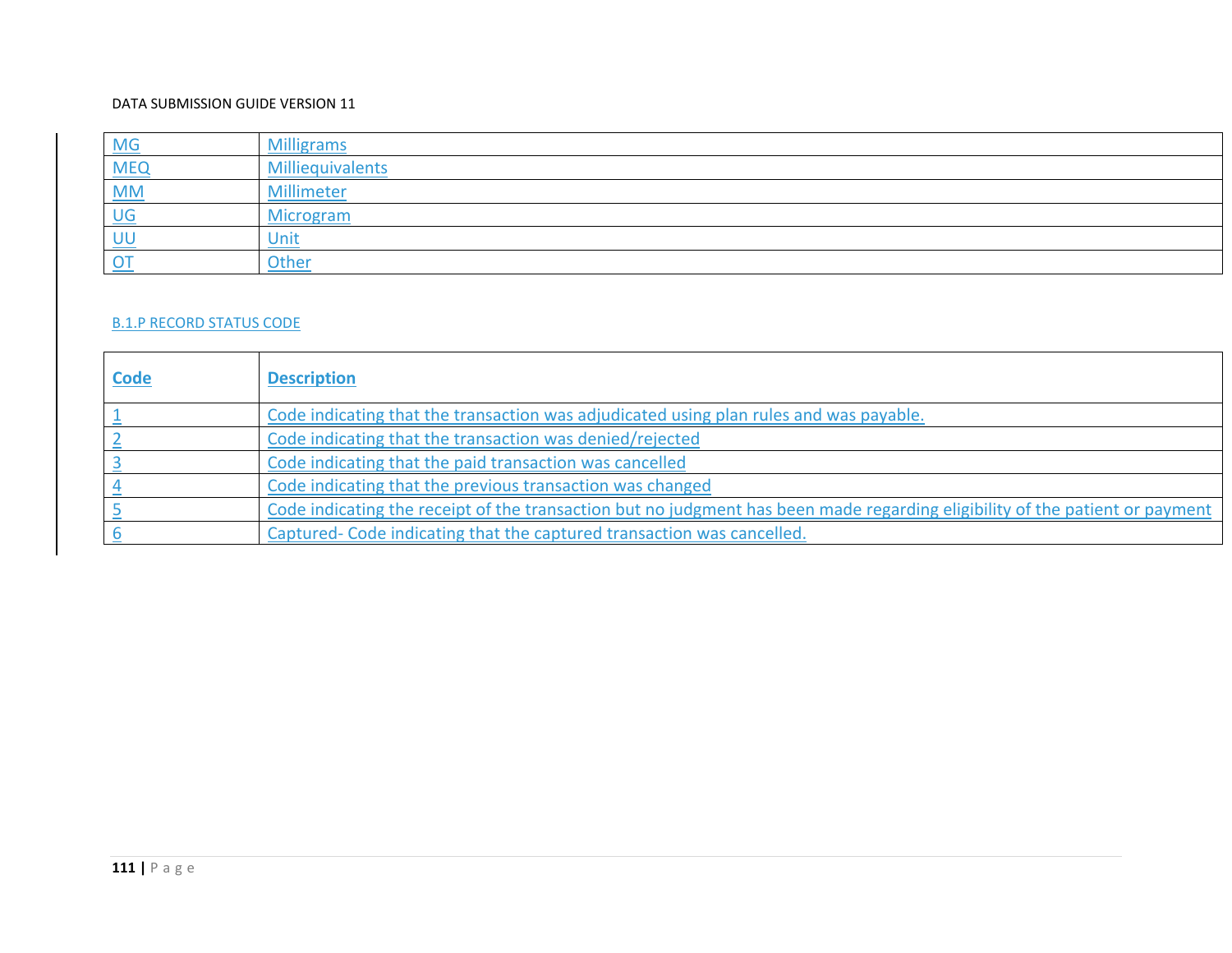| | |
|---|---|
| MG | Milligrams |
| MEQ | Milliequivalents |
| MM | Millimeter |
| UG | Microgram |
| UU | Unit |
| OT | Other |

### B.1.P RECORD STATUS CODE

| **Code** | **Description** |
|---|---|
| 1 | Code indicating that the transaction was adjudicated using plan rules and was payable. |
| 2 | Code indicating that the transaction was denied/rejected |
| 3 | Code indicating that the paid transaction was cancelled |
| 4 | Code indicating that the previous transaction was changed |
| 5 | Code indicating the receipt of the transaction but no judgment has been made regarding eligibility of the patient or payment |
| 6 | Captured- Code indicating that the captured transaction was cancelled. |